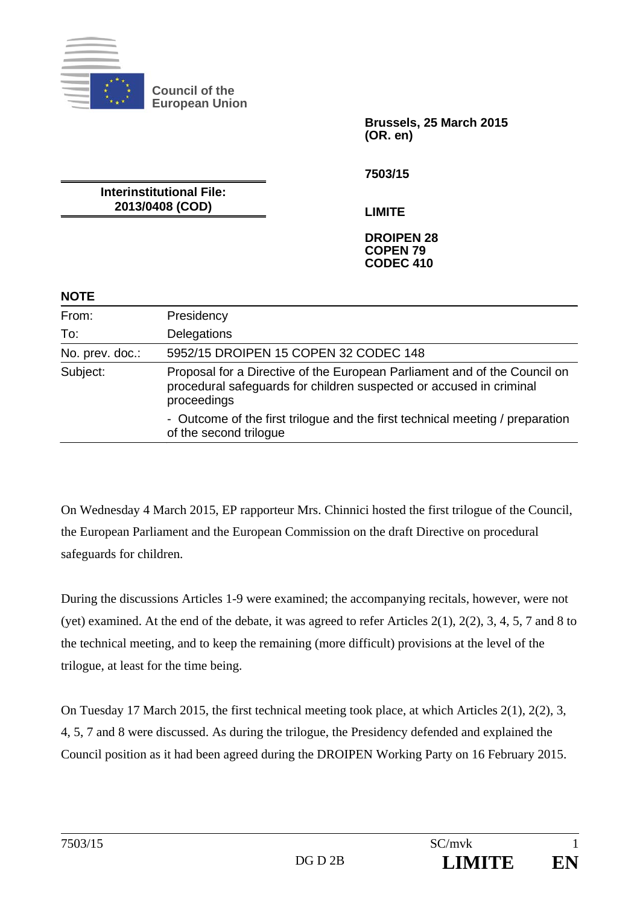Council of the European Union

**Brussels, 25 March 2015**
**(OR. en)**

**7503/15**

**Interinstitutional File:**
**2013/0408 (COD)**

**LIMITE**

**DROIPEN 28**
**COPEN 79**
**CODEC 410**

**NOTE**

| | |
|---|---|
| From: | Presidency |
| To: | Delegations |
| No. prev. doc.: | 5952/15 DROIPEN 15 COPEN 32 CODEC 148 |
| Subject: | Proposal for a Directive of the European Parliament and of the Council on procedural safeguards for children suspected or accused in criminal proceedings<br>- Outcome of the first trilogue and the first technical meeting / preparation of the second trilogue |

On Wednesday 4 March 2015, EP rapporteur Mrs. Chinnici hosted the first trilogue of the Council, the European Parliament and the European Commission on the draft Directive on procedural safeguards for children.

During the discussions Articles 1-9 were examined; the accompanying recitals, however, were not (yet) examined. At the end of the debate, it was agreed to refer Articles 2(1), 2(2), 3, 4, 5, 7 and 8 to the technical meeting, and to keep the remaining (more difficult) provisions at the level of the trilogue, at least for the time being.

On Tuesday 17 March 2015, the first technical meeting took place, at which Articles 2(1), 2(2), 3, 4, 5, 7 and 8 were discussed. As during the trilogue, the Presidency defended and explained the Council position as it had been agreed during the DROIPEN Working Party on 16 February 2015.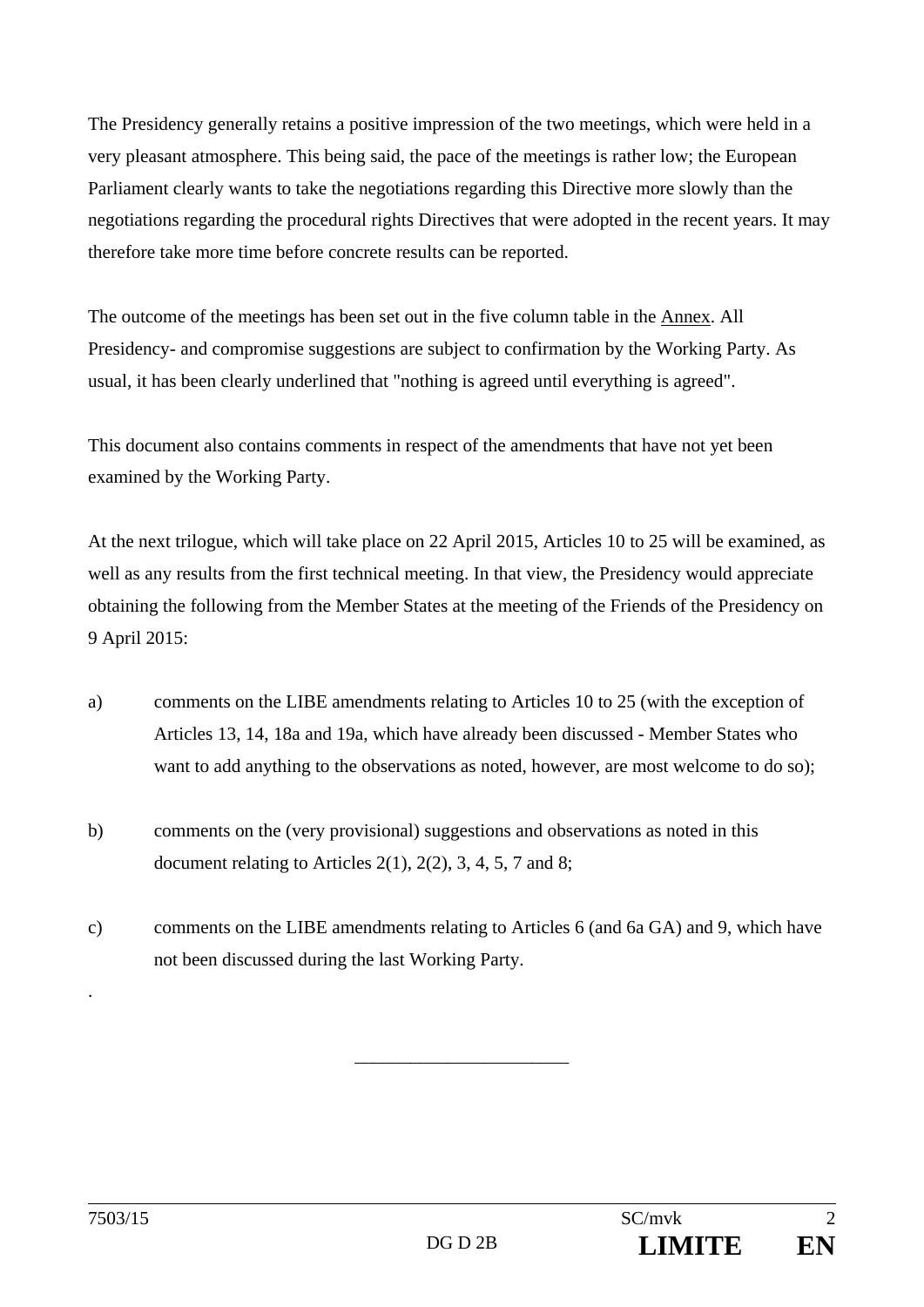The Presidency generally retains a positive impression of the two meetings, which were held in a very pleasant atmosphere. This being said, the pace of the meetings is rather low; the European Parliament clearly wants to take the negotiations regarding this Directive more slowly than the negotiations regarding the procedural rights Directives that were adopted in the recent years. It may therefore take more time before concrete results can be reported.

The outcome of the meetings has been set out in the five column table in the Annex. All Presidency- and compromise suggestions are subject to confirmation by the Working Party. As usual, it has been clearly underlined that "nothing is agreed until everything is agreed".

This document also contains comments in respect of the amendments that have not yet been examined by the Working Party.

At the next trilogue, which will take place on 22 April 2015, Articles 10 to 25 will be examined, as well as any results from the first technical meeting. In that view, the Presidency would appreciate obtaining the following from the Member States at the meeting of the Friends of the Presidency on 9 April 2015:

a) comments on the LIBE amendments relating to Articles 10 to 25 (with the exception of Articles 13, 14, 18a and 19a, which have already been discussed - Member States who want to add anything to the observations as noted, however, are most welcome to do so);

b) comments on the (very provisional) suggestions and observations as noted in this document relating to Articles 2(1), 2(2), 3, 4, 5, 7 and 8;

c) comments on the LIBE amendments relating to Articles 6 (and 6a GA) and 9, which have not been discussed during the last Working Party.

.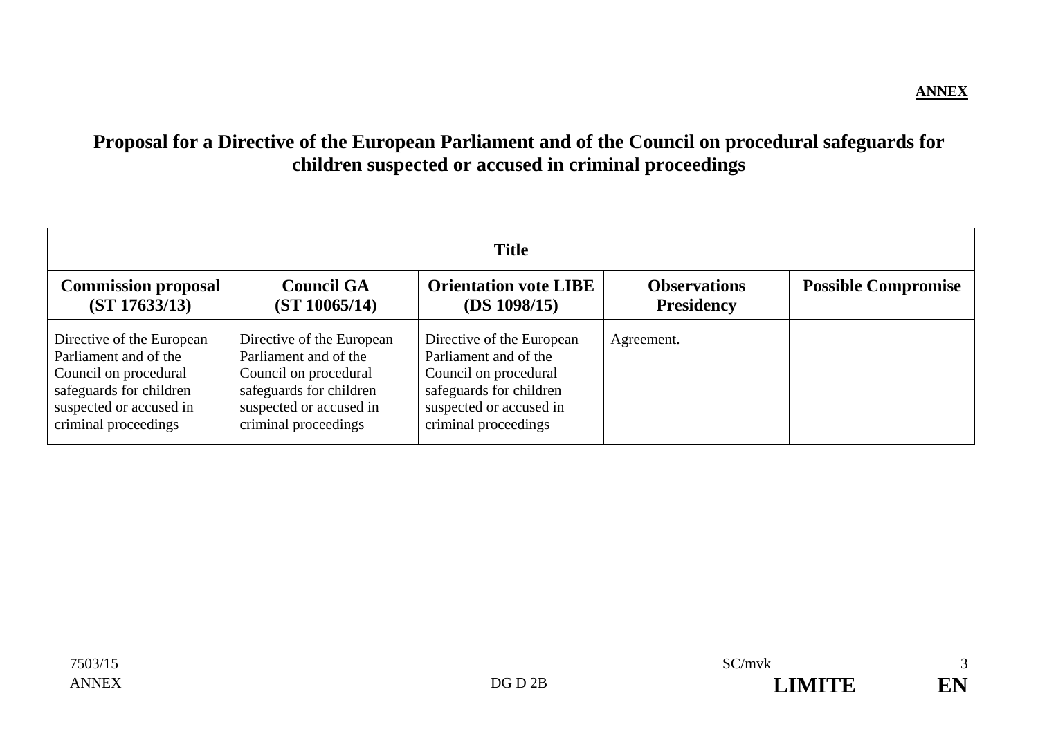**ANNEX**

# Proposal for a Directive of the European Parliament and of the Council on procedural safeguards for children suspected or accused in criminal proceedings

| **Title** | | | | |
|---|---|---|---|---|
| **Commission proposal (ST 17633/13)** | **Council GA (ST 10065/14)** | **Orientation vote LIBE (DS 1098/15)** | **Observations Presidency** | **Possible Compromise** |
| Directive of the European Parliament and of the Council on procedural safeguards for children suspected or accused in criminal proceedings | Directive of the European Parliament and of the Council on procedural safeguards for children suspected or accused in criminal proceedings | Directive of the European Parliament and of the Council on procedural safeguards for children suspected or accused in criminal proceedings | Agreement. | |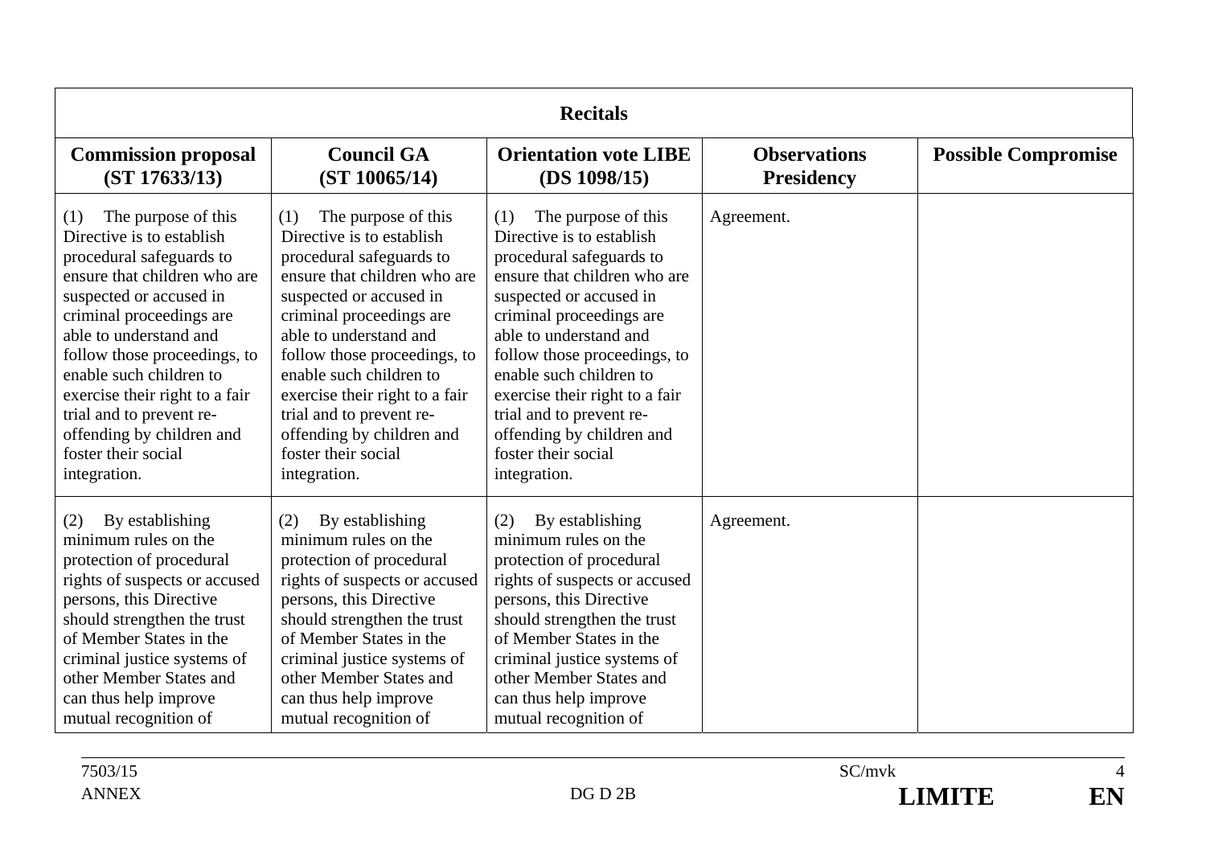| Recitals | | | | |
|---|---|---|---|---|
| **Commission proposal (ST 17633/13)** | **Council GA (ST 10065/14)** | **Orientation vote LIBE (DS 1098/15)** | **Observations Presidency** | **Possible Compromise** |
| (1) The purpose of this Directive is to establish procedural safeguards to ensure that children who are suspected or accused in criminal proceedings are able to understand and follow those proceedings, to enable such children to exercise their right to a fair trial and to prevent re-offending by children and foster their social integration. | (1) The purpose of this Directive is to establish procedural safeguards to ensure that children who are suspected or accused in criminal proceedings are able to understand and follow those proceedings, to enable such children to exercise their right to a fair trial and to prevent re-offending by children and foster their social integration. | (1) The purpose of this Directive is to establish procedural safeguards to ensure that children who are suspected or accused in criminal proceedings are able to understand and follow those proceedings, to enable such children to exercise their right to a fair trial and to prevent re-offending by children and foster their social integration. | Agreement. | |
| (2) By establishing minimum rules on the protection of procedural rights of suspects or accused persons, this Directive should strengthen the trust of Member States in the criminal justice systems of other Member States and can thus help improve mutual recognition of | (2) By establishing minimum rules on the protection of procedural rights of suspects or accused persons, this Directive should strengthen the trust of Member States in the criminal justice systems of other Member States and can thus help improve mutual recognition of | (2) By establishing minimum rules on the protection of procedural rights of suspects or accused persons, this Directive should strengthen the trust of Member States in the criminal justice systems of other Member States and can thus help improve mutual recognition of | Agreement. | |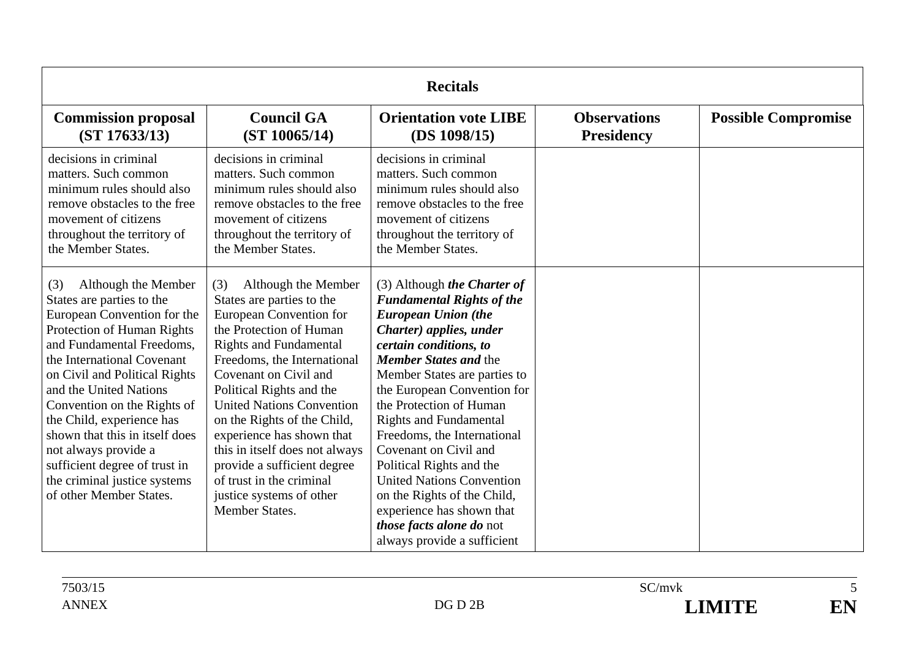| **Recitals** | | | | |
|---|---|---|---|---|
| **Commission proposal (ST 17633/13)** | **Council GA (ST 10065/14)** | **Orientation vote LIBE (DS 1098/15)** | **Observations Presidency** | **Possible Compromise** |
| decisions in criminal matters. Such common minimum rules should also remove obstacles to the free movement of citizens throughout the territory of the Member States. | decisions in criminal matters. Such common minimum rules should also remove obstacles to the free movement of citizens throughout the territory of the Member States. | decisions in criminal matters. Such common minimum rules should also remove obstacles to the free movement of citizens throughout the territory of the Member States. | | |
| (3) Although the Member States are parties to the European Convention for the Protection of Human Rights and Fundamental Freedoms, the International Covenant on Civil and Political Rights and the United Nations Convention on the Rights of the Child, experience has shown that this in itself does not always provide a sufficient degree of trust in the criminal justice systems of other Member States. | (3) Although the Member States are parties to the European Convention for the Protection of Human Rights and Fundamental Freedoms, the International Covenant on Civil and Political Rights and the United Nations Convention on the Rights of the Child, experience has shown that this in itself does not always provide a sufficient degree of trust in the criminal justice systems of other Member States. | (3) Although ***the Charter of Fundamental Rights of the European Union (the Charter) applies, under certain conditions, to Member States and*** the Member States are parties to the European Convention for the Protection of Human Rights and Fundamental Freedoms, the International Covenant on Civil and Political Rights and the United Nations Convention on the Rights of the Child, experience has shown that ***those facts alone do*** not always provide a sufficient | | |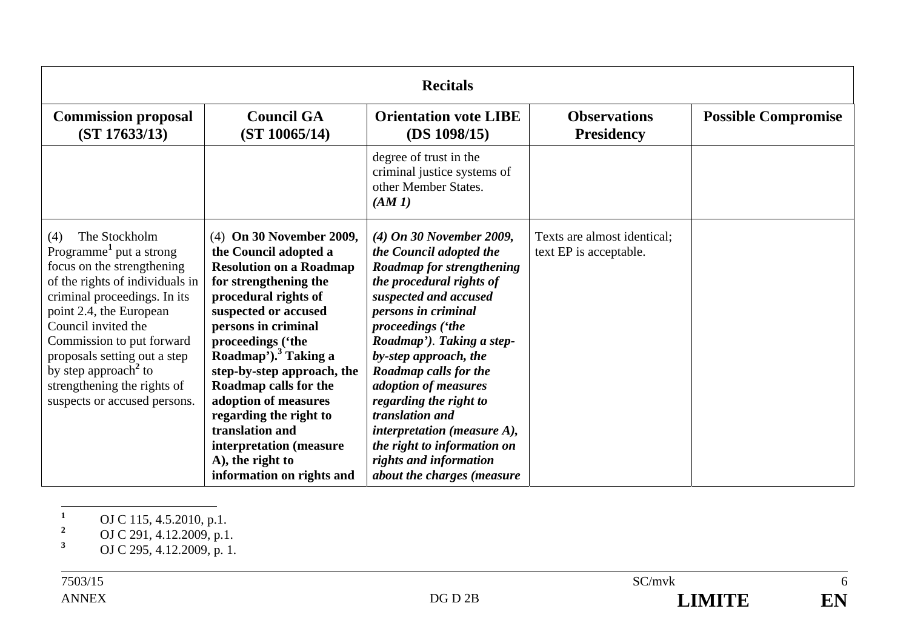| Recitals | | | | |
|---|---|---|---|---|
| **Commission proposal (ST 17633/13)** | **Council GA (ST 10065/14)** | **Orientation vote LIBE (DS 1098/15)** | **Observations Presidency** | **Possible Compromise** |
| | | degree of trust in the criminal justice systems of other Member States. ***(AM 1)*** | | |
| (4) The Stockholm Programme[1] put a strong focus on the strengthening of the rights of individuals in criminal proceedings. In its point 2.4, the European Council invited the Commission to put forward proposals setting out a step by step approach[2] to strengthening the rights of suspects or accused persons. | (4) **On 30 November 2009, the Council adopted a Resolution on a Roadmap for strengthening the procedural rights of suspected or accused persons in criminal proceedings ('the Roadmap').[3] Taking a step-by-step approach, the Roadmap calls for the adoption of measures regarding the right to translation and interpretation (measure A), the right to information on rights and** | ***(4) On 30 November 2009, the Council adopted the Roadmap for strengthening the procedural rights of suspected and accused persons in criminal proceedings ('the Roadmap'). Taking a step-by-step approach, the Roadmap calls for the adoption of measures regarding the right to translation and interpretation (measure A), the right to information on rights and information about the charges (measure*** | Texts are almost identical; text EP is acceptable. | |

[1] OJ C 115, 4.5.2010, p.1.

[2] OJ C 291, 4.12.2009, p.1.

[3] OJ C 295, 4.12.2009, p. 1.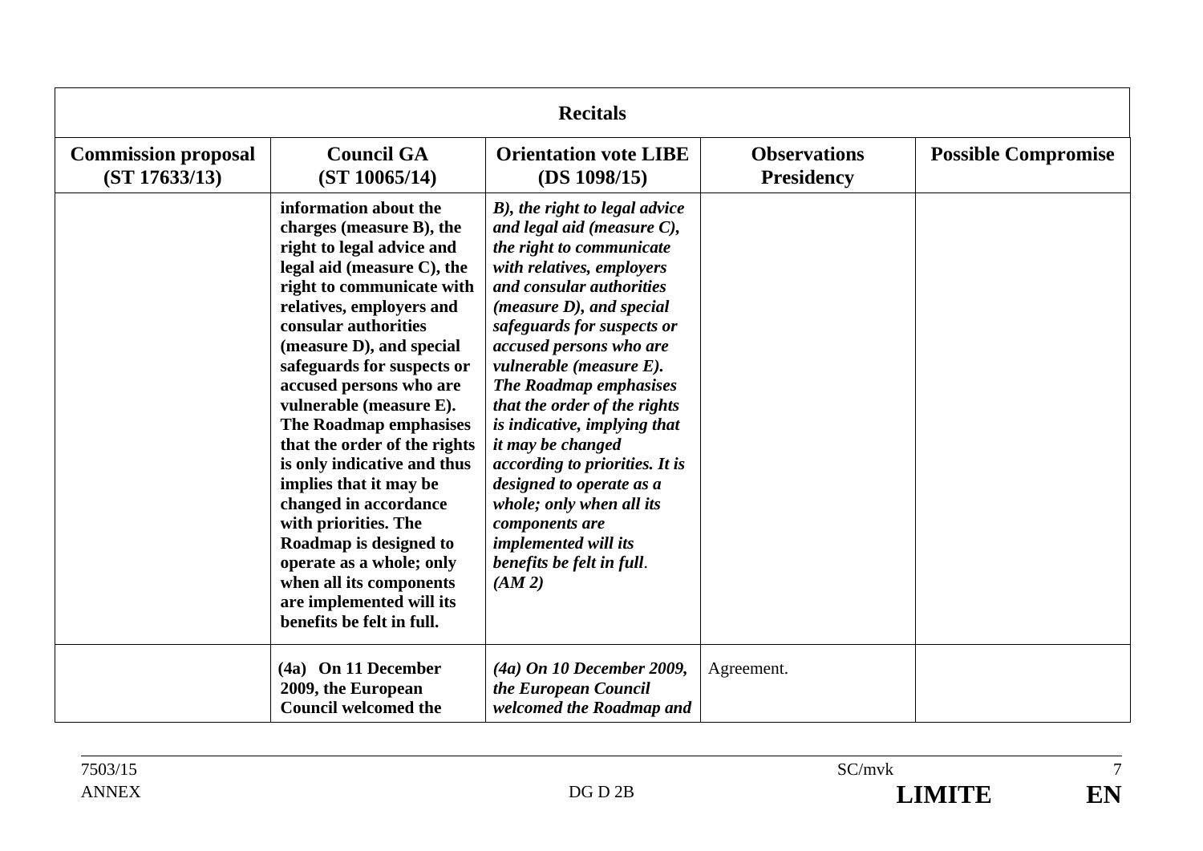| **Recitals** | | | | |
|---|---|---|---|---|
| **Commission proposal (ST 17633/13)** | **Council GA (ST 10065/14)** | **Orientation vote LIBE (DS 1098/15)** | **Observations Presidency** | **Possible Compromise** |
| | **information about the charges (measure B), the right to legal advice and legal aid (measure C), the right to communicate with relatives, employers and consular authorities (measure D), and special safeguards for suspects or accused persons who are vulnerable (measure E). The Roadmap emphasises that the order of the rights is only indicative and thus implies that it may be changed in accordance with priorities. The Roadmap is designed to operate as a whole; only when all its components are implemented will its benefits be felt in full.** | ***B), the right to legal advice and legal aid (measure C), the right to communicate with relatives, employers and consular authorities (measure D), and special safeguards for suspects or accused persons who are vulnerable (measure E). The Roadmap emphasises that the order of the rights is indicative, implying that it may be changed according to priorities. It is designed to operate as a whole; only when all its components are implemented will its benefits be felt in full*. *(AM 2)*** | | |
| | **(4a) On 11 December 2009, the European Council welcomed the** | ***(4a) On 10 December 2009, the European Council welcomed the Roadmap and*** | Agreement. | |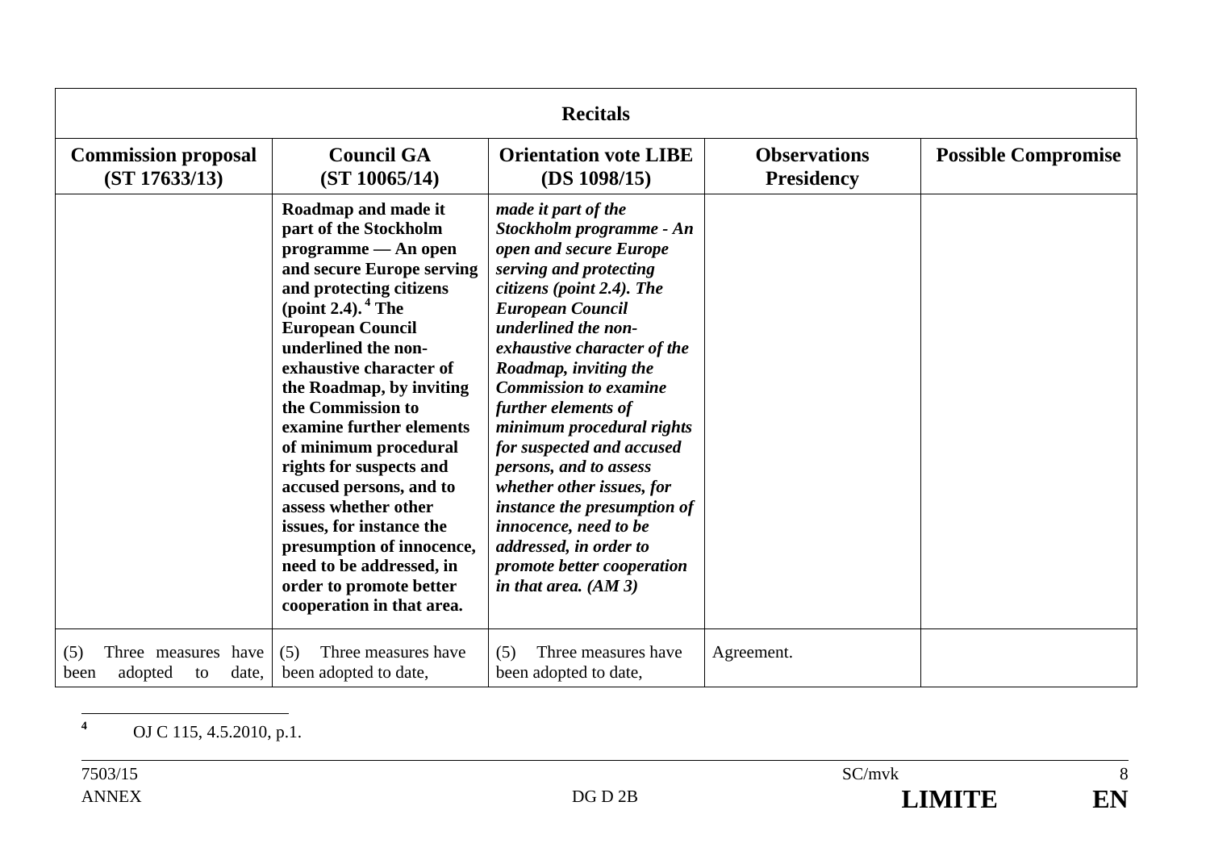| **Recitals** | | | | |
|---|---|---|---|---|
| **Commission proposal (ST 17633/13)** | **Council GA (ST 10065/14)** | **Orientation vote LIBE (DS 1098/15)** | **Observations Presidency** | **Possible Compromise** |
| | **Roadmap and made it part of the Stockholm programme — An open and secure Europe serving and protecting citizens (point 2.4).** [4] **The European Council underlined the non-exhaustive character of the Roadmap, by inviting the Commission to examine further elements of minimum procedural rights for suspects and accused persons, and to assess whether other issues, for instance the presumption of innocence, need to be addressed, in order to promote better cooperation in that area.** | ***made it part of the Stockholm programme - An open and secure Europe serving and protecting citizens (point 2.4). The European Council underlined the non-exhaustive character of the Roadmap, inviting the Commission to examine further elements of minimum procedural rights for suspected and accused persons, and to assess whether other issues, for instance the presumption of innocence, need to be addressed, in order to promote better cooperation in that area. (AM 3)*** | | |
| (5) Three measures have been adopted to date, | (5) Three measures have been adopted to date, | (5) Three measures have been adopted to date, | Agreement. | |

[4] OJ C 115, 4.5.2010, p.1.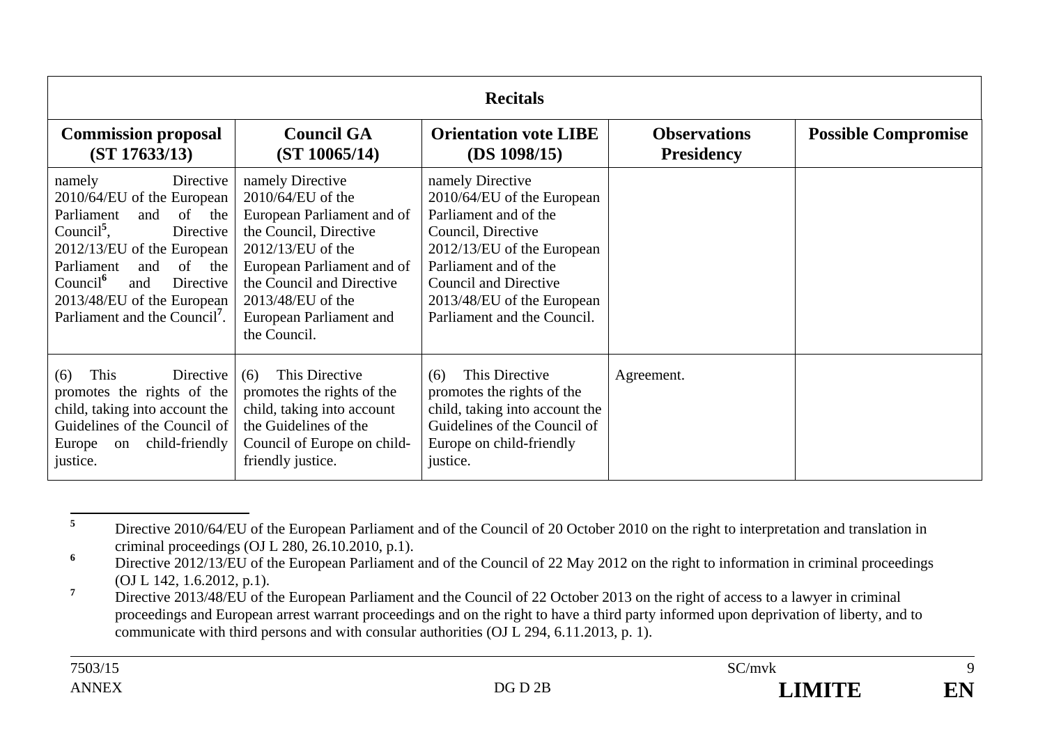| Recitals | | | | |
|---|---|---|---|---|
| **Commission proposal (ST 17633/13)** | **Council GA (ST 10065/14)** | **Orientation vote LIBE (DS 1098/15)** | **Observations Presidency** | **Possible Compromise** |
| namely Directive 2010/64/EU of the European Parliament and of the Council[5], Directive 2012/13/EU of the European Parliament and of the Council[6] and Directive 2013/48/EU of the European Parliament and the Council[7]. | namely Directive 2010/64/EU of the European Parliament and of the Council, Directive 2012/13/EU of the European Parliament and of the Council and Directive 2013/48/EU of the European Parliament and the Council. | namely Directive 2010/64/EU of the European Parliament and of the Council, Directive 2012/13/EU of the European Parliament and of the Council and Directive 2013/48/EU of the European Parliament and the Council. | | |
| (6) This Directive promotes the rights of the child, taking into account the Guidelines of the Council of Europe on child-friendly justice. | (6) This Directive promotes the rights of the child, taking into account the Guidelines of the Council of Europe on child-friendly justice. | (6) This Directive promotes the rights of the child, taking into account the Guidelines of the Council of Europe on child-friendly justice. | Agreement. | |

[5] Directive 2010/64/EU of the European Parliament and of the Council of 20 October 2010 on the right to interpretation and translation in criminal proceedings (OJ L 280, 26.10.2010, p.1).

[6] Directive 2012/13/EU of the European Parliament and of the Council of 22 May 2012 on the right to information in criminal proceedings (OJ L 142, 1.6.2012, p.1).

[7] Directive 2013/48/EU of the European Parliament and the Council of 22 October 2013 on the right of access to a lawyer in criminal proceedings and European arrest warrant proceedings and on the right to have a third party informed upon deprivation of liberty, and to communicate with third persons and with consular authorities (OJ L 294, 6.11.2013, p. 1).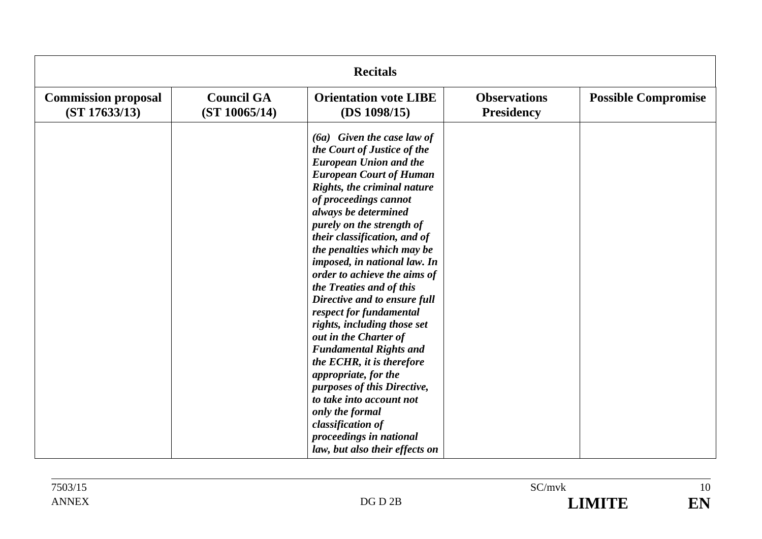| Recitals | | | | |
|---|---|---|---|---|
| **Commission proposal (ST 17633/13)** | **Council GA (ST 10065/14)** | **Orientation vote LIBE (DS 1098/15)** | **Observations Presidency** | **Possible Compromise** |
| | | ***(6a) Given the case law of the Court of Justice of the European Union and the European Court of Human Rights, the criminal nature of proceedings cannot always be determined purely on the strength of their classification, and of the penalties which may be imposed, in national law. In order to achieve the aims of the Treaties and of this Directive and to ensure full respect for fundamental rights, including those set out in the Charter of Fundamental Rights and the ECHR, it is therefore appropriate, for the purposes of this Directive, to take into account not only the formal classification of proceedings in national law, but also their effects on*** | | |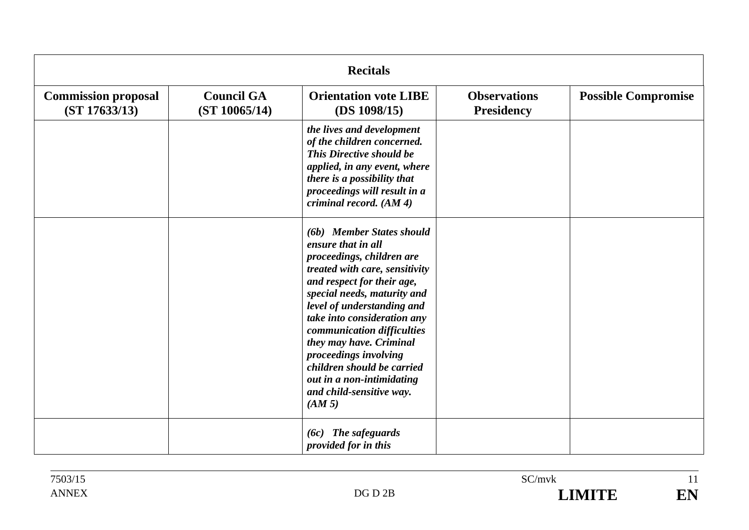| Recitals | | | | |
|---|---|---|---|---|
| **Commission proposal (ST 17633/13)** | **Council GA (ST 10065/14)** | **Orientation vote LIBE (DS 1098/15)** | **Observations Presidency** | **Possible Compromise** |
| | | ***the lives and development of the children concerned. This Directive should be applied, in any event, where there is a possibility that proceedings will result in a criminal record. (AM 4)*** | | |
| | | ***(6b) Member States should ensure that in all proceedings, children are treated with care, sensitivity and respect for their age, special needs, maturity and level of understanding and take into consideration any communication difficulties they may have. Criminal proceedings involving children should be carried out in a non-intimidating and child-sensitive way. (AM 5)*** | | |
| | | ***(6c) The safeguards provided for in this*** | | |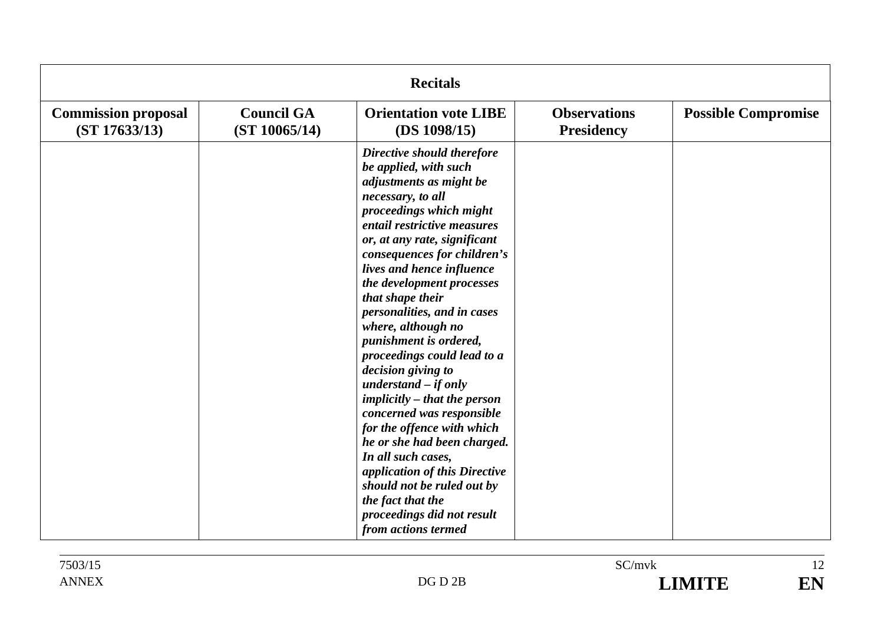| **Recitals** | | | | |
|---|---|---|---|---|
| **Commission proposal (ST 17633/13)** | **Council GA (ST 10065/14)** | **Orientation vote LIBE (DS 1098/15)** | **Observations Presidency** | **Possible Compromise** |
| | | ***Directive should therefore be applied, with such adjustments as might be necessary, to all proceedings which might entail restrictive measures or, at any rate, significant consequences for children's lives and hence influence the development processes that shape their personalities, and in cases where, although no punishment is ordered, proceedings could lead to a decision giving to understand – if only implicitly – that the person concerned was responsible for the offence with which he or she had been charged. In all such cases, application of this Directive should not be ruled out by the fact that the proceedings did not result from actions termed*** | | |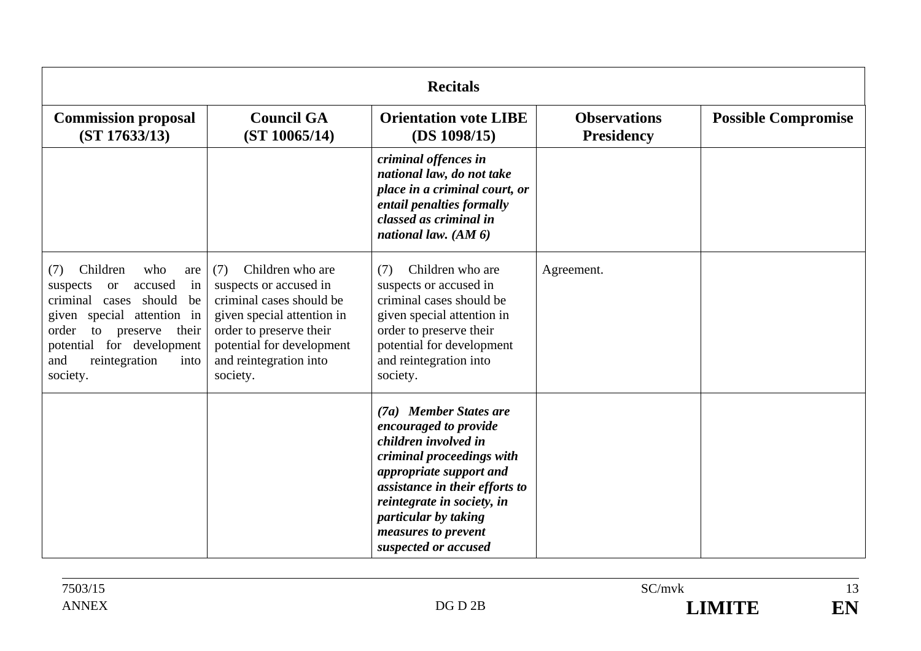| Recitals | | | | |
|---|---|---|---|---|
| **Commission proposal (ST 17633/13)** | **Council GA (ST 10065/14)** | **Orientation vote LIBE (DS 1098/15)** | **Observations Presidency** | **Possible Compromise** |
| | | ***criminal offences in national law, do not take place in a criminal court, or entail penalties formally classed as criminal in national law. (AM 6)*** | | |
| (7) Children who are suspects or accused in criminal cases should be given special attention in order to preserve their potential for development and reintegration into society. | (7) Children who are suspects or accused in criminal cases should be given special attention in order to preserve their potential for development and reintegration into society. | (7) Children who are suspects or accused in criminal cases should be given special attention in order to preserve their potential for development and reintegration into society. | Agreement. | |
| | | ***(7a) Member States are encouraged to provide children involved in criminal proceedings with appropriate support and assistance in their efforts to reintegrate in society, in particular by taking measures to prevent suspected or accused*** | | |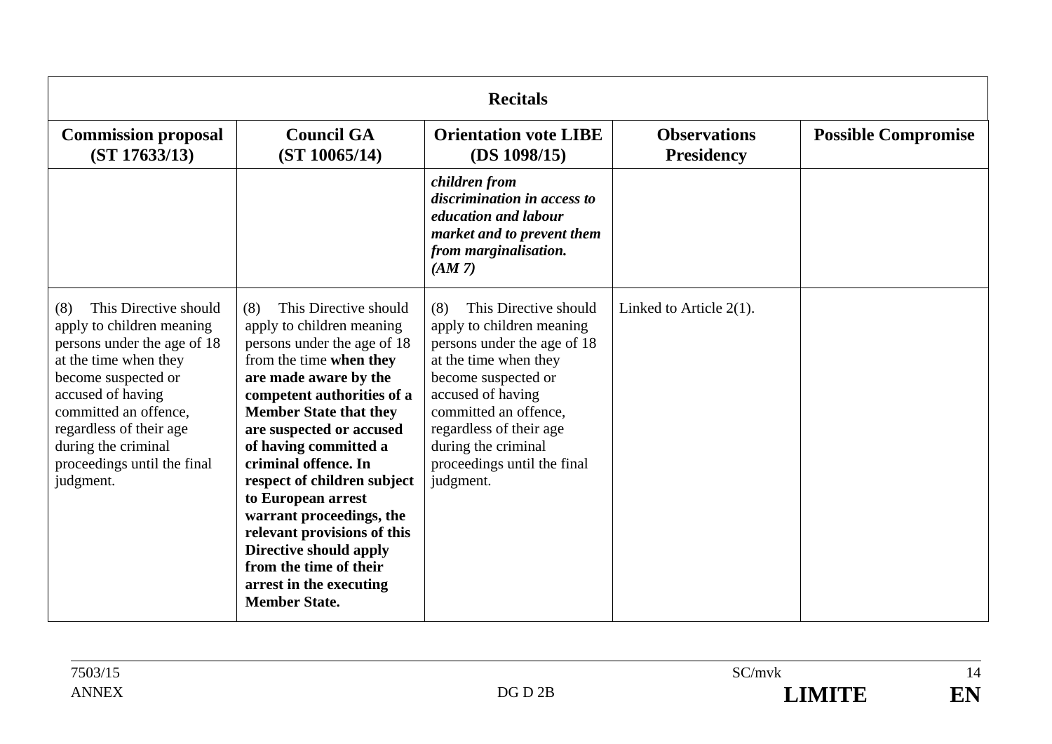| Recitals | | | | |
|---|---|---|---|---|
| **Commission proposal (ST 17633/13)** | **Council GA (ST 10065/14)** | **Orientation vote LIBE (DS 1098/15)** | **Observations Presidency** | **Possible Compromise** |
| | | ***children from discrimination in access to education and labour market and to prevent them from marginalisation. (AM 7)*** | | |
| (8) This Directive should apply to children meaning persons under the age of 18 at the time when they become suspected or accused of having committed an offence, regardless of their age during the criminal proceedings until the final judgment. | (8) This Directive should apply to children meaning persons under the age of 18 from the time **when they are made aware by the competent authorities of a Member State that they are suspected or accused of having committed a criminal offence. In respect of children subject to European arrest warrant proceedings, the relevant provisions of this Directive should apply from the time of their arrest in the executing Member State.** | (8) This Directive should apply to children meaning persons under the age of 18 at the time when they become suspected or accused of having committed an offence, regardless of their age during the criminal proceedings until the final judgment. | Linked to Article 2(1). | |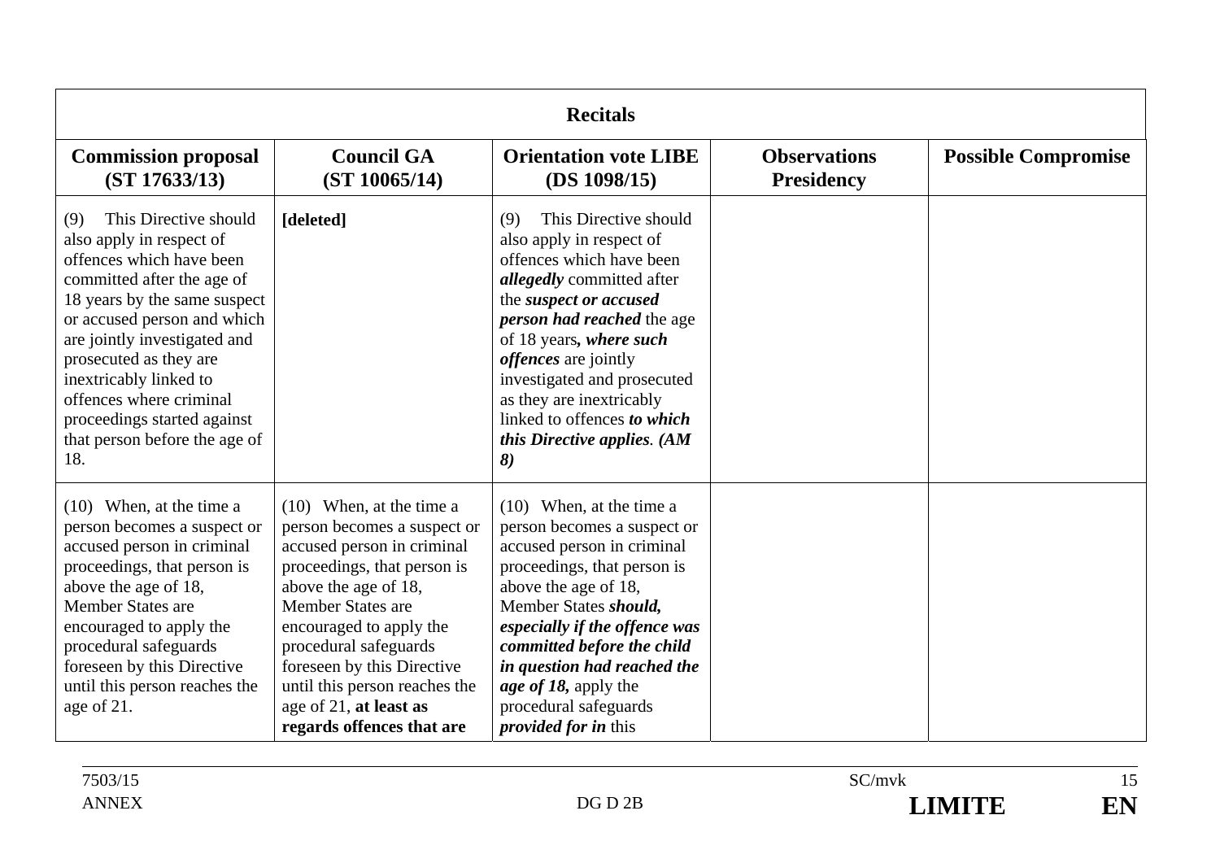| Recitals | | | | |
|---|---|---|---|---|
| **Commission proposal (ST 17633/13)** | **Council GA (ST 10065/14)** | **Orientation vote LIBE (DS 1098/15)** | **Observations Presidency** | **Possible Compromise** |
| (9) This Directive should also apply in respect of offences which have been committed after the age of 18 years by the same suspect or accused person and which are jointly investigated and prosecuted as they are inextricably linked to offences where criminal proceedings started against that person before the age of 18. | **[deleted]** | (9) This Directive should also apply in respect of offences which have been ***allegedly*** committed after the ***suspect or accused person had reached*** the age of 18 years***, where such offences*** are jointly investigated and prosecuted as they are inextricably linked to offences ***to which this Directive applies***. ***(AM 8)*** | | |
| (10) When, at the time a person becomes a suspect or accused person in criminal proceedings, that person is above the age of 18, Member States are encouraged to apply the procedural safeguards foreseen by this Directive until this person reaches the age of 21. | (10) When, at the time a person becomes a suspect or accused person in criminal proceedings, that person is above the age of 18, Member States are encouraged to apply the procedural safeguards foreseen by this Directive until this person reaches the age of 21, **at least as regards offences that are** | (10) When, at the time a person becomes a suspect or accused person in criminal proceedings, that person is above the age of 18, Member States ***should, especially if the offence was committed before the child in question had reached the age of 18,*** apply the procedural safeguards ***provided for in*** this | | |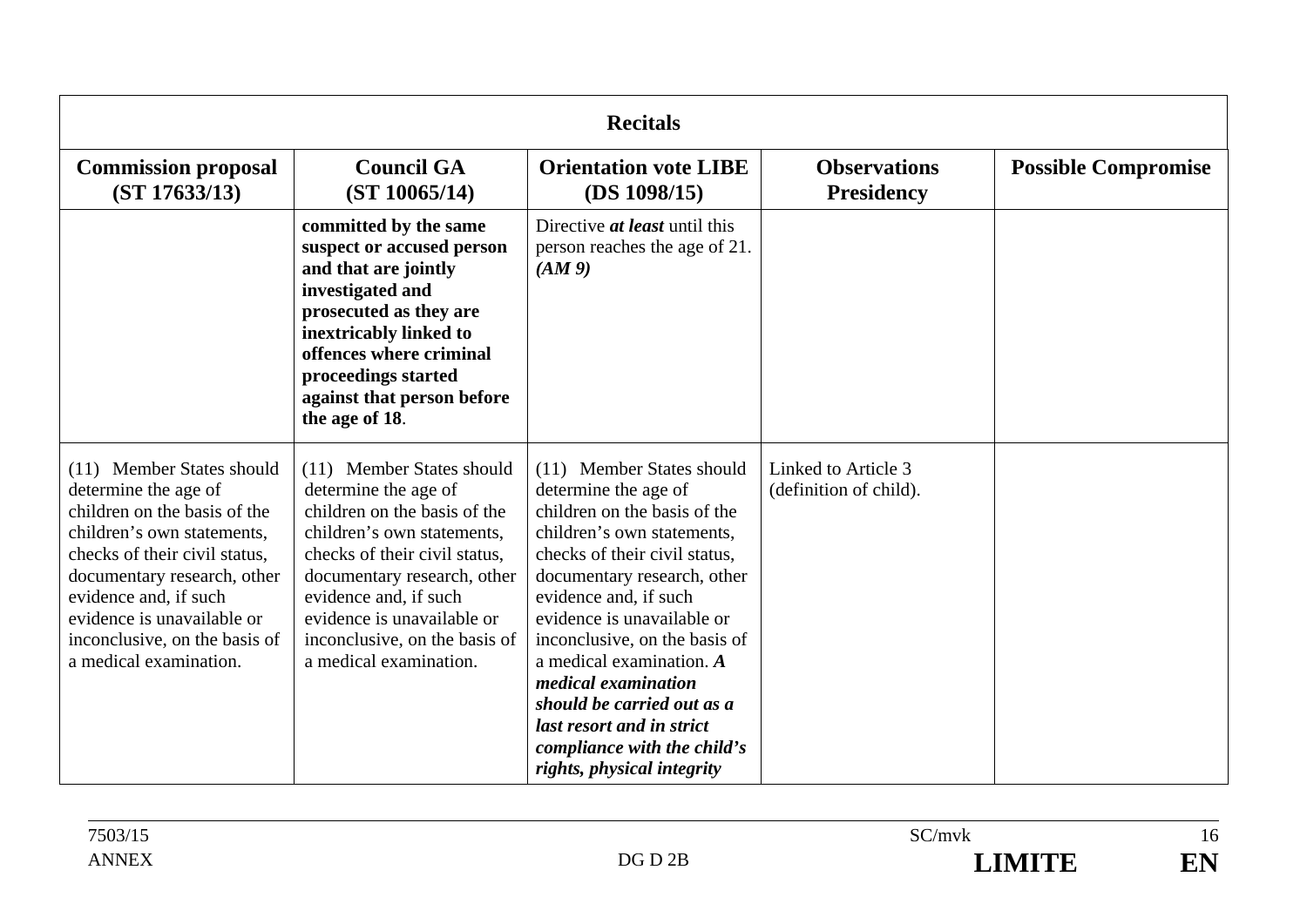| Recitals | | | | |
|---|---|---|---|---|
| **Commission proposal (ST 17633/13)** | **Council GA (ST 10065/14)** | **Orientation vote LIBE (DS 1098/15)** | **Observations Presidency** | **Possible Compromise** |
| | **committed by the same suspect or accused person and that are jointly investigated and prosecuted as they are inextricably linked to offences where criminal proceedings started against that person before the age of 18**. | Directive ***at least*** until this person reaches the age of 21. ***(AM 9)*** | | |
| (11) Member States should determine the age of children on the basis of the children's own statements, checks of their civil status, documentary research, other evidence and, if such evidence is unavailable or inconclusive, on the basis of a medical examination. | (11) Member States should determine the age of children on the basis of the children's own statements, checks of their civil status, documentary research, other evidence and, if such evidence is unavailable or inconclusive, on the basis of a medical examination. | (11) Member States should determine the age of children on the basis of the children's own statements, checks of their civil status, documentary research, other evidence and, if such evidence is unavailable or inconclusive, on the basis of a medical examination. ***A medical examination should be carried out as a last resort and in strict compliance with the child's rights, physical integrity*** | Linked to Article 3 (definition of child). | |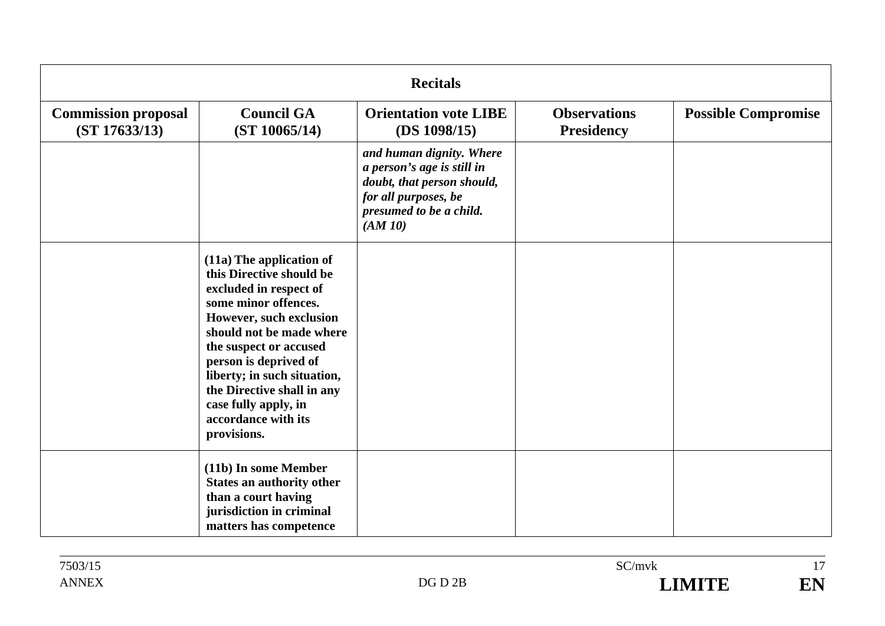| Recitals | | | | |
|---|---|---|---|---|
| **Commission proposal (ST 17633/13)** | **Council GA (ST 10065/14)** | **Orientation vote LIBE (DS 1098/15)** | **Observations Presidency** | **Possible Compromise** |
| | | ***and human dignity. Where a person's age is still in doubt, that person should, for all purposes, be presumed to be a child. (AM 10)*** | | |
| | **(11a) The application of this Directive should be excluded in respect of some minor offences. However, such exclusion should not be made where the suspect or accused person is deprived of liberty; in such situation, the Directive shall in any case fully apply, in accordance with its provisions.** | | | |
| | **(11b) In some Member States an authority other than a court having jurisdiction in criminal matters has competence** | | | |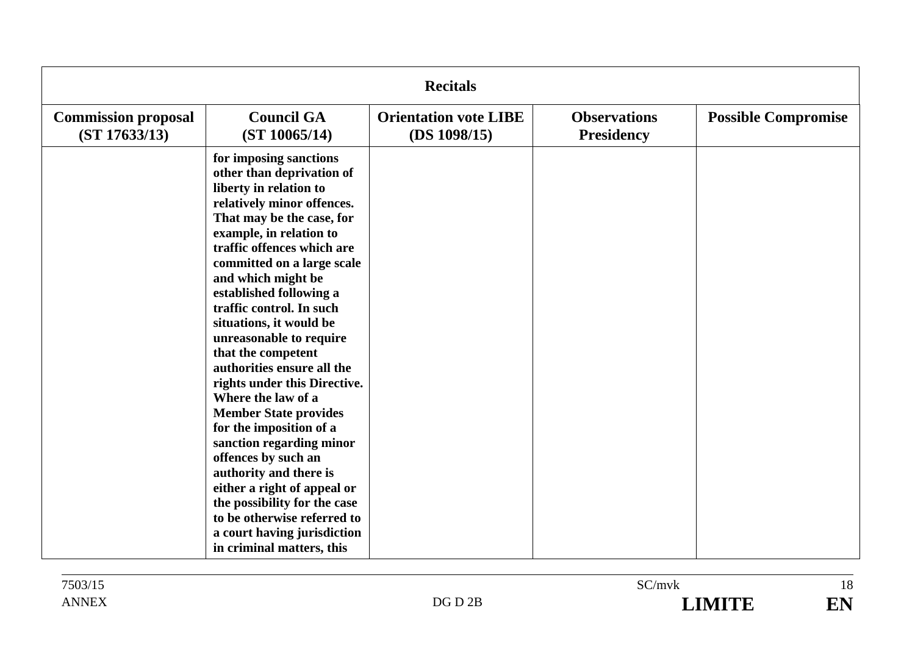| Recitals | | | | |
|---|---|---|---|---|
| **Commission proposal (ST 17633/13)** | **Council GA (ST 10065/14)** | **Orientation vote LIBE (DS 1098/15)** | **Observations Presidency** | **Possible Compromise** |
| | **for imposing sanctions other than deprivation of liberty in relation to relatively minor offences. That may be the case, for example, in relation to traffic offences which are committed on a large scale and which might be established following a traffic control. In such situations, it would be unreasonable to require that the competent authorities ensure all the rights under this Directive. Where the law of a Member State provides for the imposition of a sanction regarding minor offences by such an authority and there is either a right of appeal or the possibility for the case to be otherwise referred to a court having jurisdiction in criminal matters, this** | | | |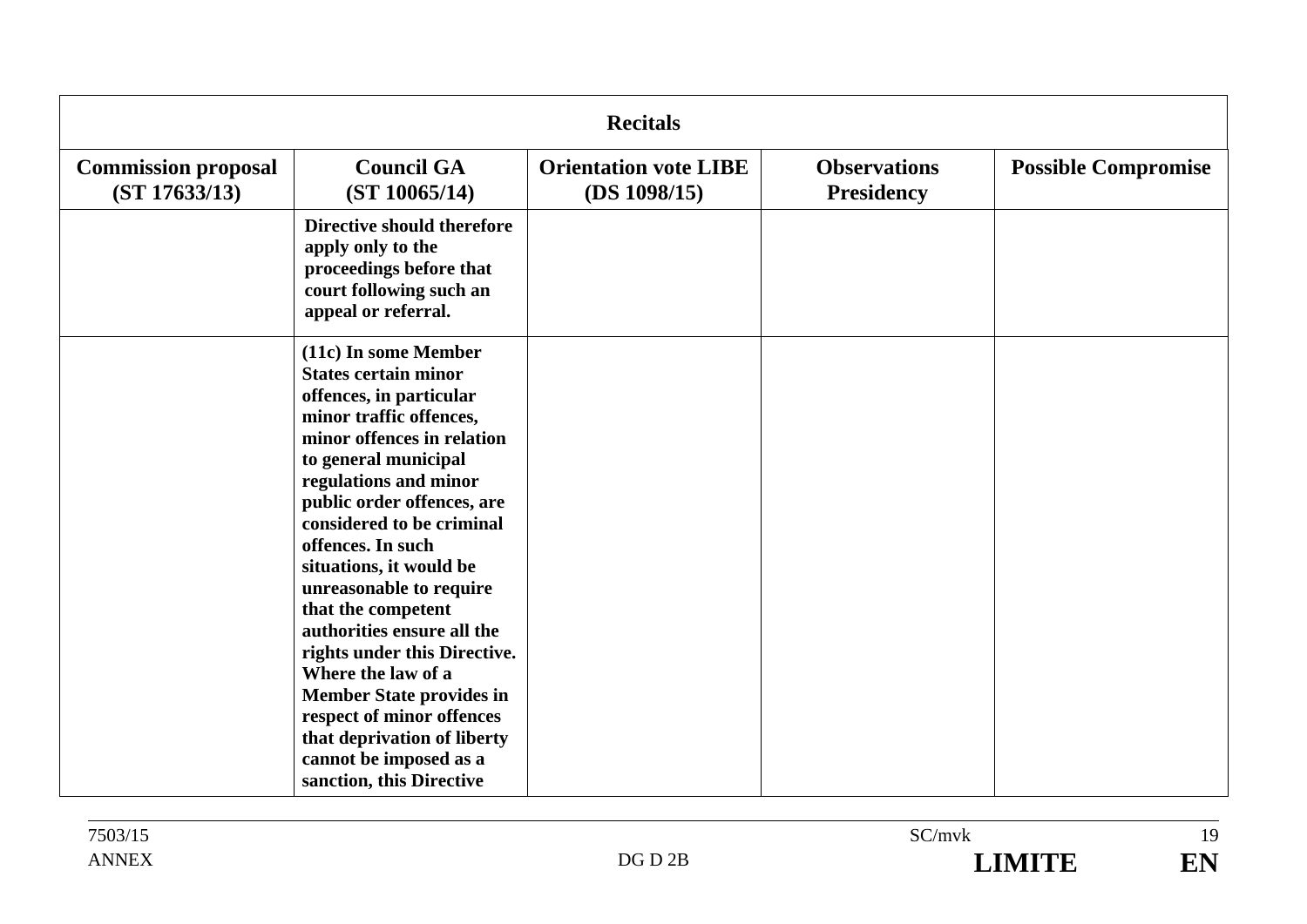| Recitals | | | | |
|---|---|---|---|---|
| **Commission proposal (ST 17633/13)** | **Council GA (ST 10065/14)** | **Orientation vote LIBE (DS 1098/15)** | **Observations Presidency** | **Possible Compromise** |
| | **Directive should therefore apply only to the proceedings before that court following such an appeal or referral.** | | | |
| | **(11c) In some Member States certain minor offences, in particular minor traffic offences, minor offences in relation to general municipal regulations and minor public order offences, are considered to be criminal offences. In such situations, it would be unreasonable to require that the competent authorities ensure all the rights under this Directive. Where the law of a Member State provides in respect of minor offences that deprivation of liberty cannot be imposed as a sanction, this Directive** | | | |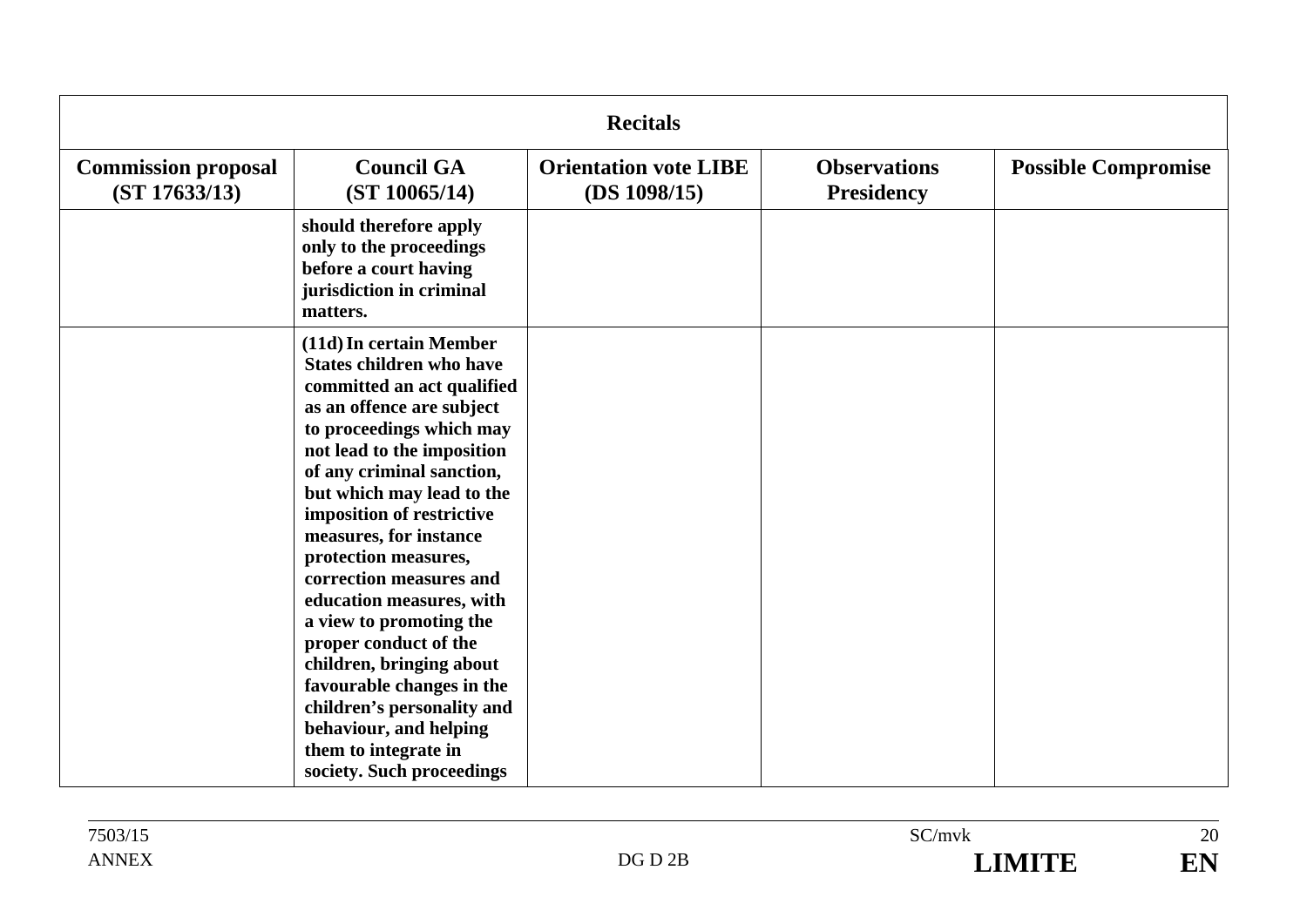| Recitals | | | | |
|---|---|---|---|---|
| **Commission proposal (ST 17633/13)** | **Council GA (ST 10065/14)** | **Orientation vote LIBE (DS 1098/15)** | **Observations Presidency** | **Possible Compromise** |
| | **should therefore apply only to the proceedings before a court having jurisdiction in criminal matters.** | | | |
| | **(11d) In certain Member States children who have committed an act qualified as an offence are subject to proceedings which may not lead to the imposition of any criminal sanction, but which may lead to the imposition of restrictive measures, for instance protection measures, correction measures and education measures, with a view to promoting the proper conduct of the children, bringing about favourable changes in the children's personality and behaviour, and helping them to integrate in society. Such proceedings** | | | |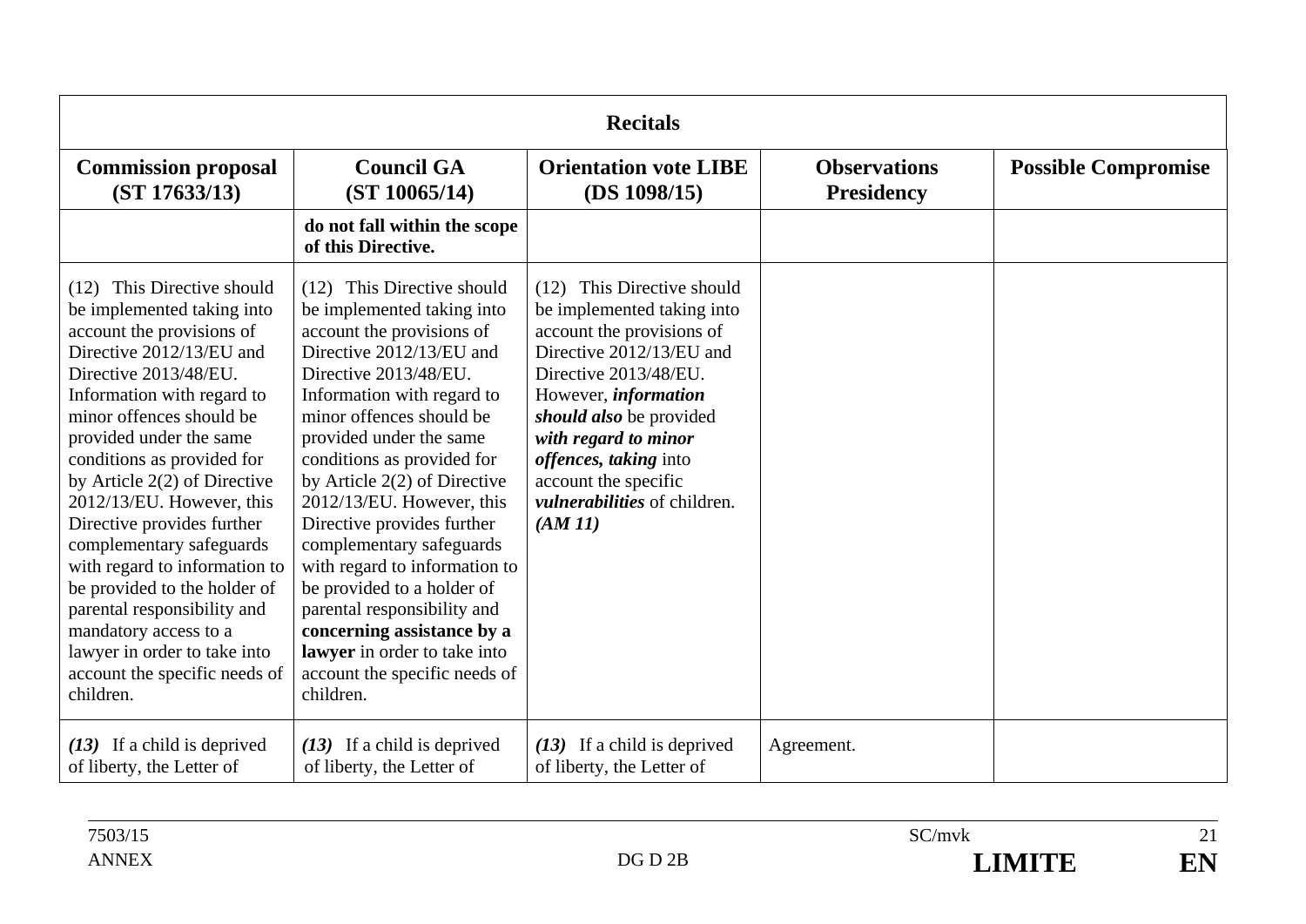| **Recitals** | | | | |
|---|---|---|---|---|
| **Commission proposal (ST 17633/13)** | **Council GA (ST 10065/14)** | **Orientation vote LIBE (DS 1098/15)** | **Observations Presidency** | **Possible Compromise** |
| | **do not fall within the scope of this Directive.** | | | |
| (12) This Directive should be implemented taking into account the provisions of Directive 2012/13/EU and Directive 2013/48/EU. Information with regard to minor offences should be provided under the same conditions as provided for by Article 2(2) of Directive 2012/13/EU. However, this Directive provides further complementary safeguards with regard to information to be provided to the holder of parental responsibility and mandatory access to a lawyer in order to take into account the specific needs of children. | (12) This Directive should be implemented taking into account the provisions of Directive 2012/13/EU and Directive 2013/48/EU. Information with regard to minor offences should be provided under the same conditions as provided for by Article 2(2) of Directive 2012/13/EU. However, this Directive provides further complementary safeguards with regard to information to be provided to a holder of parental responsibility and **concerning assistance by a lawyer** in order to take into account the specific needs of children. | (12) This Directive should be implemented taking into account the provisions of Directive 2012/13/EU and Directive 2013/48/EU. However, ***information should also*** be provided ***with regard to minor offences, taking*** into account the specific ***vulnerabilities*** of children. ***(AM 11)*** | | |
| ***(13)*** If a child is deprived of liberty, the Letter of | ***(13)*** If a child is deprived of liberty, the Letter of | ***(13)*** If a child is deprived of liberty, the Letter of | Agreement. | |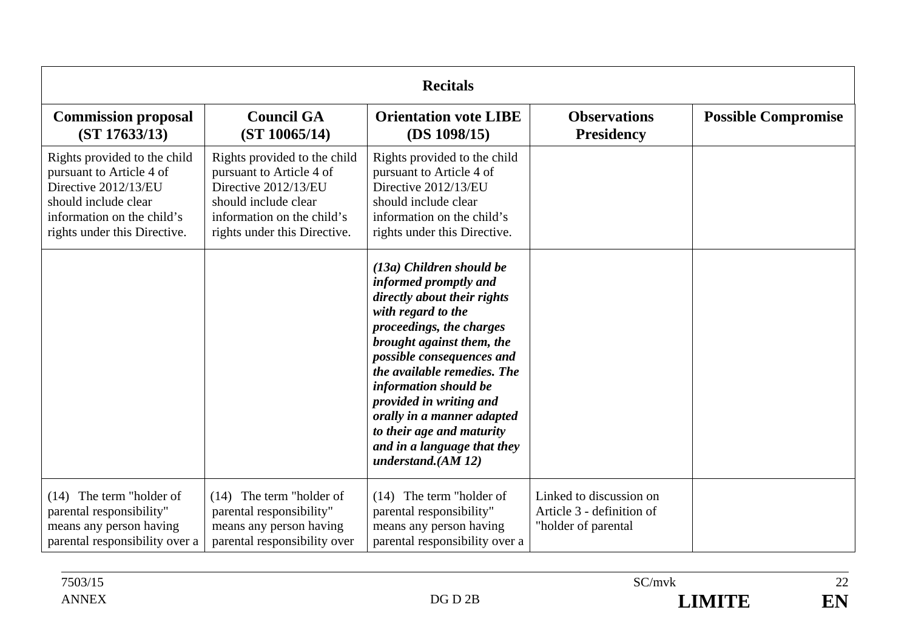| Recitals | | | | |
|---|---|---|---|---|
| **Commission proposal (ST 17633/13)** | **Council GA (ST 10065/14)** | **Orientation vote LIBE (DS 1098/15)** | **Observations Presidency** | **Possible Compromise** |
| Rights provided to the child pursuant to Article 4 of Directive 2012/13/EU should include clear information on the child's rights under this Directive. | Rights provided to the child pursuant to Article 4 of Directive 2012/13/EU should include clear information on the child's rights under this Directive. | Rights provided to the child pursuant to Article 4 of Directive 2012/13/EU should include clear information on the child's rights under this Directive. | | |
| | | ***(13a) Children should be informed promptly and directly about their rights with regard to the proceedings, the charges brought against them, the possible consequences and the available remedies. The information should be provided in writing and orally in a manner adapted to their age and maturity and in a language that they understand.(AM 12)*** | | |
| (14) The term "holder of parental responsibility" means any person having parental responsibility over a | (14) The term "holder of parental responsibility" means any person having parental responsibility over | (14) The term "holder of parental responsibility" means any person having parental responsibility over a | Linked to discussion on Article 3 - definition of "holder of parental | |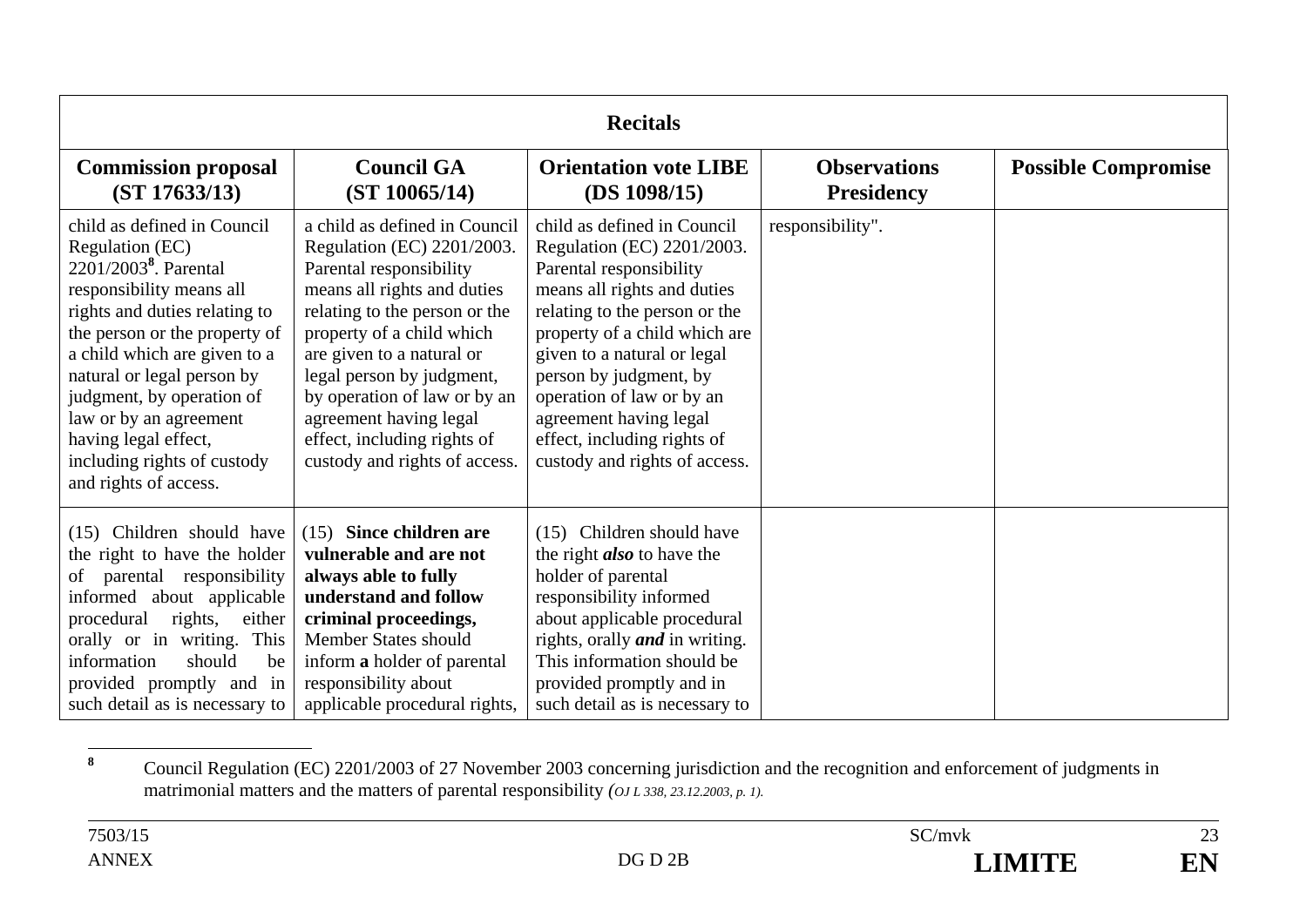| Recitals | | | | |
|---|---|---|---|---|
| **Commission proposal (ST 17633/13)** | **Council GA (ST 10065/14)** | **Orientation vote LIBE (DS 1098/15)** | **Observations Presidency** | **Possible Compromise** |
| child as defined in Council Regulation (EC) 2201/2003[8]. Parental responsibility means all rights and duties relating to the person or the property of a child which are given to a natural or legal person by judgment, by operation of law or by an agreement having legal effect, including rights of custody and rights of access. | a child as defined in Council Regulation (EC) 2201/2003. Parental responsibility means all rights and duties relating to the person or the property of a child which are given to a natural or legal person by judgment, by operation of law or by an agreement having legal effect, including rights of custody and rights of access. | child as defined in Council Regulation (EC) 2201/2003. Parental responsibility means all rights and duties relating to the person or the property of a child which are given to a natural or legal person by judgment, by operation of law or by an agreement having legal effect, including rights of custody and rights of access. | responsibility". | |
| (15) Children should have the right to have the holder of parental responsibility informed about applicable procedural rights, either orally or in writing. This information should be provided promptly and in such detail as is necessary to | (15) **Since children are vulnerable and are not always able to fully understand and follow criminal proceedings,** Member States should inform **a** holder of parental responsibility about applicable procedural rights, | (15) Children should have the right ***also*** to have the holder of parental responsibility informed about applicable procedural rights, orally ***and*** in writing. This information should be provided promptly and in such detail as is necessary to | | |

[8] Council Regulation (EC) 2201/2003 of 27 November 2003 concerning jurisdiction and the recognition and enforcement of judgments in matrimonial matters and the matters of parental responsibility *(OJ L 338, 23.12.2003, p. 1).*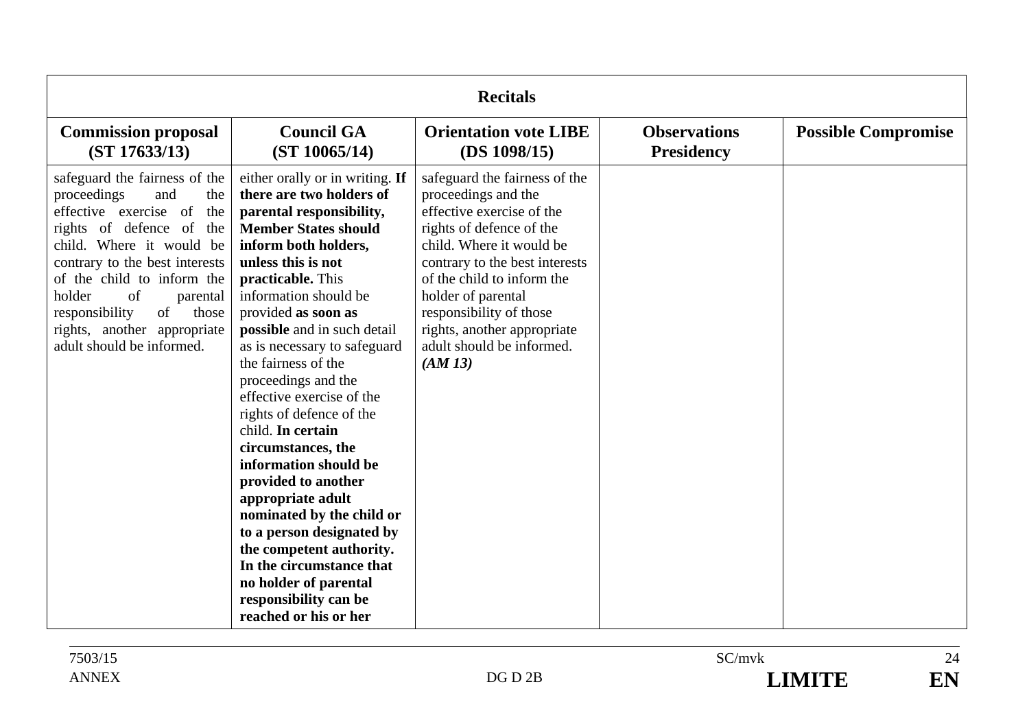| Recitals | | | | |
|---|---|---|---|---|
| **Commission proposal (ST 17633/13)** | **Council GA (ST 10065/14)** | **Orientation vote LIBE (DS 1098/15)** | **Observations Presidency** | **Possible Compromise** |
| safeguard the fairness of the proceedings and the effective exercise of the rights of defence of the child. Where it would be contrary to the best interests of the child to inform the holder of parental responsibility of those rights, another appropriate adult should be informed. | either orally or in writing. **If there are two holders of parental responsibility, Member States should inform both holders, unless this is not practicable.** This information should be provided **as soon as possible** and in such detail as is necessary to safeguard the fairness of the proceedings and the effective exercise of the rights of defence of the child. **In certain circumstances, the information should be provided to another appropriate adult nominated by the child or to a person designated by the competent authority. In the circumstance that no holder of parental responsibility can be reached or his or her** | safeguard the fairness of the proceedings and the effective exercise of the rights of defence of the child. Where it would be contrary to the best interests of the child to inform the holder of parental responsibility of those rights, another appropriate adult should be informed. ***(AM 13)*** | | |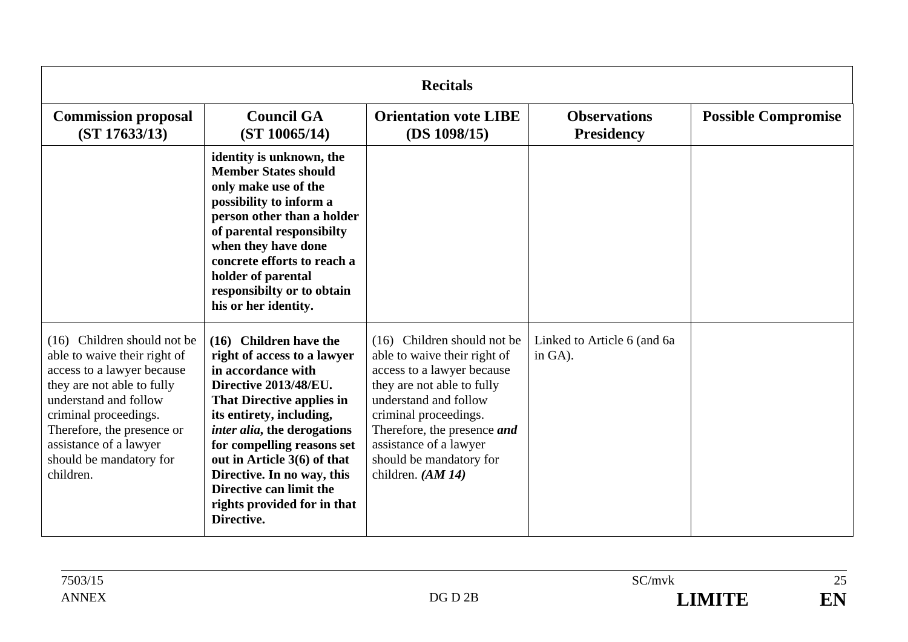| Recitals | | | | |
|---|---|---|---|---|
| **Commission proposal (ST 17633/13)** | **Council GA (ST 10065/14)** | **Orientation vote LIBE (DS 1098/15)** | **Observations Presidency** | **Possible Compromise** |
| | **identity is unknown, the Member States should only make use of the possibility to inform a person other than a holder of parental responsibilty when they have done concrete efforts to reach a holder of parental responsibilty or to obtain his or her identity.** | | | |
| (16) Children should not be able to waive their right of access to a lawyer because they are not able to fully understand and follow criminal proceedings. Therefore, the presence or assistance of a lawyer should be mandatory for children. | **(16) Children have the right of access to a lawyer in accordance with Directive 2013/48/EU. That Directive applies in its entirety, including, *inter alia*, the derogations for compelling reasons set out in Article 3(6) of that Directive. In no way, this Directive can limit the rights provided for in that Directive.** | (16) Children should not be able to waive their right of access to a lawyer because they are not able to fully understand and follow criminal proceedings. Therefore, the presence ***and*** assistance of a lawyer should be mandatory for children. ***(AM 14)*** | Linked to Article 6 (and 6a in GA). | |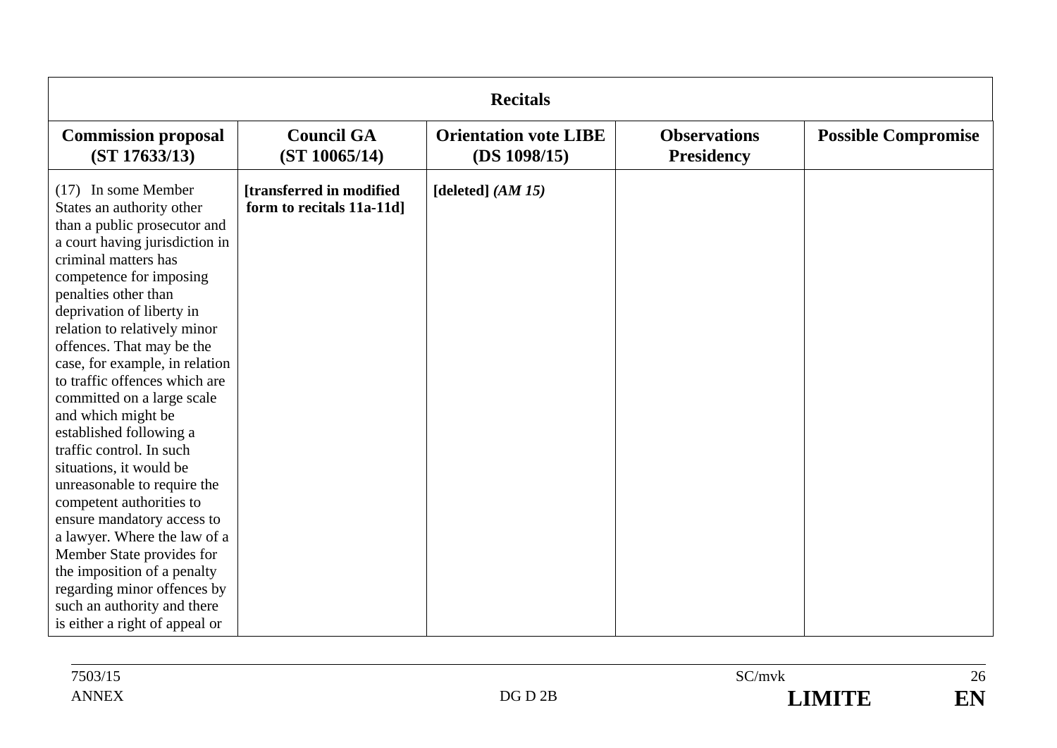| Recitals | | | | |
|---|---|---|---|---|
| **Commission proposal (ST 17633/13)** | **Council GA (ST 10065/14)** | **Orientation vote LIBE (DS 1098/15)** | **Observations Presidency** | **Possible Compromise** |
| (17) In some Member States an authority other than a public prosecutor and a court having jurisdiction in criminal matters has competence for imposing penalties other than deprivation of liberty in relation to relatively minor offences. That may be the case, for example, in relation to traffic offences which are committed on a large scale and which might be established following a traffic control. In such situations, it would be unreasonable to require the competent authorities to ensure mandatory access to a lawyer. Where the law of a Member State provides for the imposition of a penalty regarding minor offences by such an authority and there is either a right of appeal or | **[transferred in modified form to recitals 11a-11d]** | **[deleted]** ***(AM 15)*** | | |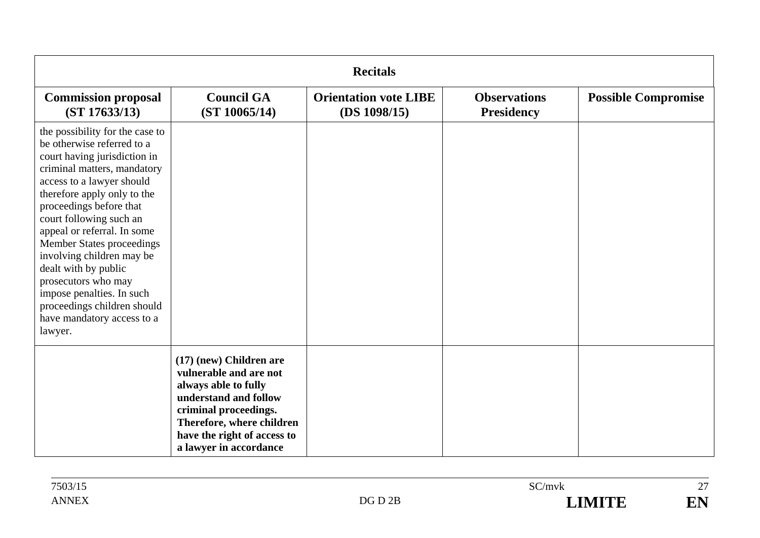| Recitals | | | | |
|---|---|---|---|---|
| **Commission proposal (ST 17633/13)** | **Council GA (ST 10065/14)** | **Orientation vote LIBE (DS 1098/15)** | **Observations Presidency** | **Possible Compromise** |
| the possibility for the case to be otherwise referred to a court having jurisdiction in criminal matters, mandatory access to a lawyer should therefore apply only to the proceedings before that court following such an appeal or referral. In some Member States proceedings involving children may be dealt with by public prosecutors who may impose penalties. In such proceedings children should have mandatory access to a lawyer. | | | | |
| | **(17) (new) Children are vulnerable and are not always able to fully understand and follow criminal proceedings. Therefore, where children have the right of access to a lawyer in accordance** | | | |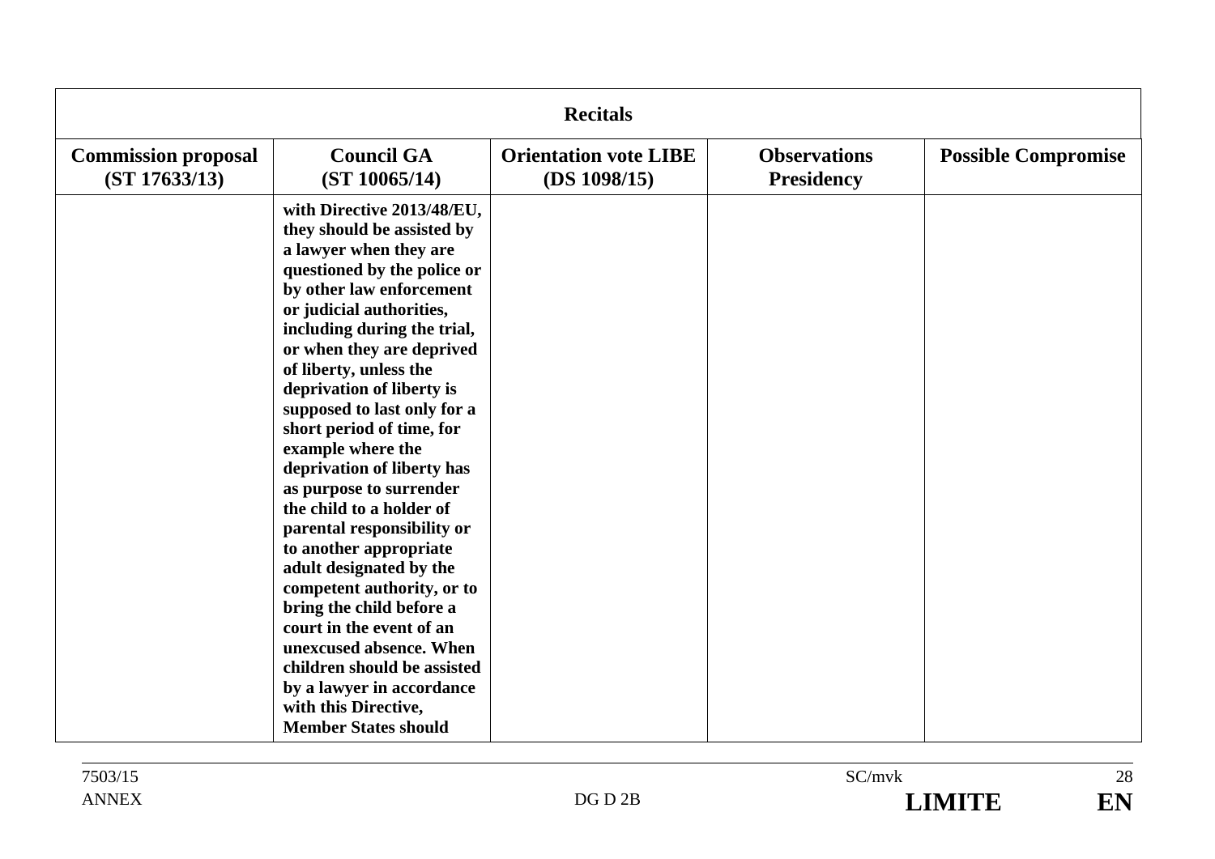| Recitals | | | | |
|---|---|---|---|---|
| **Commission proposal (ST 17633/13)** | **Council GA (ST 10065/14)** | **Orientation vote LIBE (DS 1098/15)** | **Observations Presidency** | **Possible Compromise** |
| | **with Directive 2013/48/EU, they should be assisted by a lawyer when they are questioned by the police or by other law enforcement or judicial authorities, including during the trial, or when they are deprived of liberty, unless the deprivation of liberty is supposed to last only for a short period of time, for example where the deprivation of liberty has as purpose to surrender the child to a holder of parental responsibility or to another appropriate adult designated by the competent authority, or to bring the child before a court in the event of an unexcused absence. When children should be assisted by a lawyer in accordance with this Directive, Member States should** | | | |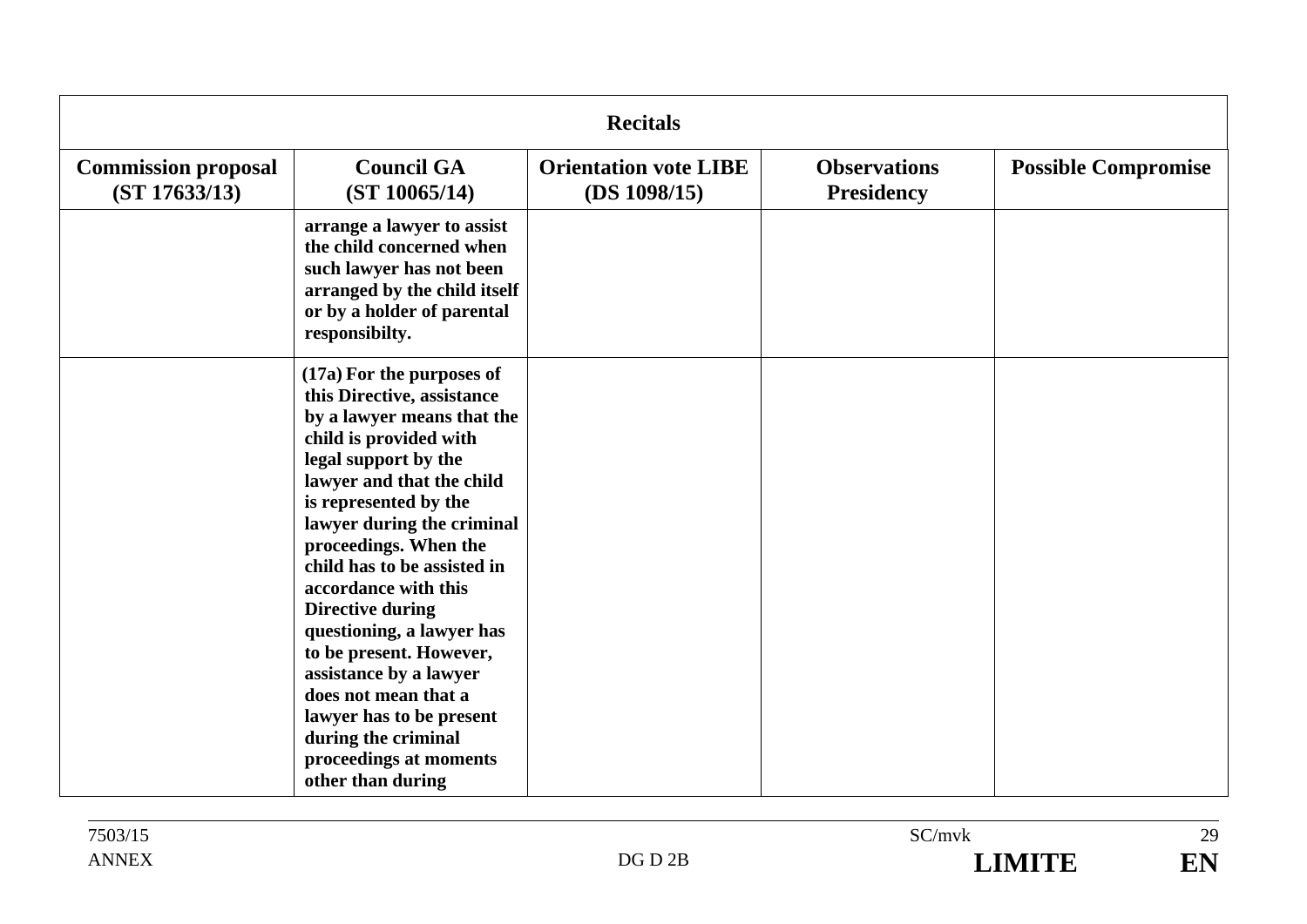| Recitals | | | | |
|---|---|---|---|---|
| **Commission proposal (ST 17633/13)** | **Council GA (ST 10065/14)** | **Orientation vote LIBE (DS 1098/15)** | **Observations Presidency** | **Possible Compromise** |
| | **arrange a lawyer to assist the child concerned when such lawyer has not been arranged by the child itself or by a holder of parental responsibilty.** | | | |
| | **(17a) For the purposes of this Directive, assistance by a lawyer means that the child is provided with legal support by the lawyer and that the child is represented by the lawyer during the criminal proceedings. When the child has to be assisted in accordance with this Directive during questioning, a lawyer has to be present. However, assistance by a lawyer does not mean that a lawyer has to be present during the criminal proceedings at moments other than during** | | | |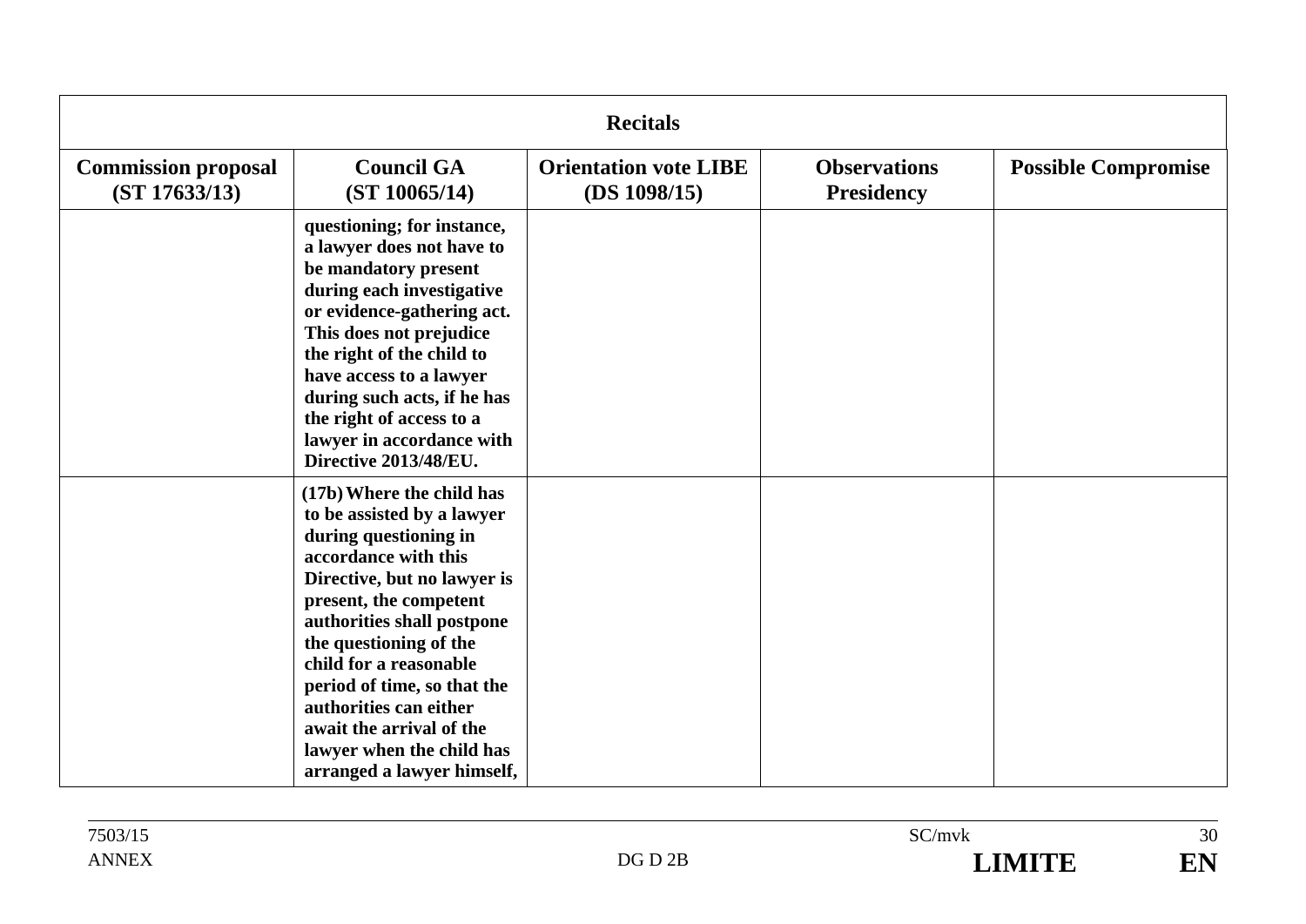| Recitals | | | | |
|---|---|---|---|---|
| **Commission proposal (ST 17633/13)** | **Council GA (ST 10065/14)** | **Orientation vote LIBE (DS 1098/15)** | **Observations Presidency** | **Possible Compromise** |
| | **questioning; for instance, a lawyer does not have to be mandatory present during each investigative or evidence-gathering act. This does not prejudice the right of the child to have access to a lawyer during such acts, if he has the right of access to a lawyer in accordance with Directive 2013/48/EU.** | | | |
| | **(17b) Where the child has to be assisted by a lawyer during questioning in accordance with this Directive, but no lawyer is present, the competent authorities shall postpone the questioning of the child for a reasonable period of time, so that the authorities can either await the arrival of the lawyer when the child has arranged a lawyer himself,** | | | |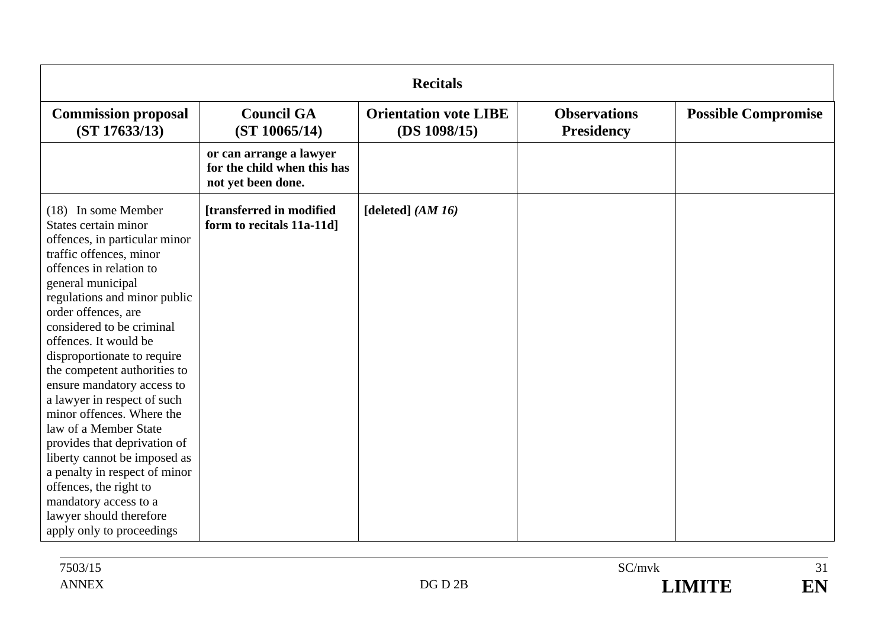| Recitals | | | | |
|---|---|---|---|---|
| **Commission proposal (ST 17633/13)** | **Council GA (ST 10065/14)** | **Orientation vote LIBE (DS 1098/15)** | **Observations Presidency** | **Possible Compromise** |
| | **or can arrange a lawyer for the child when this has not yet been done.** | | | |
| (18) In some Member States certain minor offences, in particular minor traffic offences, minor offences in relation to general municipal regulations and minor public order offences, are considered to be criminal offences. It would be disproportionate to require the competent authorities to ensure mandatory access to a lawyer in respect of such minor offences. Where the law of a Member State provides that deprivation of liberty cannot be imposed as a penalty in respect of minor offences, the right to mandatory access to a lawyer should therefore apply only to proceedings | **[transferred in modified form to recitals 11a-11d]** | **[deleted]** *(AM 16)* | | |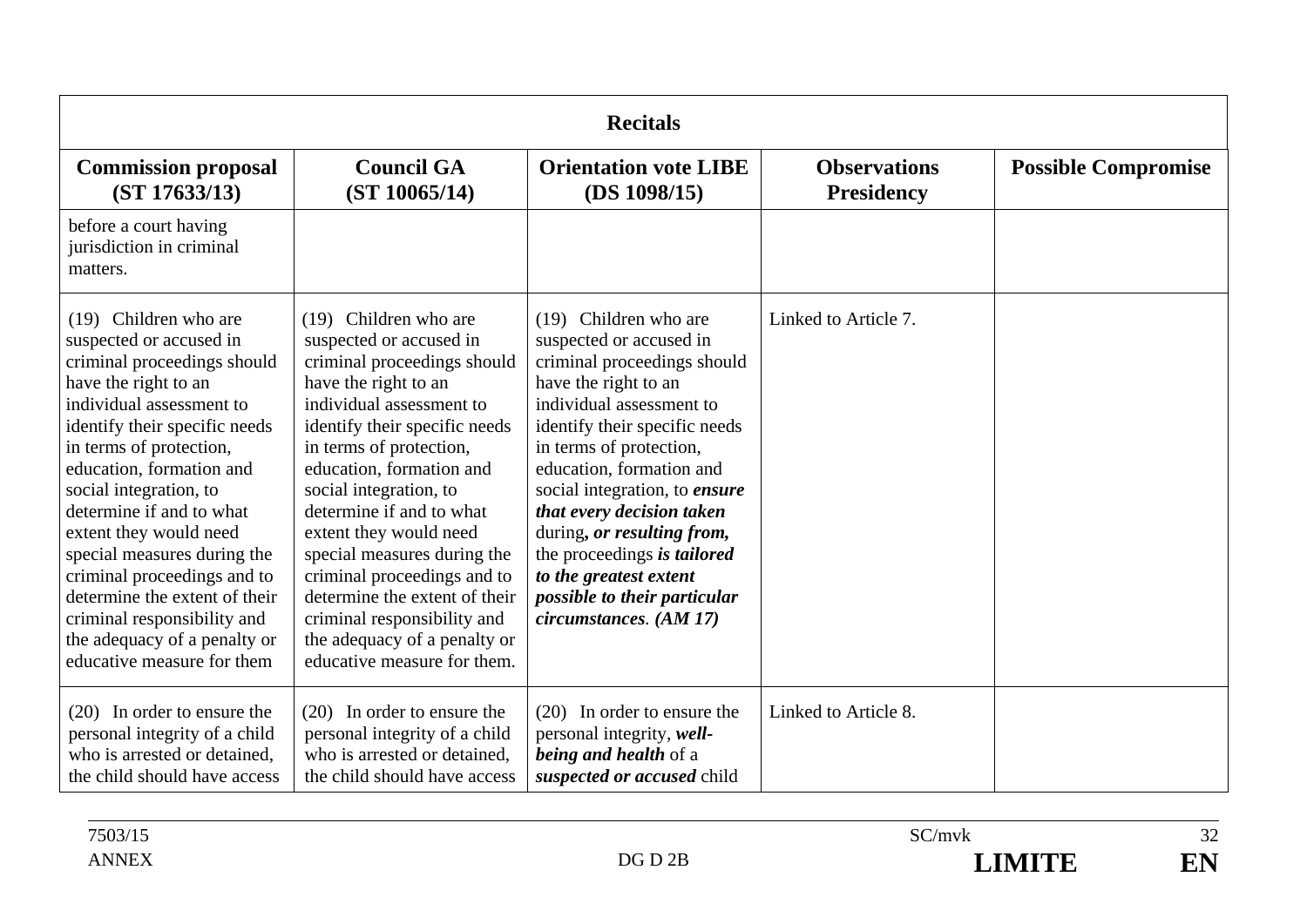| **Recitals** | | | | |
|---|---|---|---|---|
| **Commission proposal (ST 17633/13)** | **Council GA (ST 10065/14)** | **Orientation vote LIBE (DS 1098/15)** | **Observations Presidency** | **Possible Compromise** |
| before a court having jurisdiction in criminal matters. | | | | |
| (19) Children who are suspected or accused in criminal proceedings should have the right to an individual assessment to identify their specific needs in terms of protection, education, formation and social integration, to determine if and to what extent they would need special measures during the criminal proceedings and to determine the extent of their criminal responsibility and the adequacy of a penalty or educative measure for them | (19) Children who are suspected or accused in criminal proceedings should have the right to an individual assessment to identify their specific needs in terms of protection, education, formation and social integration, to determine if and to what extent they would need special measures during the criminal proceedings and to determine the extent of their criminal responsibility and the adequacy of a penalty or educative measure for them. | (19) Children who are suspected or accused in criminal proceedings should have the right to an individual assessment to identify their specific needs in terms of protection, education, formation and social integration, to ***ensure that every decision taken*** during***, or resulting from,*** the proceedings ***is tailored to the greatest extent possible to their particular circumstances***. ***(AM 17)*** | Linked to Article 7. | |
| (20) In order to ensure the personal integrity of a child who is arrested or detained, the child should have access | (20) In order to ensure the personal integrity of a child who is arrested or detained, the child should have access | (20) In order to ensure the personal integrity, ***well-being and health*** of a ***suspected or accused*** child | Linked to Article 8. | |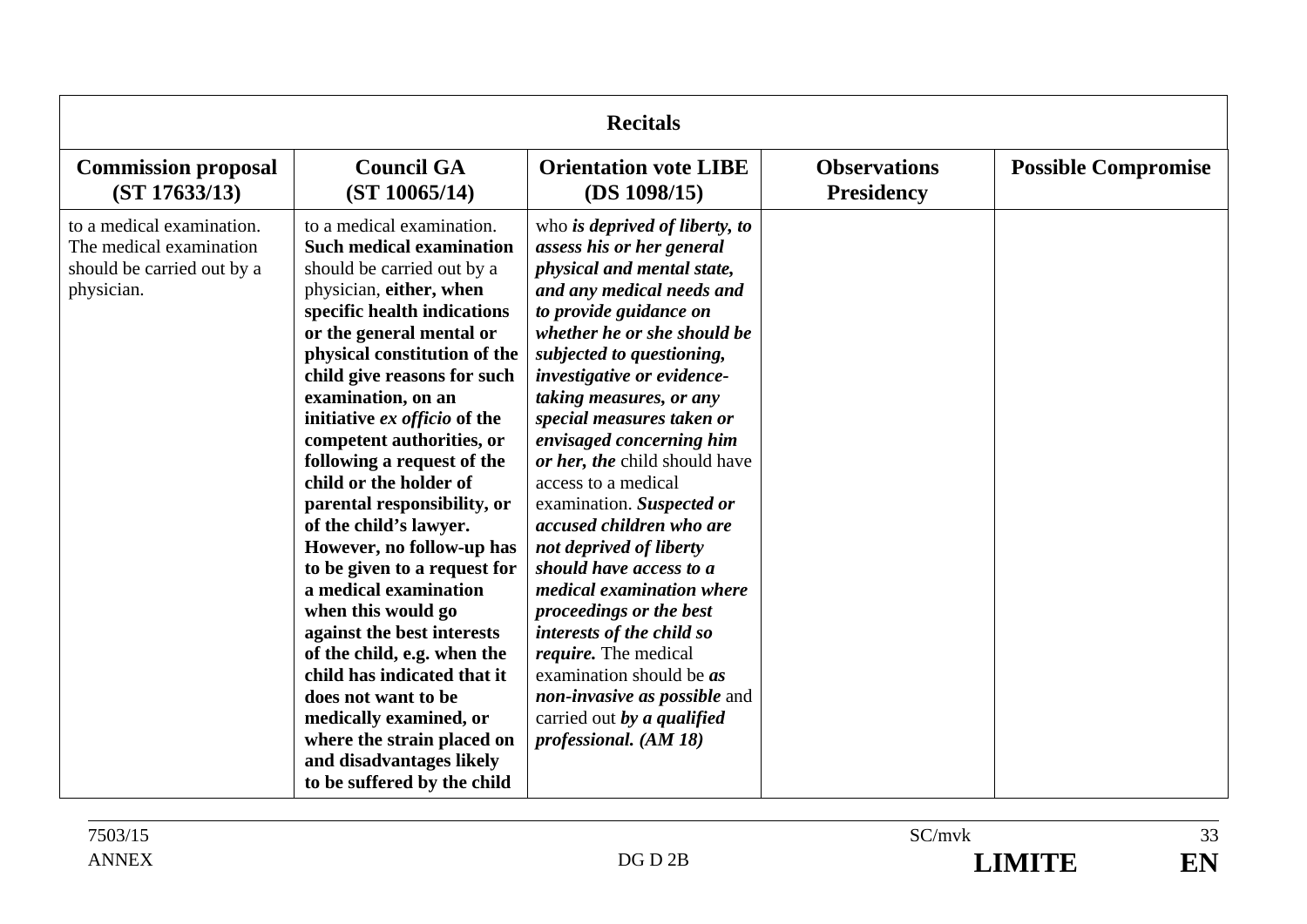| Recitals | | | | |
|---|---|---|---|---|
| **Commission proposal (ST 17633/13)** | **Council GA (ST 10065/14)** | **Orientation vote LIBE (DS 1098/15)** | **Observations Presidency** | **Possible Compromise** |
| to a medical examination. The medical examination should be carried out by a physician. | to a medical examination. **Such medical examination** should be carried out by a physician, **either, when specific health indications or the general mental or physical constitution of the child give reasons for such examination, on an initiative *ex officio* of the competent authorities, or following a request of the child or the holder of parental responsibility, or of the child's lawyer. However, no follow-up has to be given to a request for a medical examination when this would go against the best interests of the child, e.g. when the child has indicated that it does not want to be medically examined, or where the strain placed on and disadvantages likely to be suffered by the child** | who ***is deprived of liberty, to assess his or her general physical and mental state, and any medical needs and to provide guidance on whether he or she should be subjected to questioning, investigative or evidence-taking measures, or any special measures taken or envisaged concerning him or her, the*** child should have access to a medical examination. ***Suspected or accused children who are not deprived of liberty should have access to a medical examination where proceedings or the best interests of the child so require.*** The medical examination should be ***as non-invasive as possible*** and carried out ***by a qualified professional. (AM 18)*** | | |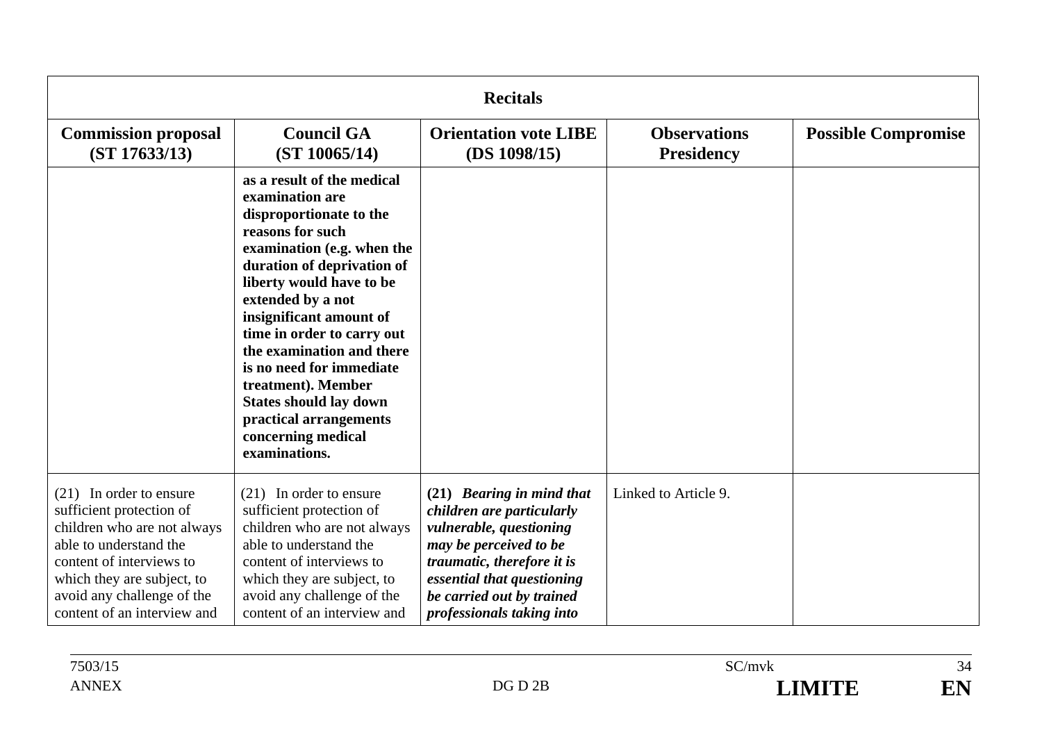| Recitals | | | | |
|---|---|---|---|---|
| **Commission proposal (ST 17633/13)** | **Council GA (ST 10065/14)** | **Orientation vote LIBE (DS 1098/15)** | **Observations Presidency** | **Possible Compromise** |
| | **as a result of the medical examination are disproportionate to the reasons for such examination (e.g. when the duration of deprivation of liberty would have to be extended by a not insignificant amount of time in order to carry out the examination and there is no need for immediate treatment). Member States should lay down practical arrangements concerning medical examinations.** | | | |
| (21) In order to ensure sufficient protection of children who are not always able to understand the content of interviews to which they are subject, to avoid any challenge of the content of an interview and | (21) In order to ensure sufficient protection of children who are not always able to understand the content of interviews to which they are subject, to avoid any challenge of the content of an interview and | **(21)** ***Bearing in mind that children are particularly vulnerable, questioning may be perceived to be traumatic, therefore it is essential that questioning be carried out by trained professionals taking into*** | Linked to Article 9. | |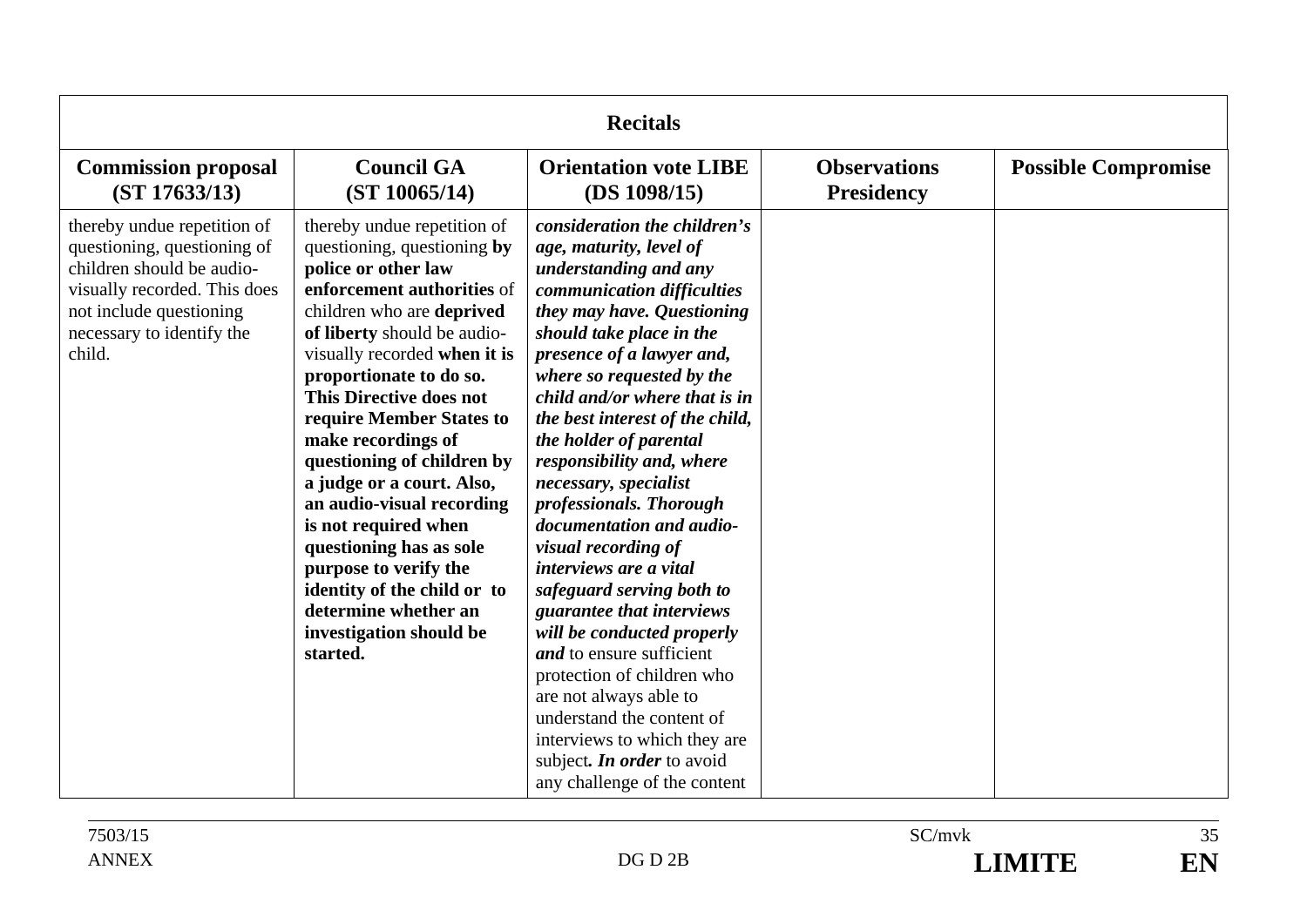| Recitals | | | | |
|---|---|---|---|---|
| **Commission proposal (ST 17633/13)** | **Council GA (ST 10065/14)** | **Orientation vote LIBE (DS 1098/15)** | **Observations Presidency** | **Possible Compromise** |
| thereby undue repetition of questioning, questioning of children should be audio-visually recorded. This does not include questioning necessary to identify the child. | thereby undue repetition of questioning, questioning **by police or other law enforcement authorities** of children who are **deprived of liberty** should be audio-visually recorded **when it is proportionate to do so. This Directive does not require Member States to make recordings of questioning of children by a judge or a court. Also, an audio-visual recording is not required when questioning has as sole purpose to verify the identity of the child or to determine whether an investigation should be started.** | ***consideration the children's age, maturity, level of understanding and any communication difficulties they may have. Questioning should take place in the presence of a lawyer and, where so requested by the child and/or where that is in the best interest of the child, the holder of parental responsibility and, where necessary, specialist professionals. Thorough documentation and audio-visual recording of interviews are a vital safeguard serving both to guarantee that interviews will be conducted properly and*** to ensure sufficient protection of children who are not always able to understand the content of interviews to which they are subject***. In order*** to avoid any challenge of the content | | |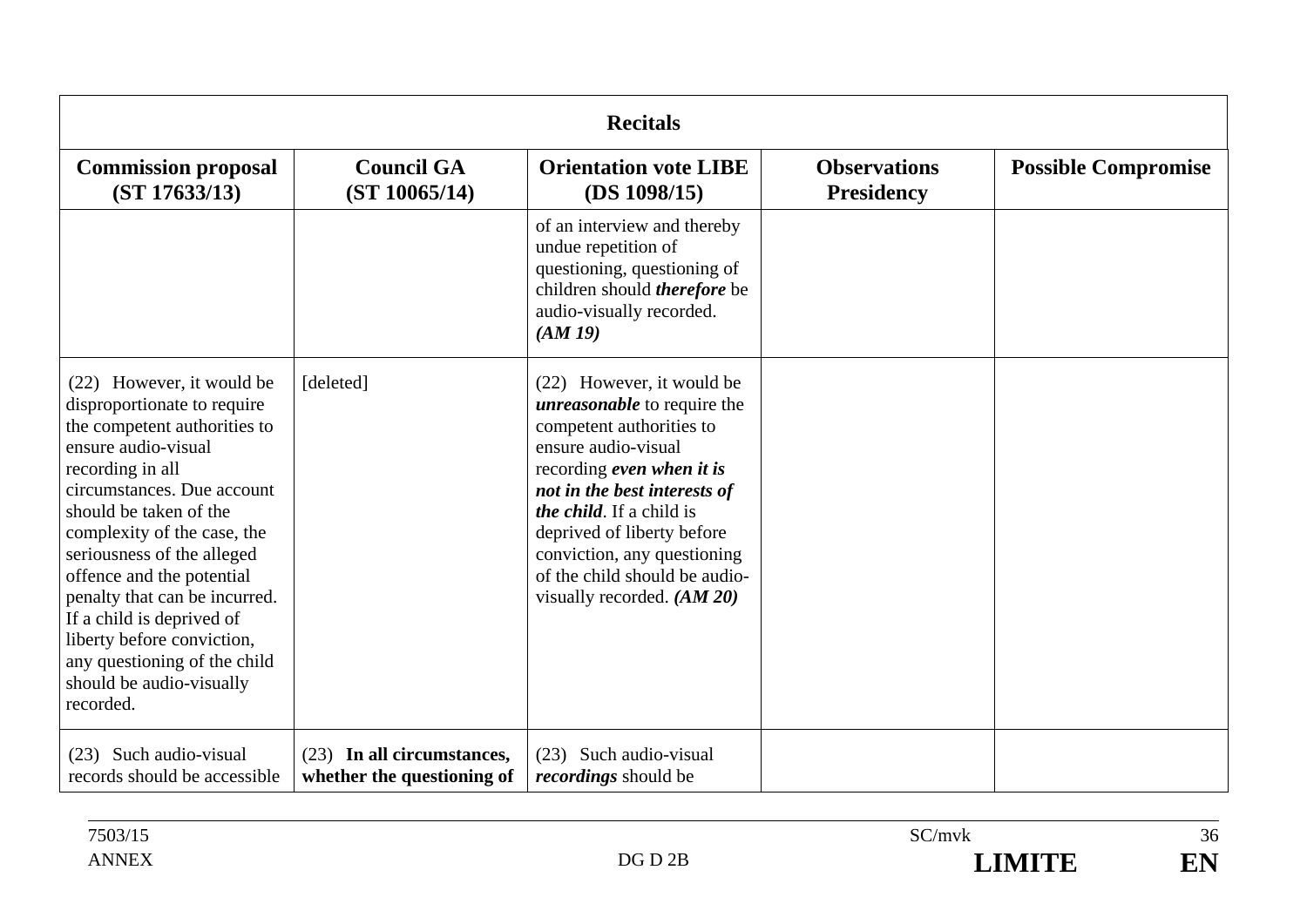| **Recitals** | | | | |
|---|---|---|---|---|
| **Commission proposal (ST 17633/13)** | **Council GA (ST 10065/14)** | **Orientation vote LIBE (DS 1098/15)** | **Observations Presidency** | **Possible Compromise** |
| | | of an interview and thereby undue repetition of questioning, questioning of children should ***therefore*** be audio-visually recorded. ***(AM 19)*** | | |
| (22) However, it would be disproportionate to require the competent authorities to ensure audio-visual recording in all circumstances. Due account should be taken of the complexity of the case, the seriousness of the alleged offence and the potential penalty that can be incurred. If a child is deprived of liberty before conviction, any questioning of the child should be audio-visually recorded. | [deleted] | (22) However, it would be ***unreasonable*** to require the competent authorities to ensure audio-visual recording ***even when it is not in the best interests of the child***. If a child is deprived of liberty before conviction, any questioning of the child should be audio-visually recorded. ***(AM 20)*** | | |
| (23) Such audio-visual records should be accessible | (23) **In all circumstances, whether the questioning of** | (23) Such audio-visual ***recordings*** should be | | |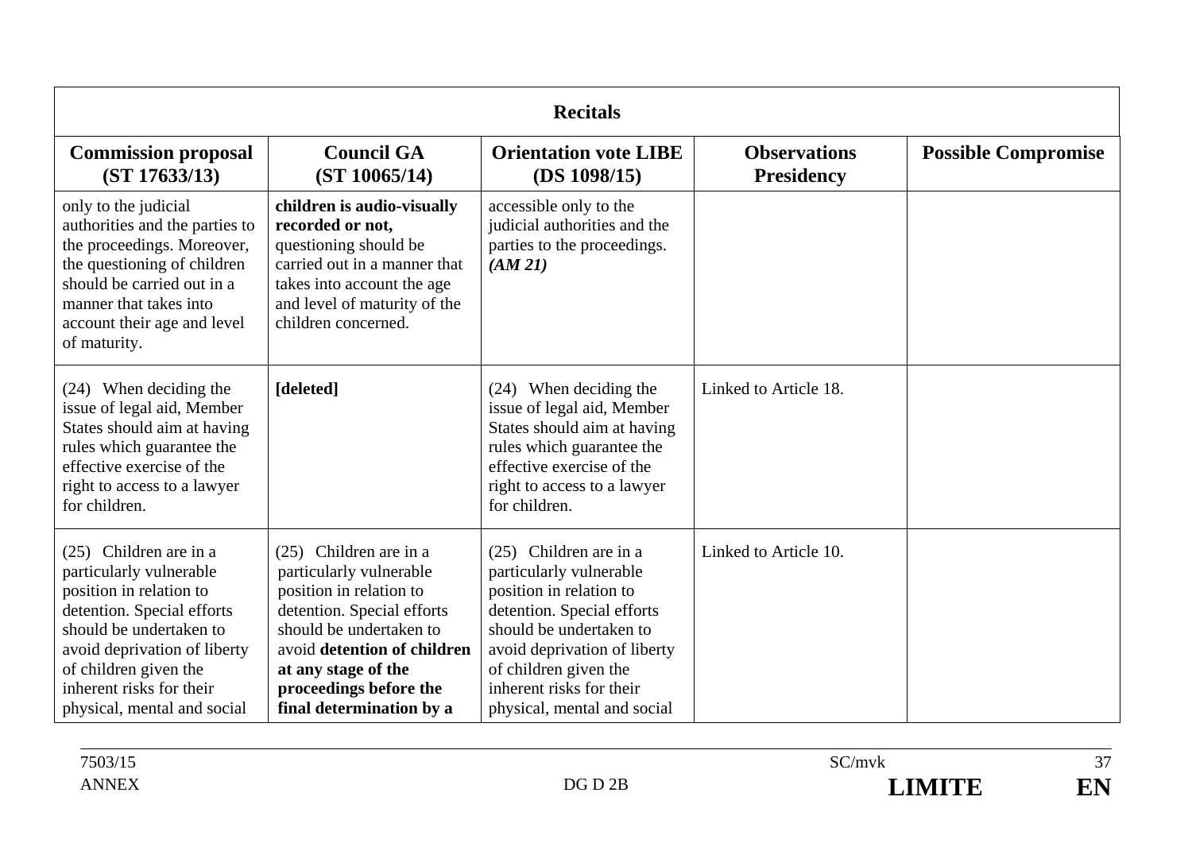| Recitals | | | | |
|---|---|---|---|---|
| **Commission proposal (ST 17633/13)** | **Council GA (ST 10065/14)** | **Orientation vote LIBE (DS 1098/15)** | **Observations Presidency** | **Possible Compromise** |
| only to the judicial authorities and the parties to the proceedings. Moreover, the questioning of children should be carried out in a manner that takes into account their age and level of maturity. | **children is audio-visually recorded or not,** questioning should be carried out in a manner that takes into account the age and level of maturity of the children concerned. | accessible only to the judicial authorities and the parties to the proceedings. ***(AM 21)*** | | |
| (24) When deciding the issue of legal aid, Member States should aim at having rules which guarantee the effective exercise of the right to access to a lawyer for children. | **[deleted]** | (24) When deciding the issue of legal aid, Member States should aim at having rules which guarantee the effective exercise of the right to access to a lawyer for children. | Linked to Article 18. | |
| (25) Children are in a particularly vulnerable position in relation to detention. Special efforts should be undertaken to avoid deprivation of liberty of children given the inherent risks for their physical, mental and social | (25) Children are in a particularly vulnerable position in relation to detention. Special efforts should be undertaken to avoid **detention of children at any stage of the proceedings before the final determination by a** | (25) Children are in a particularly vulnerable position in relation to detention. Special efforts should be undertaken to avoid deprivation of liberty of children given the inherent risks for their physical, mental and social | Linked to Article 10. | |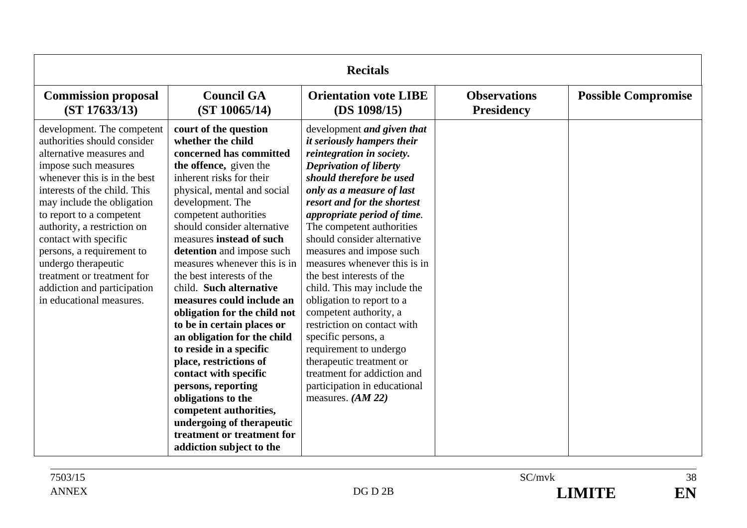| Recitals | | | | |
|---|---|---|---|---|
| **Commission proposal (ST 17633/13)** | **Council GA (ST 10065/14)** | **Orientation vote LIBE (DS 1098/15)** | **Observations Presidency** | **Possible Compromise** |
| development. The competent authorities should consider alternative measures and impose such measures whenever this is in the best interests of the child. This may include the obligation to report to a competent authority, a restriction on contact with specific persons, a requirement to undergo therapeutic treatment or treatment for addiction and participation in educational measures. | **court of the question whether the child concerned has committed the offence,** given the inherent risks for their physical, mental and social development. The competent authorities should consider alternative measures **instead of such detention** and impose such measures whenever this is in the best interests of the child. **Such alternative measures could include an obligation for the child not to be in certain places or an obligation for the child to reside in a specific place, restrictions of contact with specific persons, reporting obligations to the competent authorities, undergoing of therapeutic treatment or treatment for addiction subject to the** | development ***and given that it seriously hampers their reintegration in society. Deprivation of liberty should therefore be used only as a measure of last resort and for the shortest appropriate period of time***. The competent authorities should consider alternative measures and impose such measures whenever this is in the best interests of the child. This may include the obligation to report to a competent authority, a restriction on contact with specific persons, a requirement to undergo therapeutic treatment or treatment for addiction and participation in educational measures. ***(AM 22)*** | | |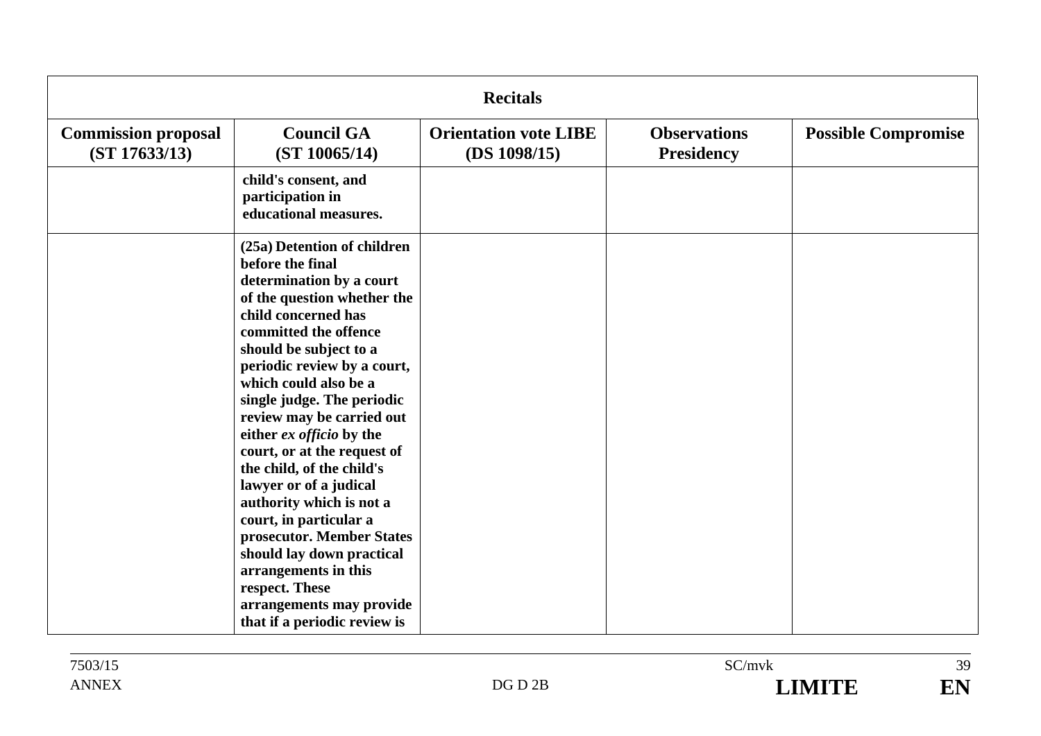| Recitals | | | | |
|---|---|---|---|---|
| **Commission proposal (ST 17633/13)** | **Council GA (ST 10065/14)** | **Orientation vote LIBE (DS 1098/15)** | **Observations Presidency** | **Possible Compromise** |
| | **child's consent, and participation in educational measures.** | | | |
| | **(25a) Detention of children before the final determination by a court of the question whether the child concerned has committed the offence should be subject to a periodic review by a court, which could also be a single judge. The periodic review may be carried out either *ex officio* by the court, or at the request of the child, of the child's lawyer or of a judical authority which is not a court, in particular a prosecutor. Member States should lay down practical arrangements in this respect. These arrangements may provide that if a periodic review is** | | | |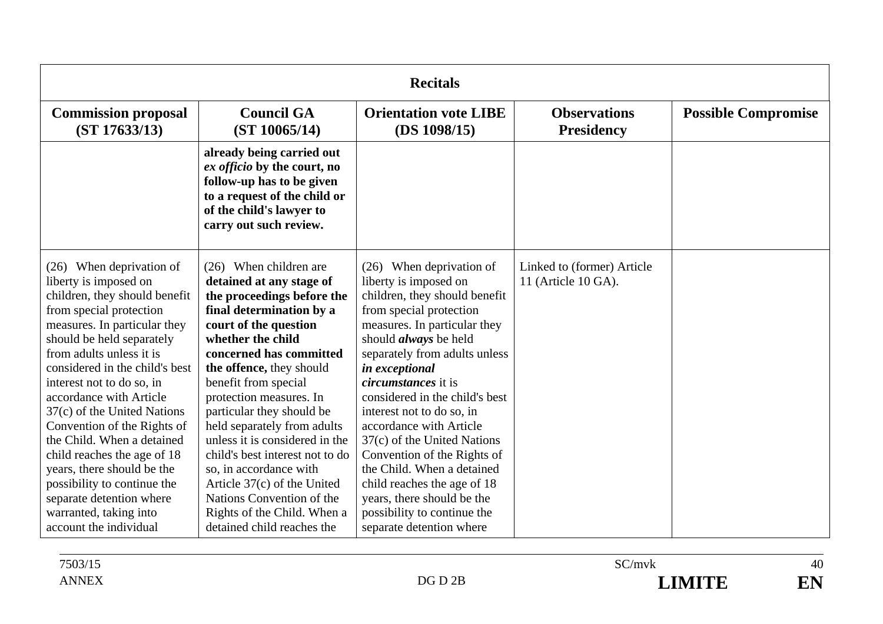| **Recitals** | | | | |
|---|---|---|---|---|
| **Commission proposal (ST 17633/13)** | **Council GA (ST 10065/14)** | **Orientation vote LIBE (DS 1098/15)** | **Observations Presidency** | **Possible Compromise** |
| | **already being carried out *ex officio* by the court, no follow-up has to be given to a request of the child or of the child's lawyer to carry out such review.** | | | |
| (26) When deprivation of liberty is imposed on children, they should benefit from special protection measures. In particular they should be held separately from adults unless it is considered in the child's best interest not to do so, in accordance with Article 37(c) of the United Nations Convention of the Rights of the Child. When a detained child reaches the age of 18 years, there should be the possibility to continue the separate detention where warranted, taking into account the individual | (26) When children are **detained at any stage of the proceedings before the final determination by a court of the question whether the child concerned has committed the offence,** they should benefit from special protection measures. In particular they should be held separately from adults unless it is considered in the child's best interest not to do so, in accordance with Article 37(c) of the United Nations Convention of the Rights of the Child. When a detained child reaches the | (26) When deprivation of liberty is imposed on children, they should benefit from special protection measures. In particular they should ***always*** be held separately from adults unless ***in exceptional circumstances*** it is considered in the child's best interest not to do so, in accordance with Article 37(c) of the United Nations Convention of the Rights of the Child. When a detained child reaches the age of 18 years, there should be the possibility to continue the separate detention where | Linked to (former) Article 11 (Article 10 GA). | |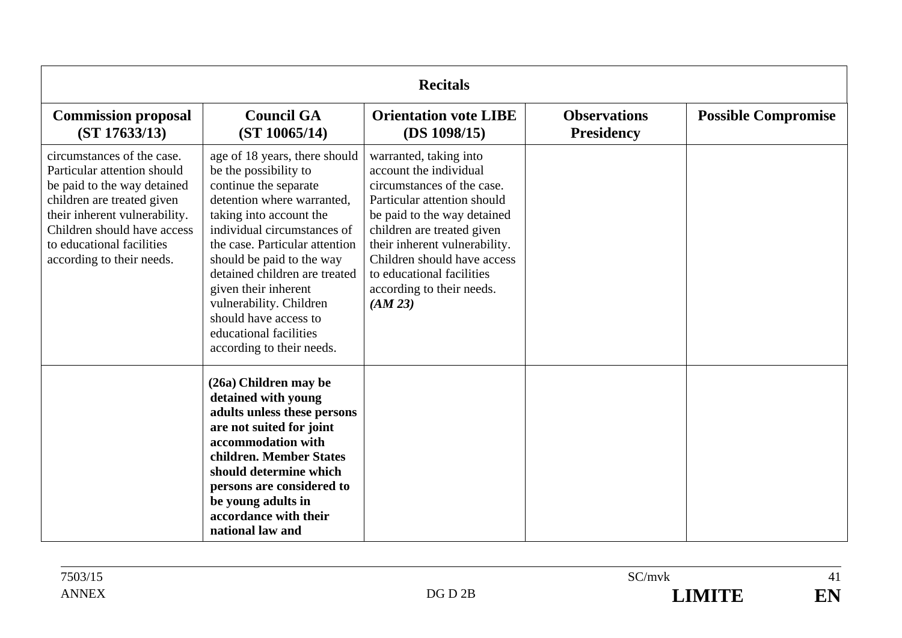| Recitals | | | | |
|---|---|---|---|---|
| **Commission proposal (ST 17633/13)** | **Council GA (ST 10065/14)** | **Orientation vote LIBE (DS 1098/15)** | **Observations Presidency** | **Possible Compromise** |
| circumstances of the case. Particular attention should be paid to the way detained children are treated given their inherent vulnerability. Children should have access to educational facilities according to their needs. | age of 18 years, there should be the possibility to continue the separate detention where warranted, taking into account the individual circumstances of the case. Particular attention should be paid to the way detained children are treated given their inherent vulnerability. Children should have access to educational facilities according to their needs. | warranted, taking into account the individual circumstances of the case. Particular attention should be paid to the way detained children are treated given their inherent vulnerability. Children should have access to educational facilities according to their needs. ***(AM 23)*** | | |
| | **(26a) Children may be detained with young adults unless these persons are not suited for joint accommodation with children. Member States should determine which persons are considered to be young adults in accordance with their national law and** | | | |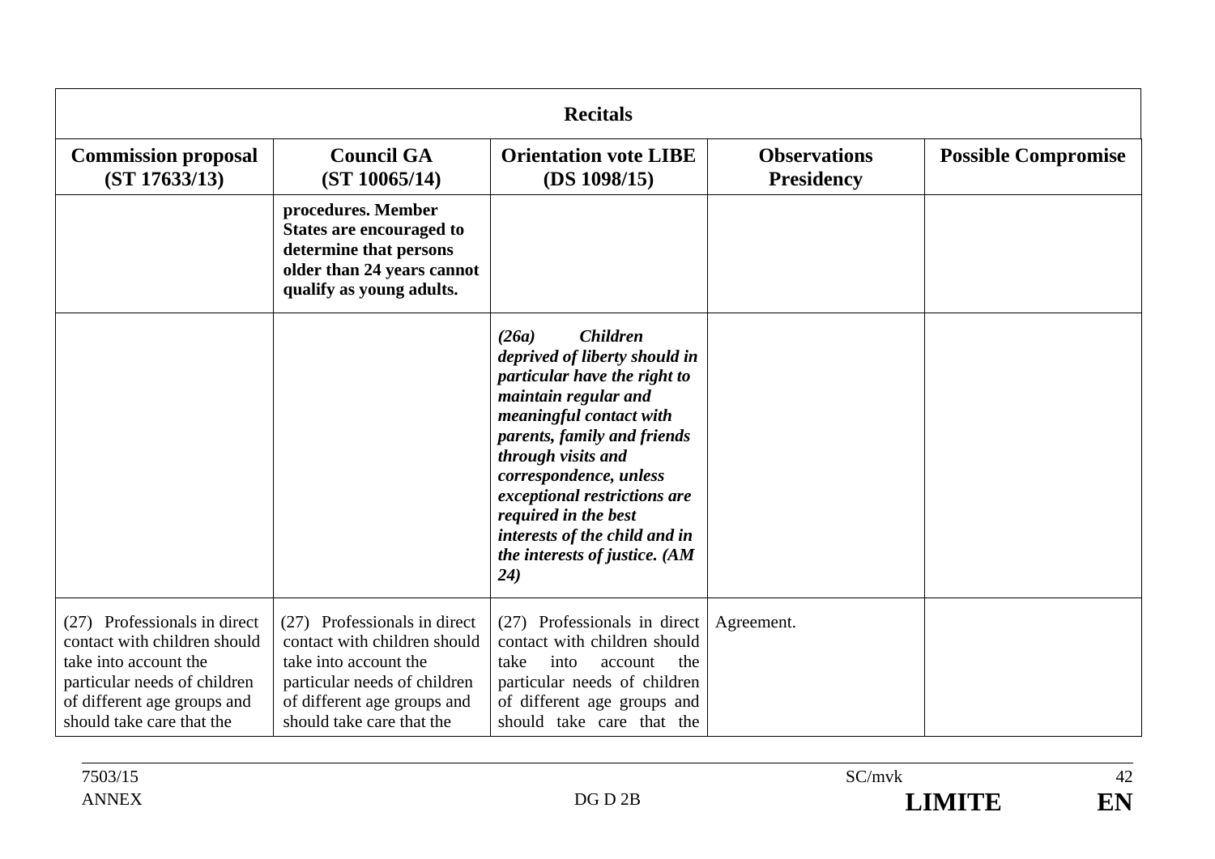| Recitals | | | | |
|---|---|---|---|---|
| **Commission proposal (ST 17633/13)** | **Council GA (ST 10065/14)** | **Orientation vote LIBE (DS 1098/15)** | **Observations Presidency** | **Possible Compromise** |
| | **procedures. Member States are encouraged to determine that persons older than 24 years cannot qualify as young adults.** | | | |
| | | ***(26a) Children deprived of liberty should in particular have the right to maintain regular and meaningful contact with parents, family and friends through visits and correspondence, unless exceptional restrictions are required in the best interests of the child and in the interests of justice. (AM 24)*** | | |
| (27) Professionals in direct contact with children should take into account the particular needs of children of different age groups and should take care that the | (27) Professionals in direct contact with children should take into account the particular needs of children of different age groups and should take care that the | (27) Professionals in direct contact with children should take into account the particular needs of children of different age groups and should take care that the | Agreement. | |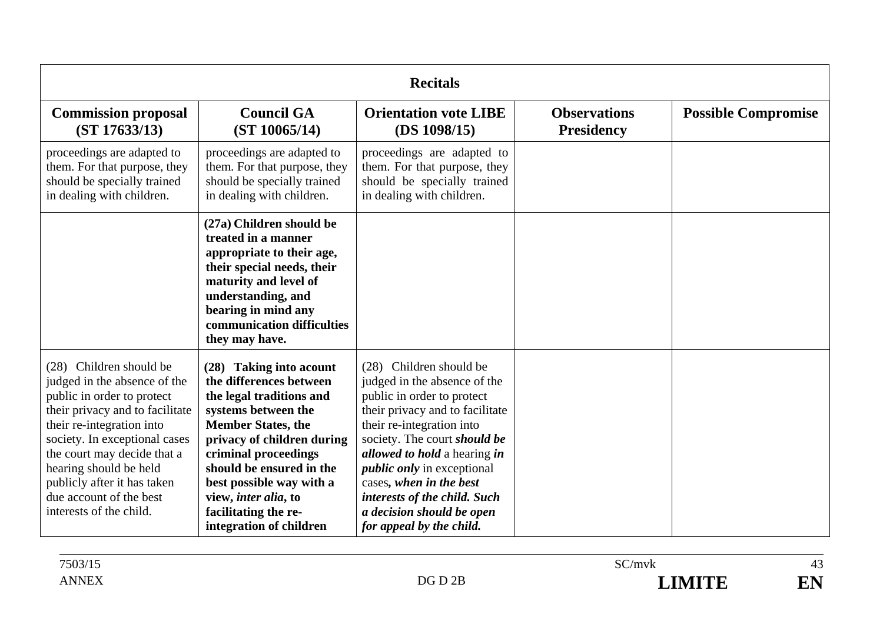| Recitals | | | | |
|---|---|---|---|---|
| **Commission proposal (ST 17633/13)** | **Council GA (ST 10065/14)** | **Orientation vote LIBE (DS 1098/15)** | **Observations Presidency** | **Possible Compromise** |
| proceedings are adapted to them. For that purpose, they should be specially trained in dealing with children. | proceedings are adapted to them. For that purpose, they should be specially trained in dealing with children. | proceedings are adapted to them. For that purpose, they should be specially trained in dealing with children. | | |
| | **(27a) Children should be treated in a manner appropriate to their age, their special needs, their maturity and level of understanding, and bearing in mind any communication difficulties they may have.** | | | |
| (28) Children should be judged in the absence of the public in order to protect their privacy and to facilitate their re-integration into society. In exceptional cases the court may decide that a hearing should be held publicly after it has taken due account of the best interests of the child. | **(28) Taking into acount the differences between the legal traditions and systems between the Member States, the privacy of children during criminal proceedings should be ensured in the best possible way with a view, *inter alia*, to facilitating the re-integration of children** | (28) Children should be judged in the absence of the public in order to protect their privacy and to facilitate their re-integration into society. The court ***should be allowed to hold*** a hearing ***in public only*** in exceptional cases***, when in the best interests of the child. Such a decision should be open for appeal by the child.*** | | |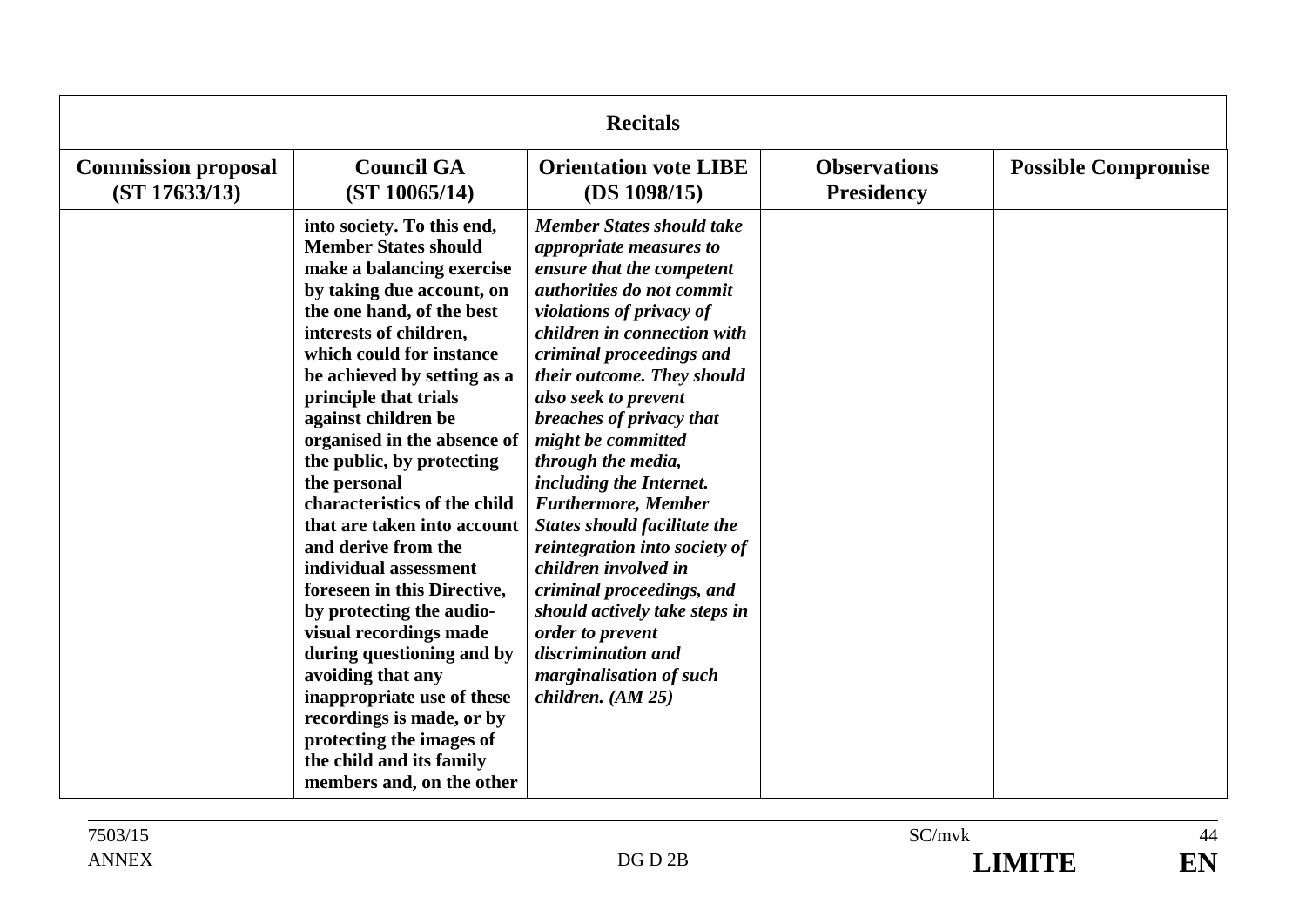| Recitals | | | | |
|---|---|---|---|---|
| **Commission proposal (ST 17633/13)** | **Council GA (ST 10065/14)** | **Orientation vote LIBE (DS 1098/15)** | **Observations Presidency** | **Possible Compromise** |
| | **into society. To this end, Member States should make a balancing exercise by taking due account, on the one hand, of the best interests of children, which could for instance be achieved by setting as a principle that trials against children be organised in the absence of the public, by protecting the personal characteristics of the child that are taken into account and derive from the individual assessment foreseen in this Directive, by protecting the audio-visual recordings made during questioning and by avoiding that any inappropriate use of these recordings is made, or by protecting the images of the child and its family members and, on the other** | ***Member States should take appropriate measures to ensure that the competent authorities do not commit violations of privacy of children in connection with criminal proceedings and their outcome. They should also seek to prevent breaches of privacy that might be committed through the media, including the Internet. Furthermore, Member States should facilitate the reintegration into society of children involved in criminal proceedings, and should actively take steps in order to prevent discrimination and marginalisation of such children. (AM 25)*** | | |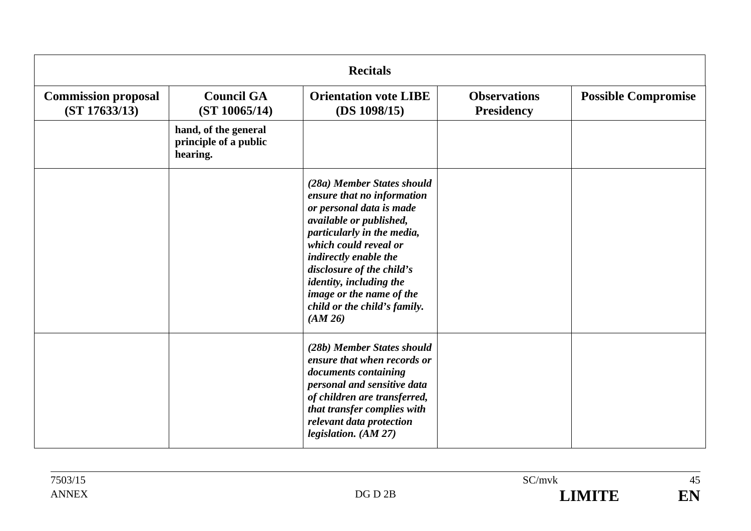| **Recitals** | | | | |
|---|---|---|---|---|
| **Commission proposal (ST 17633/13)** | **Council GA (ST 10065/14)** | **Orientation vote LIBE (DS 1098/15)** | **Observations Presidency** | **Possible Compromise** |
| | **hand, of the general principle of a public hearing.** | | | |
| | | ***(28a) Member States should ensure that no information or personal data is made available or published, particularly in the media, which could reveal or indirectly enable the disclosure of the child's identity, including the image or the name of the child or the child's family. (AM 26)*** | | |
| | | ***(28b) Member States should ensure that when records or documents containing personal and sensitive data of children are transferred, that transfer complies with relevant data protection legislation. (AM 27)*** | | |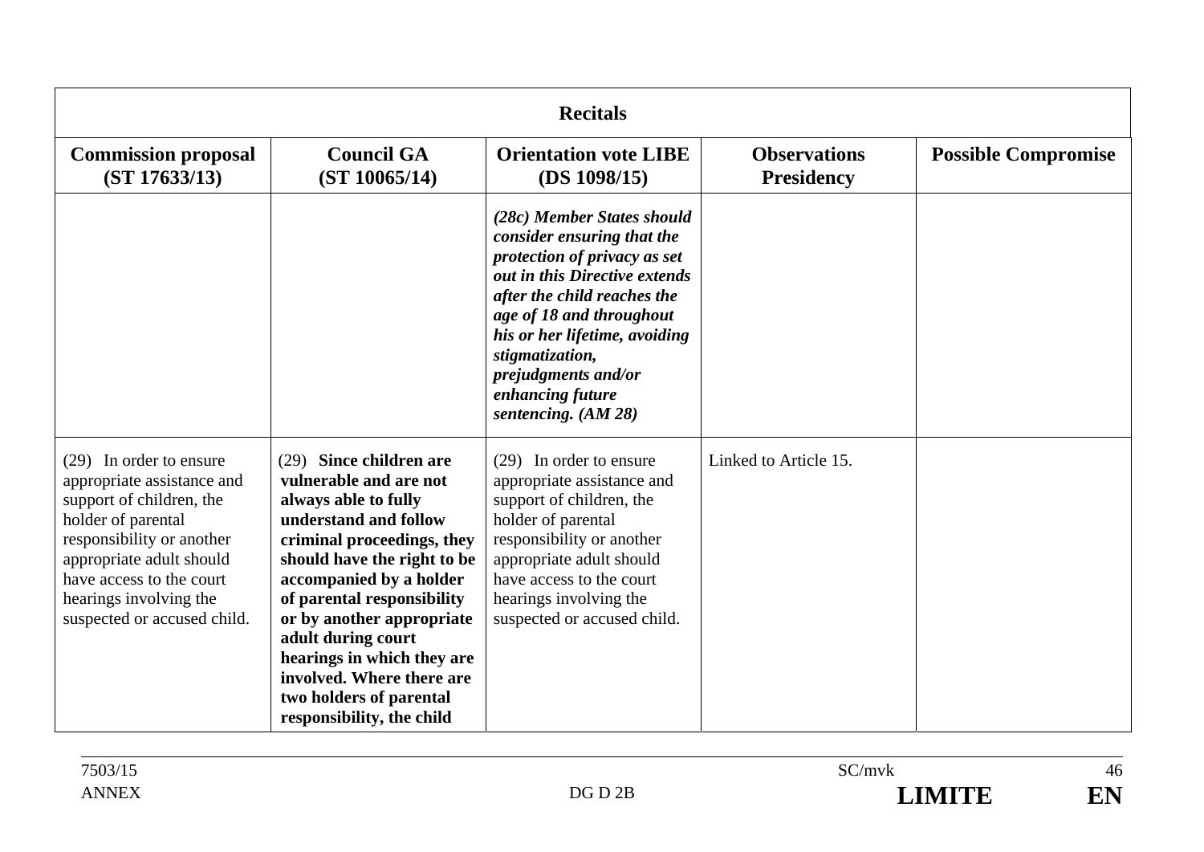| Recitals | | | | |
|---|---|---|---|---|
| **Commission proposal (ST 17633/13)** | **Council GA (ST 10065/14)** | **Orientation vote LIBE (DS 1098/15)** | **Observations Presidency** | **Possible Compromise** |
| | | ***(28c) Member States should consider ensuring that the protection of privacy as set out in this Directive extends after the child reaches the age of 18 and throughout his or her lifetime, avoiding stigmatization, prejudgments and/or enhancing future sentencing. (AM 28)*** | | |
| (29) In order to ensure appropriate assistance and support of children, the holder of parental responsibility or another appropriate adult should have access to the court hearings involving the suspected or accused child. | (29) **Since children are vulnerable and are not always able to fully understand and follow criminal proceedings, they should have the right to be accompanied by a holder of parental responsibility or by another appropriate adult during court hearings in which they are involved. Where there are two holders of parental responsibility, the child** | (29) In order to ensure appropriate assistance and support of children, the holder of parental responsibility or another appropriate adult should have access to the court hearings involving the suspected or accused child. | Linked to Article 15. | |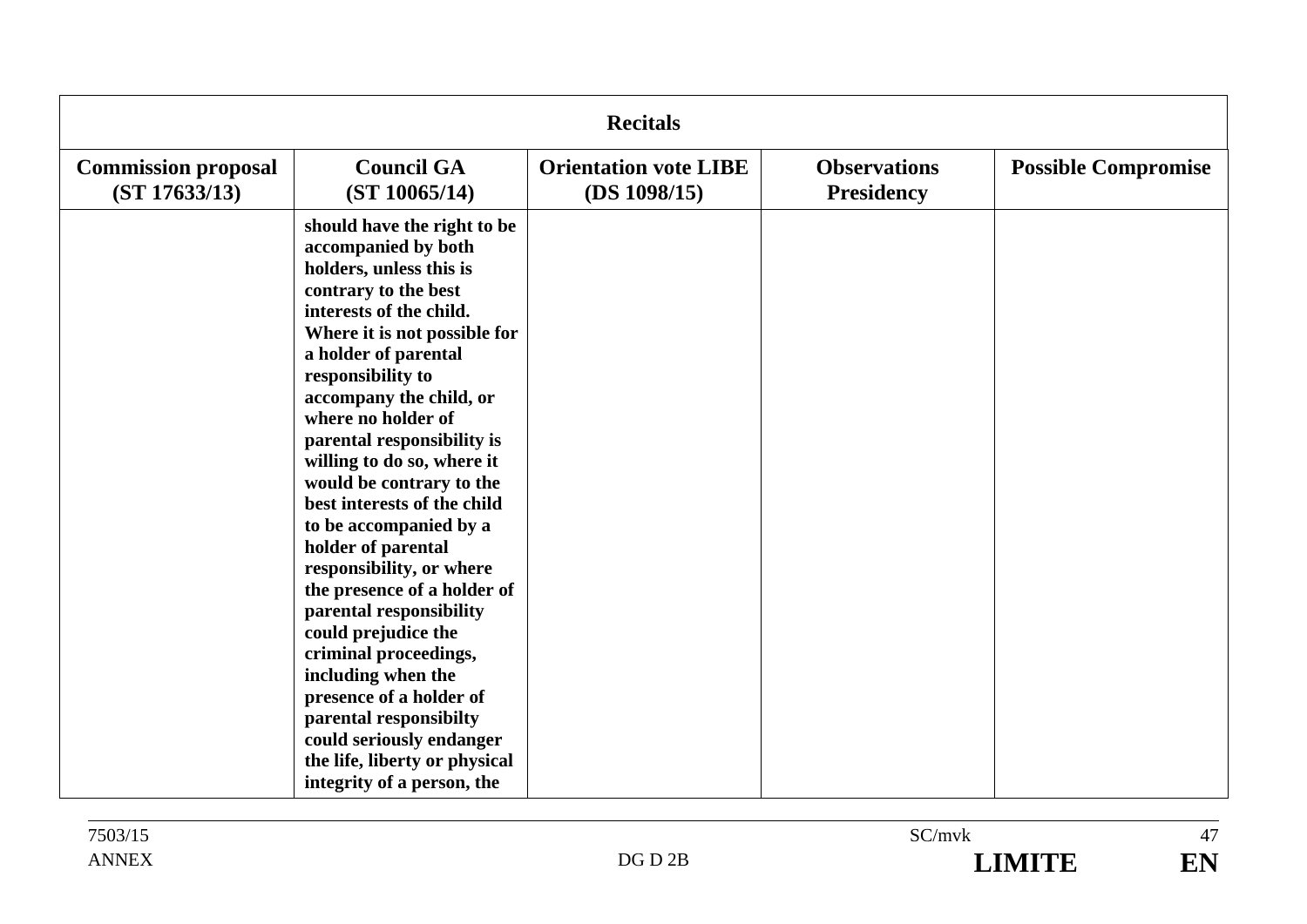| Recitals | | | | |
|---|---|---|---|---|
| **Commission proposal (ST 17633/13)** | **Council GA (ST 10065/14)** | **Orientation vote LIBE (DS 1098/15)** | **Observations Presidency** | **Possible Compromise** |
| | **should have the right to be accompanied by both holders, unless this is contrary to the best interests of the child. Where it is not possible for a holder of parental responsibility to accompany the child, or where no holder of parental responsibility is willing to do so, where it would be contrary to the best interests of the child to be accompanied by a holder of parental responsibility, or where the presence of a holder of parental responsibility could prejudice the criminal proceedings, including when the presence of a holder of parental responsibilty could seriously endanger the life, liberty or physical integrity of a person, the** | | | |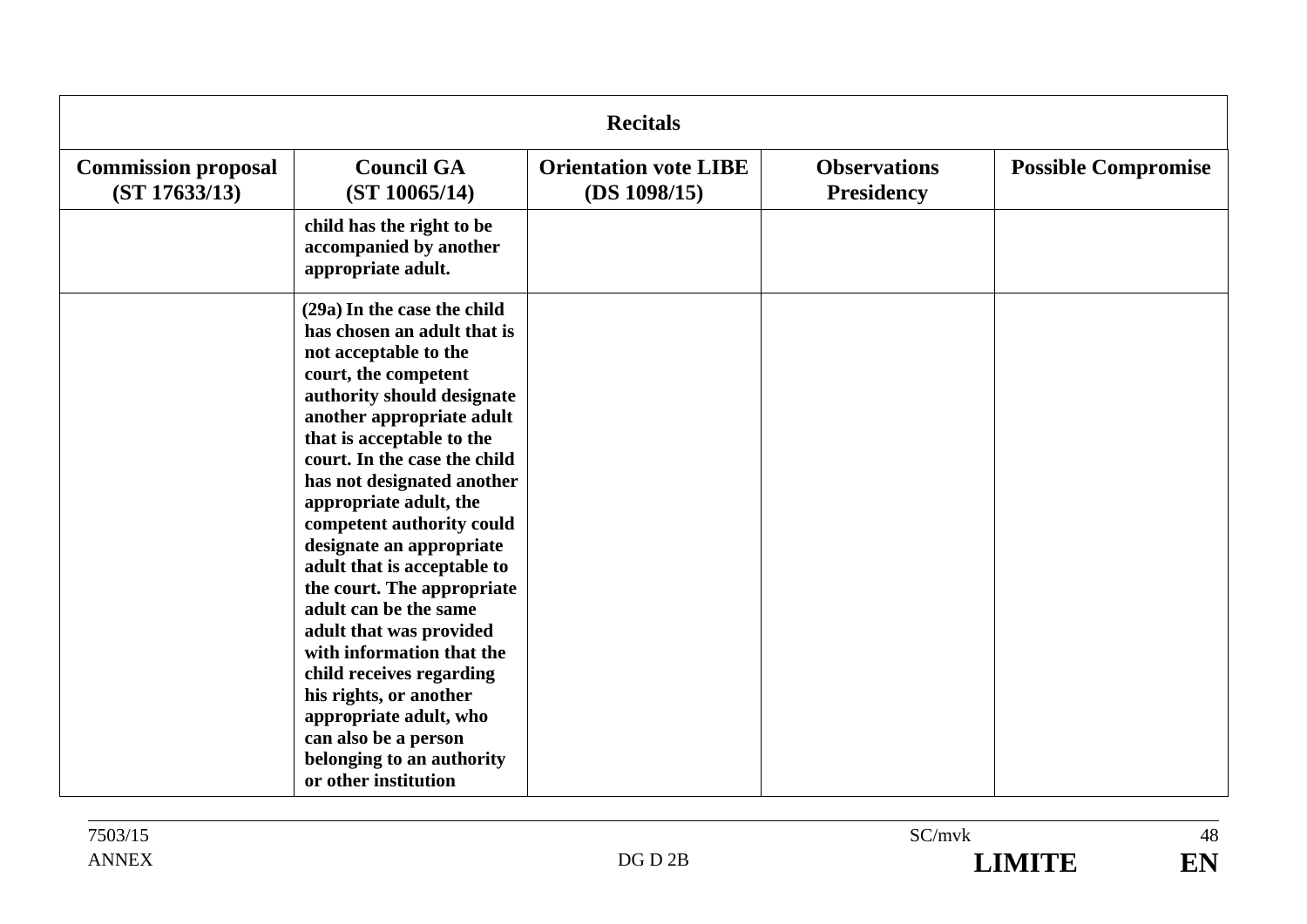| Recitals | | | | |
|---|---|---|---|---|
| **Commission proposal (ST 17633/13)** | **Council GA (ST 10065/14)** | **Orientation vote LIBE (DS 1098/15)** | **Observations Presidency** | **Possible Compromise** |
| | **child has the right to be accompanied by another appropriate adult.** | | | |
| | **(29a) In the case the child has chosen an adult that is not acceptable to the court, the competent authority should designate another appropriate adult that is acceptable to the court. In the case the child has not designated another appropriate adult, the competent authority could designate an appropriate adult that is acceptable to the court. The appropriate adult can be the same adult that was provided with information that the child receives regarding his rights, or another appropriate adult, who can also be a person belonging to an authority or other institution** | | | |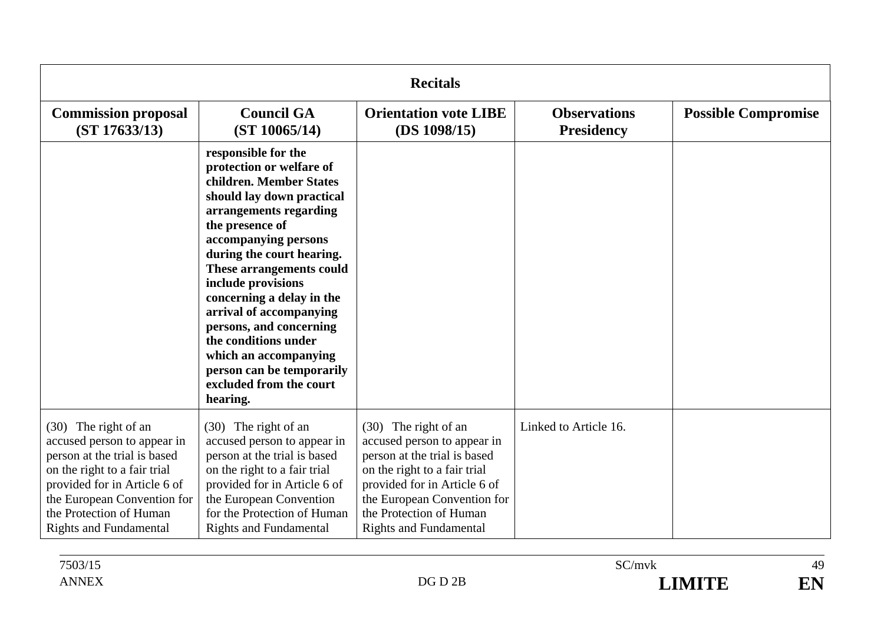| Recitals | | | | |
|---|---|---|---|---|
| **Commission proposal (ST 17633/13)** | **Council GA (ST 10065/14)** | **Orientation vote LIBE (DS 1098/15)** | **Observations Presidency** | **Possible Compromise** |
| | **responsible for the protection or welfare of children. Member States should lay down practical arrangements regarding the presence of accompanying persons during the court hearing. These arrangements could include provisions concerning a delay in the arrival of accompanying persons, and concerning the conditions under which an accompanying person can be temporarily excluded from the court hearing.** | | | |
| (30) The right of an accused person to appear in person at the trial is based on the right to a fair trial provided for in Article 6 of the European Convention for the Protection of Human Rights and Fundamental | (30) The right of an accused person to appear in person at the trial is based on the right to a fair trial provided for in Article 6 of the European Convention for the Protection of Human Rights and Fundamental | (30) The right of an accused person to appear in person at the trial is based on the right to a fair trial provided for in Article 6 of the European Convention for the Protection of Human Rights and Fundamental | Linked to Article 16. | |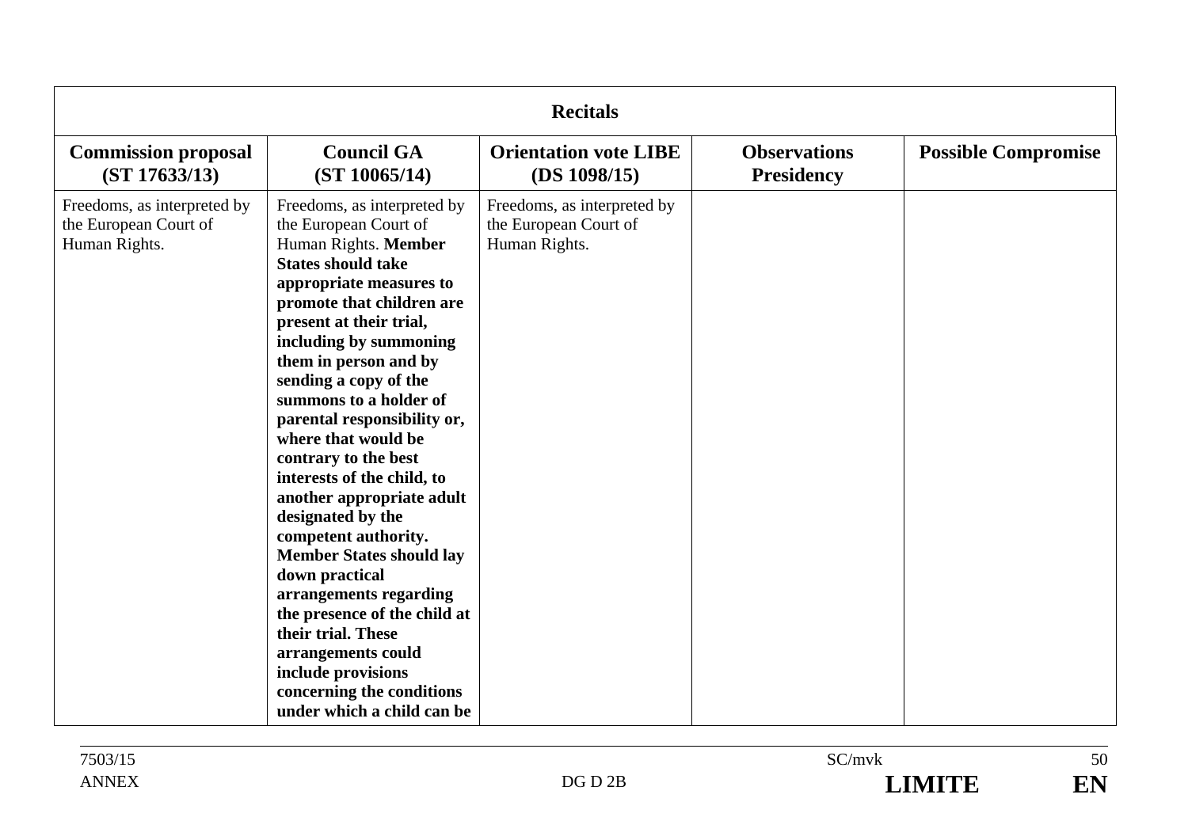| Recitals | | | | |
|---|---|---|---|---|
| **Commission proposal (ST 17633/13)** | **Council GA (ST 10065/14)** | **Orientation vote LIBE (DS 1098/15)** | **Observations Presidency** | **Possible Compromise** |
| Freedoms, as interpreted by the European Court of Human Rights. | Freedoms, as interpreted by the European Court of Human Rights. **Member States should take appropriate measures to promote that children are present at their trial, including by summoning them in person and by sending a copy of the summons to a holder of parental responsibility or, where that would be contrary to the best interests of the child, to another appropriate adult designated by the competent authority. Member States should lay down practical arrangements regarding the presence of the child at their trial. These arrangements could include provisions concerning the conditions under which a child can be** | Freedoms, as interpreted by the European Court of Human Rights. | | |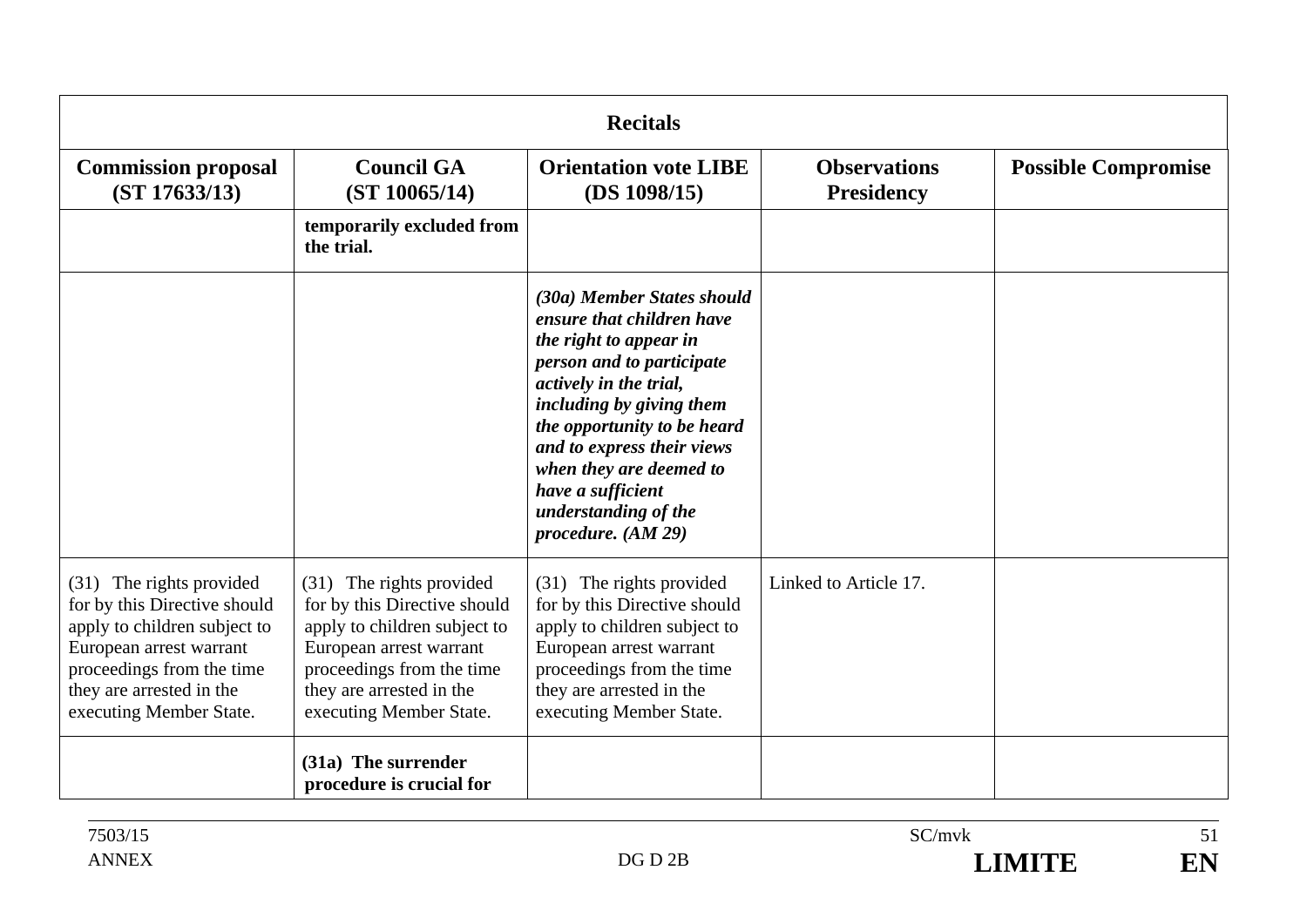| Recitals | | | | |
|---|---|---|---|---|
| **Commission proposal (ST 17633/13)** | **Council GA (ST 10065/14)** | **Orientation vote LIBE (DS 1098/15)** | **Observations Presidency** | **Possible Compromise** |
| | **temporarily excluded from the trial.** | | | |
| | | ***(30a) Member States should ensure that children have the right to appear in person and to participate actively in the trial, including by giving them the opportunity to be heard and to express their views when they are deemed to have a sufficient understanding of the procedure. (AM 29)*** | | |
| (31) The rights provided for by this Directive should apply to children subject to European arrest warrant proceedings from the time they are arrested in the executing Member State. | (31) The rights provided for by this Directive should apply to children subject to European arrest warrant proceedings from the time they are arrested in the executing Member State. | (31) The rights provided for by this Directive should apply to children subject to European arrest warrant proceedings from the time they are arrested in the executing Member State. | Linked to Article 17. | |
| | **(31a) The surrender procedure is crucial for** | | | |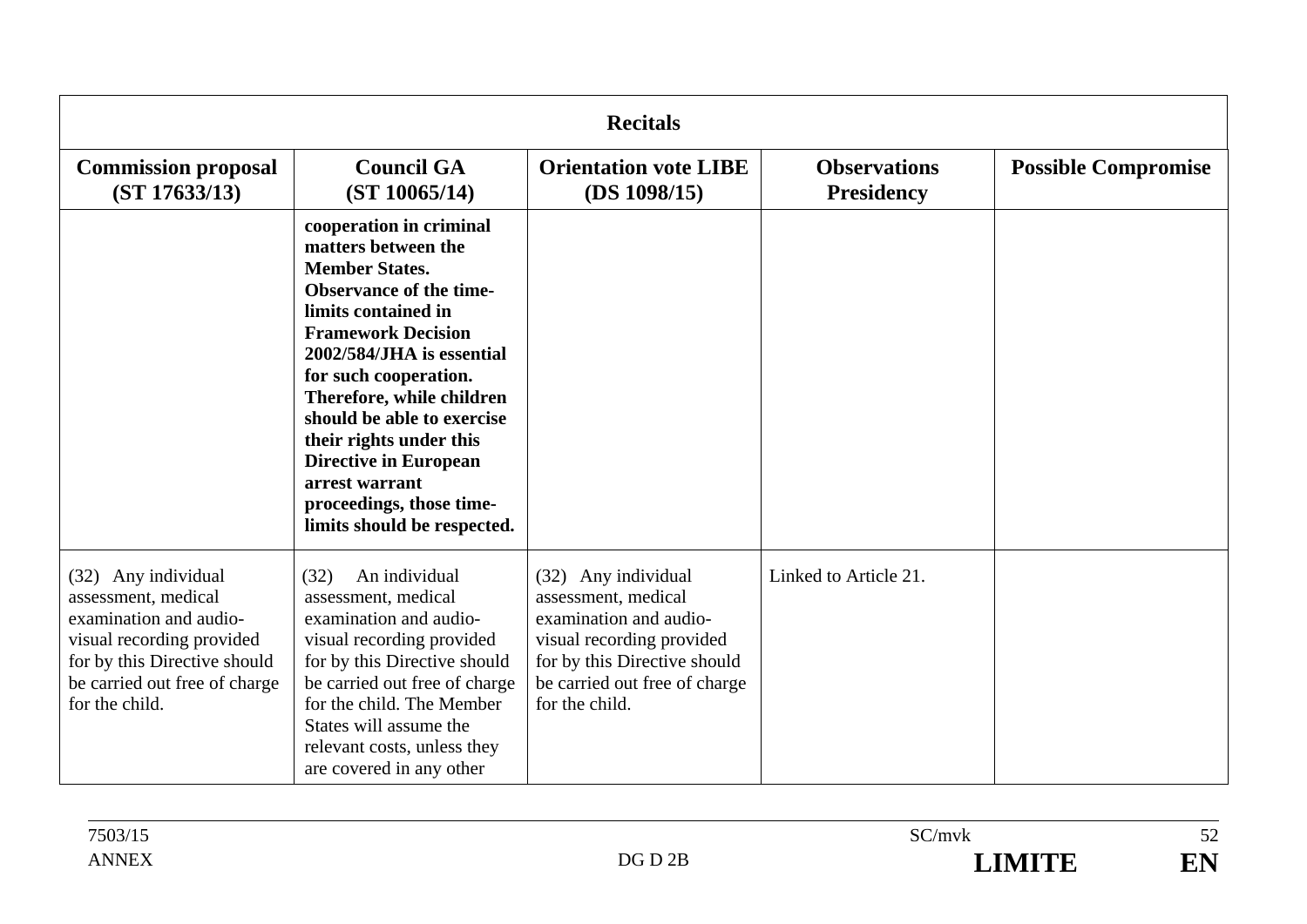| Recitals | | | | |
|---|---|---|---|---|
| **Commission proposal (ST 17633/13)** | **Council GA (ST 10065/14)** | **Orientation vote LIBE (DS 1098/15)** | **Observations Presidency** | **Possible Compromise** |
| | **cooperation in criminal matters between the Member States. Observance of the time-limits contained in Framework Decision 2002/584/JHA is essential for such cooperation. Therefore, while children should be able to exercise their rights under this Directive in European arrest warrant proceedings, those time-limits should be respected.** | | | |
| (32) Any individual assessment, medical examination and audio-visual recording provided for by this Directive should be carried out free of charge for the child. | (32) An individual assessment, medical examination and audio-visual recording provided for by this Directive should be carried out free of charge for the child. The Member States will assume the relevant costs, unless they are covered in any other | (32) Any individual assessment, medical examination and audio-visual recording provided for by this Directive should be carried out free of charge for the child. | Linked to Article 21. | |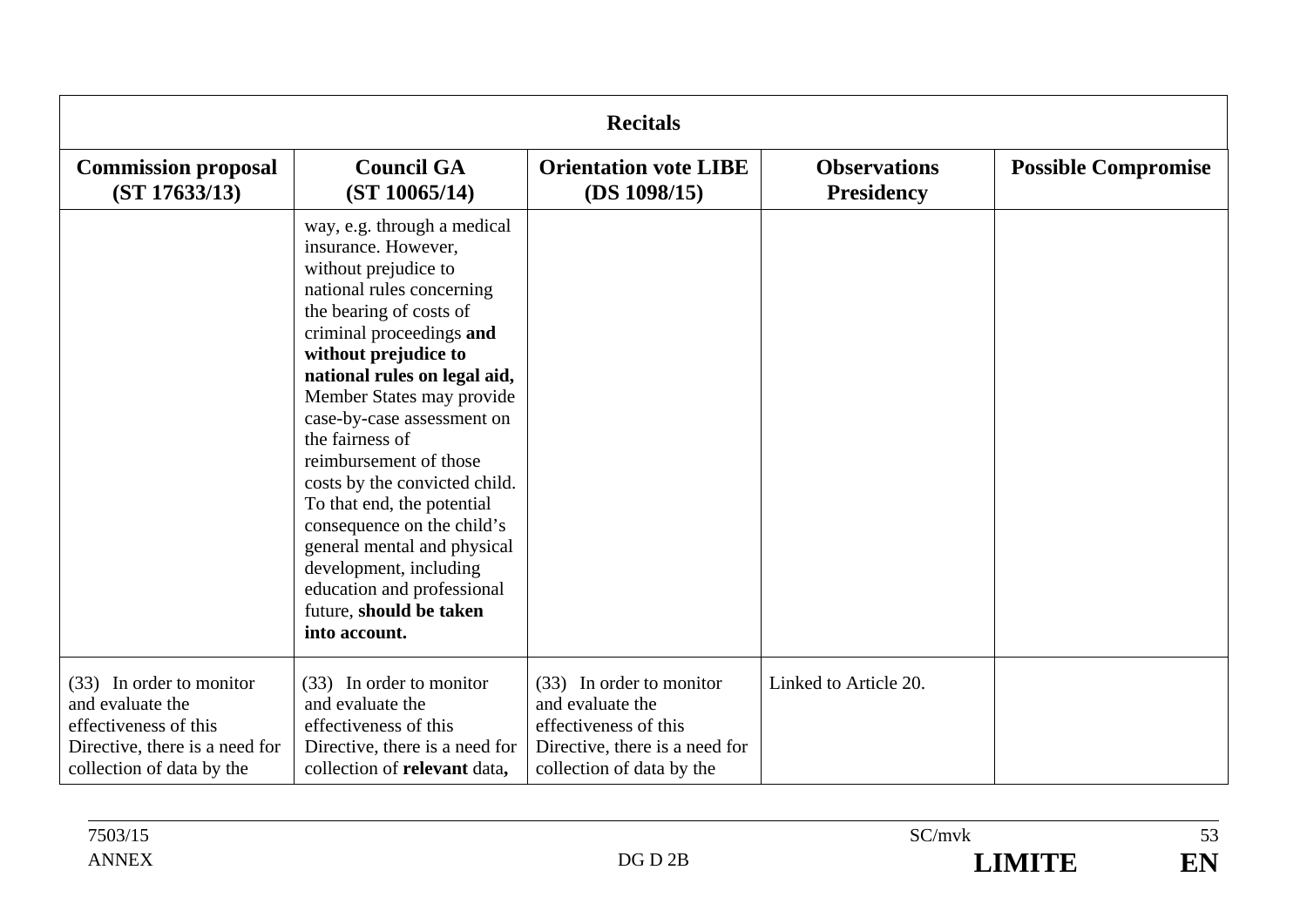| Recitals | | | | |
|---|---|---|---|---|
| **Commission proposal (ST 17633/13)** | **Council GA (ST 10065/14)** | **Orientation vote LIBE (DS 1098/15)** | **Observations Presidency** | **Possible Compromise** |
| | way, e.g. through a medical insurance. However, without prejudice to national rules concerning the bearing of costs of criminal proceedings **and without prejudice to national rules on legal aid,** Member States may provide case-by-case assessment on the fairness of reimbursement of those costs by the convicted child. To that end, the potential consequence on the child's general mental and physical development, including education and professional future, **should be taken into account.** | | | |
| (33) In order to monitor and evaluate the effectiveness of this Directive, there is a need for collection of data by the | (33) In order to monitor and evaluate the effectiveness of this Directive, there is a need for collection of **relevant** data**,** | (33) In order to monitor and evaluate the effectiveness of this Directive, there is a need for collection of data by the | Linked to Article 20. | |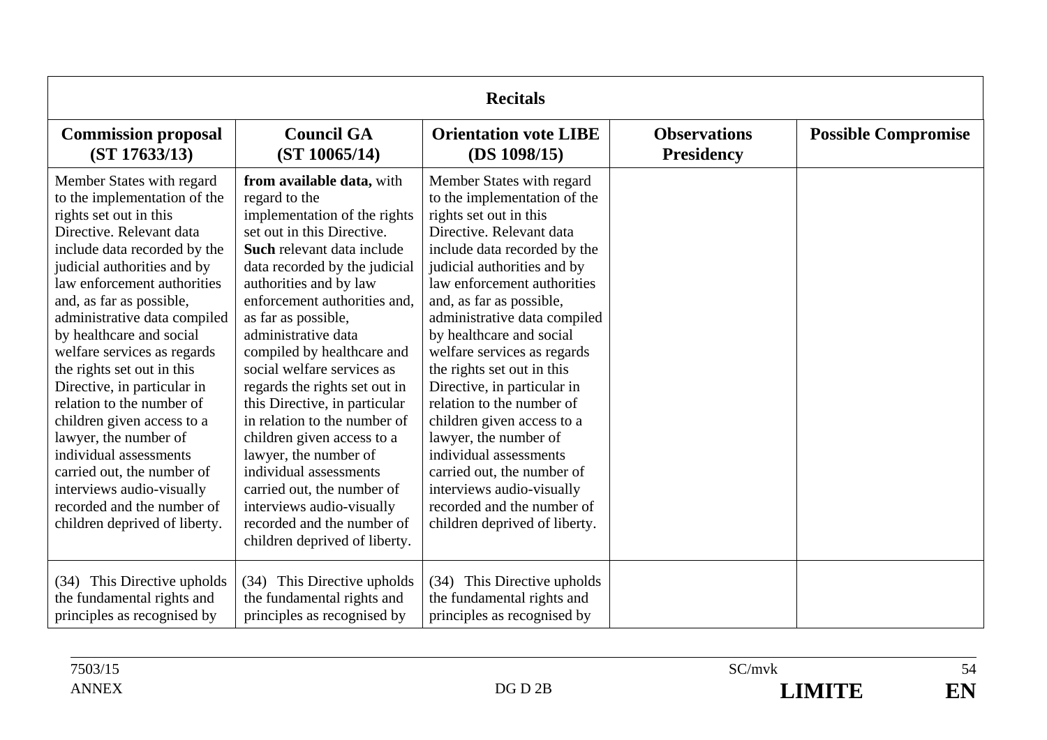| **Recitals** | | | | |
|---|---|---|---|---|
| **Commission proposal (ST 17633/13)** | **Council GA (ST 10065/14)** | **Orientation vote LIBE (DS 1098/15)** | **Observations Presidency** | **Possible Compromise** |
| Member States with regard to the implementation of the rights set out in this Directive. Relevant data include data recorded by the judicial authorities and by law enforcement authorities and, as far as possible, administrative data compiled by healthcare and social welfare services as regards the rights set out in this Directive, in particular in relation to the number of children given access to a lawyer, the number of individual assessments carried out, the number of interviews audio-visually recorded and the number of children deprived of liberty. | **from available data,** with regard to the implementation of the rights set out in this Directive. **Such** relevant data include data recorded by the judicial authorities and by law enforcement authorities and, as far as possible, administrative data compiled by healthcare and social welfare services as regards the rights set out in this Directive, in particular in relation to the number of children given access to a lawyer, the number of individual assessments carried out, the number of interviews audio-visually recorded and the number of children deprived of liberty. | Member States with regard to the implementation of the rights set out in this Directive. Relevant data include data recorded by the judicial authorities and by law enforcement authorities and, as far as possible, administrative data compiled by healthcare and social welfare services as regards the rights set out in this Directive, in particular in relation to the number of children given access to a lawyer, the number of individual assessments carried out, the number of interviews audio-visually recorded and the number of children deprived of liberty. | | |
| (34) This Directive upholds the fundamental rights and principles as recognised by | (34) This Directive upholds the fundamental rights and principles as recognised by | (34) This Directive upholds the fundamental rights and principles as recognised by | | |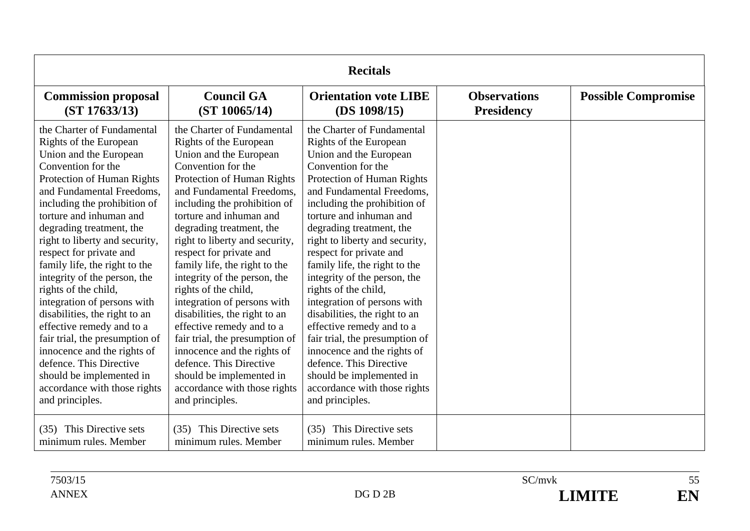| Recitals | | | | |
|---|---|---|---|---|
| **Commission proposal (ST 17633/13)** | **Council GA (ST 10065/14)** | **Orientation vote LIBE (DS 1098/15)** | **Observations Presidency** | **Possible Compromise** |
| the Charter of Fundamental Rights of the European Union and the European Convention for the Protection of Human Rights and Fundamental Freedoms, including the prohibition of torture and inhuman and degrading treatment, the right to liberty and security, respect for private and family life, the right to the integrity of the person, the rights of the child, integration of persons with disabilities, the right to an effective remedy and to a fair trial, the presumption of innocence and the rights of defence. This Directive should be implemented in accordance with those rights and principles. | the Charter of Fundamental Rights of the European Union and the European Convention for the Protection of Human Rights and Fundamental Freedoms, including the prohibition of torture and inhuman and degrading treatment, the right to liberty and security, respect for private and family life, the right to the integrity of the person, the rights of the child, integration of persons with disabilities, the right to an effective remedy and to a fair trial, the presumption of innocence and the rights of defence. This Directive should be implemented in accordance with those rights and principles. | the Charter of Fundamental Rights of the European Union and the European Convention for the Protection of Human Rights and Fundamental Freedoms, including the prohibition of torture and inhuman and degrading treatment, the right to liberty and security, respect for private and family life, the right to the integrity of the person, the rights of the child, integration of persons with disabilities, the right to an effective remedy and to a fair trial, the presumption of innocence and the rights of defence. This Directive should be implemented in accordance with those rights and principles. | | |
| (35) This Directive sets minimum rules. Member | (35) This Directive sets minimum rules. Member | (35) This Directive sets minimum rules. Member | | |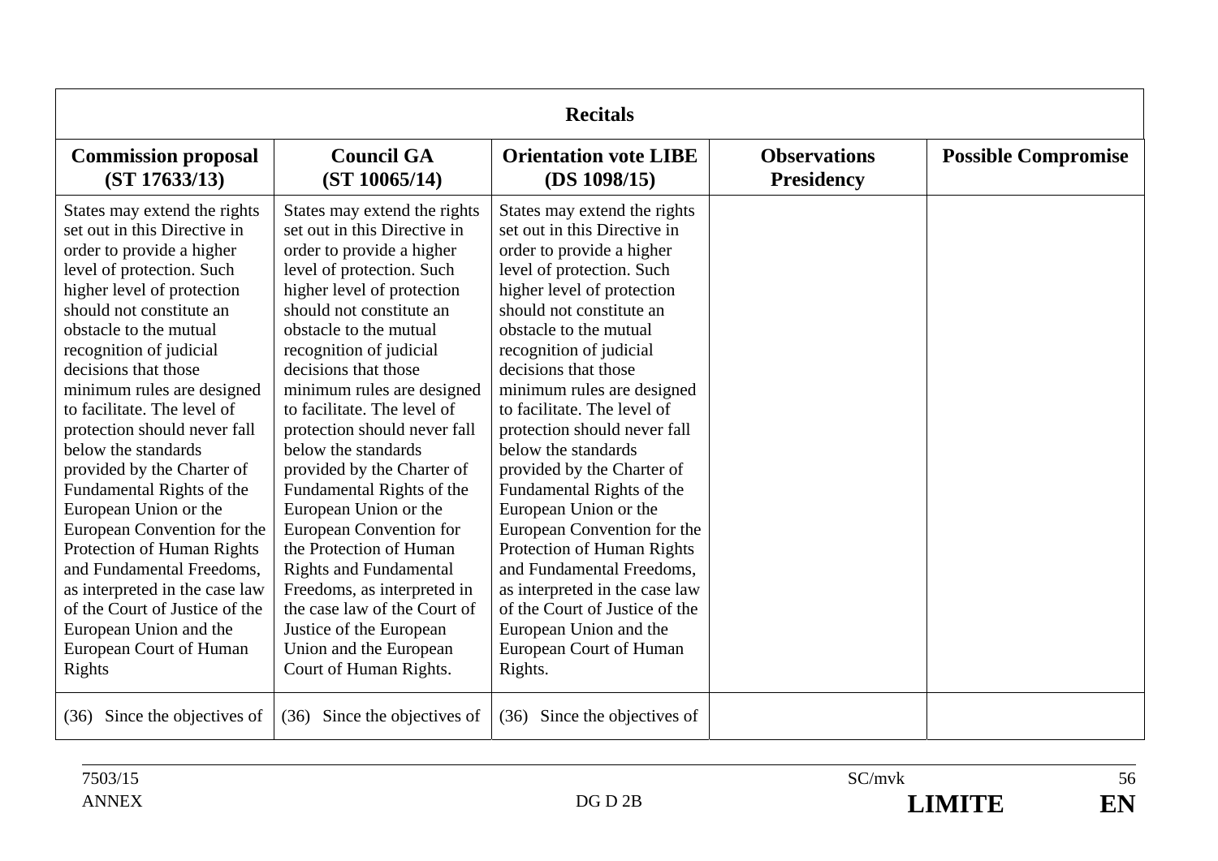| Recitals | | | | |
|---|---|---|---|---|
| **Commission proposal (ST 17633/13)** | **Council GA (ST 10065/14)** | **Orientation vote LIBE (DS 1098/15)** | **Observations Presidency** | **Possible Compromise** |
| States may extend the rights set out in this Directive in order to provide a higher level of protection. Such higher level of protection should not constitute an obstacle to the mutual recognition of judicial decisions that those minimum rules are designed to facilitate. The level of protection should never fall below the standards provided by the Charter of Fundamental Rights of the European Union or the European Convention for the Protection of Human Rights and Fundamental Freedoms, as interpreted in the case law of the Court of Justice of the European Union and the European Court of Human Rights | States may extend the rights set out in this Directive in order to provide a higher level of protection. Such higher level of protection should not constitute an obstacle to the mutual recognition of judicial decisions that those minimum rules are designed to facilitate. The level of protection should never fall below the standards provided by the Charter of Fundamental Rights of the European Union or the European Convention for the Protection of Human Rights and Fundamental Freedoms, as interpreted in the case law of the Court of Justice of the European Union and the European Court of Human Rights. | States may extend the rights set out in this Directive in order to provide a higher level of protection. Such higher level of protection should not constitute an obstacle to the mutual recognition of judicial decisions that those minimum rules are designed to facilitate. The level of protection should never fall below the standards provided by the Charter of Fundamental Rights of the European Union or the European Convention for the Protection of Human Rights and Fundamental Freedoms, as interpreted in the case law of the Court of Justice of the European Union and the European Court of Human Rights. | | |
| (36) Since the objectives of | (36) Since the objectives of | (36) Since the objectives of | | |

7503/15 SC/mvk
ANNEX DG D 2B **LIMITE** **EN**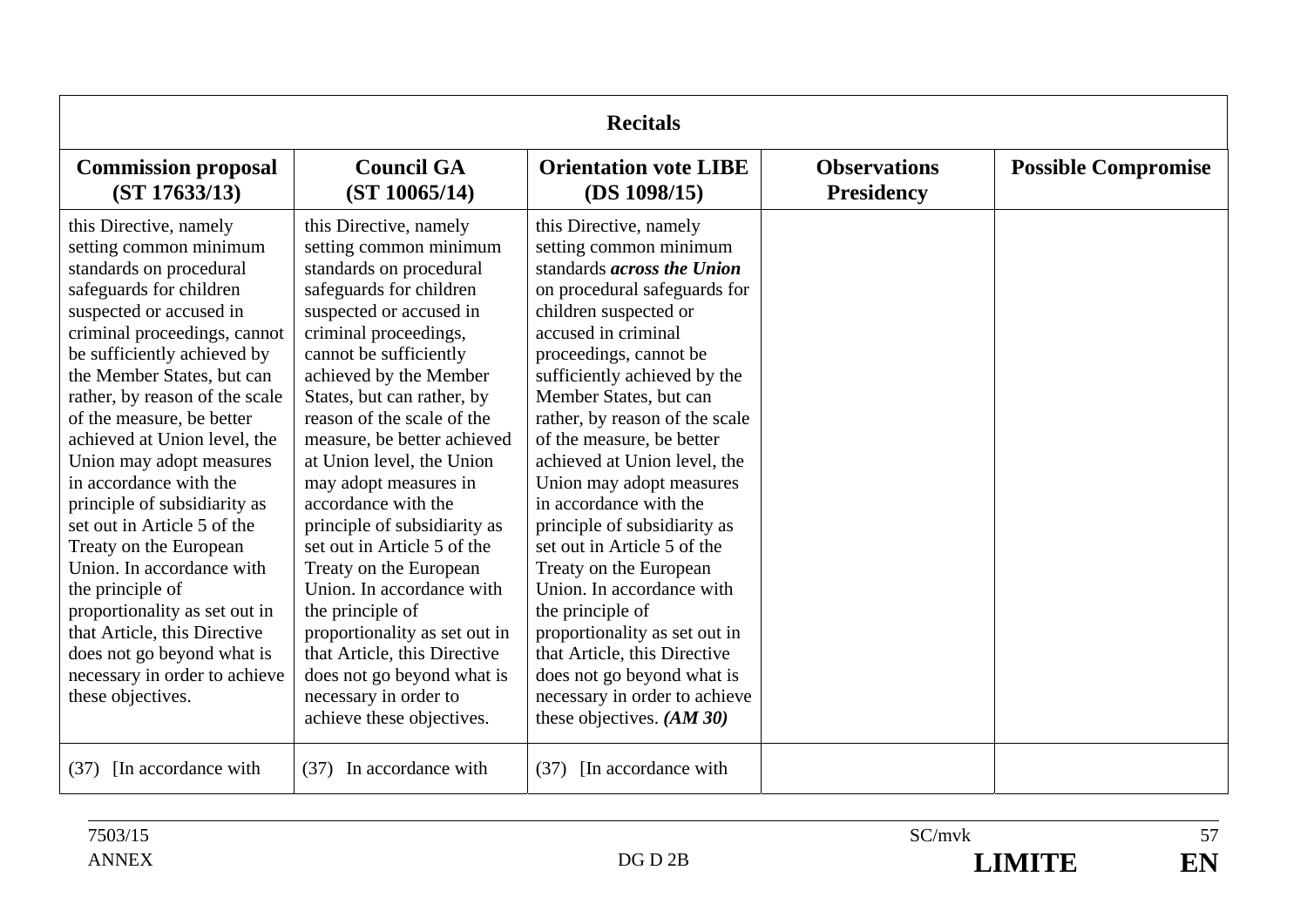| Recitals | | | | |
|---|---|---|---|---|
| **Commission proposal (ST 17633/13)** | **Council GA (ST 10065/14)** | **Orientation vote LIBE (DS 1098/15)** | **Observations Presidency** | **Possible Compromise** |
| this Directive, namely setting common minimum standards on procedural safeguards for children suspected or accused in criminal proceedings, cannot be sufficiently achieved by the Member States, but can rather, by reason of the scale of the measure, be better achieved at Union level, the Union may adopt measures in accordance with the principle of subsidiarity as set out in Article 5 of the Treaty on the European Union. In accordance with the principle of proportionality as set out in that Article, this Directive does not go beyond what is necessary in order to achieve these objectives. | this Directive, namely setting common minimum standards on procedural safeguards for children suspected or accused in criminal proceedings, cannot be sufficiently achieved by the Member States, but can rather, by reason of the scale of the measure, be better achieved at Union level, the Union may adopt measures in accordance with the principle of subsidiarity as set out in Article 5 of the Treaty on the European Union. In accordance with the principle of proportionality as set out in that Article, this Directive does not go beyond what is necessary in order to achieve these objectives. | this Directive, namely setting common minimum standards ***across the Union*** on procedural safeguards for children suspected or accused in criminal proceedings, cannot be sufficiently achieved by the Member States, but can rather, by reason of the scale of the measure, be better achieved at Union level, the Union may adopt measures in accordance with the principle of subsidiarity as set out in Article 5 of the Treaty on the European Union. In accordance with the principle of proportionality as set out in that Article, this Directive does not go beyond what is necessary in order to achieve these objectives. ***(AM 30)*** | | |
| (37) [In accordance with | (37) In accordance with | (37) [In accordance with | | |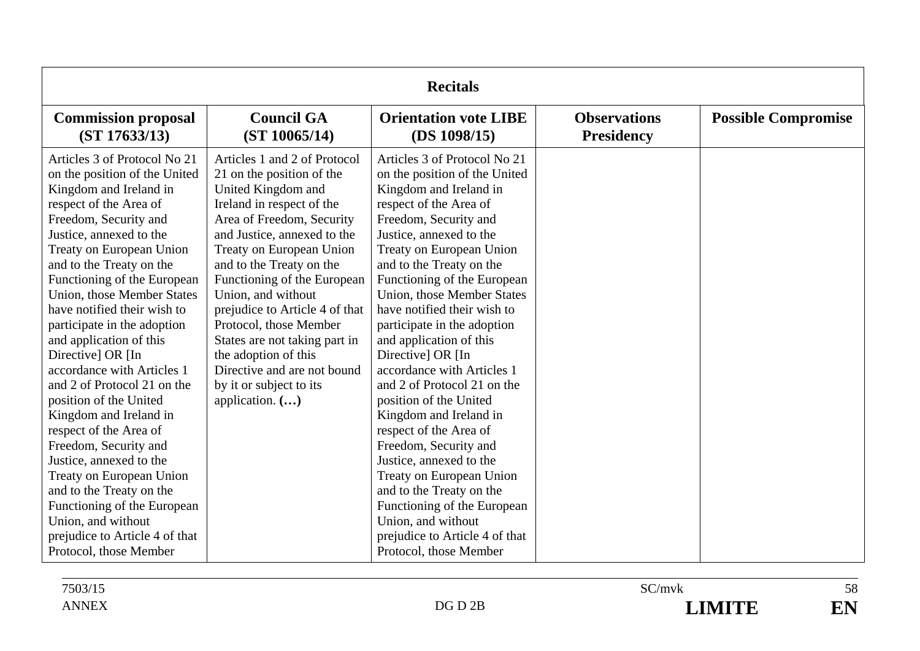| **Recitals** | | | | |
|---|---|---|---|---|
| **Commission proposal (ST 17633/13)** | **Council GA (ST 10065/14)** | **Orientation vote LIBE (DS 1098/15)** | **Observations Presidency** | **Possible Compromise** |
| Articles 3 of Protocol No 21 on the position of the United Kingdom and Ireland in respect of the Area of Freedom, Security and Justice, annexed to the Treaty on European Union and to the Treaty on the Functioning of the European Union, those Member States have notified their wish to participate in the adoption and application of this Directive] OR [In accordance with Articles 1 and 2 of Protocol 21 on the position of the United Kingdom and Ireland in respect of the Area of Freedom, Security and Justice, annexed to the Treaty on European Union and to the Treaty on the Functioning of the European Union, and without prejudice to Article 4 of that Protocol, those Member | Articles 1 and 2 of Protocol 21 on the position of the United Kingdom and Ireland in respect of the Area of Freedom, Security and Justice, annexed to the Treaty on European Union and to the Treaty on the Functioning of the European Union, and without prejudice to Article 4 of that Protocol, those Member States are not taking part in the adoption of this Directive and are not bound by it or subject to its application. **(…)** | Articles 3 of Protocol No 21 on the position of the United Kingdom and Ireland in respect of the Area of Freedom, Security and Justice, annexed to the Treaty on European Union and to the Treaty on the Functioning of the European Union, those Member States have notified their wish to participate in the adoption and application of this Directive] OR [In accordance with Articles 1 and 2 of Protocol 21 on the position of the United Kingdom and Ireland in respect of the Area of Freedom, Security and Justice, annexed to the Treaty on European Union and to the Treaty on the Functioning of the European Union, and without prejudice to Article 4 of that Protocol, those Member | | |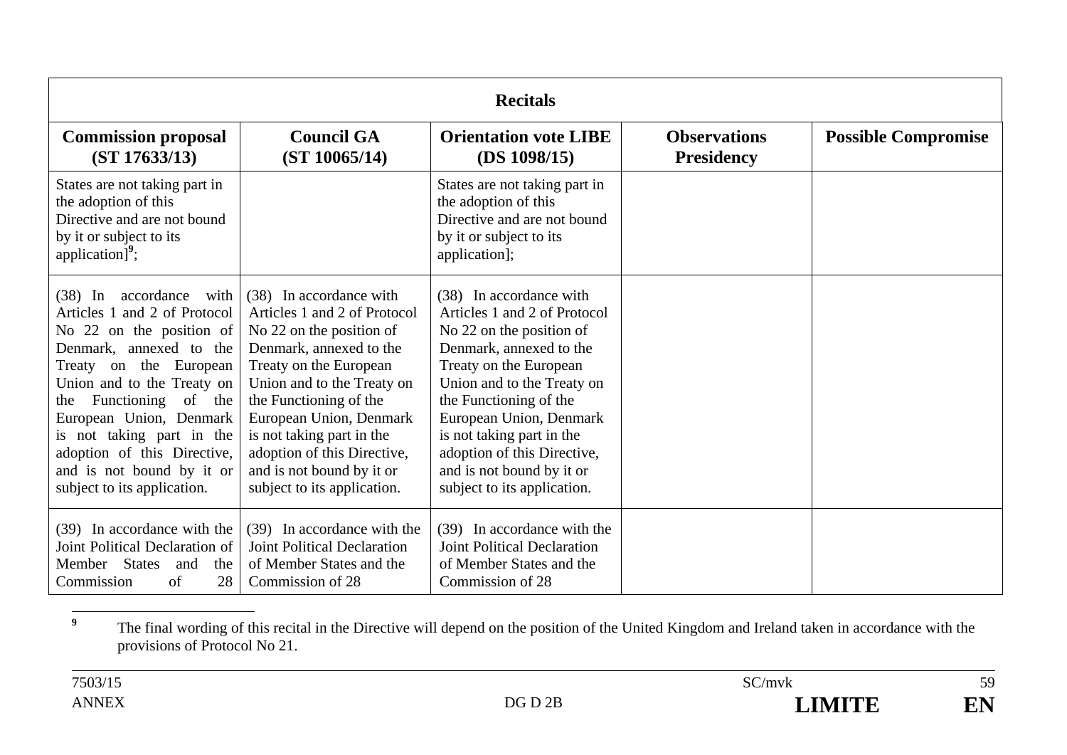| Recitals | | | | |
|---|---|---|---|---|
| **Commission proposal (ST 17633/13)** | **Council GA (ST 10065/14)** | **Orientation vote LIBE (DS 1098/15)** | **Observations Presidency** | **Possible Compromise** |
| States are not taking part in the adoption of this Directive and are not bound by it or subject to its application][9]; | | States are not taking part in the adoption of this Directive and are not bound by it or subject to its application]; | | |
| (38) In accordance with Articles 1 and 2 of Protocol No 22 on the position of Denmark, annexed to the Treaty on the European Union and to the Treaty on the Functioning of the European Union, Denmark is not taking part in the adoption of this Directive, and is not bound by it or subject to its application. | (38) In accordance with Articles 1 and 2 of Protocol No 22 on the position of Denmark, annexed to the Treaty on the European Union and to the Treaty on the Functioning of the European Union, Denmark is not taking part in the adoption of this Directive, and is not bound by it or subject to its application. | (38) In accordance with Articles 1 and 2 of Protocol No 22 on the position of Denmark, annexed to the Treaty on the European Union and to the Treaty on the Functioning of the European Union, Denmark is not taking part in the adoption of this Directive, and is not bound by it or subject to its application. | | |
| (39) In accordance with the Joint Political Declaration of Member States and the Commission of 28 | (39) In accordance with the Joint Political Declaration of Member States and the Commission of 28 | (39) In accordance with the Joint Political Declaration of Member States and the Commission of 28 | | |

[9] The final wording of this recital in the Directive will depend on the position of the United Kingdom and Ireland taken in accordance with the provisions of Protocol No 21.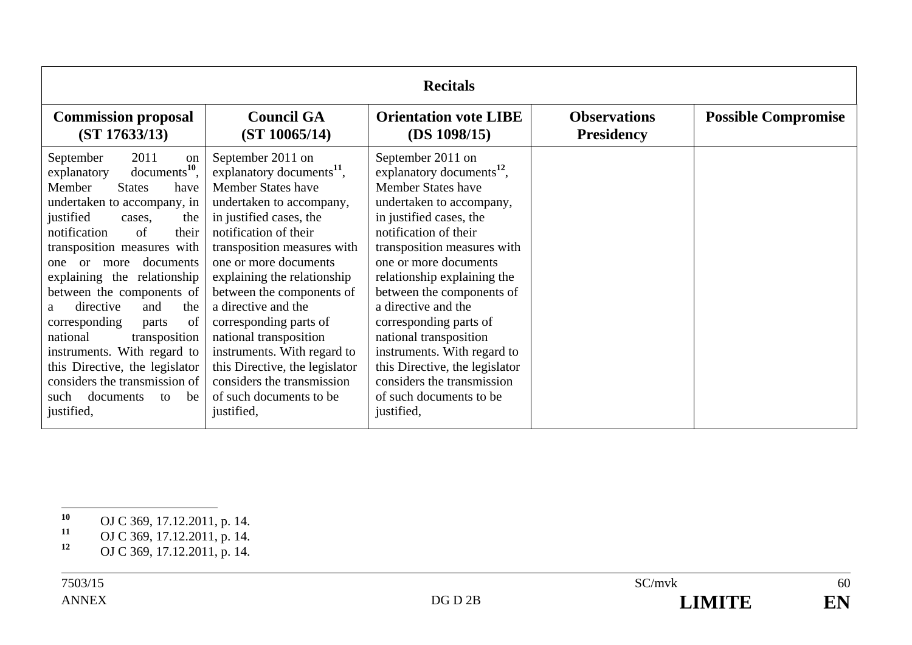| Recitals | | | | |
|---|---|---|---|---|
| **Commission proposal (ST 17633/13)** | **Council GA (ST 10065/14)** | **Orientation vote LIBE (DS 1098/15)** | **Observations Presidency** | **Possible Compromise** |
| September 2011 on explanatory documents[10], Member States have undertaken to accompany, in justified cases, the notification of their transposition measures with one or more documents explaining the relationship between the components of a directive and the corresponding parts of national transposition instruments. With regard to this Directive, the legislator considers the transmission of such documents to be justified, | September 2011 on explanatory documents[11], Member States have undertaken to accompany, in justified cases, the notification of their transposition measures with one or more documents explaining the relationship between the components of a directive and the corresponding parts of national transposition instruments. With regard to this Directive, the legislator considers the transmission of such documents to be justified, | September 2011 on explanatory documents[12], Member States have undertaken to accompany, in justified cases, the notification of their transposition measures with one or more documents relationship explaining the between the components of a directive and the corresponding parts of national transposition instruments. With regard to this Directive, the legislator considers the transmission of such documents to be justified, | | |

[10] OJ C 369, 17.12.2011, p. 14.

[11] OJ C 369, 17.12.2011, p. 14.

[12] OJ C 369, 17.12.2011, p. 14.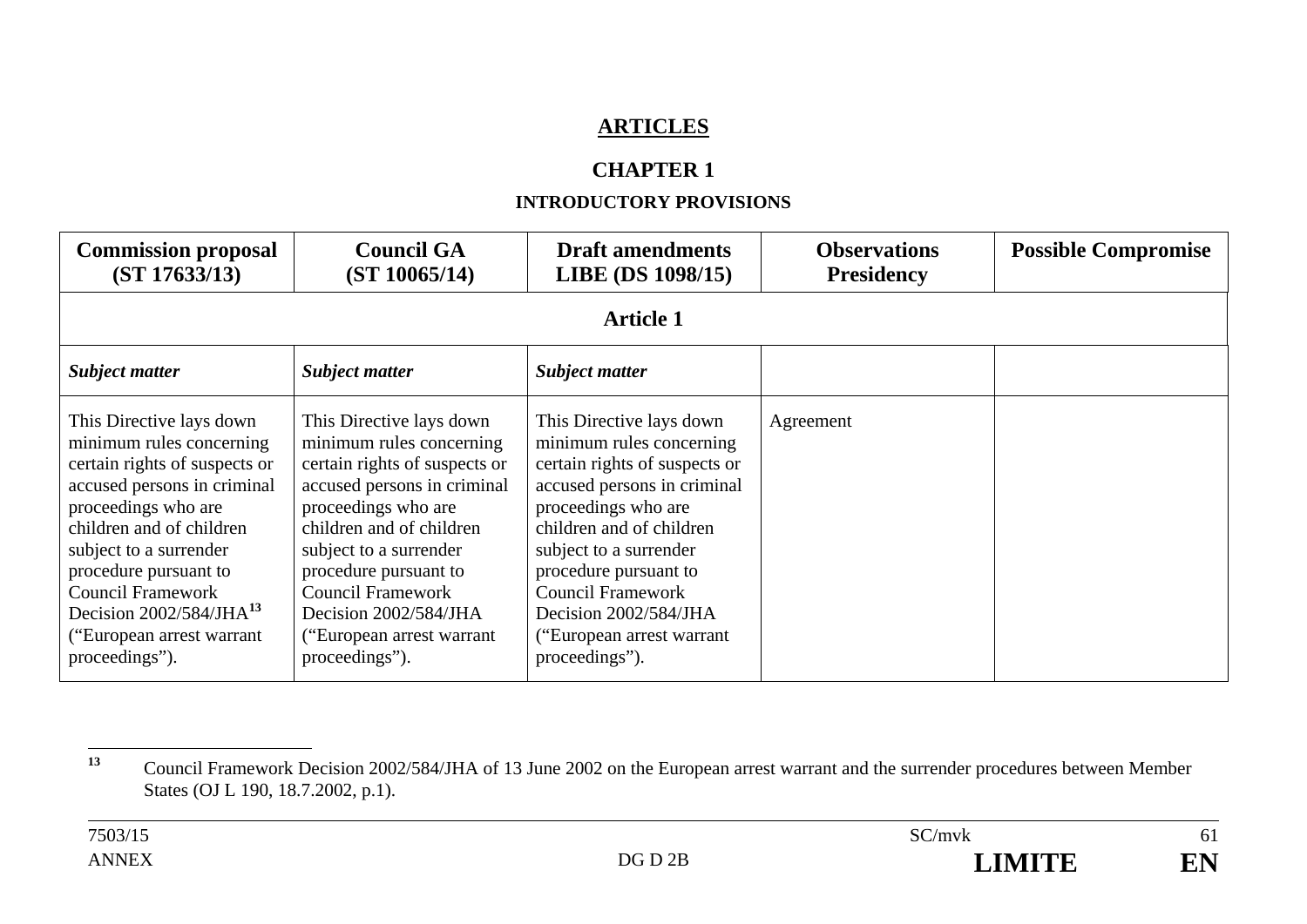## ARTICLES

## CHAPTER 1

### INTRODUCTORY PROVISIONS

| Commission proposal (ST 17633/13) | Council GA (ST 10065/14) | Draft amendments LIBE (DS 1098/15) | Observations Presidency | Possible Compromise |
|---|---|---|---|---|
| **Article 1** | | | | |
| ***Subject matter*** | ***Subject matter*** | ***Subject matter*** | | |
| This Directive lays down minimum rules concerning certain rights of suspects or accused persons in criminal proceedings who are children and of children subject to a surrender procedure pursuant to Council Framework Decision 2002/584/JHA[13] ("European arrest warrant proceedings"). | This Directive lays down minimum rules concerning certain rights of suspects or accused persons in criminal proceedings who are children and of children subject to a surrender procedure pursuant to Council Framework Decision 2002/584/JHA ("European arrest warrant proceedings"). | This Directive lays down minimum rules concerning certain rights of suspects or accused persons in criminal proceedings who are children and of children subject to a surrender procedure pursuant to Council Framework Decision 2002/584/JHA ("European arrest warrant proceedings"). | Agreement | |

[13] Council Framework Decision 2002/584/JHA of 13 June 2002 on the European arrest warrant and the surrender procedures between Member States (OJ L 190, 18.7.2002, p.1).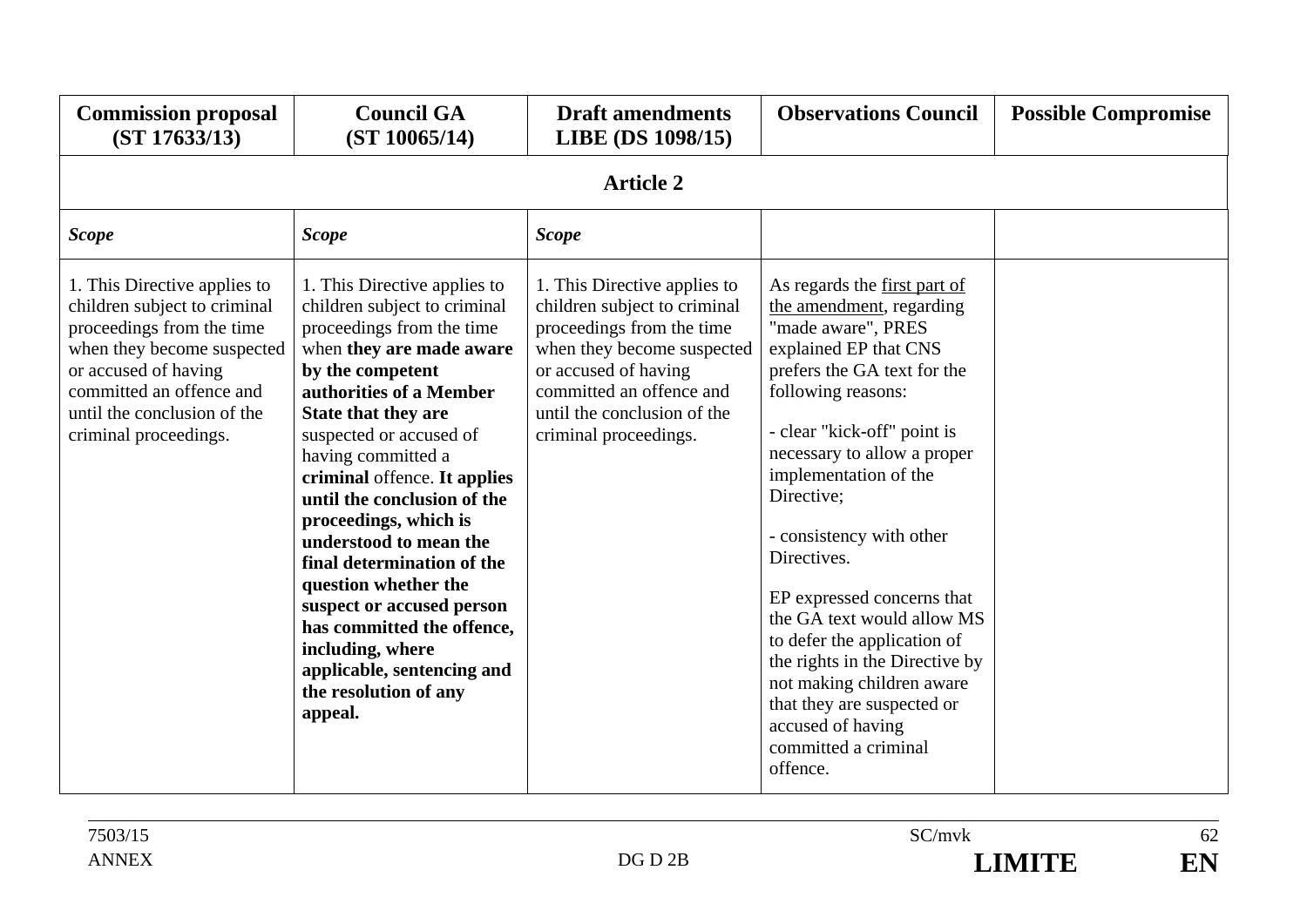| **Commission proposal (ST 17633/13)** | **Council GA (ST 10065/14)** | **Draft amendments LIBE (DS 1098/15)** | **Observations Council** | **Possible Compromise** |
|---|---|---|---|---|
| **Article 2** | | | | |
| ***Scope*** | ***Scope*** | ***Scope*** | | |
| 1. This Directive applies to children subject to criminal proceedings from the time when they become suspected or accused of having committed an offence and until the conclusion of the criminal proceedings. | 1. This Directive applies to children subject to criminal proceedings from the time when **they are made aware by the competent authorities of a Member State that they are** suspected or accused of having committed a **criminal** offence. **It applies until the conclusion of the proceedings, which is understood to mean the final determination of the question whether the suspect or accused person has committed the offence, including, where applicable, sentencing and the resolution of any appeal.** | 1. This Directive applies to children subject to criminal proceedings from the time when they become suspected or accused of having committed an offence and until the conclusion of the criminal proceedings. | As regards the first part of the amendment, regarding "made aware", PRES explained EP that CNS prefers the GA text for the following reasons:<br><br>- clear "kick-off" point is necessary to allow a proper implementation of the Directive;<br><br>- consistency with other Directives.<br><br>EP expressed concerns that the GA text would allow MS to defer the application of the rights in the Directive by not making children aware that they are suspected or accused of having committed a criminal offence. | |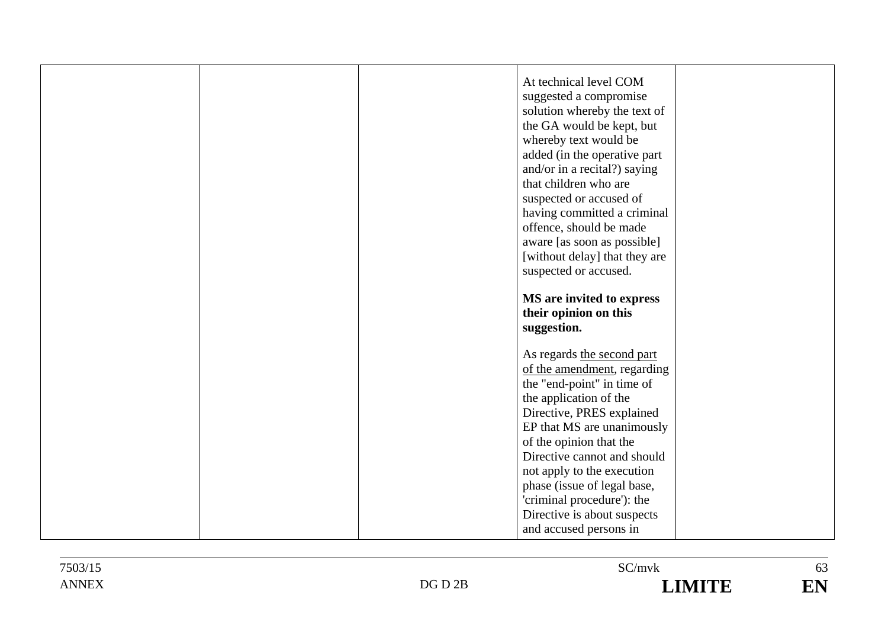|  |  |  | At technical level COM suggested a compromise solution whereby the text of the GA would be kept, but whereby text would be added (in the operative part and/or in a recital?) saying that children who are suspected or accused of having committed a criminal offence, should be made aware [as soon as possible] [without delay] that they are suspected or accused.<br><br>**MS are invited to express their opinion on this suggestion.**<br><br>As regards <u>the second part of the amendment</u>, regarding the "end-point" in time of the application of the Directive, PRES explained EP that MS are unanimously of the opinion that the Directive cannot and should not apply to the execution phase (issue of legal base, 'criminal procedure'): the Directive is about suspects and accused persons in |  |
|---|---|---|---|---|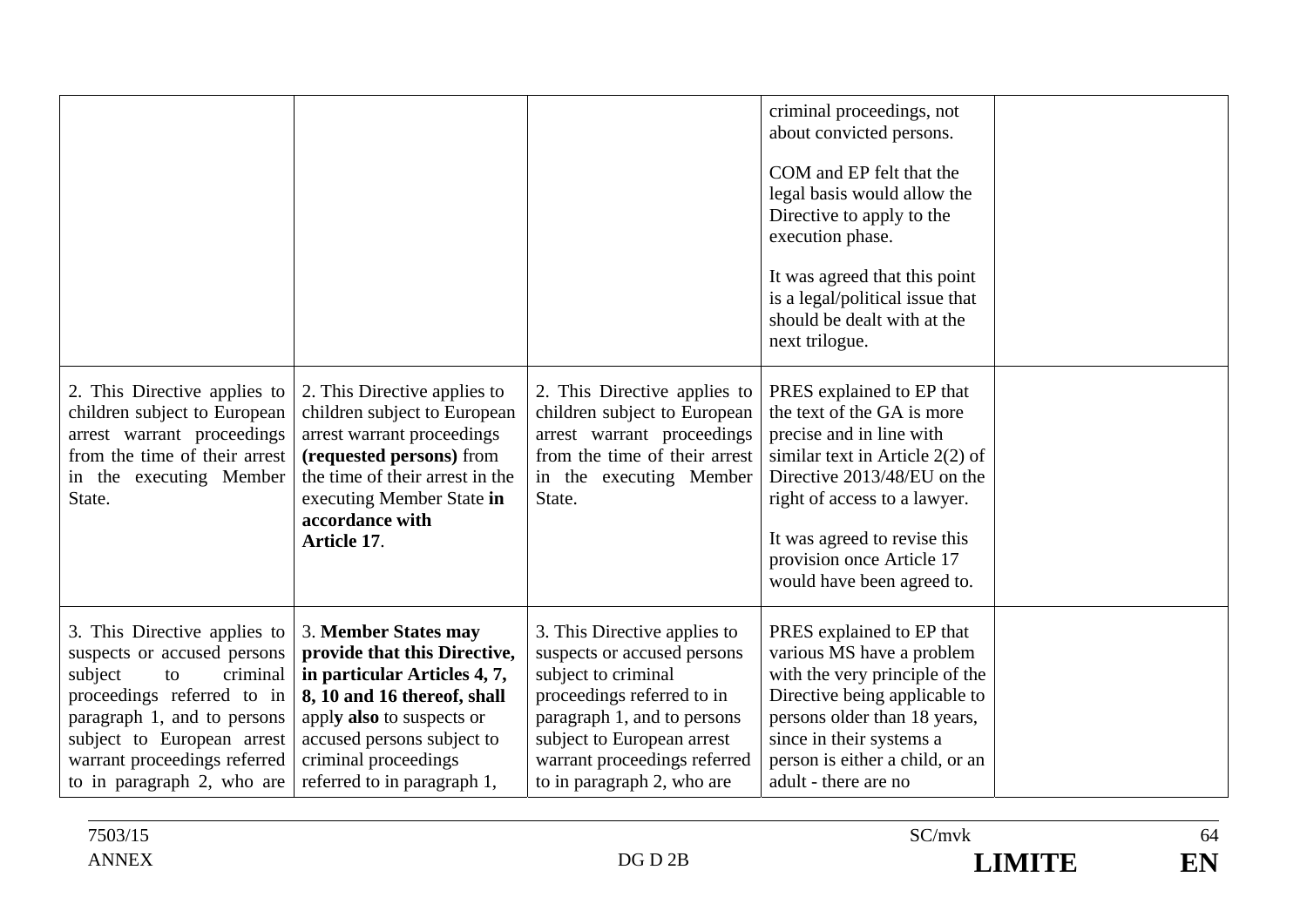| | | | | |
|---|---|---|---|---|
| | | | criminal proceedings, not about convicted persons.<br><br>COM and EP felt that the legal basis would allow the Directive to apply to the execution phase.<br><br>It was agreed that this point is a legal/political issue that should be dealt with at the next trilogue. | |
| 2. This Directive applies to children subject to European arrest warrant proceedings from the time of their arrest in the executing Member State. | 2. This Directive applies to children subject to European arrest warrant proceedings **(requested persons)** from the time of their arrest in the executing Member State **in accordance with Article 17**. | 2. This Directive applies to children subject to European arrest warrant proceedings from the time of their arrest in the executing Member State. | PRES explained to EP that the text of the GA is more precise and in line with similar text in Article 2(2) of Directive 2013/48/EU on the right of access to a lawyer.<br><br>It was agreed to revise this provision once Article 17 would have been agreed to. | |
| 3. This Directive applies to suspects or accused persons subject to criminal proceedings referred to in paragraph 1, and to persons subject to European arrest warrant proceedings referred to in paragraph 2, who are | 3. **Member States may provide that this Directive, in particular Articles 4, 7, 8, 10 and 16 thereof, shall** appl**y also** to suspects or accused persons subject to criminal proceedings referred to in paragraph 1, | 3. This Directive applies to suspects or accused persons subject to criminal proceedings referred to in paragraph 1, and to persons subject to European arrest warrant proceedings referred to in paragraph 2, who are | PRES explained to EP that various MS have a problem with the very principle of the Directive being applicable to persons older than 18 years, since in their systems a person is either a child, or an adult - there are no | |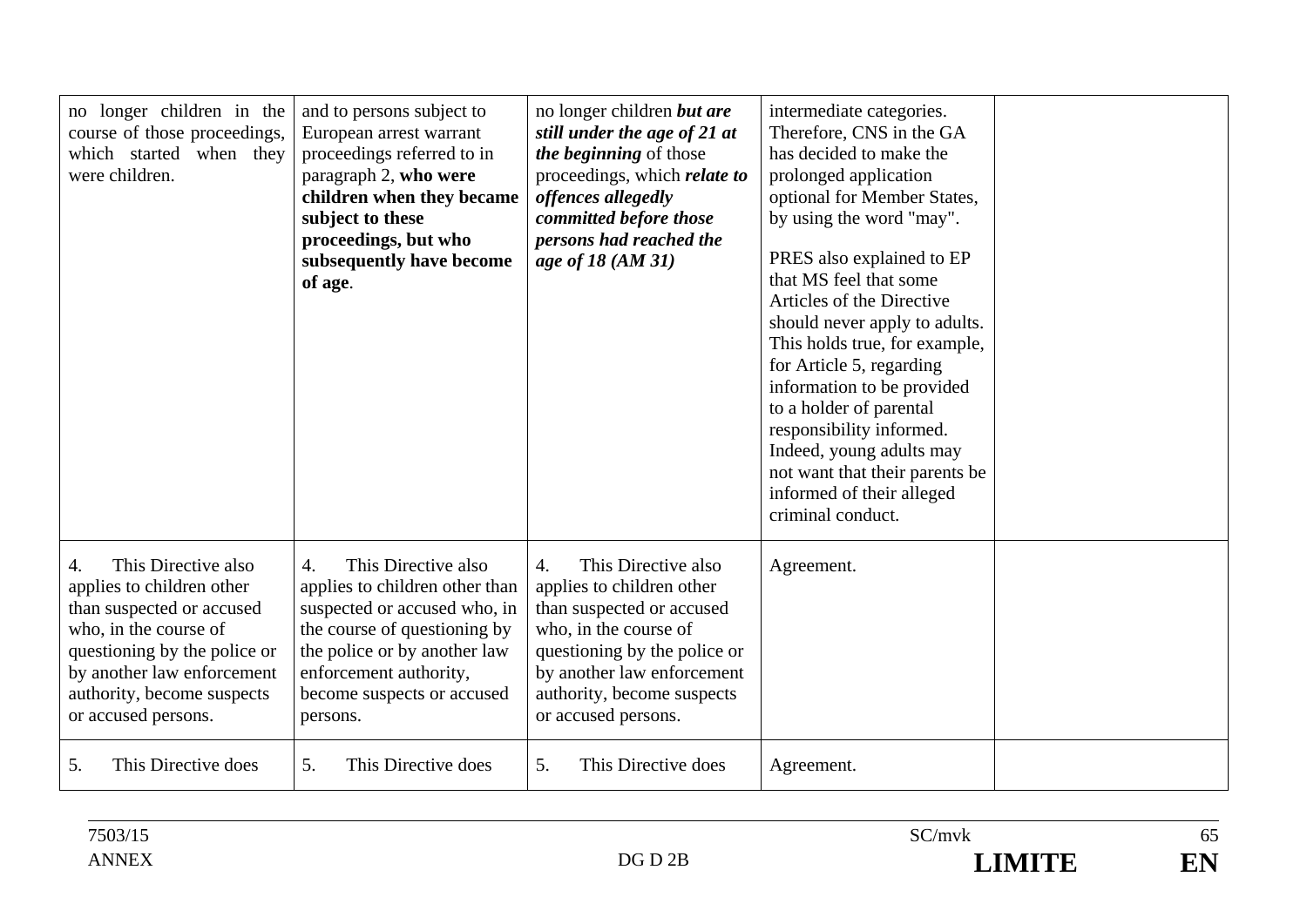| | | | | |
|---|---|---|---|---|
| no longer children in the course of those proceedings, which started when they were children. | and to persons subject to European arrest warrant proceedings referred to in paragraph 2, **who were children when they became subject to these proceedings, but who subsequently have become of age**. | no longer children ***but are still under the age of 21 at the beginning*** of those proceedings, which ***relate to offences allegedly committed before those persons had reached the age of 18 (AM 31)*** | intermediate categories. Therefore, CNS in the GA has decided to make the prolonged application optional for Member States, by using the word "may".<br><br>PRES also explained to EP that MS feel that some Articles of the Directive should never apply to adults. This holds true, for example, for Article 5, regarding information to be provided to a holder of parental responsibility informed. Indeed, young adults may not want that their parents be informed of their alleged criminal conduct. | |
| 4. This Directive also applies to children other than suspected or accused who, in the course of questioning by the police or by another law enforcement authority, become suspects or accused persons. | 4. This Directive also applies to children other than suspected or accused who, in the course of questioning by the police or by another law enforcement authority, become suspects or accused persons. | 4. This Directive also applies to children other than suspected or accused who, in the course of questioning by the police or by another law enforcement authority, become suspects or accused persons. | Agreement. | |
| 5. This Directive does | 5. This Directive does | 5. This Directive does | Agreement. | |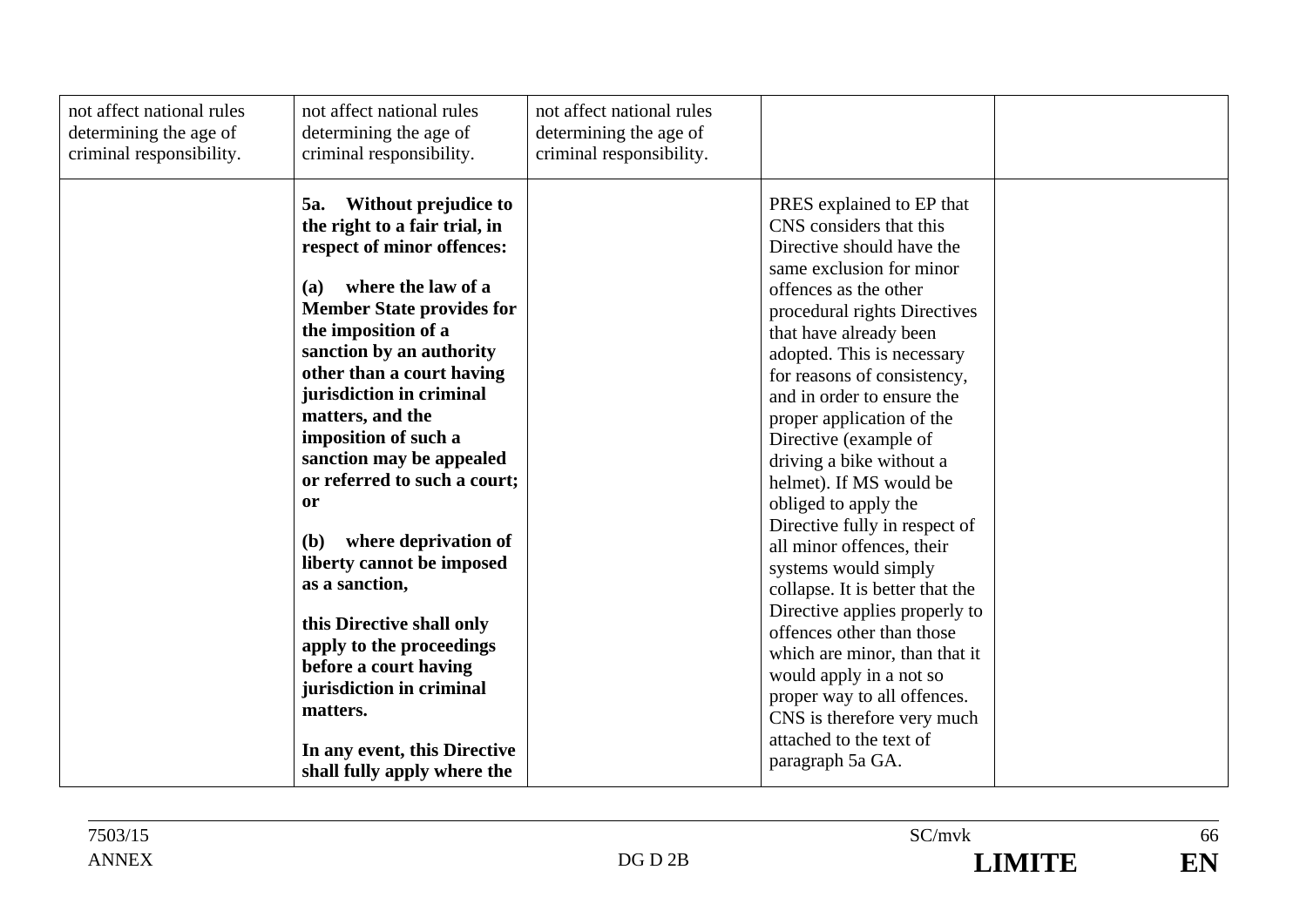| | | | | |
|---|---|---|---|---|
| not affect national rules determining the age of criminal responsibility. | not affect national rules determining the age of criminal responsibility. | not affect national rules determining the age of criminal responsibility. | | |
| | **5a. Without prejudice to the right to a fair trial, in respect of minor offences:**<br><br>**(a) where the law of a Member State provides for the imposition of a sanction by an authority other than a court having jurisdiction in criminal matters, and the imposition of such a sanction may be appealed or referred to such a court; or**<br><br>**(b) where deprivation of liberty cannot be imposed as a sanction,**<br><br>**this Directive shall only apply to the proceedings before a court having jurisdiction in criminal matters.**<br><br>**In any event, this Directive shall fully apply where the** | | PRES explained to EP that CNS considers that this Directive should have the same exclusion for minor offences as the other procedural rights Directives that have already been adopted. This is necessary for reasons of consistency, and in order to ensure the proper application of the Directive (example of driving a bike without a helmet). If MS would be obliged to apply the Directive fully in respect of all minor offences, their systems would simply collapse. It is better that the Directive applies properly to offences other than those which are minor, than that it would apply in a not so proper way to all offences. CNS is therefore very much attached to the text of paragraph 5a GA. | |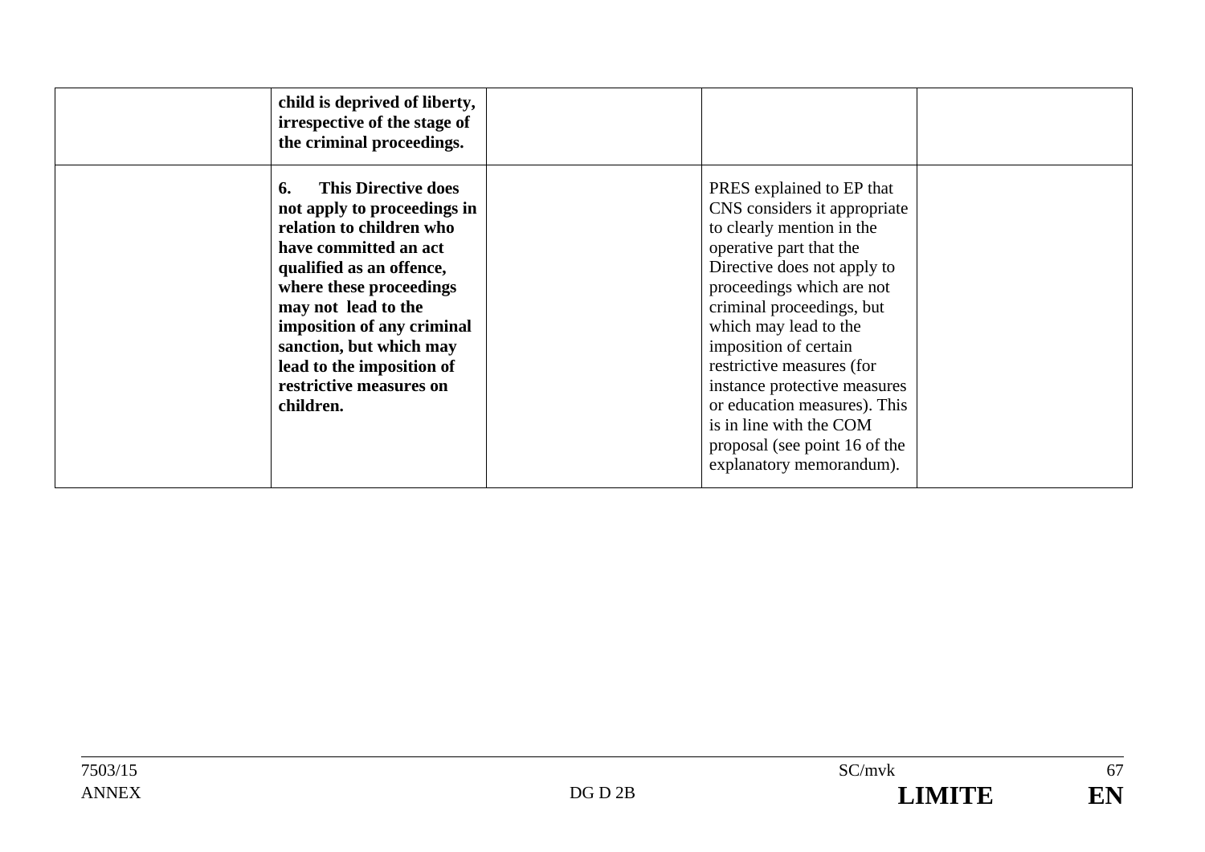| | | | | |
|---|---|---|---|---|
| | **child is deprived of liberty, irrespective of the stage of the criminal proceedings.** | | | |
| | **6. This Directive does not apply to proceedings in relation to children who have committed an act qualified as an offence, where these proceedings may not lead to the imposition of any criminal sanction, but which may lead to the imposition of restrictive measures on children.** | | PRES explained to EP that CNS considers it appropriate to clearly mention in the operative part that the Directive does not apply to proceedings which are not criminal proceedings, but which may lead to the imposition of certain restrictive measures (for instance protective measures or education measures). This is in line with the COM proposal (see point 16 of the explanatory memorandum). | |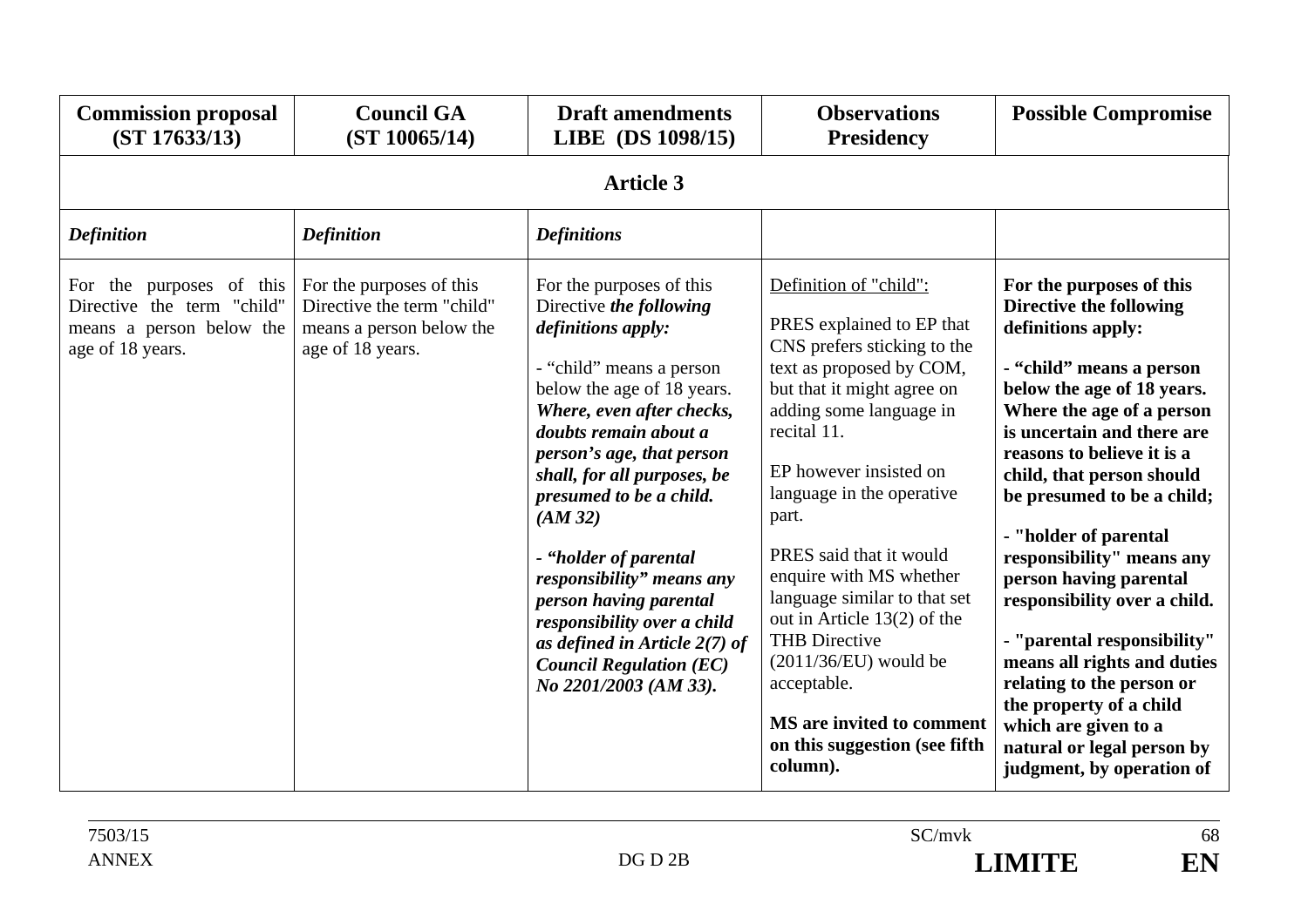| Commission proposal (ST 17633/13) | Council GA (ST 10065/14) | Draft amendments LIBE (DS 1098/15) | Observations Presidency | Possible Compromise |
|---|---|---|---|---|
| **Article 3** | | | | |
| ***Definition*** | ***Definition*** | ***Definitions*** | | |
| For the purposes of this Directive the term "child" means a person below the age of 18 years. | For the purposes of this Directive the term "child" means a person below the age of 18 years. | For the purposes of this Directive ***the following definitions apply:***<br><br>- "child" means a person below the age of 18 years. ***Where, even after checks, doubts remain about a person's age, that person shall, for all purposes, be presumed to be a child. (AM 32)***<br><br>***- "holder of parental responsibility" means any person having parental responsibility over a child as defined in Article 2(7) of Council Regulation (EC) No 2201/2003 (AM 33).*** | Definition of "child":<br><br>PRES explained to EP that CNS prefers sticking to the text as proposed by COM, but that it might agree on adding some language in recital 11.<br><br>EP however insisted on language in the operative part.<br><br>PRES said that it would enquire with MS whether language similar to that set out in Article 13(2) of the THB Directive (2011/36/EU) would be acceptable.<br><br>**MS are invited to comment on this suggestion (see fifth column).** | **For the purposes of this Directive the following definitions apply:**<br><br>**- "child" means a person below the age of 18 years. Where the age of a person is uncertain and there are reasons to believe it is a child, that person should be presumed to be a child;**<br><br>**- "holder of parental responsibility" means any person having parental responsibility over a child.**<br><br>**- "parental responsibility" means all rights and duties relating to the person or the property of a child which are given to a natural or legal person by judgment, by operation of** |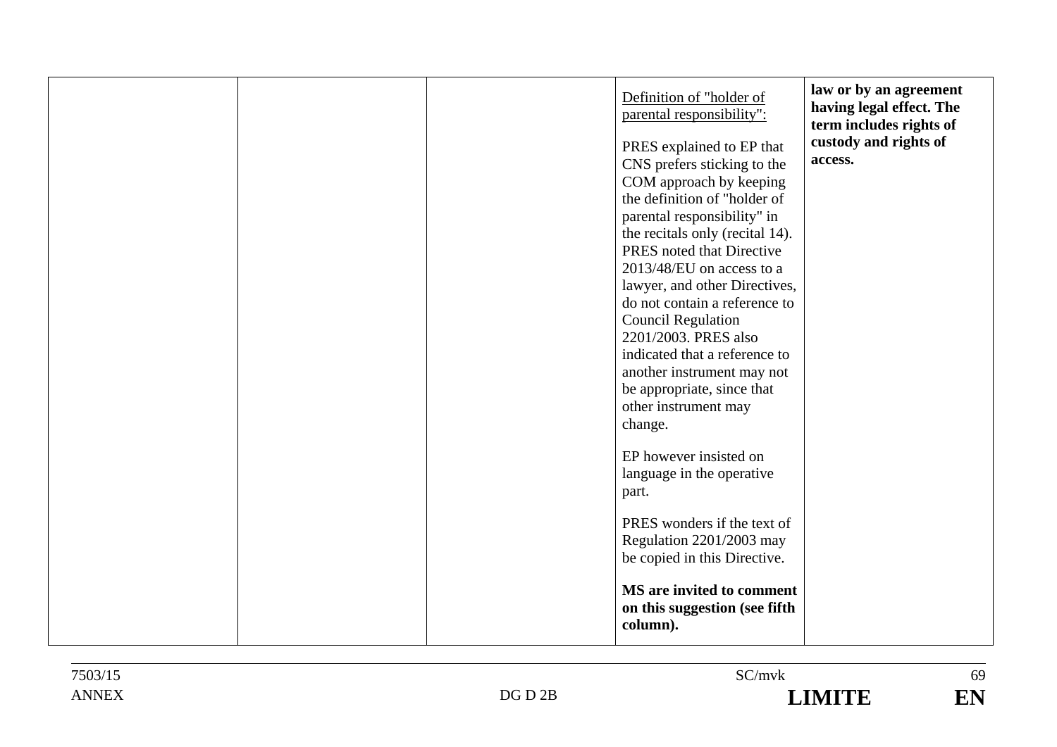|  |  |  | <u>Definition of "holder of parental responsibility":</u><br><br>PRES explained to EP that CNS prefers sticking to the COM approach by keeping the definition of "holder of parental responsibility" in the recitals only (recital 14). PRES noted that Directive 2013/48/EU on access to a lawyer, and other Directives, do not contain a reference to Council Regulation 2201/2003. PRES also indicated that a reference to another instrument may not be appropriate, since that other instrument may change.<br><br>EP however insisted on language in the operative part.<br><br>PRES wonders if the text of Regulation 2201/2003 may be copied in this Directive.<br><br>**MS are invited to comment on this suggestion (see fifth column).** | **law or by an agreement having legal effect. The term includes rights of custody and rights of access.** |
|---|---|---|---|---|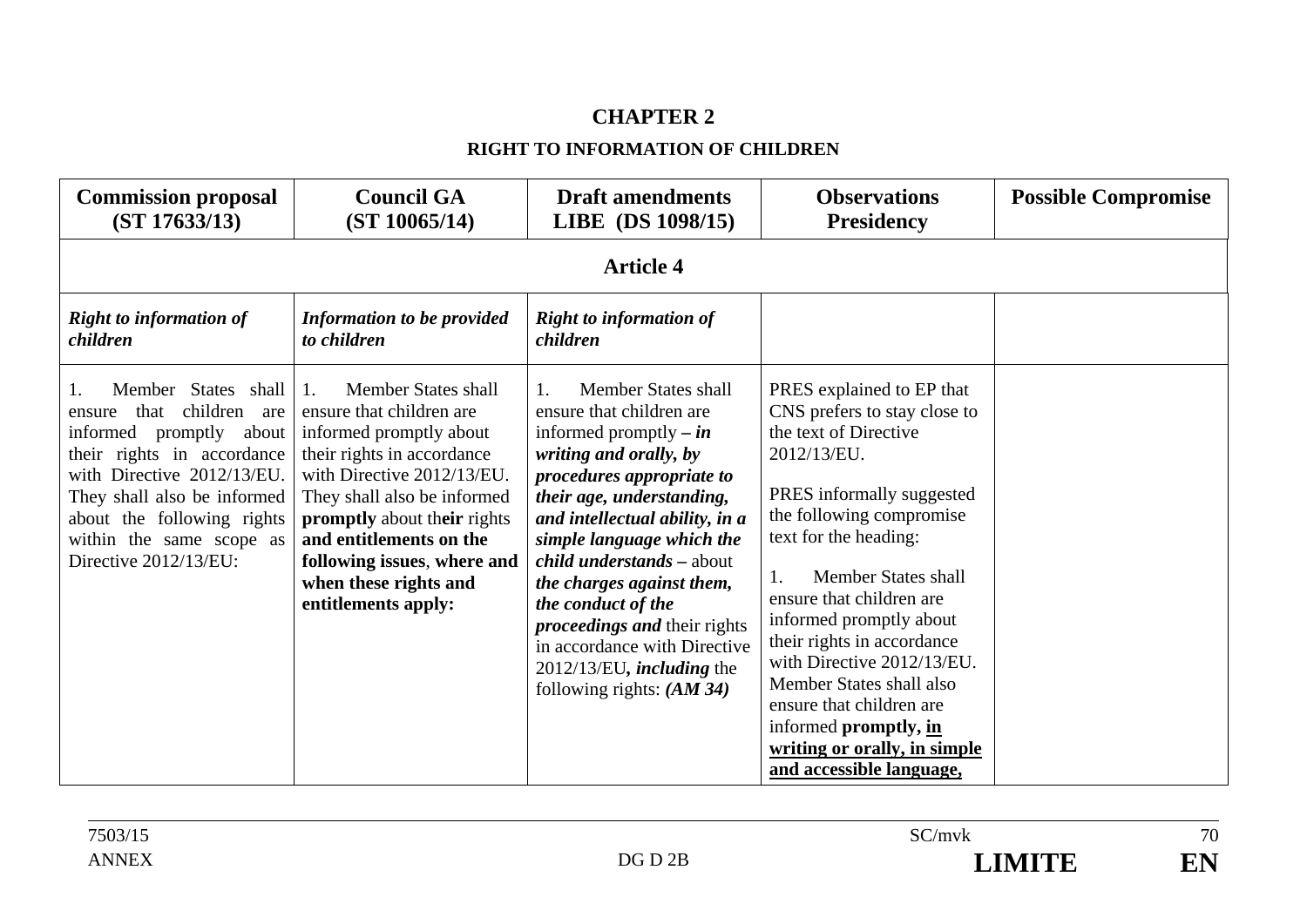# CHAPTER 2

## RIGHT TO INFORMATION OF CHILDREN

| Commission proposal (ST 17633/13) | Council GA (ST 10065/14) | Draft amendments LIBE (DS 1098/15) | Observations Presidency | Possible Compromise |
|---|---|---|---|---|
| **Article 4** | | | | |
| ***Right to information of children*** | ***Information to be provided to children*** | ***Right to information of children*** | | |
| 1. Member States shall ensure that children are informed promptly about their rights in accordance with Directive 2012/13/EU. They shall also be informed about the following rights within the same scope as Directive 2012/13/EU: | 1. Member States shall ensure that children are informed promptly about their rights in accordance with Directive 2012/13/EU. They shall also be informed **promptly** about th**eir** rights **and entitlements on the following issues**, **where and when these rights and entitlements apply:** | 1. Member States shall ensure that children are informed promptly ***– in writing and orally, by procedures appropriate to their age, understanding, and intellectual ability, in a simple language which the child understands –*** about ***the charges against them, the conduct of the proceedings and*** their rights in accordance with Directive 2012/13/EU***, including*** the following rights: ***(AM 34)*** | PRES explained to EP that CNS prefers to stay close to the text of Directive 2012/13/EU.<br><br>PRES informally suggested the following compromise text for the heading:<br><br>1. Member States shall ensure that children are informed promptly about their rights in accordance with Directive 2012/13/EU. Member States shall also ensure that children are informed **promptly, <u>in writing or orally, in simple and accessible language,</u>** | |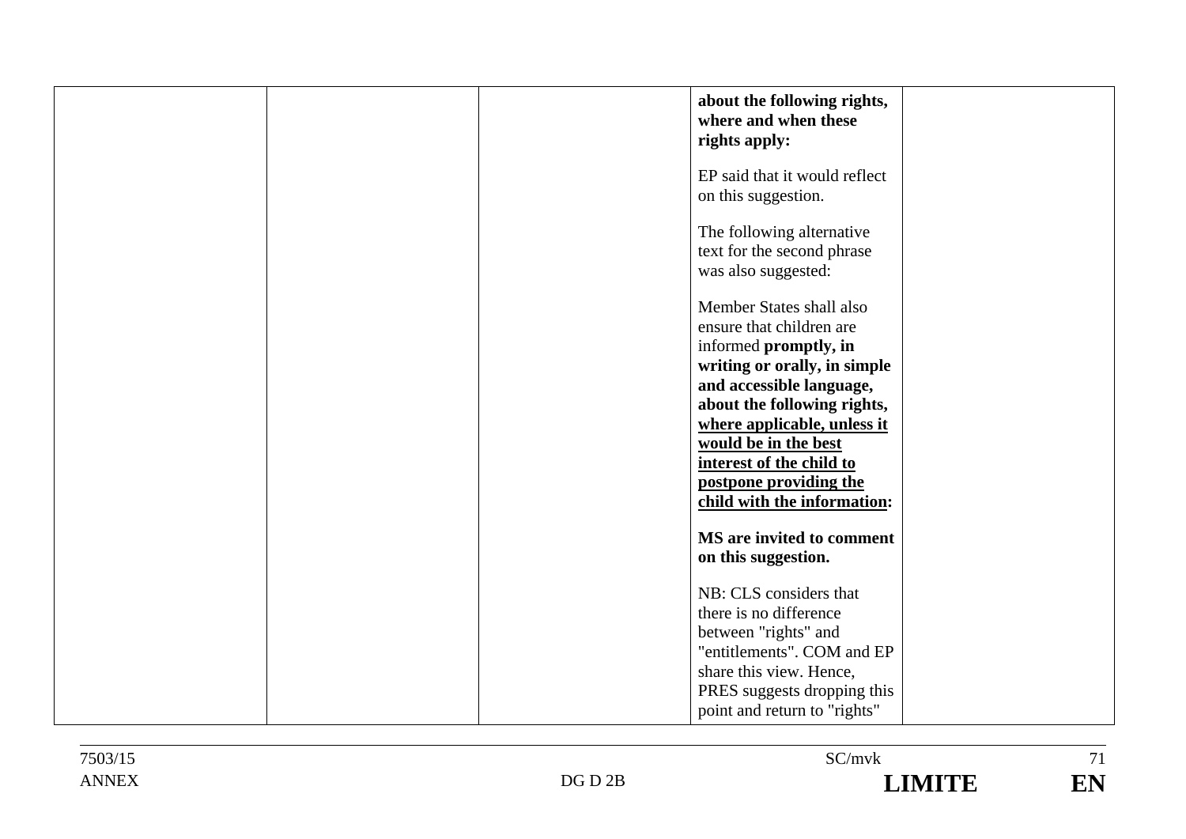|  |  |  | **about the following rights, where and when these rights apply:**<br><br>EP said that it would reflect on this suggestion.<br><br>The following alternative text for the second phrase was also suggested:<br><br>Member States shall also ensure that children are informed **promptly, in writing or orally, in simple and accessible language, about the following rights, <u>where applicable, unless it would be in the best interest of the child to postpone providing the child with the information</u>:**<br><br>**MS are invited to comment on this suggestion.**<br><br>NB: CLS considers that there is no difference between "rights" and "entitlements". COM and EP share this view. Hence, PRES suggests dropping this point and return to "rights" |  |
|---|---|---|---|---|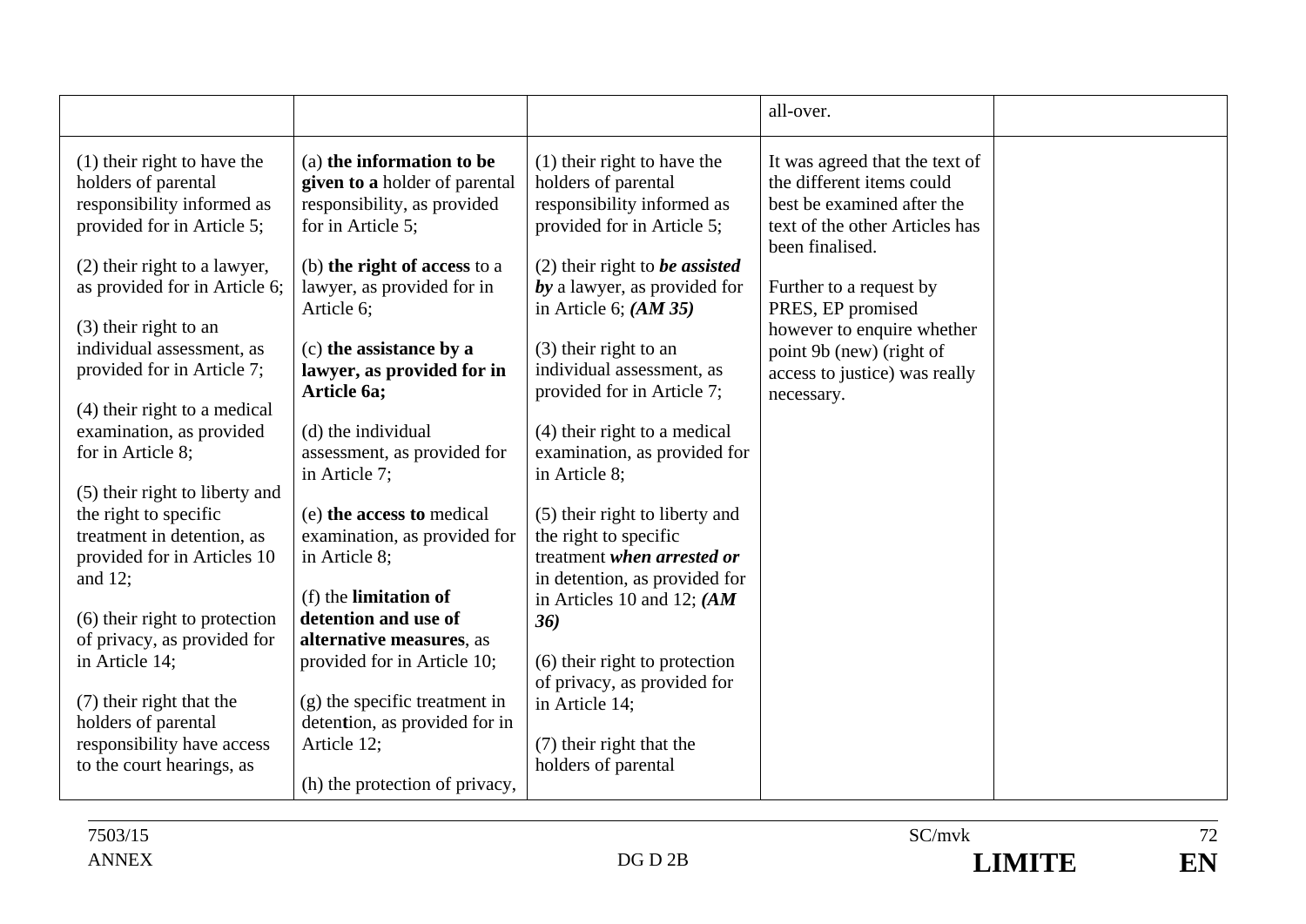| | | | all-over. | |
|---|---|---|---|---|
| (1) their right to have the holders of parental responsibility informed as provided for in Article 5;<br><br>(2) their right to a lawyer, as provided for in Article 6;<br><br>(3) their right to an individual assessment, as provided for in Article 7;<br><br>(4) their right to a medical examination, as provided for in Article 8;<br><br>(5) their right to liberty and the right to specific treatment in detention, as provided for in Articles 10 and 12;<br><br>(6) their right to protection of privacy, as provided for in Article 14;<br><br>(7) their right that the holders of parental responsibility have access to the court hearings, as | (a) **the information to be given to a** holder of parental responsibility, as provided for in Article 5;<br><br>(b) **the right of access** to a lawyer, as provided for in Article 6;<br><br>(c) **the assistance by a lawyer, as provided for in Article 6a;**<br><br>(d) the individual assessment, as provided for in Article 7;<br><br>(e) **the access to** medical examination, as provided for in Article 8;<br><br>(f) the **limitation of detention and use of alternative measures**, as provided for in Article 10;<br><br>(g) the specific treatment in detention, as provided for in Article 12;<br><br>(h) the protection of privacy, | (1) their right to have the holders of parental responsibility informed as provided for in Article 5;<br><br>(2) their right to ***be assisted by*** a lawyer, as provided for in Article 6; ***(AM 35)***<br><br>(3) their right to an individual assessment, as provided for in Article 7;<br><br>(4) their right to a medical examination, as provided for in Article 8;<br><br>(5) their right to liberty and the right to specific treatment ***when arrested or*** in detention, as provided for in Articles 10 and 12; ***(AM 36)***<br><br>(6) their right to protection of privacy, as provided for in Article 14;<br><br>(7) their right that the holders of parental | It was agreed that the text of the different items could best be examined after the text of the other Articles has been finalised.<br><br>Further to a request by PRES, EP promised however to enquire whether point 9b (new) (right of access to justice) was really necessary. | |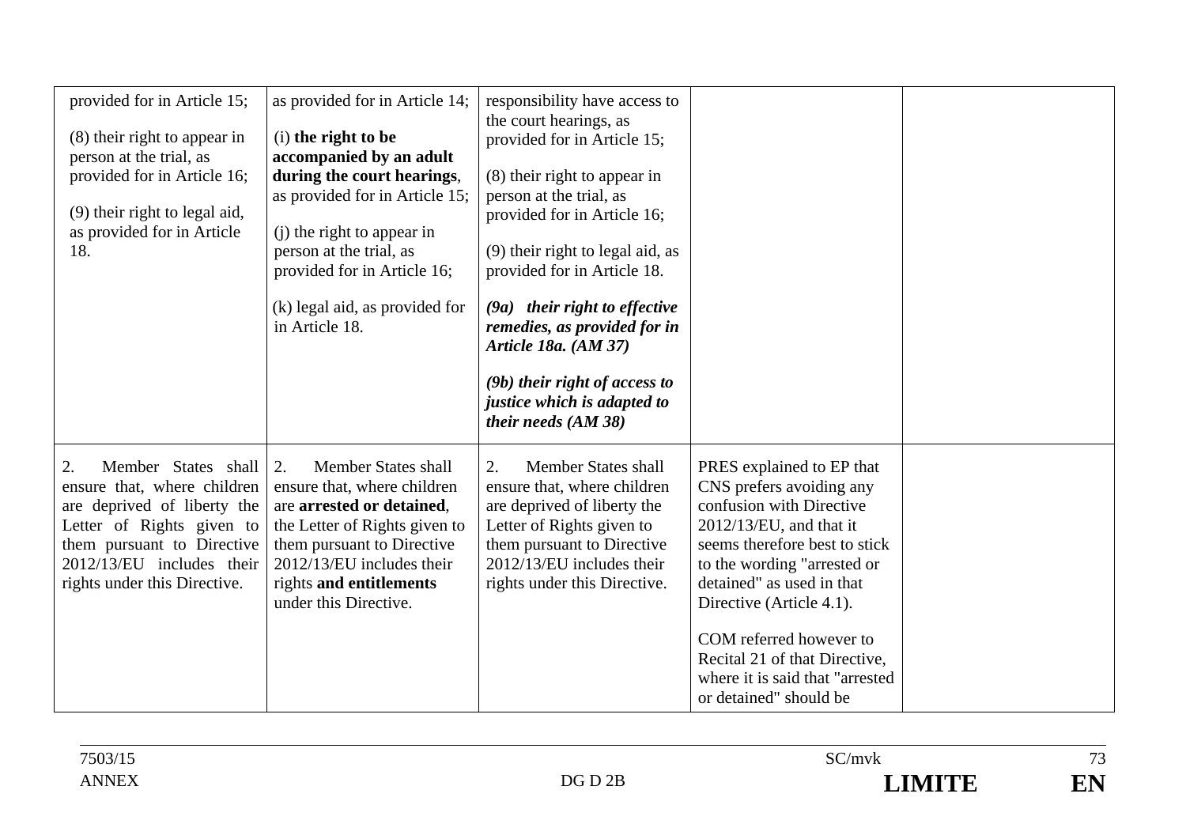| | | | | |
|---|---|---|---|---|
| provided for in Article 15;<br><br>(8) their right to appear in person at the trial, as provided for in Article 16;<br><br>(9) their right to legal aid, as provided for in Article 18. | as provided for in Article 14;<br><br>(i) **the right to be accompanied by an adult during the court hearings**, as provided for in Article 15;<br><br>(j) the right to appear in person at the trial, as provided for in Article 16;<br><br>(k) legal aid, as provided for in Article 18. | responsibility have access to the court hearings, as provided for in Article 15;<br><br>(8) their right to appear in person at the trial, as provided for in Article 16;<br><br>(9) their right to legal aid, as provided for in Article 18.<br><br>***(9a) their right to effective remedies, as provided for in Article 18a. (AM 37)***<br><br>***(9b) their right of access to justice which is adapted to their needs (AM 38)*** | | |
| 2. Member States shall ensure that, where children are deprived of liberty the Letter of Rights given to them pursuant to Directive 2012/13/EU includes their rights under this Directive. | 2. Member States shall ensure that, where children are **arrested or detained**, the Letter of Rights given to them pursuant to Directive 2012/13/EU includes their rights **and entitlements** under this Directive. | 2. Member States shall ensure that, where children are deprived of liberty the Letter of Rights given to them pursuant to Directive 2012/13/EU includes their rights under this Directive. | PRES explained to EP that CNS prefers avoiding any confusion with Directive 2012/13/EU, and that it seems therefore best to stick to the wording "arrested or detained" as used in that Directive (Article 4.1).<br><br>COM referred however to Recital 21 of that Directive, where it is said that "arrested or detained" should be | |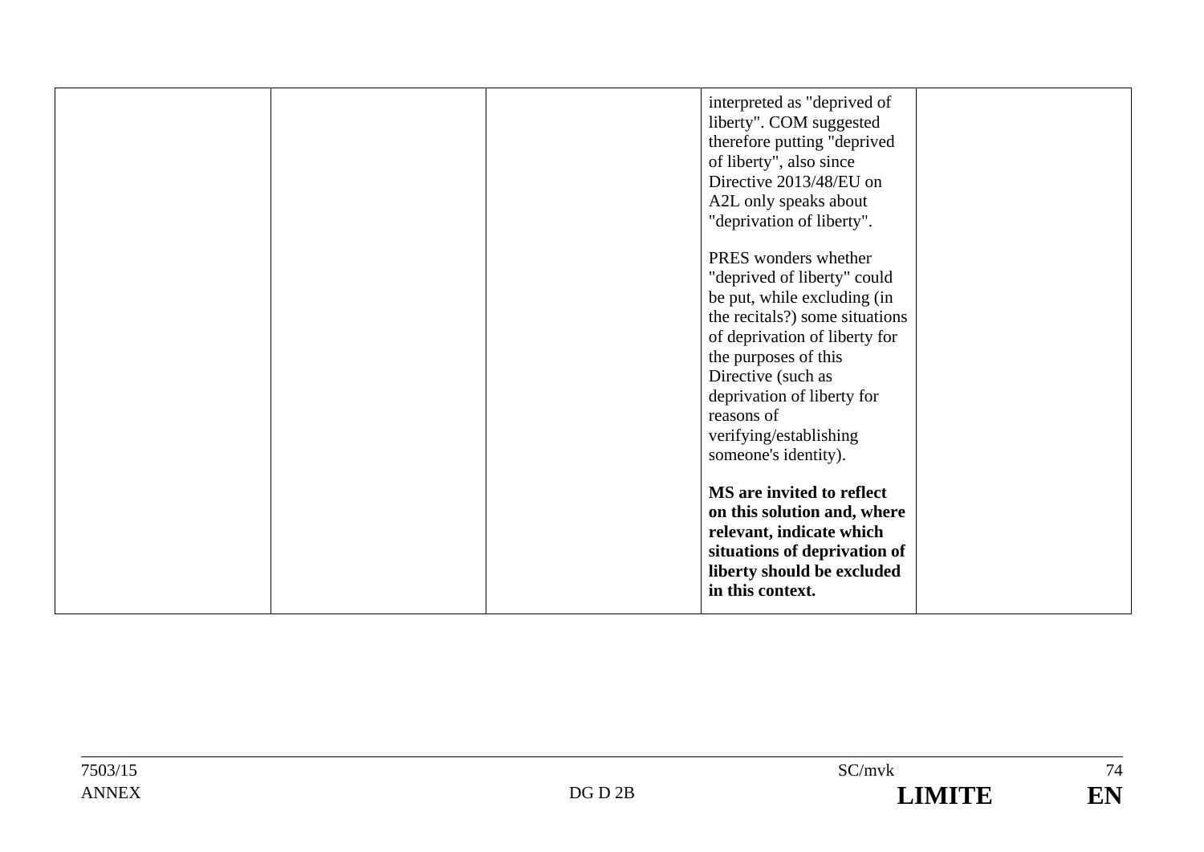| | | | | |
|---|---|---|---|---|
| | | | interpreted as "deprived of liberty". COM suggested therefore putting "deprived of liberty", also since Directive 2013/48/EU on A2L only speaks about "deprivation of liberty".<br><br>PRES wonders whether "deprived of liberty" could be put, while excluding (in the recitals?) some situations of deprivation of liberty for the purposes of this Directive (such as deprivation of liberty for reasons of verifying/establishing someone's identity).<br><br>**MS are invited to reflect on this solution and, where relevant, indicate which situations of deprivation of liberty should be excluded in this context.** | |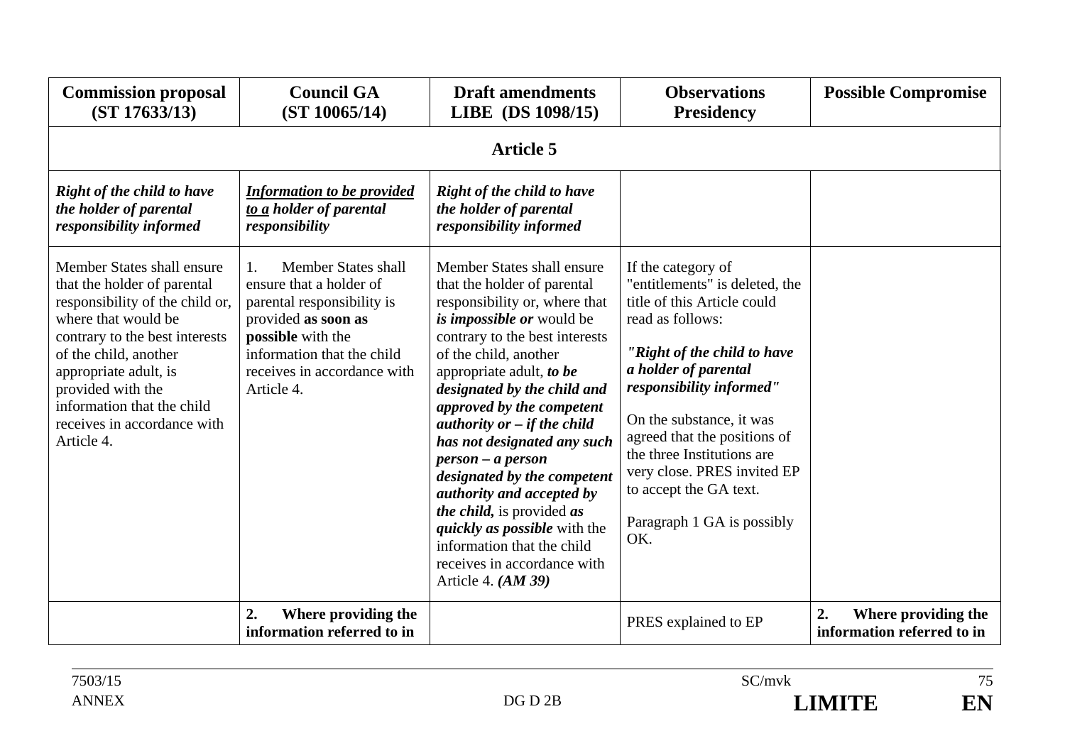| **Commission proposal (ST 17633/13)** | **Council GA (ST 10065/14)** | **Draft amendments LIBE (DS 1098/15)** | **Observations Presidency** | **Possible Compromise** |
|---|---|---|---|---|
| **Article 5** | | | | |
| ***Right of the child to have the holder of parental responsibility informed*** | ***Information to be provided to a holder of parental responsibility*** | ***Right of the child to have the holder of parental responsibility informed*** | | |
| Member States shall ensure that the holder of parental responsibility of the child or, where that would be contrary to the best interests of the child, another appropriate adult, is provided with the information that the child receives in accordance with Article 4. | 1. Member States shall ensure that a holder of parental responsibility is provided **as soon as possible** with the information that the child receives in accordance with Article 4. | Member States shall ensure that the holder of parental responsibility or, where that ***is impossible or*** would be contrary to the best interests of the child, another appropriate adult, ***to be designated by the child and approved by the competent authority or – if the child has not designated any such person – a person designated by the competent authority and accepted by the child,*** is provided ***as quickly as possible*** with the information that the child receives in accordance with Article 4. ***(AM 39)*** | If the category of "entitlements" is deleted, the title of this Article could read as follows:<br><br>***"Right of the child to have a holder of parental responsibility informed"***<br><br>On the substance, it was agreed that the positions of the three Institutions are very close. PRES invited EP to accept the GA text.<br><br>Paragraph 1 GA is possibly OK. | |
| | **2. Where providing the information referred to in** | | PRES explained to EP | **2. Where providing the information referred to in** |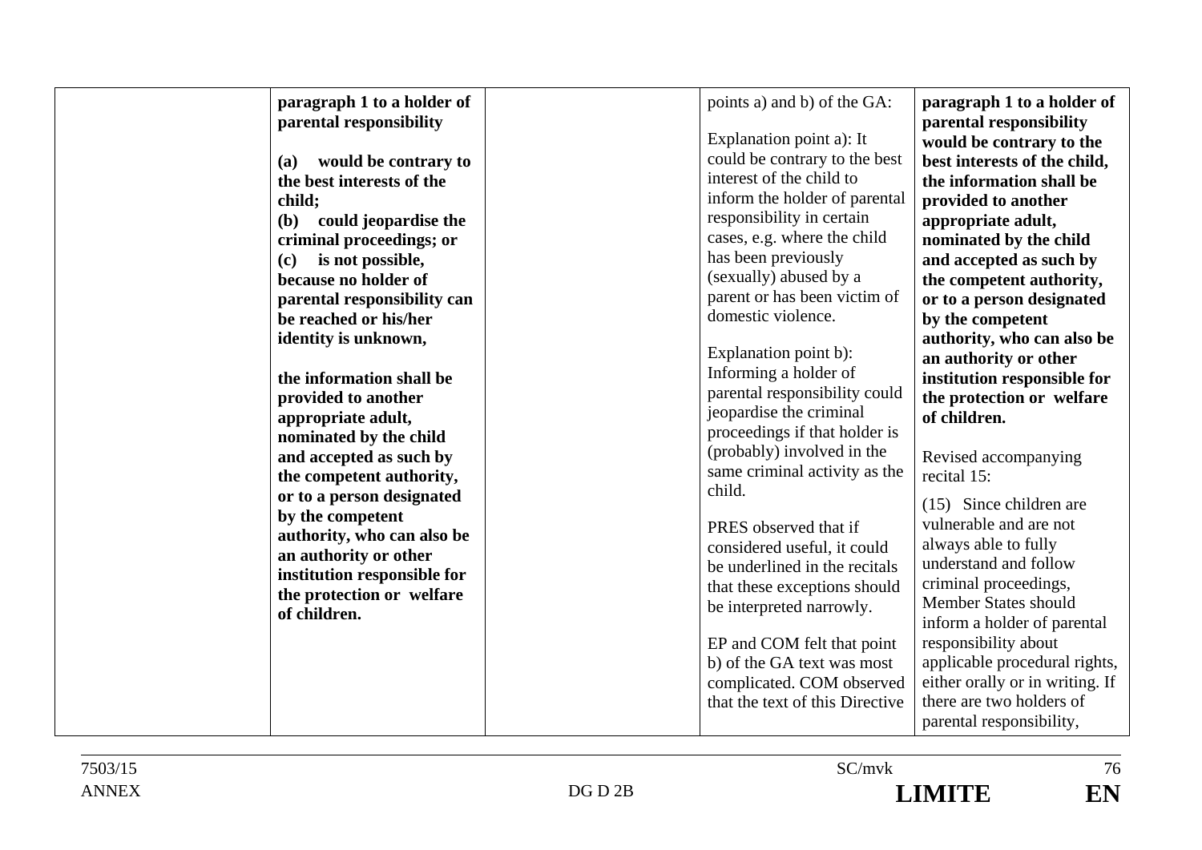| | | | | |
|---|---|---|---|---|
| | **paragraph 1 to a holder of parental responsibility**<br><br>**(a) would be contrary to the best interests of the child;**<br>**(b) could jeopardise the criminal proceedings; or**<br>**(c) is not possible, because no holder of parental responsibility can be reached or his/her identity is unknown,**<br><br>**the information shall be provided to another appropriate adult, nominated by the child and accepted as such by the competent authority, or to a person designated by the competent authority, who can also be an authority or other institution responsible for the protection or welfare of children.** | | points a) and b) of the GA:<br><br>Explanation point a): It could be contrary to the best interest of the child to inform the holder of parental responsibility in certain cases, e.g. where the child has been previously (sexually) abused by a parent or has been victim of domestic violence.<br><br>Explanation point b): Informing a holder of parental responsibility could jeopardise the criminal proceedings if that holder is (probably) involved in the same criminal activity as the child.<br><br>PRES observed that if considered useful, it could be underlined in the recitals that these exceptions should be interpreted narrowly.<br><br>EP and COM felt that point b) of the GA text was most complicated. COM observed that the text of this Directive | **paragraph 1 to a holder of parental responsibility would be contrary to the best interests of the child, the information shall be provided to another appropriate adult, nominated by the child and accepted as such by the competent authority, or to a person designated by the competent authority, who can also be an authority or other institution responsible for the protection or welfare of children.**<br><br>Revised accompanying recital 15:<br><br>(15) Since children are vulnerable and are not always able to fully understand and follow criminal proceedings, Member States should inform a holder of parental responsibility about applicable procedural rights, either orally or in writing. If there are two holders of parental responsibility, |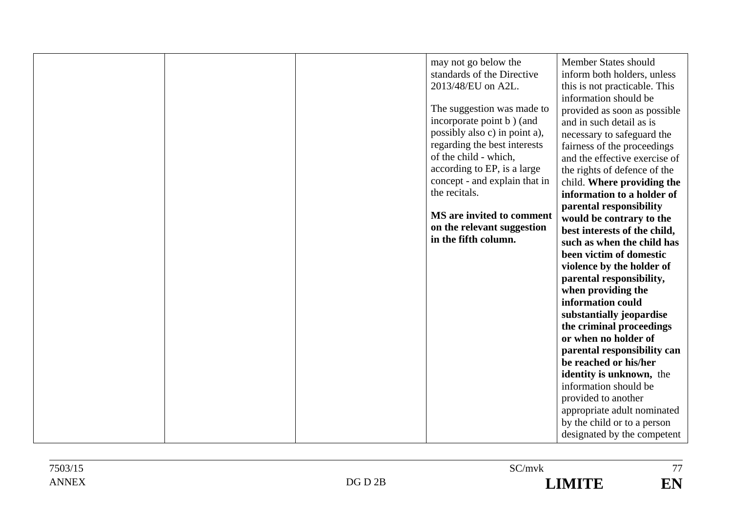| | | | | |
|---|---|---|---|---|
| | | | may not go below the standards of the Directive 2013/48/EU on A2L.<br><br>The suggestion was made to incorporate point b ) (and possibly also c) in point a), regarding the best interests of the child - which, according to EP, is a large concept - and explain that in the recitals.<br><br>**MS are invited to comment on the relevant suggestion in the fifth column.** | Member States should inform both holders, unless this is not practicable. This information should be provided as soon as possible and in such detail as is necessary to safeguard the fairness of the proceedings and the effective exercise of the rights of defence of the child. **Where providing the information to a holder of parental responsibility would be contrary to the best interests of the child, such as when the child has been victim of domestic violence by the holder of parental responsibility, when providing the information could substantially jeopardise the criminal proceedings or when no holder of parental responsibility can be reached or his/her identity is unknown,** the information should be provided to another appropriate adult nominated by the child or to a person designated by the competent |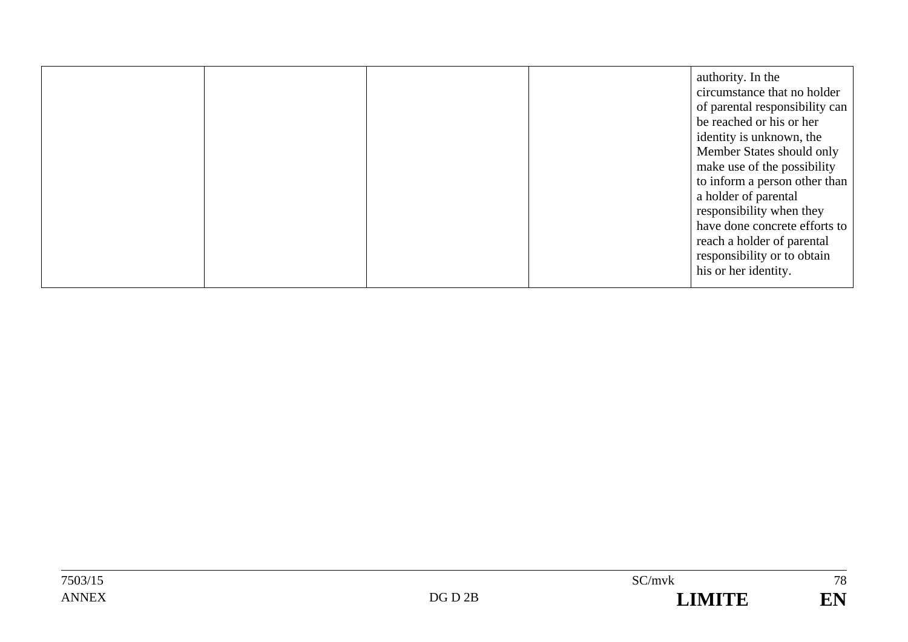| | | | | |
|---|---|---|---|---|
| | | | | authority. In the circumstance that no holder of parental responsibility can be reached or his or her identity is unknown, the Member States should only make use of the possibility to inform a person other than a holder of parental responsibility when they have done concrete efforts to reach a holder of parental responsibility or to obtain his or her identity. |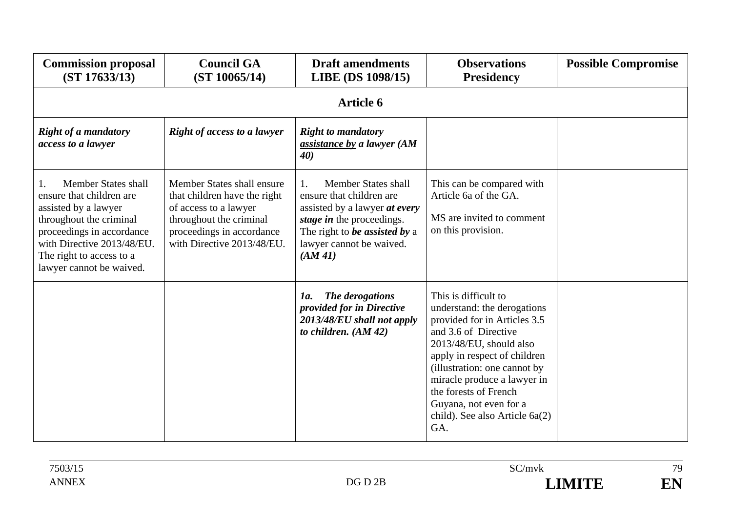| **Commission proposal (ST 17633/13)** | **Council GA (ST 10065/14)** | **Draft amendments LIBE (DS 1098/15)** | **Observations Presidency** | **Possible Compromise** |
|---|---|---|---|---|
| | | **Article 6** | | |
| ***Right of a mandatory access to a lawyer*** | ***Right of access to a lawyer*** | ***Right to mandatory <u>assistance by</u> a lawyer (AM 40)*** | | |
| 1. Member States shall ensure that children are assisted by a lawyer throughout the criminal proceedings in accordance with Directive 2013/48/EU. The right to access to a lawyer cannot be waived. | Member States shall ensure that children have the right of access to a lawyer throughout the criminal proceedings in accordance with Directive 2013/48/EU. | 1. Member States shall ensure that children are assisted by a lawyer ***at every stage in*** the proceedings. The right to ***be assisted by*** a lawyer cannot be waived. ***(AM 41)*** | This can be compared with Article 6a of the GA.<br><br>MS are invited to comment on this provision. | |
| | | ***1a. The derogations provided for in Directive 2013/48/EU shall not apply to children. (AM 42)*** | This is difficult to understand: the derogations provided for in Articles 3.5 and 3.6 of Directive 2013/48/EU, should also apply in respect of children (illustration: one cannot by miracle produce a lawyer in the forests of French Guyana, not even for a child). See also Article 6a(2) GA. | |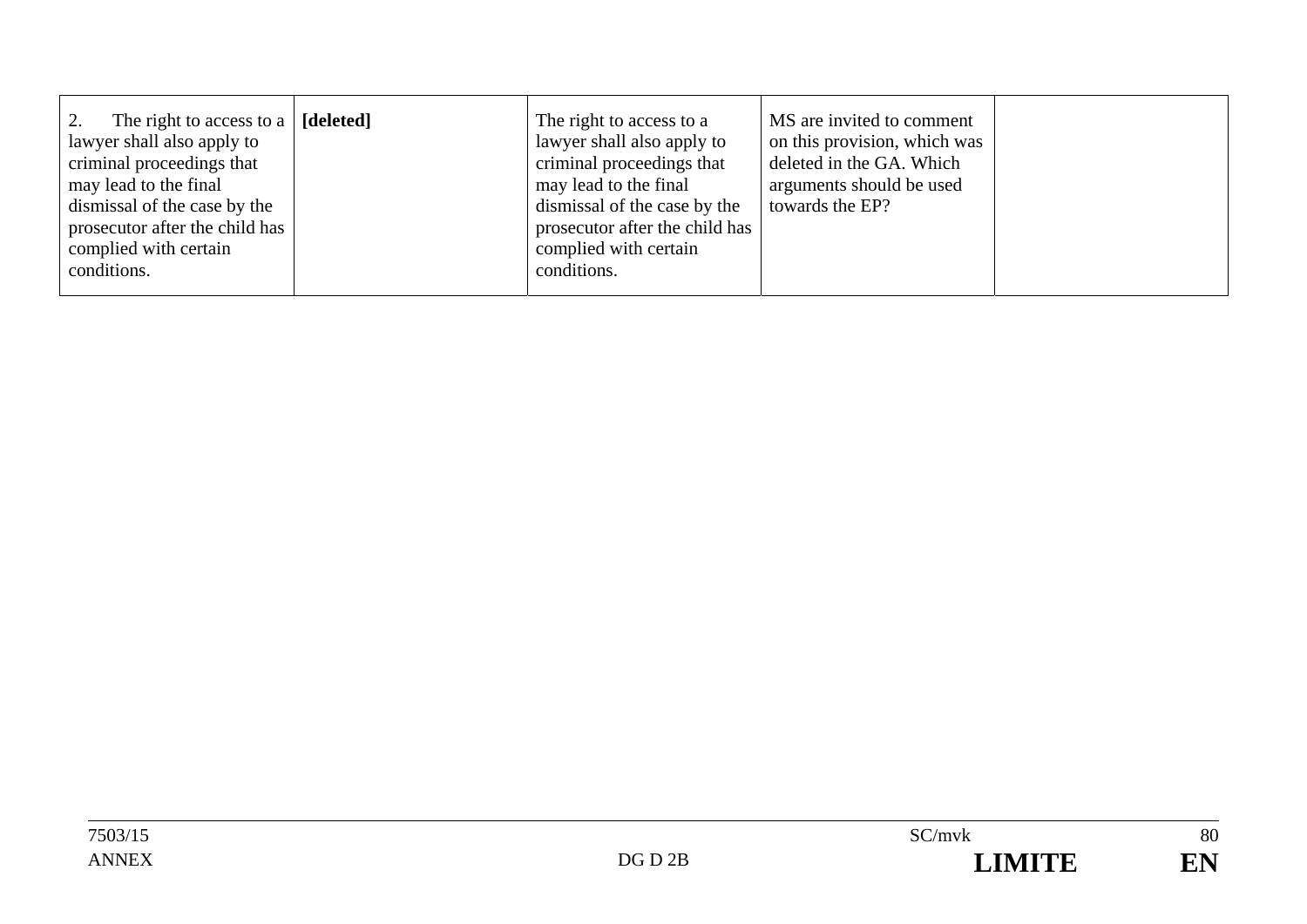| | | | | |
|---|---|---|---|---|
| 2. The right to access to a lawyer shall also apply to criminal proceedings that may lead to the final dismissal of the case by the prosecutor after the child has complied with certain conditions. | **[deleted]** | The right to access to a lawyer shall also apply to criminal proceedings that may lead to the final dismissal of the case by the prosecutor after the child has complied with certain conditions. | MS are invited to comment on this provision, which was deleted in the GA. Which arguments should be used towards the EP? | |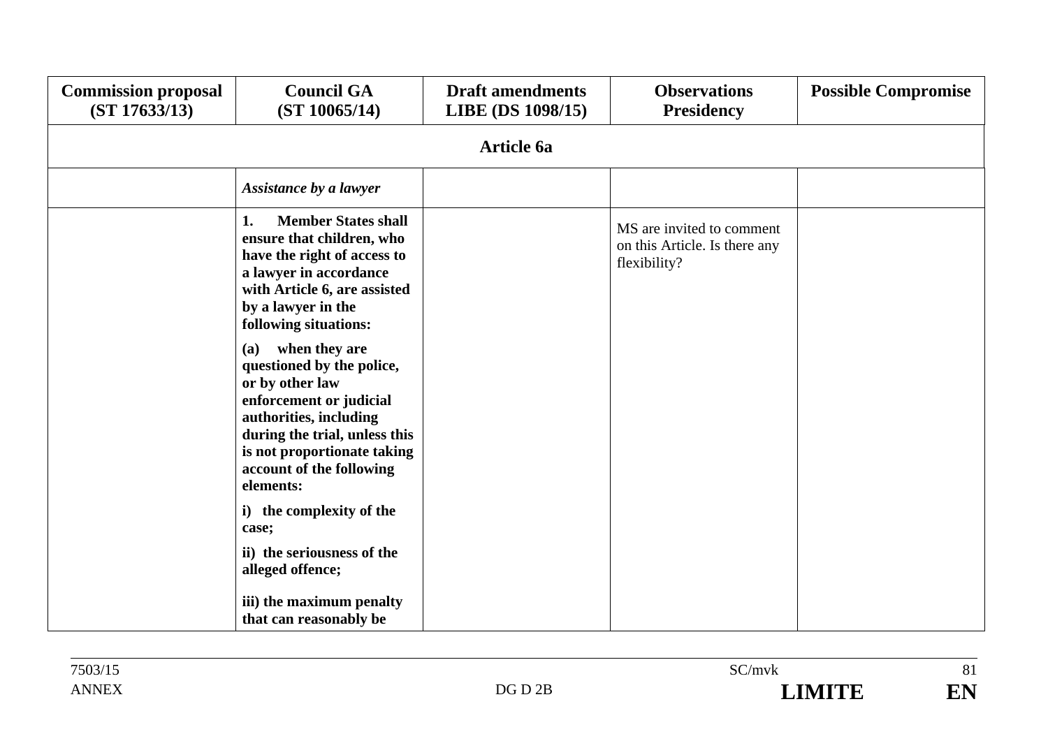| Commission proposal (ST 17633/13) | Council GA (ST 10065/14) | Draft amendments LIBE (DS 1098/15) | Observations Presidency | Possible Compromise |
|---|---|---|---|---|
| **Article 6a** | | | | |
| | ***Assistance by a lawyer*** | | | |
| | **1. Member States shall ensure that children, who have the right of access to a lawyer in accordance with Article 6, are assisted by a lawyer in the following situations:**<br><br>**(a) when they are questioned by the police, or by other law enforcement or judicial authorities, including during the trial, unless this is not proportionate taking account of the following elements:**<br><br>**i) the complexity of the case;**<br><br>**ii) the seriousness of the alleged offence;**<br><br>**iii) the maximum penalty that can reasonably be** | | MS are invited to comment on this Article. Is there any flexibility? | |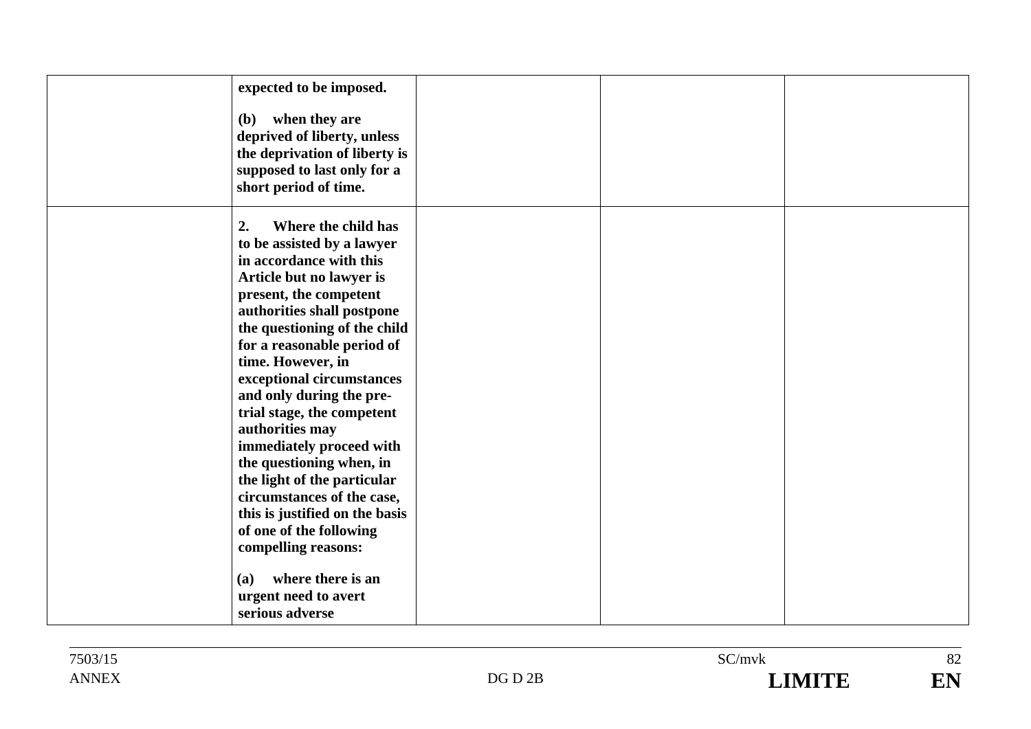| | | | | |
|---|---|---|---|---|
| | **expected to be imposed.**<br><br>**(b) when they are deprived of liberty, unless the deprivation of liberty is supposed to last only for a short period of time.** | | | |
| | **2. Where the child has to be assisted by a lawyer in accordance with this Article but no lawyer is present, the competent authorities shall postpone the questioning of the child for a reasonable period of time. However, in exceptional circumstances and only during the pre-trial stage, the competent authorities may immediately proceed with the questioning when, in the light of the particular circumstances of the case, this is justified on the basis of one of the following compelling reasons:**<br><br>**(a) where there is an urgent need to avert serious adverse** | | | |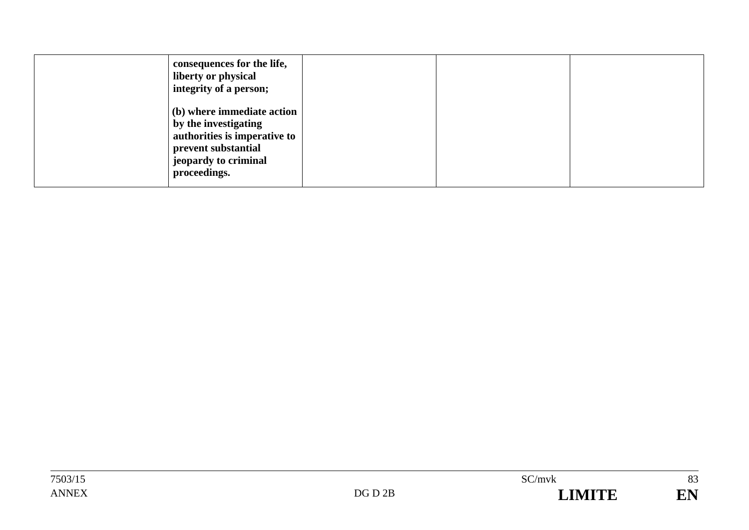|  |  |  |  |  |
|---|---|---|---|---|
|  | **consequences for the life, liberty or physical integrity of a person;**<br><br>**(b) where immediate action by the investigating authorities is imperative to prevent substantial jeopardy to criminal proceedings.** |  |  |  |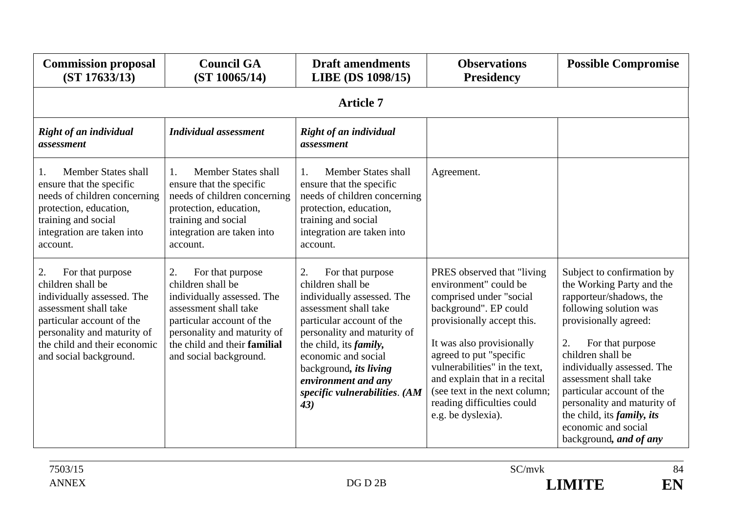| **Commission proposal (ST 17633/13)** | **Council GA (ST 10065/14)** | **Draft amendments LIBE (DS 1098/15)** | **Observations Presidency** | **Possible Compromise** |
|---|---|---|---|---|
| | | **Article 7** | | |
| ***Right of an individual assessment*** | ***Individual assessment*** | ***Right of an individual assessment*** | | |
| 1. Member States shall ensure that the specific needs of children concerning protection, education, training and social integration are taken into account. | 1. Member States shall ensure that the specific needs of children concerning protection, education, training and social integration are taken into account. | 1. Member States shall ensure that the specific needs of children concerning protection, education, training and social integration are taken into account. | Agreement. | |
| 2. For that purpose children shall be individually assessed. The assessment shall take particular account of the personality and maturity of the child and their economic and social background. | 2. For that purpose children shall be individually assessed. The assessment shall take particular account of the personality and maturity of the child and their **familial** and social background. | 2. For that purpose children shall be individually assessed. The assessment shall take particular account of the personality and maturity of the child, its ***family,*** economic and social background***, its living environment and any specific vulnerabilities***. ***(AM 43)*** | PRES observed that "living environment" could be comprised under "social background". EP could provisionally accept this.<br><br>It was also provisionally agreed to put "specific vulnerabilities" in the text, and explain that in a recital (see text in the next column; reading difficulties could e.g. be dyslexia). | Subject to confirmation by the Working Party and the rapporteur/shadows, the following solution was provisionally agreed:<br><br>2. For that purpose children shall be individually assessed. The assessment shall take particular account of the personality and maturity of the child, its ***family, its*** economic and social background***, and of any*** |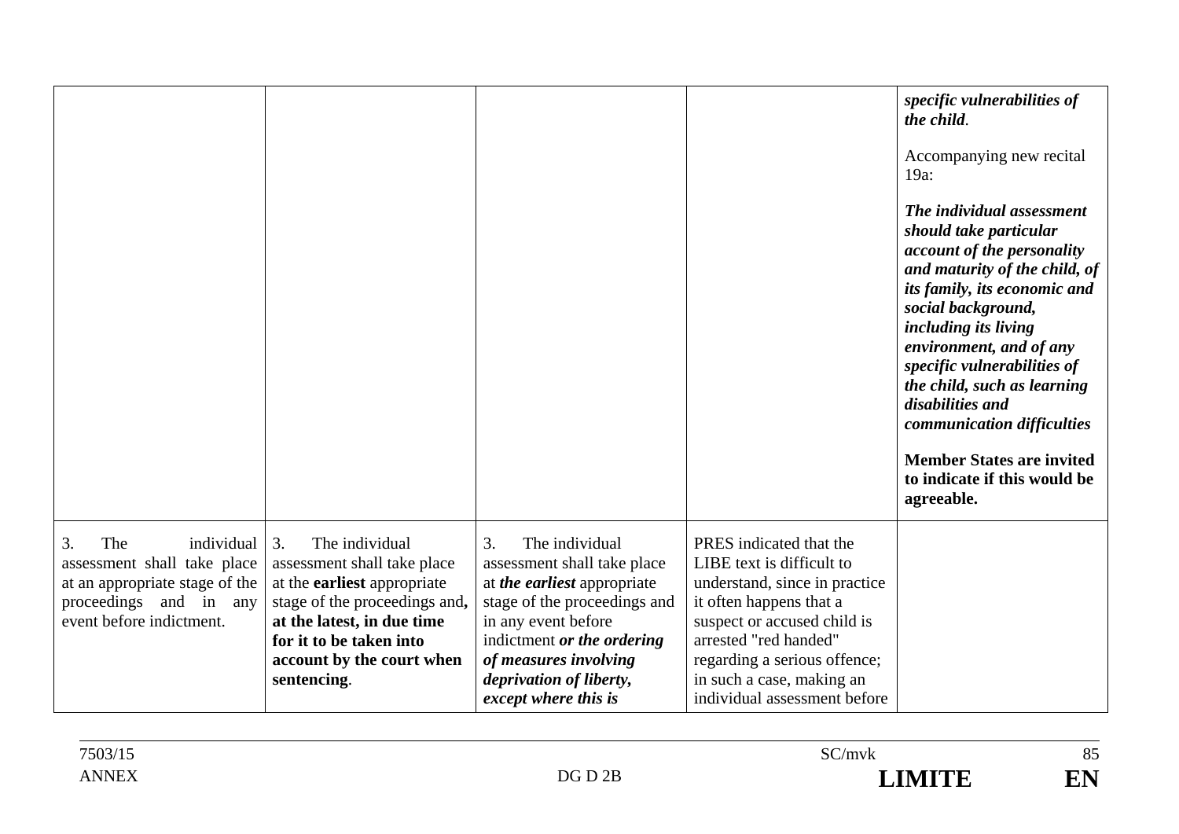| | | | | |
|---|---|---|---|---|
| | | | | ***specific vulnerabilities of the child*.**<br><br>Accompanying new recital 19a:<br><br>***The individual assessment should take particular account of the personality and maturity of the child, of its family, its economic and social background, including its living environment, and of any specific vulnerabilities of the child, such as learning disabilities and communication difficulties***<br><br>**Member States are invited to indicate if this would be agreeable.** |
| 3. The individual assessment shall take place at an appropriate stage of the proceedings and in any event before indictment. | 3. The individual assessment shall take place at the **earliest** appropriate stage of the proceedings and**, at the latest, in due time for it to be taken into account by the court when sentencing**. | 3. The individual assessment shall take place at ***the earliest*** appropriate stage of the proceedings and in any event before indictment ***or the ordering of measures involving deprivation of liberty, except where this is*** | PRES indicated that the LIBE text is difficult to understand, since in practice it often happens that a suspect or accused child is arrested "red handed" regarding a serious offence; in such a case, making an individual assessment before | |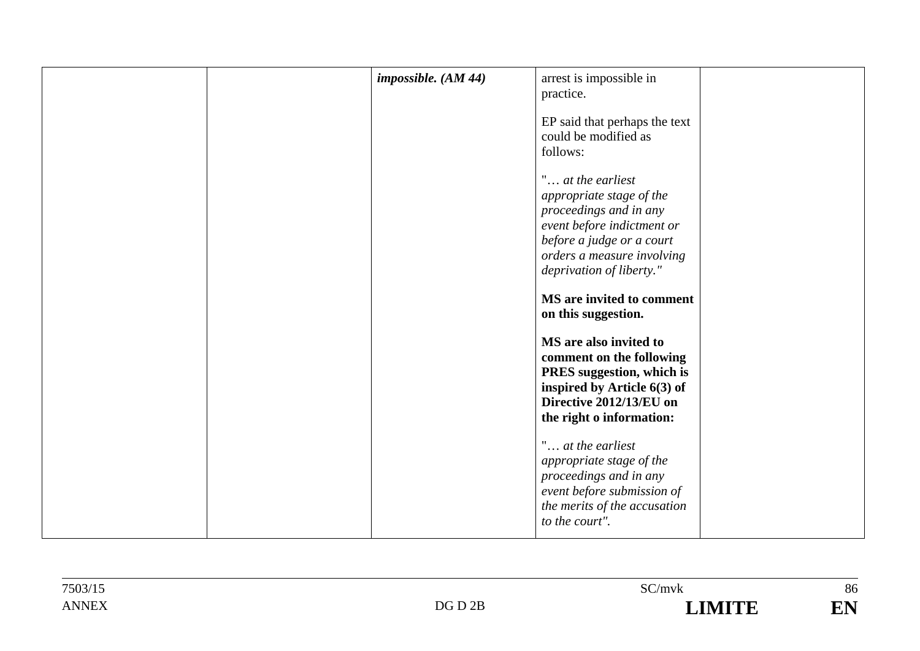|  |  |  |  |  |
|---|---|---|---|---|
|  |  | ***impossible. (AM 44)*** | arrest is impossible in practice.<br><br>EP said that perhaps the text could be modified as follows:<br><br>"… *at the earliest appropriate stage of the proceedings and in any event before indictment or before a judge or a court orders a measure involving deprivation of liberty."*<br><br>**MS are invited to comment on this suggestion.**<br><br>**MS are also invited to comment on the following PRES suggestion, which is inspired by Article 6(3) of Directive 2012/13/EU on the right o information:**<br><br>"… *at the earliest appropriate stage of the proceedings and in any event before submission of the merits of the accusation to the court"*. |  |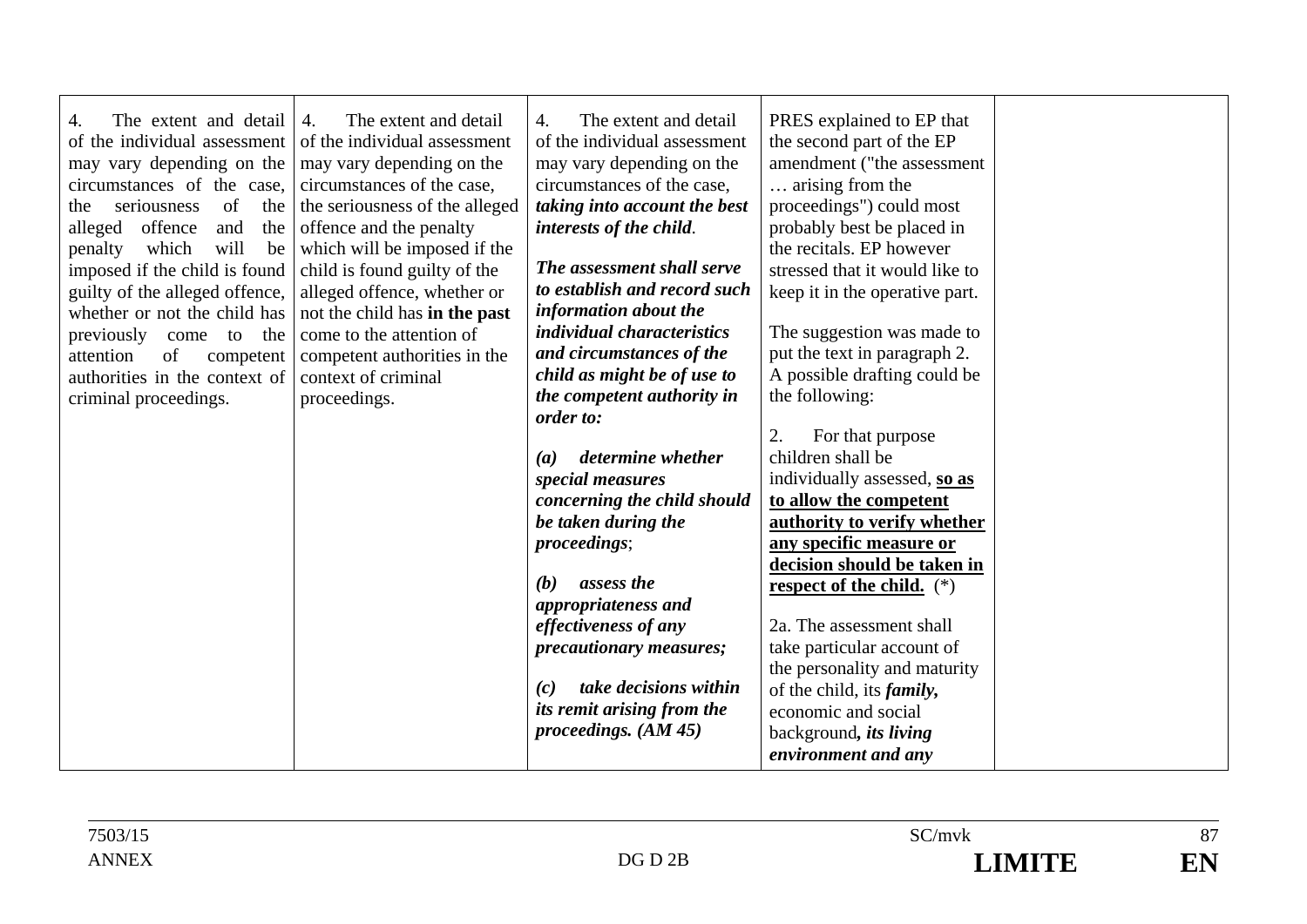| | | | | |
|---|---|---|---|---|
| 4. The extent and detail of the individual assessment may vary depending on the circumstances of the case, the seriousness of the alleged offence and the penalty which will be imposed if the child is found guilty of the alleged offence, whether or not the child has previously come to the attention of competent authorities in the context of criminal proceedings. | 4. The extent and detail of the individual assessment may vary depending on the circumstances of the case, the seriousness of the alleged offence and the penalty which will be imposed if the child is found guilty of the alleged offence, whether or not the child has **in the past** come to the attention of competent authorities in the context of criminal proceedings. | 4. The extent and detail of the individual assessment may vary depending on the circumstances of the case, ***taking into account the best interests of the child****.*<br><br>***The assessment shall serve to establish and record such information about the individual characteristics and circumstances of the child as might be of use to the competent authority in order to:***<br><br>***(a) determine whether special measures concerning the child should be taken during the proceedings****;*<br><br>***(b) assess the appropriateness and effectiveness of any precautionary measures;***<br><br>***(c) take decisions within its remit arising from the proceedings. (AM 45)*** | PRES explained to EP that the second part of the EP amendment ("the assessment … arising from the proceedings") could most probably best be placed in the recitals. EP however stressed that it would like to keep it in the operative part.<br><br>The suggestion was made to put the text in paragraph 2. A possible drafting could be the following:<br><br>2. For that purpose children shall be individually assessed, **<u>so as to allow the competent authority to verify whether any specific measure or decision should be taken in respect of the child.</u>** (*)<br><br>2a. The assessment shall take particular account of the personality and maturity of the child, its ***family,*** economic and social background***, its living environment and any*** | |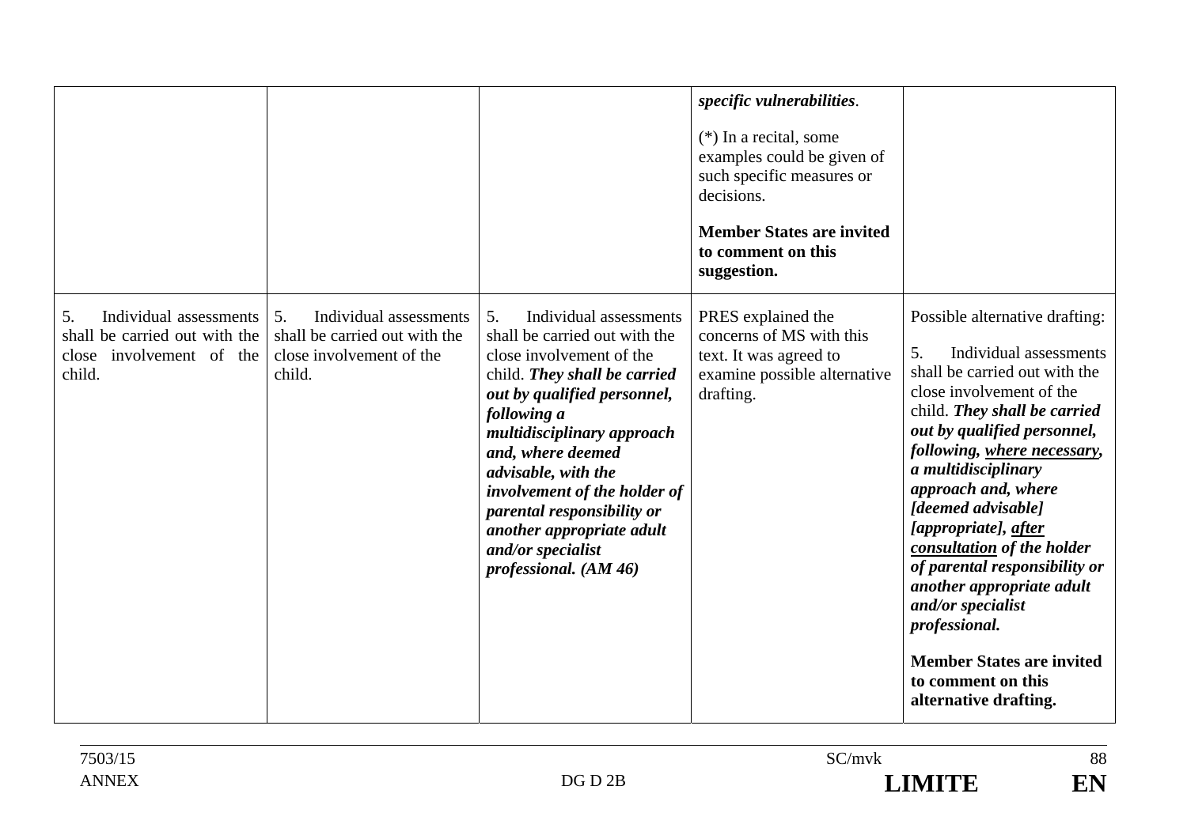| | | | | |
|---|---|---|---|---|
| | | | ***specific vulnerabilities**.*<br><br>(*) In a recital, some examples could be given of such specific measures or decisions.<br><br>**Member States are invited to comment on this suggestion.** | |
| 5. Individual assessments shall be carried out with the close involvement of the child. | 5. Individual assessments shall be carried out with the close involvement of the child. | 5. Individual assessments shall be carried out with the close involvement of the child. ***They shall be carried out by qualified personnel, following a multidisciplinary approach and, where deemed advisable, with the involvement of the holder of parental responsibility or another appropriate adult and/or specialist professional. (AM 46)*** | PRES explained the concerns of MS with this text. It was agreed to examine possible alternative drafting. | Possible alternative drafting:<br><br>5. Individual assessments shall be carried out with the close involvement of the child. ***They shall be carried out by qualified personnel, following, <u>where necessary</u>, a multidisciplinary approach and, where [deemed advisable] [appropriate], <u>after consultation</u> of the holder of parental responsibility or another appropriate adult and/or specialist professional.***<br><br>**Member States are invited to comment on this alternative drafting.** |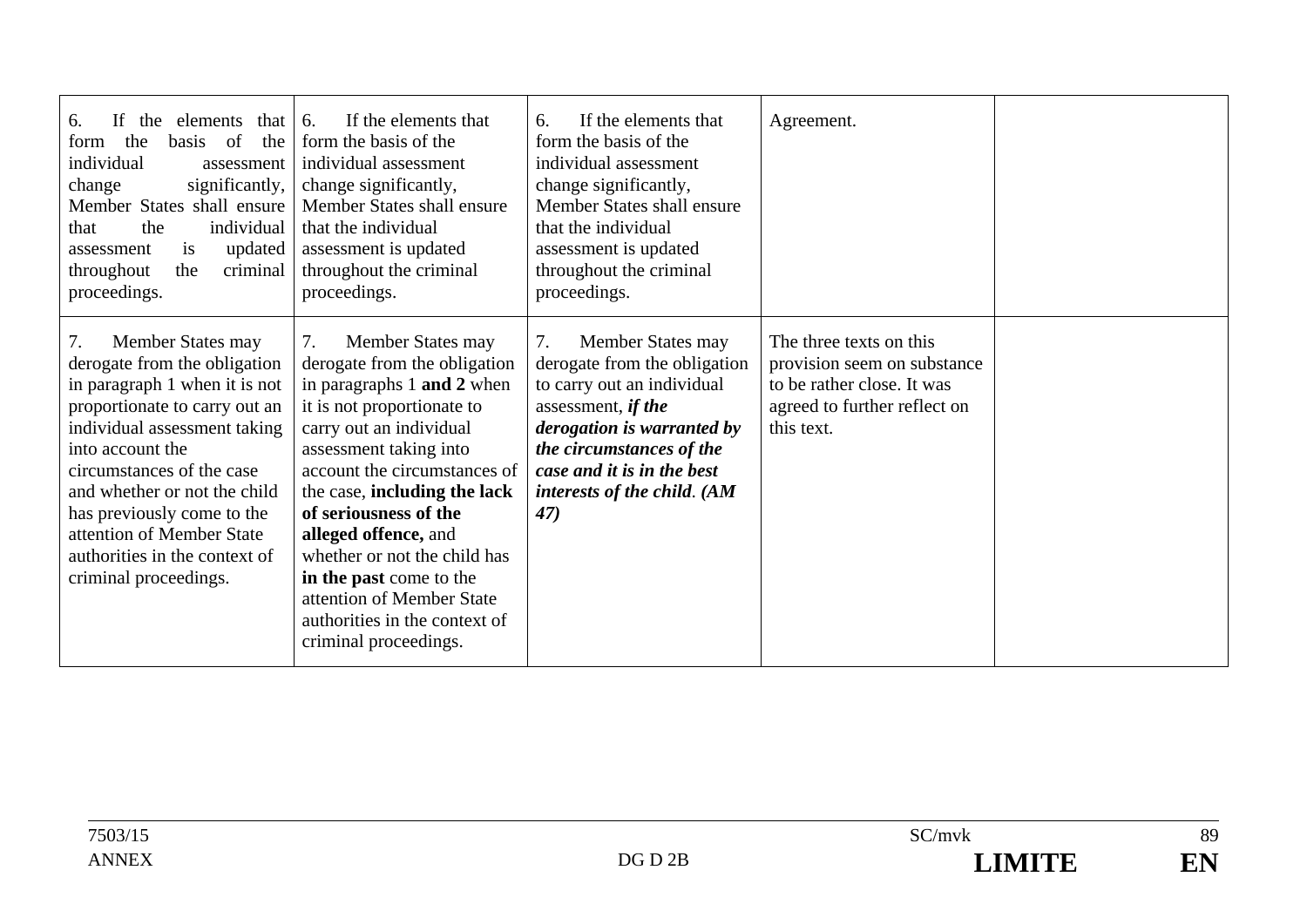| | | | | |
|---|---|---|---|---|
| 6. If the elements that form the basis of the individual assessment change significantly, Member States shall ensure that the individual assessment is updated throughout the criminal proceedings. | 6. If the elements that form the basis of the individual assessment change significantly, Member States shall ensure that the individual assessment is updated throughout the criminal proceedings. | 6. If the elements that form the basis of the individual assessment change significantly, Member States shall ensure that the individual assessment is updated throughout the criminal proceedings. | Agreement. | |
| 7. Member States may derogate from the obligation in paragraph 1 when it is not proportionate to carry out an individual assessment taking into account the circumstances of the case and whether or not the child has previously come to the attention of Member State authorities in the context of criminal proceedings. | 7. Member States may derogate from the obligation in paragraphs 1 **and 2** when it is not proportionate to carry out an individual assessment taking into account the circumstances of the case, **including the lack of seriousness of the alleged offence,** and whether or not the child has **in the past** come to the attention of Member State authorities in the context of criminal proceedings. | 7. Member States may derogate from the obligation to carry out an individual assessment, ***if the derogation is warranted by the circumstances of the case and it is in the best interests of the child*. *(AM 47)*** | The three texts on this provision seem on substance to be rather close. It was agreed to further reflect on this text. | |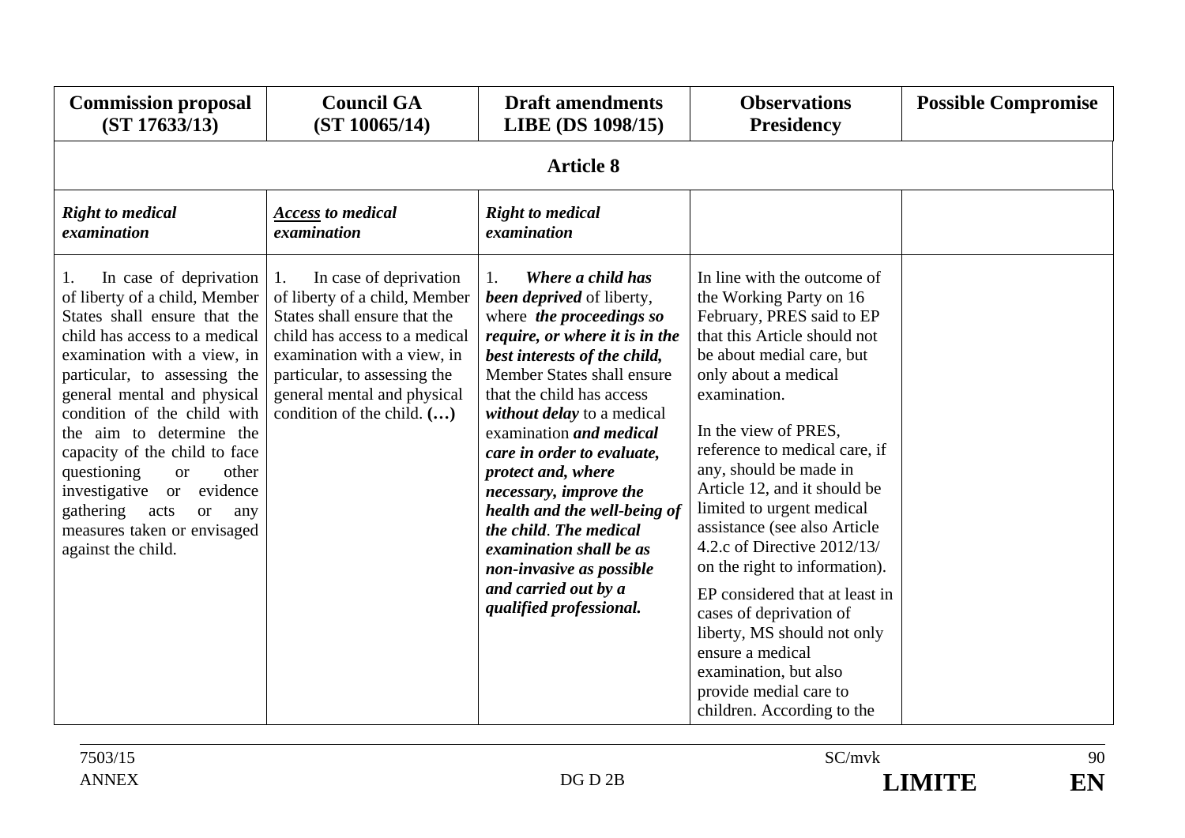| **Commission proposal (ST 17633/13)** | **Council GA (ST 10065/14)** | **Draft amendments LIBE (DS 1098/15)** | **Observations Presidency** | **Possible Compromise** |
|---|---|---|---|---|
| | | **Article 8** | | |
| ***Right to medical examination*** | ***<u>Access</u> to medical examination*** | ***Right to medical examination*** | | |
| 1. In case of deprivation of liberty of a child, Member States shall ensure that the child has access to a medical examination with a view, in particular, to assessing the general mental and physical condition of the child with the aim to determine the capacity of the child to face questioning or other investigative or evidence gathering acts or any measures taken or envisaged against the child. | 1. In case of deprivation of liberty of a child, Member States shall ensure that the child has access to a medical examination with a view, in particular, to assessing the general mental and physical condition of the child. **(…)** | 1. ***Where a child has been deprived*** of liberty, where ***the proceedings so require, or where it is in the best interests of the child,*** Member States shall ensure that the child has access ***without delay*** to a medical examination ***and medical care in order to evaluate, protect and, where necessary, improve the health and the well-being of the child***. ***The medical examination shall be as non-invasive as possible and carried out by a qualified professional.*** | In line with the outcome of the Working Party on 16 February, PRES said to EP that this Article should not be about medial care, but only about a medical examination.<br><br>In the view of PRES, reference to medical care, if any, should be made in Article 12, and it should be limited to urgent medical assistance (see also Article 4.2.c of Directive 2012/13/ on the right to information).<br><br>EP considered that at least in cases of deprivation of liberty, MS should not only ensure a medical examination, but also provide medial care to children. According to the | |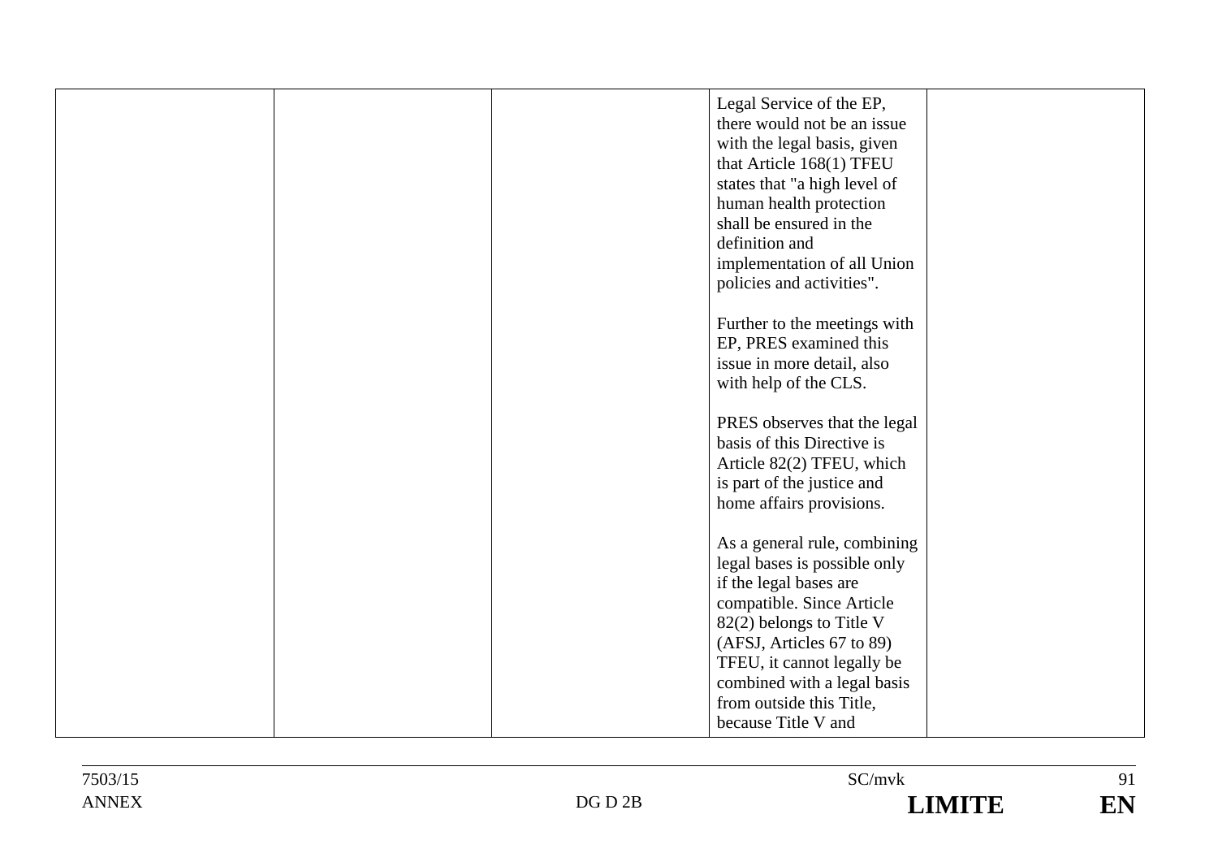|  |  |  | Legal Service of the EP, there would not be an issue with the legal basis, given that Article 168(1) TFEU states that "a high level of human health protection shall be ensured in the definition and implementation of all Union policies and activities".<br><br>Further to the meetings with EP, PRES examined this issue in more detail, also with help of the CLS.<br><br>PRES observes that the legal basis of this Directive is Article 82(2) TFEU, which is part of the justice and home affairs provisions.<br><br>As a general rule, combining legal bases is possible only if the legal bases are compatible. Since Article 82(2) belongs to Title V (AFSJ, Articles 67 to 89) TFEU, it cannot legally be combined with a legal basis from outside this Title, because Title V and |  |
|---|---|---|---|---|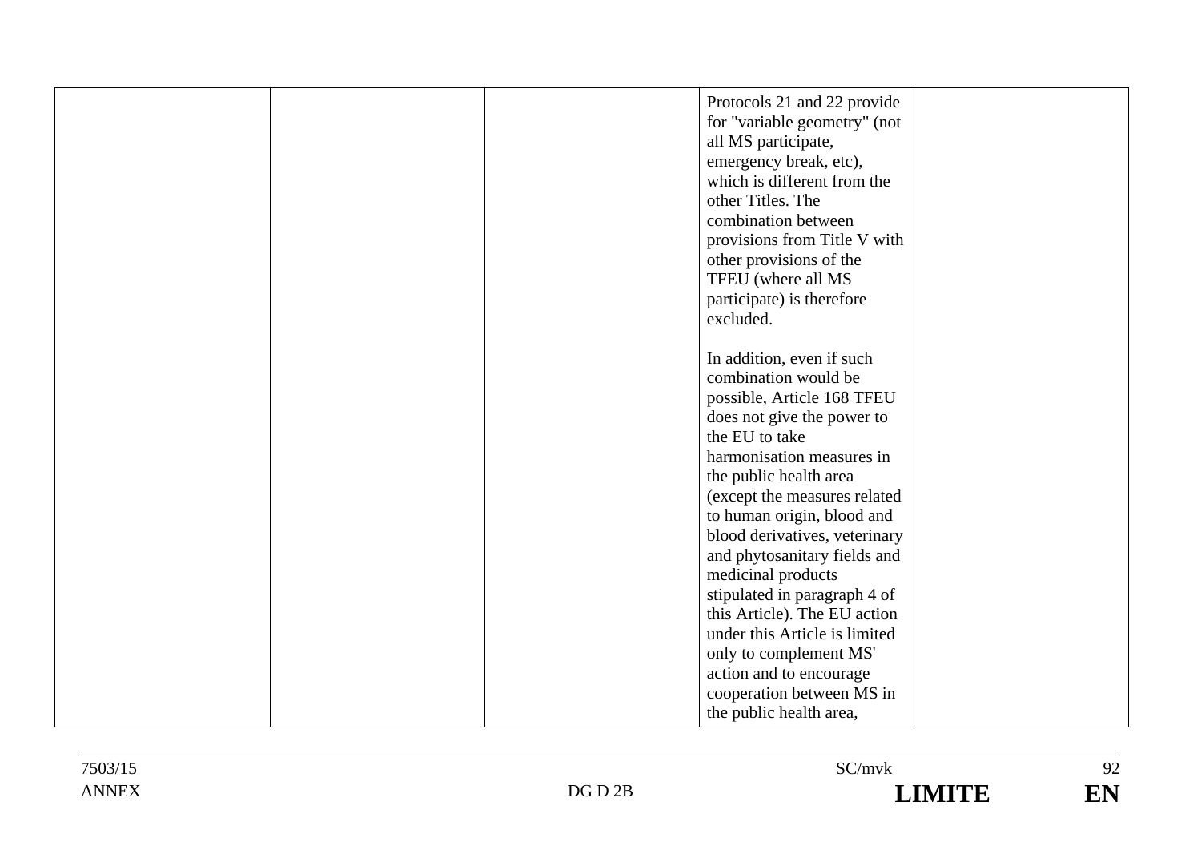| | | | | |
|---|---|---|---|---|
| | | | Protocols 21 and 22 provide for "variable geometry" (not all MS participate, emergency break, etc), which is different from the other Titles. The combination between provisions from Title V with other provisions of the TFEU (where all MS participate) is therefore excluded.<br><br>In addition, even if such combination would be possible, Article 168 TFEU does not give the power to the EU to take harmonisation measures in the public health area (except the measures related to human origin, blood and blood derivatives, veterinary and phytosanitary fields and medicinal products stipulated in paragraph 4 of this Article). The EU action under this Article is limited only to complement MS' action and to encourage cooperation between MS in the public health area, | |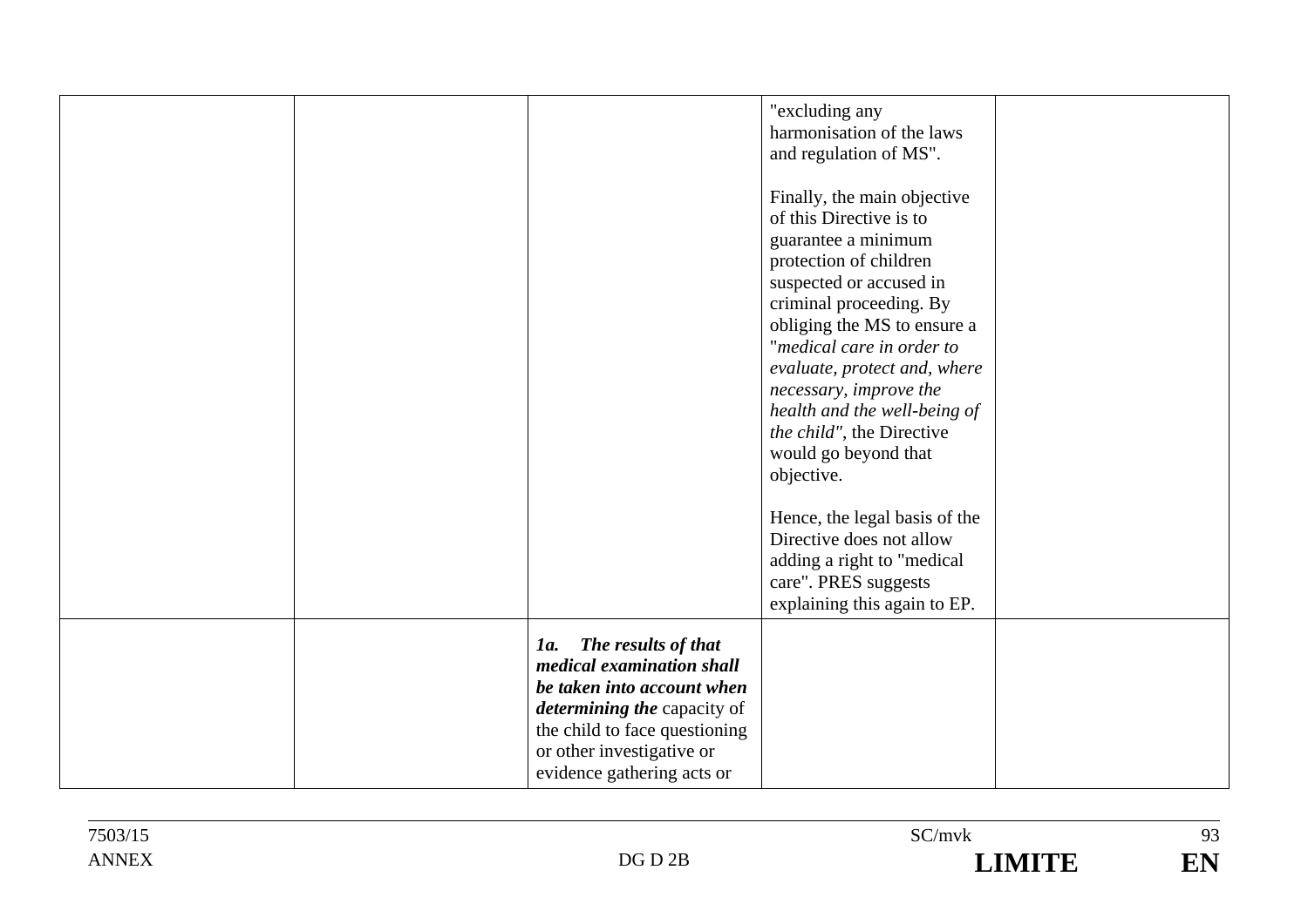| | | | | |
|---|---|---|---|---|
| | | | "excluding any harmonisation of the laws and regulation of MS".<br><br>Finally, the main objective of this Directive is to guarantee a minimum protection of children suspected or accused in criminal proceeding. By obliging the MS to ensure a "*medical care in order to evaluate, protect and, where necessary, improve the health and the well-being of the child"*, the Directive would go beyond that objective.<br><br>Hence, the legal basis of the Directive does not allow adding a right to "medical care". PRES suggests explaining this again to EP. | |
| | | ***1a. The results of that medical examination shall be taken into account when determining the*** capacity of the child to face questioning or other investigative or evidence gathering acts or | | |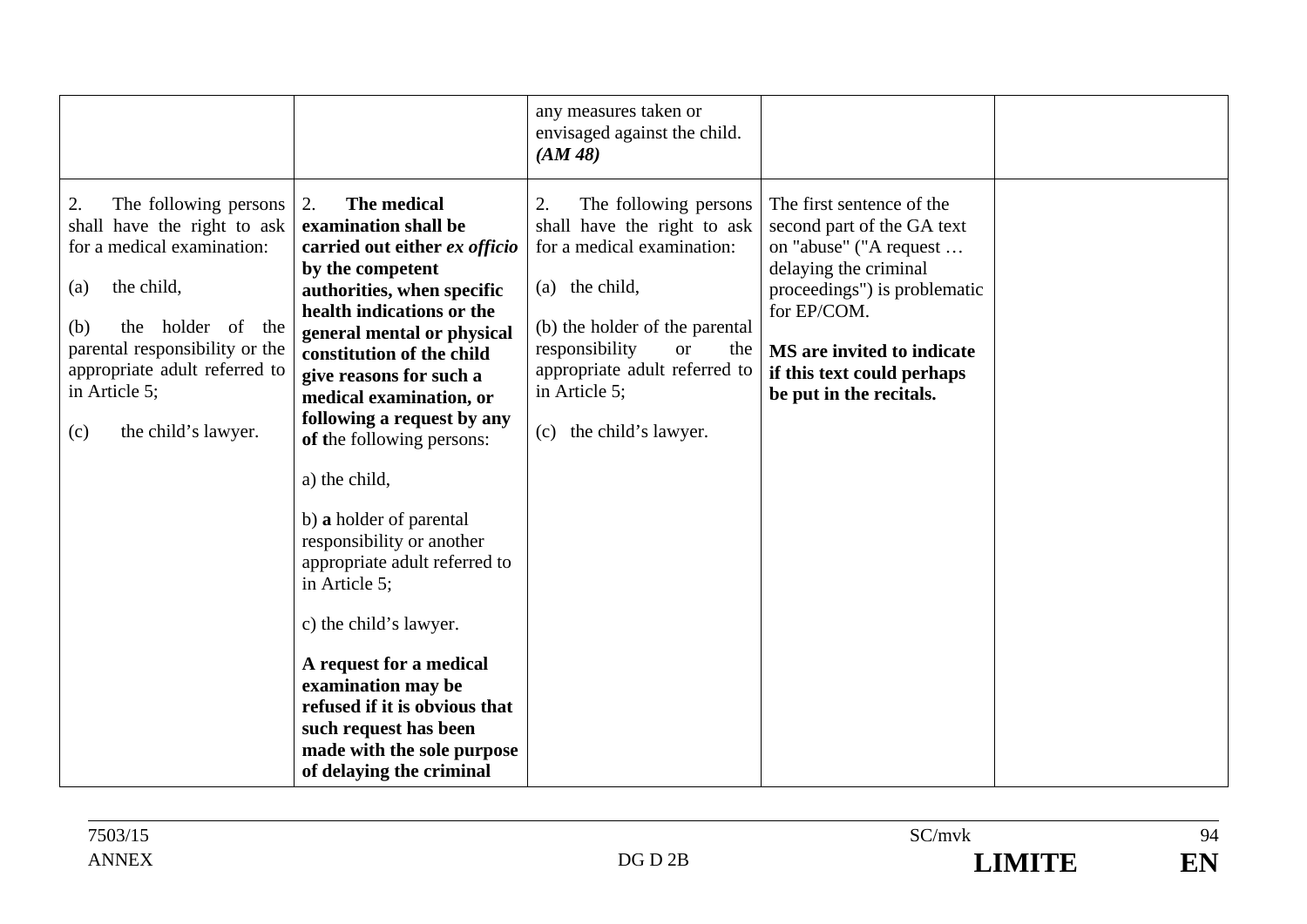| | | | | |
|---|---|---|---|---|
| | | any measures taken or envisaged against the child. ***(AM 48)*** | | |
| 2. The following persons shall have the right to ask for a medical examination:<br><br>(a) the child,<br><br>(b) the holder of the parental responsibility or the appropriate adult referred to in Article 5;<br><br>(c) the child's lawyer. | 2. **The medical examination shall be carried out either *ex officio* by the competent authorities, when specific health indications or the general mental or physical constitution of the child give reasons for such a medical examination, or following a request by any of t**he following persons:<br><br>a) the child,<br><br>b) **a** holder of parental responsibility or another appropriate adult referred to in Article 5;<br><br>c) the child's lawyer.<br><br>**A request for a medical examination may be refused if it is obvious that such request has been made with the sole purpose of delaying the criminal** | 2. The following persons shall have the right to ask for a medical examination:<br><br>(a) the child,<br><br>(b) the holder of the parental responsibility or the appropriate adult referred to in Article 5;<br><br>(c) the child's lawyer. | The first sentence of the second part of the GA text on "abuse" ("A request … delaying the criminal proceedings") is problematic for EP/COM.<br><br>**MS are invited to indicate if this text could perhaps be put in the recitals.** | |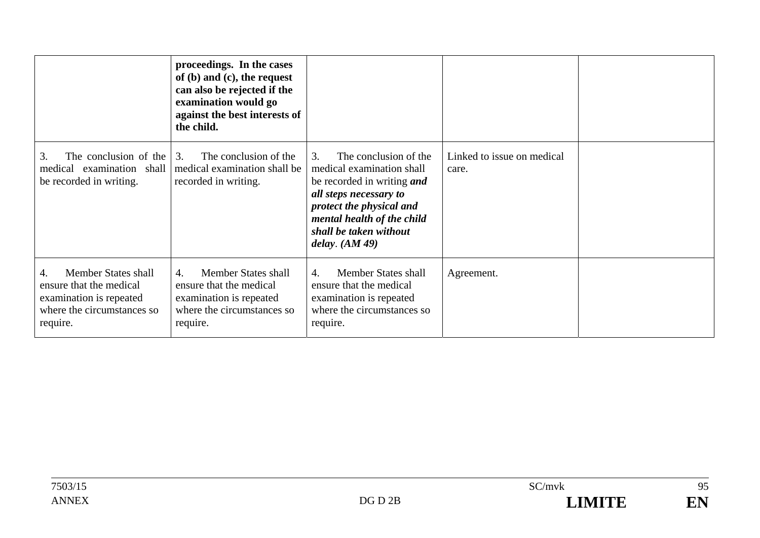|  |  |  |  |  |
|---|---|---|---|---|
|  | **proceedings. In the cases of (b) and (c), the request can also be rejected if the examination would go against the best interests of the child.** |  |  |  |
| 3. The conclusion of the medical examination shall be recorded in writing. | 3. The conclusion of the medical examination shall be recorded in writing. | 3. The conclusion of the medical examination shall be recorded in writing ***and all steps necessary to protect the physical and mental health of the child shall be taken without delay**. **(AM 49)*** | Linked to issue on medical care. |  |
| 4. Member States shall ensure that the medical examination is repeated where the circumstances so require. | 4. Member States shall ensure that the medical examination is repeated where the circumstances so require. | 4. Member States shall ensure that the medical examination is repeated where the circumstances so require. | Agreement. |  |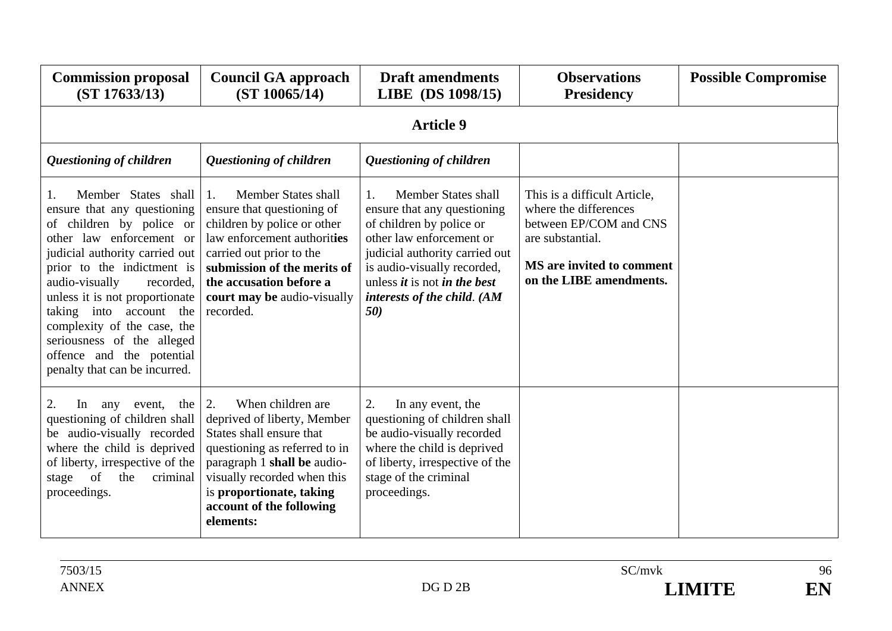| **Commission proposal (ST 17633/13)** | **Council GA approach (ST 10065/14)** | **Draft amendments LIBE (DS 1098/15)** | **Observations Presidency** | **Possible Compromise** |
|---|---|---|---|---|
| | | **Article 9** | | |
| ***Questioning of children*** | ***Questioning of children*** | ***Questioning of children*** | | |
| 1. Member States shall ensure that any questioning of children by police or other law enforcement or judicial authority carried out prior to the indictment is audio-visually recorded, unless it is not proportionate taking into account the complexity of the case, the seriousness of the alleged offence and the potential penalty that can be incurred. | 1. Member States shall ensure that questioning of children by police or other law enforcement authorit**ies** carried out prior to the **submission of the merits of the accusation before a court may be** audio-visually recorded. | 1. Member States shall ensure that any questioning of children by police or other law enforcement or judicial authority carried out is audio-visually recorded, unless ***it*** is not ***in the best interests of the child. (AM 50)*** | This is a difficult Article, where the differences between EP/COM and CNS are substantial.<br><br>**MS are invited to comment on the LIBE amendments.** | |
| 2. In any event, the questioning of children shall be audio-visually recorded where the child is deprived of liberty, irrespective of the stage of the criminal proceedings. | 2. When children are deprived of liberty, Member States shall ensure that questioning as referred to in paragraph 1 **shall be** audio-visually recorded when this is **proportionate, taking account of the following elements:** | 2. In any event, the questioning of children shall be audio-visually recorded where the child is deprived of liberty, irrespective of the stage of the criminal proceedings. | | |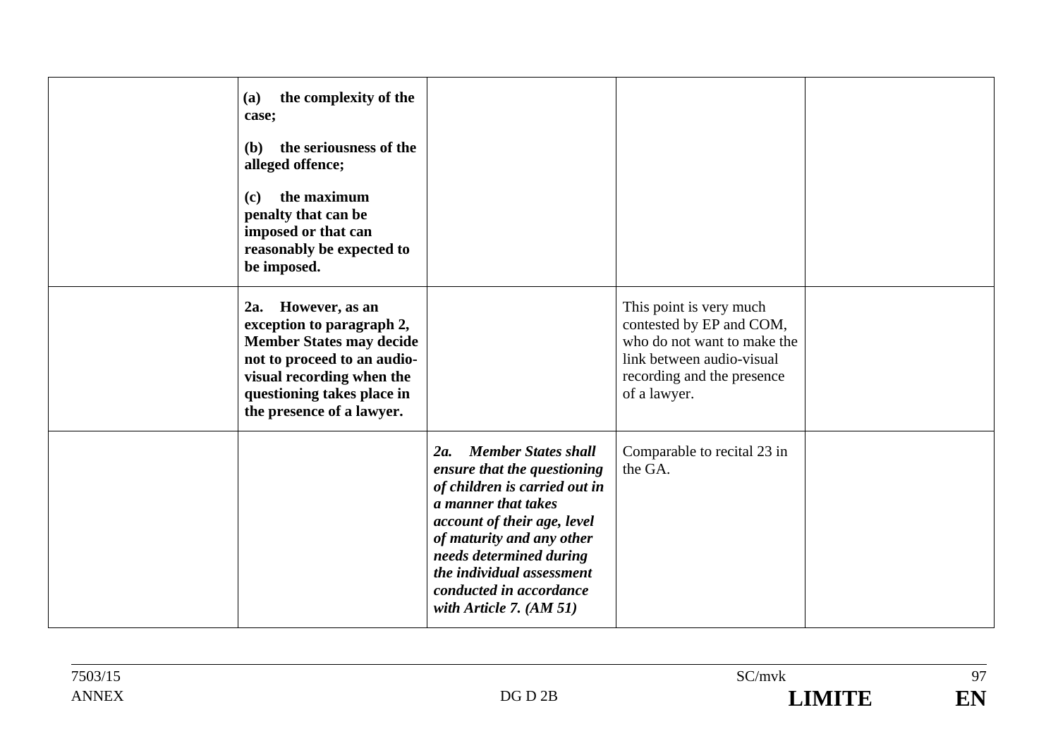| | | | | |
|---|---|---|---|---|
| | **(a) the complexity of the case;**<br><br>**(b) the seriousness of the alleged offence;**<br><br>**(c) the maximum penalty that can be imposed or that can reasonably be expected to be imposed.** | | | |
| | **2a. However, as an exception to paragraph 2, Member States may decide not to proceed to an audio-visual recording when the questioning takes place in the presence of a lawyer.** | | This point is very much contested by EP and COM, who do not want to make the link between audio-visual recording and the presence of a lawyer. | |
| | | ***2a. Member States shall ensure that the questioning of children is carried out in a manner that takes account of their age, level of maturity and any other needs determined during the individual assessment conducted in accordance with Article 7. (AM 51)*** | Comparable to recital 23 in the GA. | |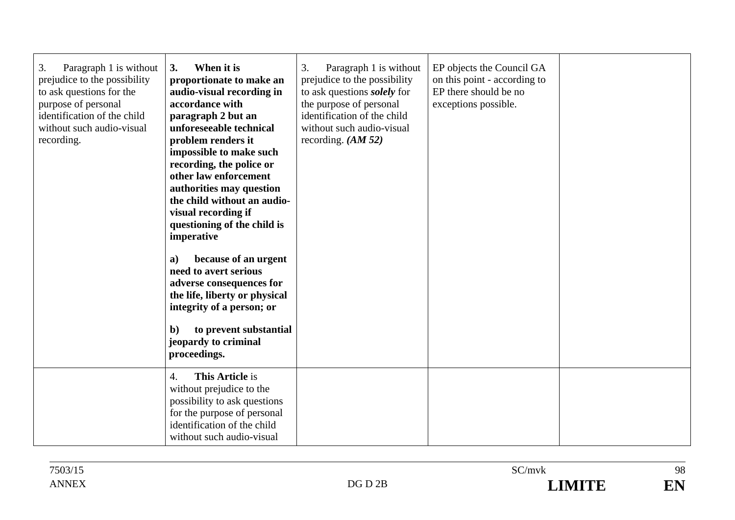| | | | | |
|---|---|---|---|---|
| 3. Paragraph 1 is without prejudice to the possibility to ask questions for the purpose of personal identification of the child without such audio-visual recording. | **3. When it is proportionate to make an audio-visual recording in accordance with paragraph 2 but an unforeseeable technical problem renders it impossible to make such recording, the police or other law enforcement authorities may question the child without an audio-visual recording if questioning of the child is imperative**<br><br>**a) because of an urgent need to avert serious adverse consequences for the life, liberty or physical integrity of a person; or**<br><br>**b) to prevent substantial jeopardy to criminal proceedings.** | 3. Paragraph 1 is without prejudice to the possibility to ask questions ***solely*** for the purpose of personal identification of the child without such audio-visual recording. ***(AM 52)*** | EP objects the Council GA on this point - according to EP there should be no exceptions possible. | |
| | 4. **This Article** is without prejudice to the possibility to ask questions for the purpose of personal identification of the child without such audio-visual | | | |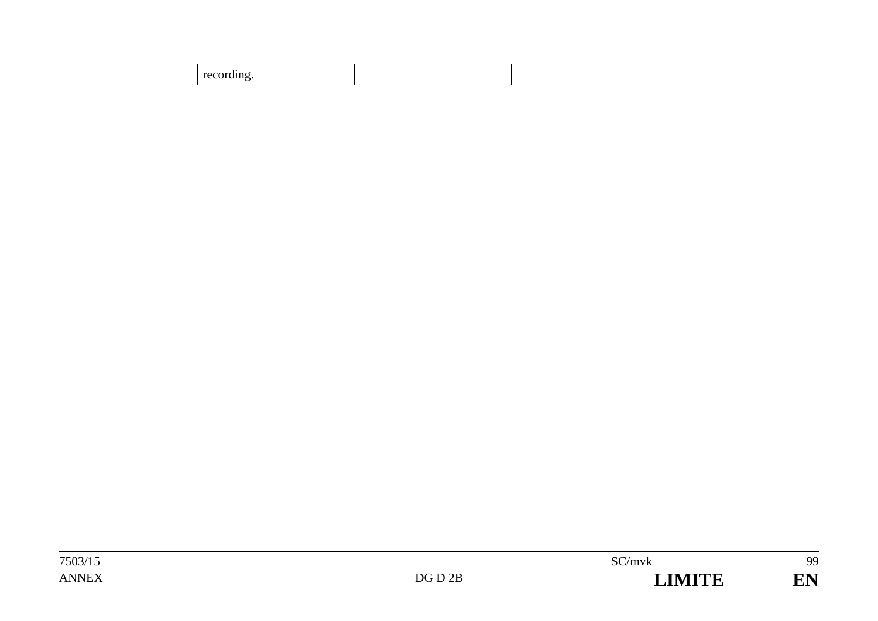|  | recording. |  |  |  |
|---|---|---|---|---|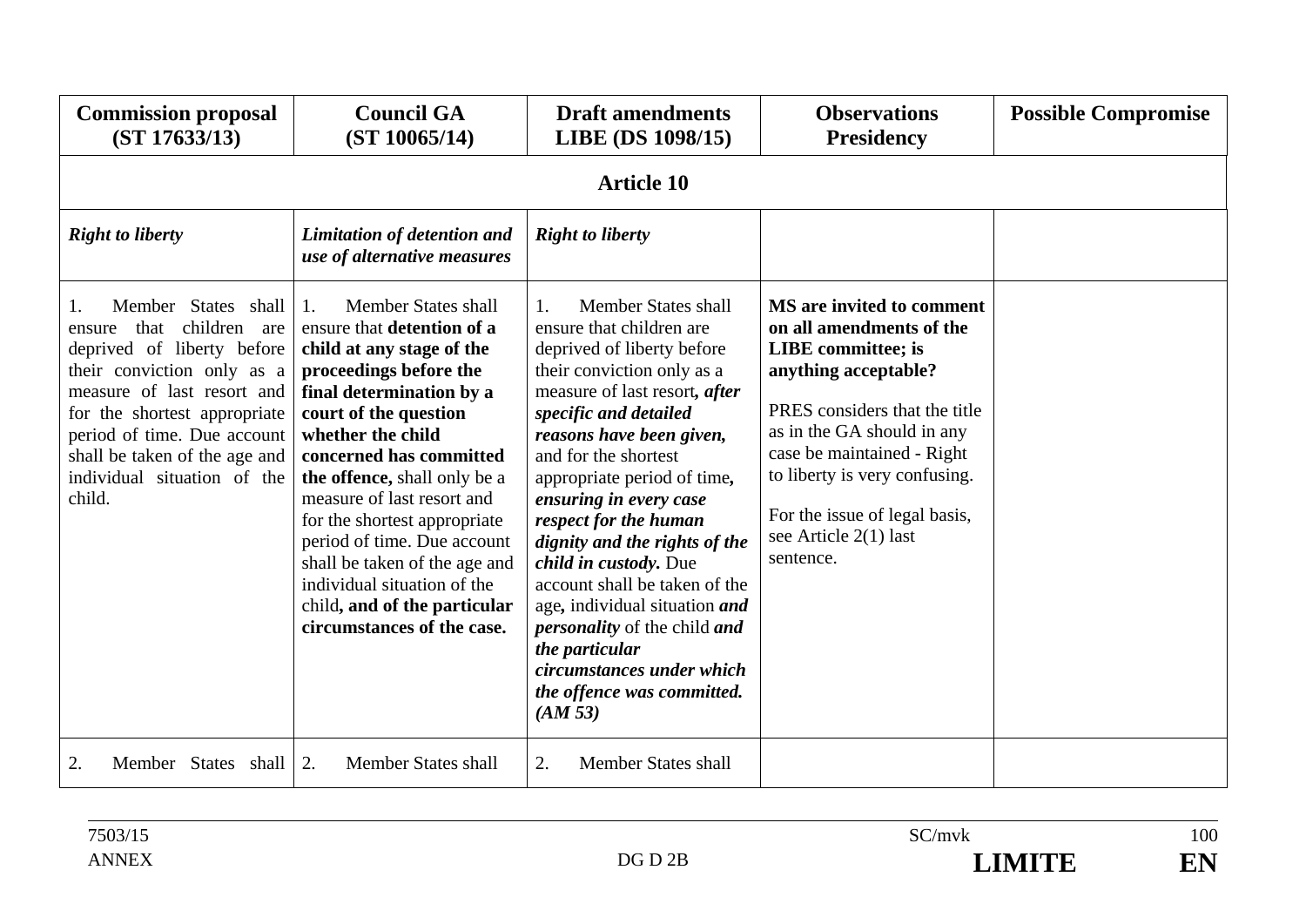| Commission proposal (ST 17633/13) | Council GA (ST 10065/14) | Draft amendments LIBE (DS 1098/15) | Observations Presidency | Possible Compromise |
|---|---|---|---|---|
| | | **Article 10** | | |
| ***Right to liberty*** | ***Limitation of detention and use of alternative measures*** | ***Right to liberty*** | | |
| 1. Member States shall ensure that children are deprived of liberty before their conviction only as a measure of last resort and for the shortest appropriate period of time. Due account shall be taken of the age and individual situation of the child. | 1. Member States shall ensure that **detention of a child at any stage of the proceedings before the final determination by a court of the question whether the child concerned has committed the offence,** shall only be a measure of last resort and for the shortest appropriate period of time. Due account shall be taken of the age and individual situation of the child**, and of the particular circumstances of the case.** | 1. Member States shall ensure that children are deprived of liberty before their conviction only as a measure of last resort***, after specific and detailed reasons have been given,*** and for the shortest appropriate period of time**,** ***ensuring in every case respect for the human dignity and the rights of the child in custody.*** Due account shall be taken of the age**,** individual situation ***and personality*** of the child ***and the particular circumstances under which the offence was committed. (AM 53)*** | **MS are invited to comment on all amendments of the LIBE committee; is anything acceptable?**<br><br>PRES considers that the title as in the GA should in any case be maintained - Right to liberty is very confusing.<br><br>For the issue of legal basis, see Article 2(1) last sentence. | |
| 2. Member States shall | 2. Member States shall | 2. Member States shall | | |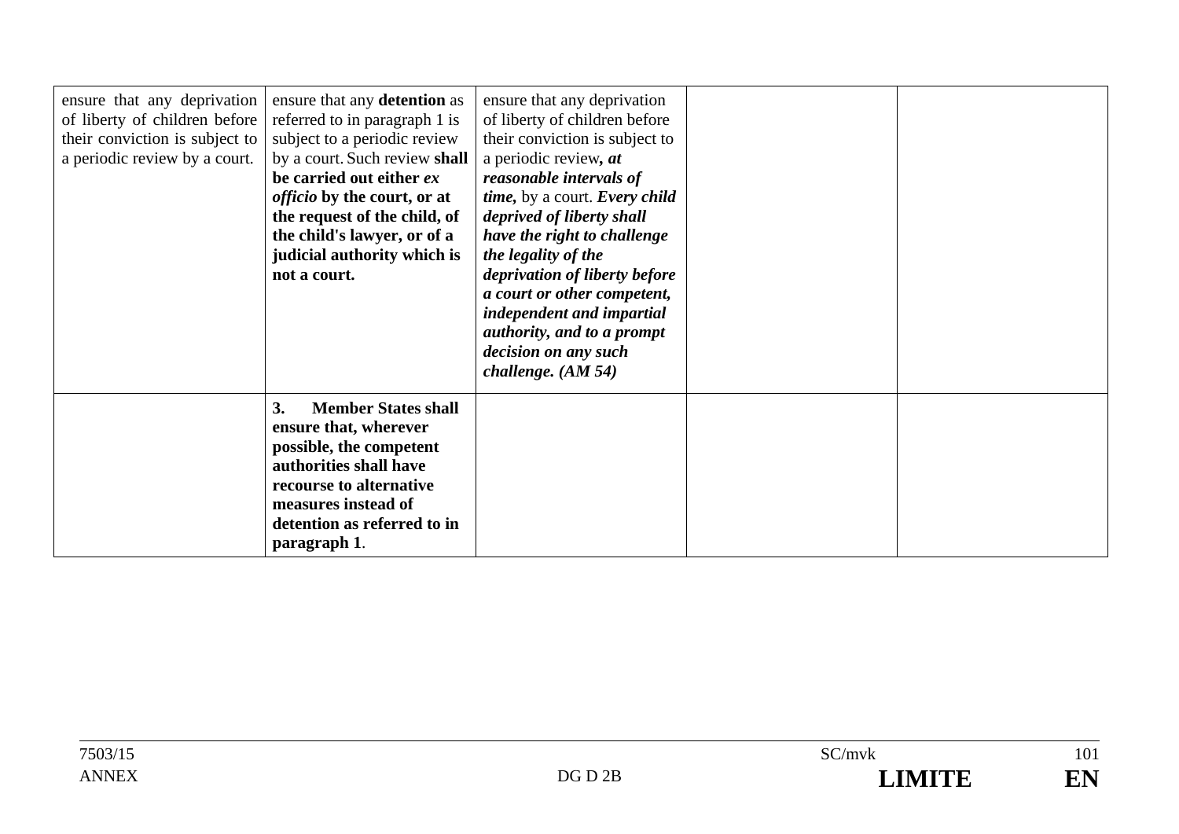| | | | | |
|---|---|---|---|---|
| ensure that any deprivation of liberty of children before their conviction is subject to a periodic review by a court. | ensure that any **detention** as referred to in paragraph 1 is subject to a periodic review by a court. Such review **shall be carried out either *ex officio* by the court, or at the request of the child, of the child's lawyer, or of a judicial authority which is not a court.** | ensure that any deprivation of liberty of children before their conviction is subject to a periodic review***, at reasonable intervals of time,*** by a court. ***Every child deprived of liberty shall have the right to challenge the legality of the deprivation of liberty before a court or other competent, independent and impartial authority, and to a prompt decision on any such challenge. (AM 54)*** | | |
| | **3. Member States shall ensure that, wherever possible, the competent authorities shall have recourse to alternative measures instead of detention as referred to in paragraph 1**. | | | |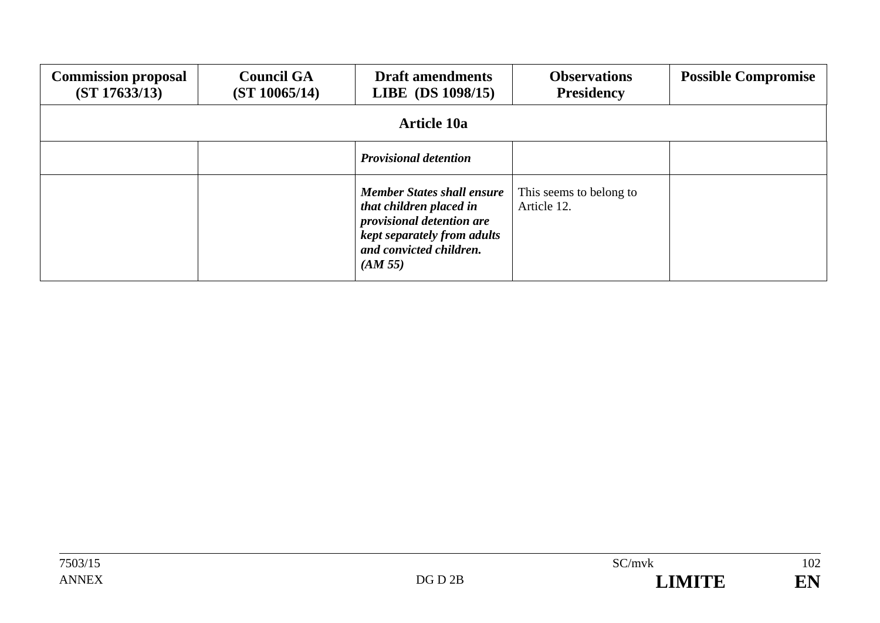| **Commission proposal (ST 17633/13)** | **Council GA (ST 10065/14)** | **Draft amendments LIBE (DS 1098/15)** | **Observations Presidency** | **Possible Compromise** |
|---|---|---|---|---|
| | | **Article 10a** | | |
| | | ***Provisional detention*** | | |
| | | ***Member States shall ensure that children placed in provisional detention are kept separately from adults and convicted children. (AM 55)*** | This seems to belong to Article 12. | |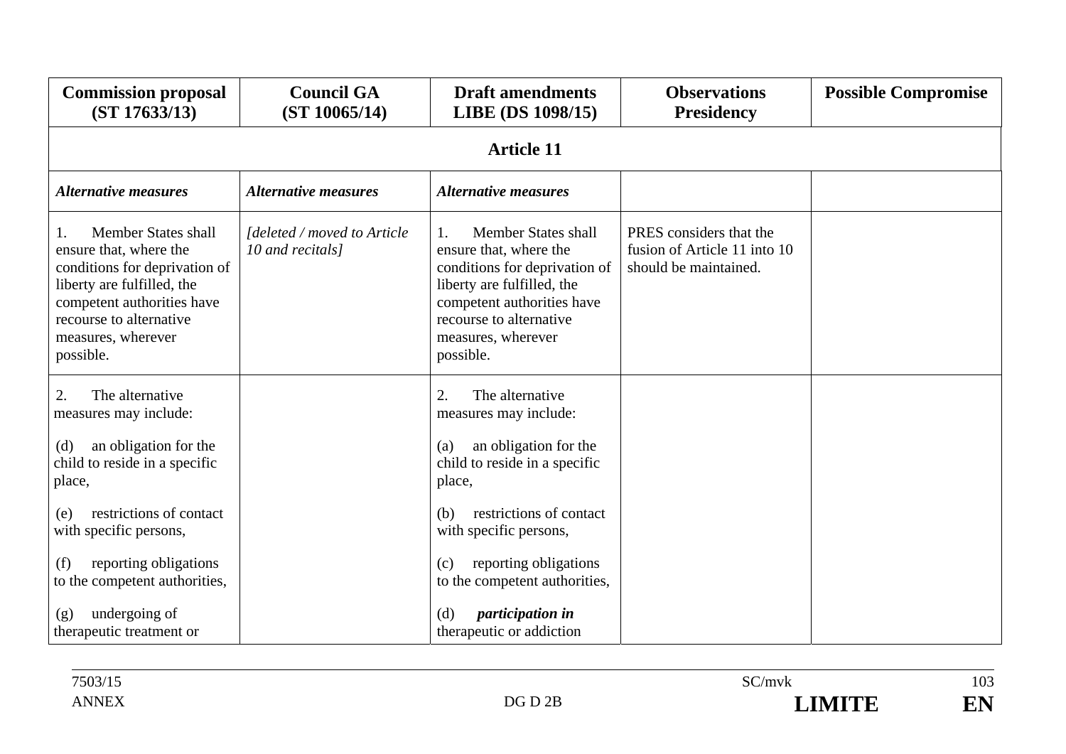| Commission proposal (ST 17633/13) | Council GA (ST 10065/14) | Draft amendments LIBE (DS 1098/15) | Observations Presidency | Possible Compromise |
|---|---|---|---|---|
| **Article 11** | | | | |
| ***Alternative measures*** | ***Alternative measures*** | ***Alternative measures*** | | |
| 1. Member States shall ensure that, where the conditions for deprivation of liberty are fulfilled, the competent authorities have recourse to alternative measures, wherever possible. | *[deleted / moved to Article 10 and recitals]* | 1. Member States shall ensure that, where the conditions for deprivation of liberty are fulfilled, the competent authorities have recourse to alternative measures, wherever possible. | PRES considers that the fusion of Article 11 into 10 should be maintained. | |
| 2. The alternative measures may include:<br><br>(d) an obligation for the child to reside in a specific place,<br><br>(e) restrictions of contact with specific persons,<br><br>(f) reporting obligations to the competent authorities,<br><br>(g) undergoing of therapeutic treatment or | | 2. The alternative measures may include:<br><br>(a) an obligation for the child to reside in a specific place,<br><br>(b) restrictions of contact with specific persons,<br><br>(c) reporting obligations to the competent authorities,<br><br>(d) ***participation in*** therapeutic or addiction | | |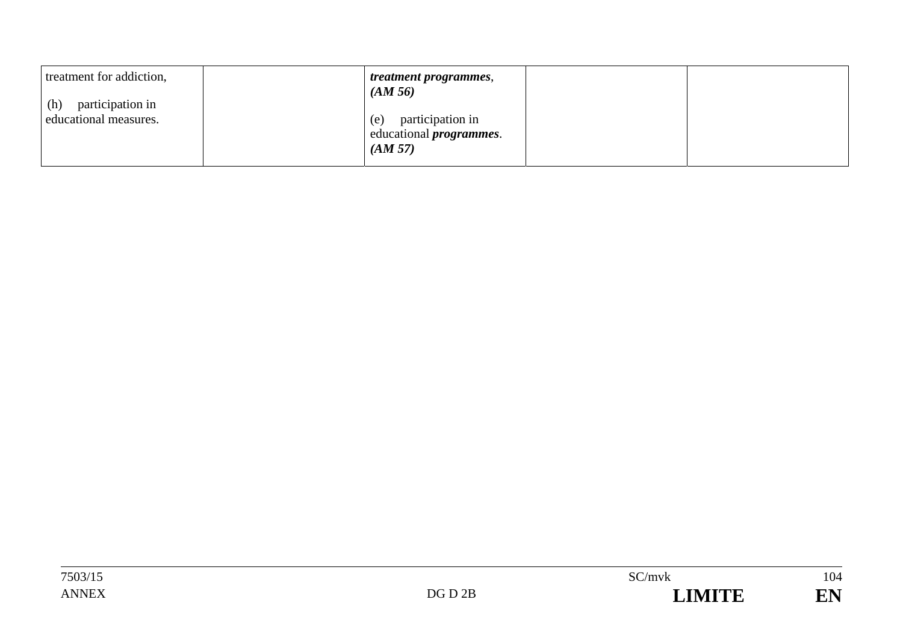|  |  |  |  |  |
|---|---|---|---|---|
| treatment for addiction,<br><br>(h) participation in educational measures. |  | ***treatment programmes***, ***(AM 56)***<br><br>(e) participation in educational ***programmes***. ***(AM 57)*** |  |  |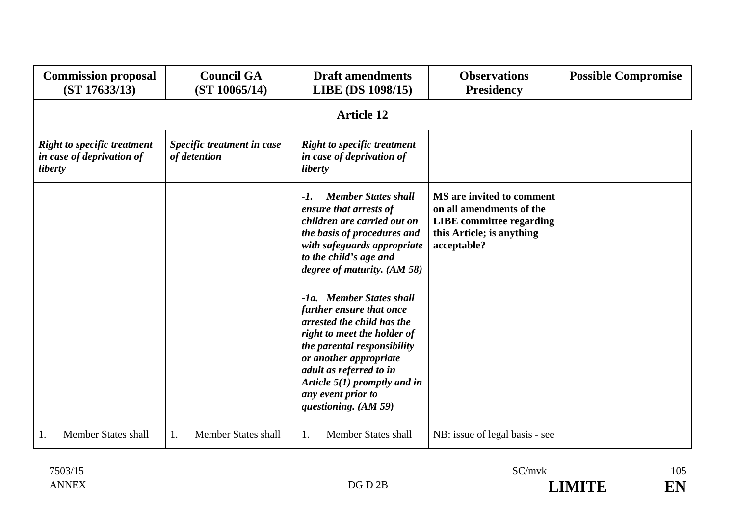| Commission proposal (ST 17633/13) | Council GA (ST 10065/14) | Draft amendments LIBE (DS 1098/15) | Observations Presidency | Possible Compromise |
| --- | --- | --- | --- | --- |
| **Article 12** | | | | |
| ***Right to specific treatment in case of deprivation of liberty*** | ***Specific treatment in case of detention*** | ***Right to specific treatment in case of deprivation of liberty*** | | |
| | | ***-1. Member States shall ensure that arrests of children are carried out on the basis of procedures and with safeguards appropriate to the child's age and degree of maturity. (AM 58)*** | **MS are invited to comment on all amendments of the LIBE committee regarding this Article; is anything acceptable?** | |
| | | ***-1a. Member States shall further ensure that once arrested the child has the right to meet the holder of the parental responsibility or another appropriate adult as referred to in Article 5(1) promptly and in any event prior to questioning. (AM 59)*** | | |
| 1. Member States shall | 1. Member States shall | 1. Member States shall | NB: issue of legal basis - see | |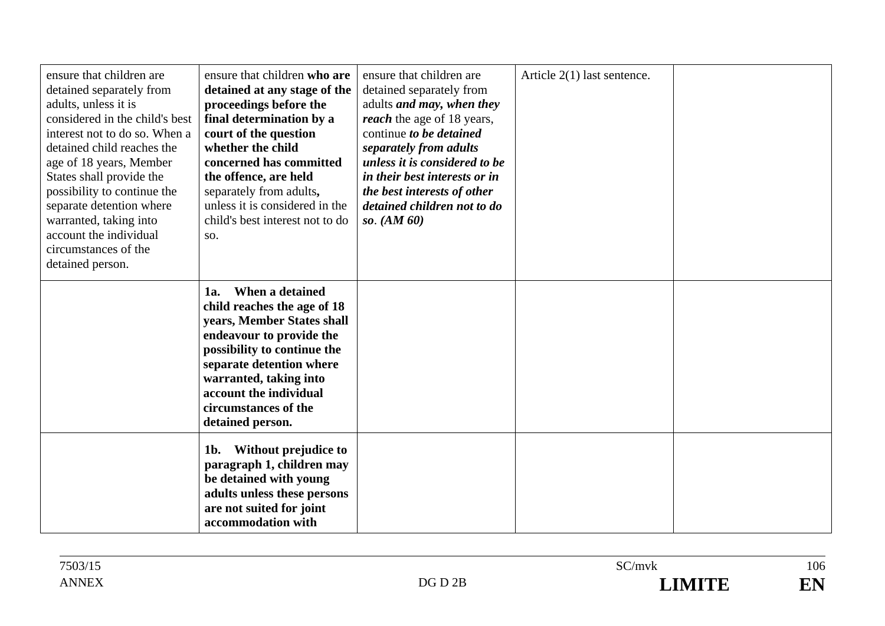| | | | | |
|---|---|---|---|---|
| ensure that children are detained separately from adults, unless it is considered in the child's best interest not to do so. When a detained child reaches the age of 18 years, Member States shall provide the possibility to continue the separate detention where warranted, taking into account the individual circumstances of the detained person. | ensure that children **who are detained at any stage of the proceedings before the final determination by a court of the question whether the child concerned has committed the offence, are held** separately from adults**,** unless it is considered in the child's best interest not to do so. | ensure that children are detained separately from adults ***and may, when they reach*** the age of 18 years, continue ***to be detained separately from adults unless it is considered to be in their best interests or in the best interests of other detained children not to do so***. ***(AM 60)*** | Article 2(1) last sentence. | |
| | **1a. When a detained child reaches the age of 18 years, Member States shall endeavour to provide the possibility to continue the separate detention where warranted, taking into account the individual circumstances of the detained person.** | | | |
| | **1b. Without prejudice to paragraph 1, children may be detained with young adults unless these persons are not suited for joint accommodation with** | | | |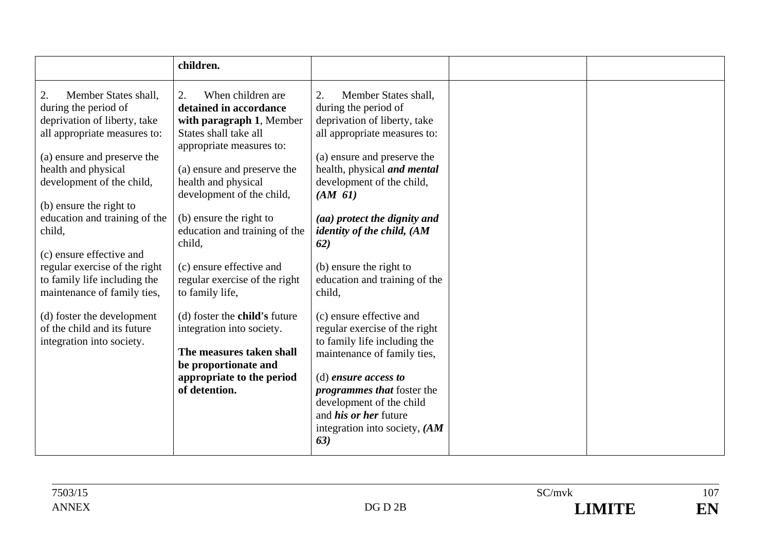| | | | | |
|---|---|---|---|---|
| | **children.** | | | |
| 2. Member States shall, during the period of deprivation of liberty, take all appropriate measures to:<br><br>(a) ensure and preserve the health and physical development of the child,<br><br>(b) ensure the right to education and training of the child,<br><br>(c) ensure effective and regular exercise of the right to family life including the maintenance of family ties,<br><br>(d) foster the development of the child and its future integration into society. | 2. When children are **detained in accordance with paragraph 1**, Member States shall take all appropriate measures to:<br><br>(a) ensure and preserve the health and physical development of the child,<br><br>(b) ensure the right to education and training of the child,<br><br>(c) ensure effective and regular exercise of the right to family life,<br><br>(d) foster the **child's** future integration into society.<br><br>**The measures taken shall be proportionate and appropriate to the period of detention.** | 2. Member States shall, during the period of deprivation of liberty, take all appropriate measures to:<br><br>(a) ensure and preserve the health, physical ***and mental*** development of the child, ***(AM 61)***<br><br>***(aa) protect the dignity and identity of the child, (AM 62)***<br><br>(b) ensure the right to education and training of the child,<br><br>(c) ensure effective and regular exercise of the right to family life including the maintenance of family ties,<br><br>(d) ***ensure access to programmes that*** foster the development of the child and ***his or her*** future integration into society, ***(AM 63)*** | | |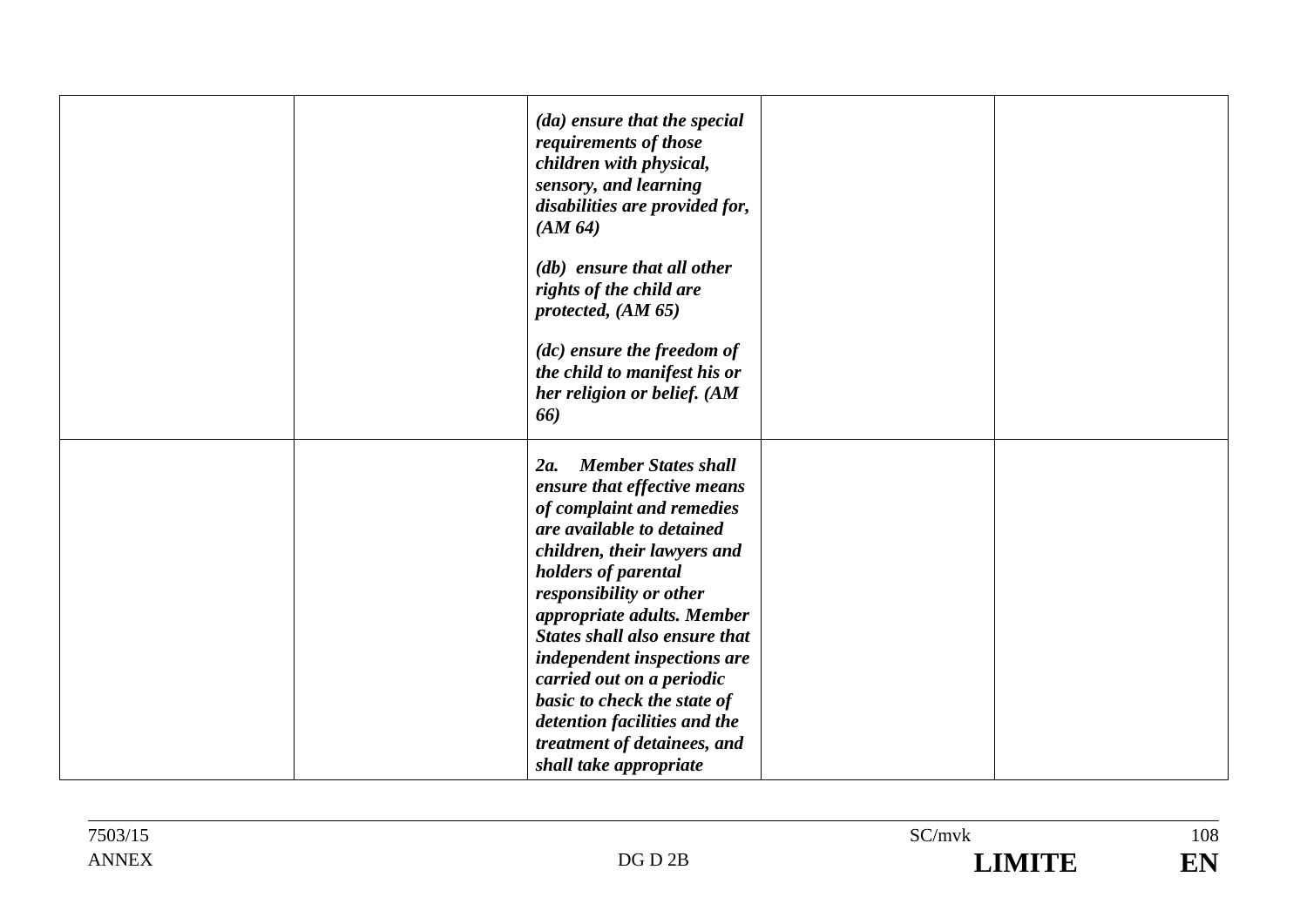| | | | | |
|---|---|---|---|---|
| | | ***(da) ensure that the special requirements of those children with physical, sensory, and learning disabilities are provided for, (AM 64)***<br><br>***(db) ensure that all other rights of the child are protected, (AM 65)***<br><br>***(dc) ensure the freedom of the child to manifest his or her religion or belief. (AM 66)*** | | |
| | | ***2a. Member States shall ensure that effective means of complaint and remedies are available to detained children, their lawyers and holders of parental responsibility or other appropriate adults. Member States shall also ensure that independent inspections are carried out on a periodic basic to check the state of detention facilities and the treatment of detainees, and shall take appropriate*** | | |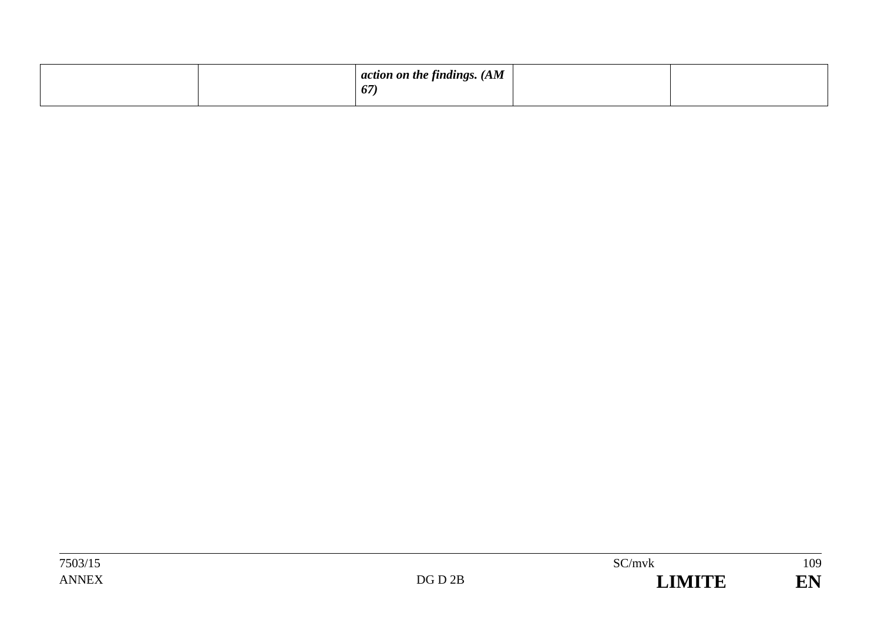| | | ***action on the findings. (AM 67)*** | | |
|---|---|---|---|---|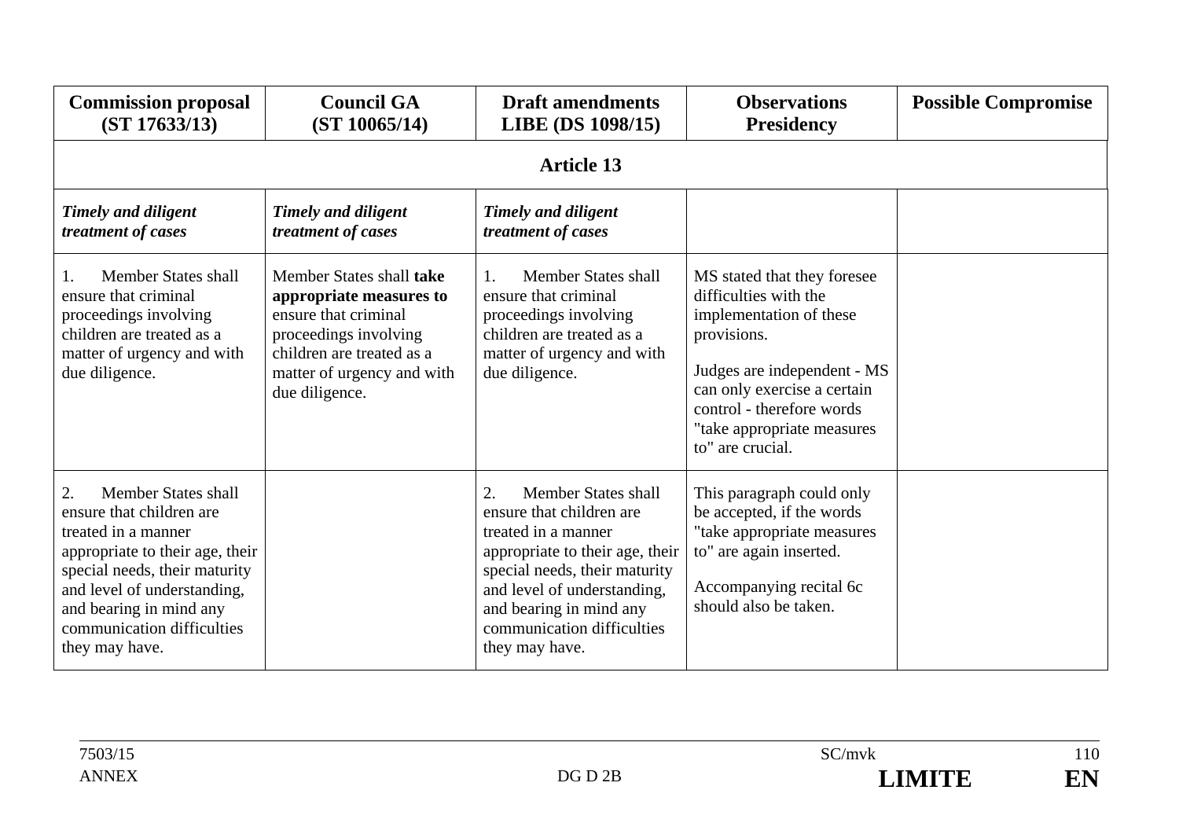| Commission proposal (ST 17633/13) | Council GA (ST 10065/14) | Draft amendments LIBE (DS 1098/15) | Observations Presidency | Possible Compromise |
|---|---|---|---|---|
| **Article 13** | | | | |
| ***Timely and diligent treatment of cases*** | ***Timely and diligent treatment of cases*** | ***Timely and diligent treatment of cases*** | | |
| 1. Member States shall ensure that criminal proceedings involving children are treated as a matter of urgency and with due diligence. | Member States shall **take appropriate measures to** ensure that criminal proceedings involving children are treated as a matter of urgency and with due diligence. | 1. Member States shall ensure that criminal proceedings involving children are treated as a matter of urgency and with due diligence. | MS stated that they foresee difficulties with the implementation of these provisions.<br><br>Judges are independent - MS can only exercise a certain control - therefore words "take appropriate measures to" are crucial. | |
| 2. Member States shall ensure that children are treated in a manner appropriate to their age, their special needs, their maturity and level of understanding, and bearing in mind any communication difficulties they may have. | | 2. Member States shall ensure that children are treated in a manner appropriate to their age, their special needs, their maturity and level of understanding, and bearing in mind any communication difficulties they may have. | This paragraph could only be accepted, if the words "take appropriate measures to" are again inserted.<br><br>Accompanying recital 6c should also be taken. | |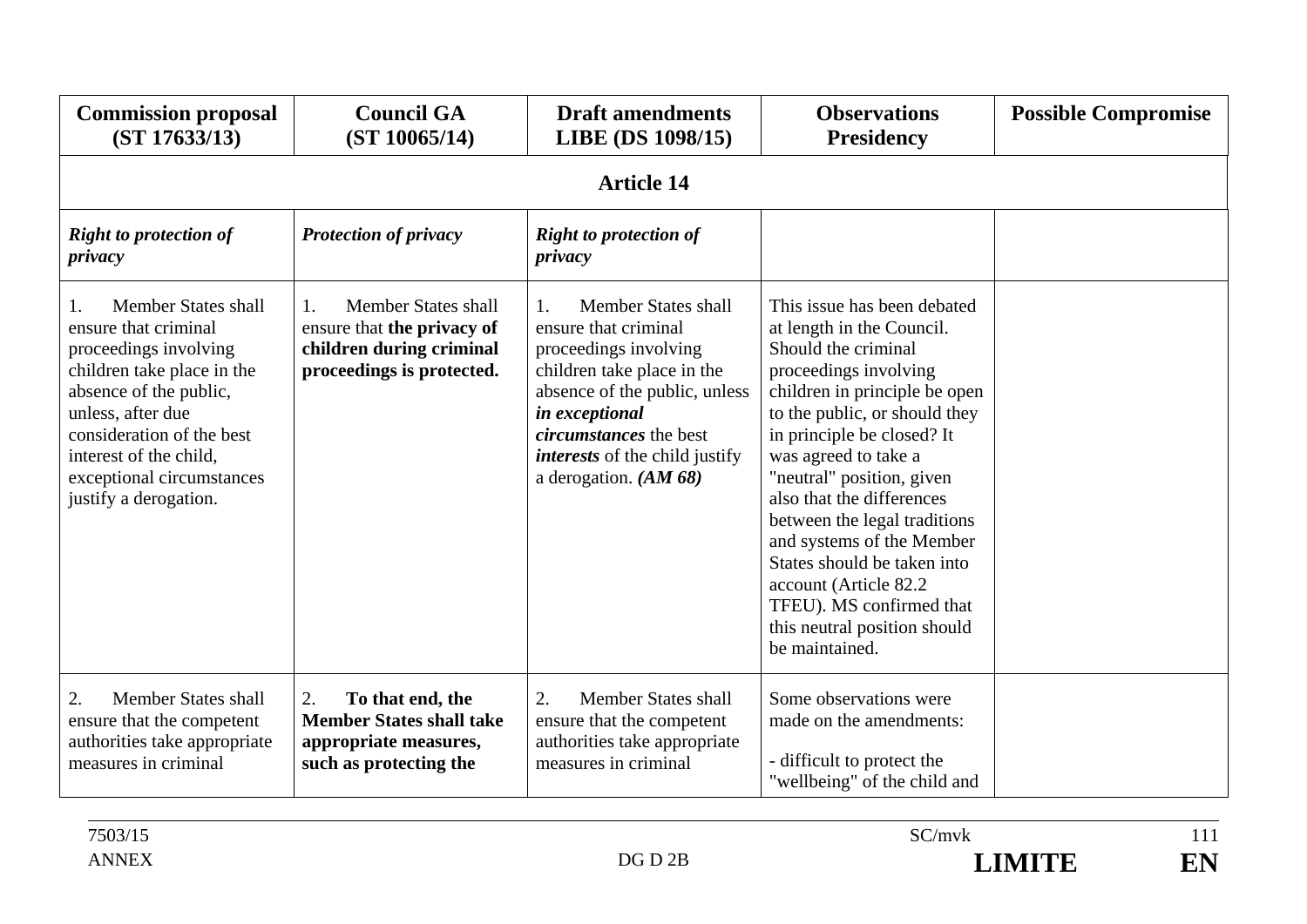| Commission proposal (ST 17633/13) | Council GA (ST 10065/14) | Draft amendments LIBE (DS 1098/15) | Observations Presidency | Possible Compromise |
|---|---|---|---|---|
| **Article 14** | | | | |
| ***Right to protection of privacy*** | ***Protection of privacy*** | ***Right to protection of privacy*** | | |
| 1. Member States shall ensure that criminal proceedings involving children take place in the absence of the public, unless, after due consideration of the best interest of the child, exceptional circumstances justify a derogation. | 1. Member States shall ensure that **the privacy of children during criminal proceedings is protected.** | 1. Member States shall ensure that criminal proceedings involving children take place in the absence of the public, unless ***in exceptional circumstances*** the best ***interests*** of the child justify a derogation. ***(AM 68)*** | This issue has been debated at length in the Council. Should the criminal proceedings involving children in principle be open to the public, or should they in principle be closed? It was agreed to take a "neutral" position, given also that the differences between the legal traditions and systems of the Member States should be taken into account (Article 82.2 TFEU). MS confirmed that this neutral position should be maintained. | |
| 2. Member States shall ensure that the competent authorities take appropriate measures in criminal | 2. **To that end, the Member States shall take appropriate measures, such as protecting the** | 2. Member States shall ensure that the competent authorities take appropriate measures in criminal | Some observations were made on the amendments:<br><br>- difficult to protect the "wellbeing" of the child and | |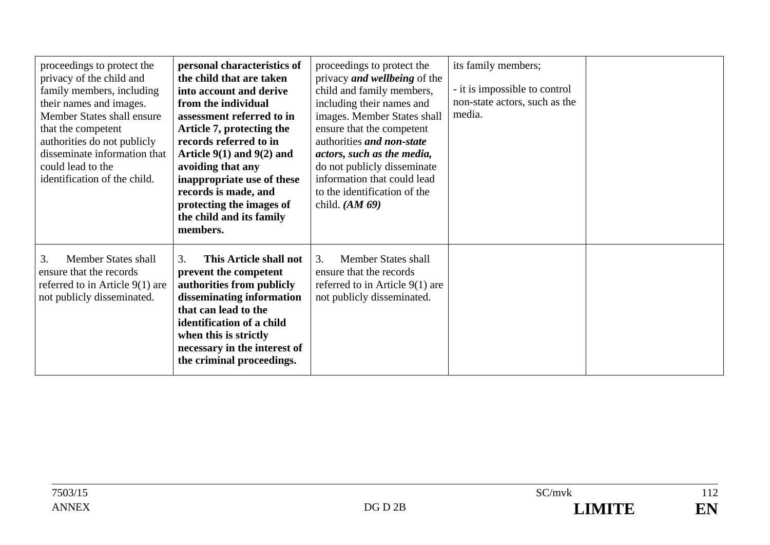| | | | | |
|---|---|---|---|---|
| proceedings to protect the privacy of the child and family members, including their names and images. Member States shall ensure that the competent authorities do not publicly disseminate information that could lead to the identification of the child. | **personal characteristics of the child that are taken into account and derive from the individual assessment referred to in Article 7, protecting the records referred to in Article 9(1) and 9(2) and avoiding that any inappropriate use of these records is made, and protecting the images of the child and its family members.** | proceedings to protect the privacy ***and wellbeing*** of the child and family members, including their names and images. Member States shall ensure that the competent authorities ***and non-state actors, such as the media,*** do not publicly disseminate information that could lead to the identification of the child. ***(AM 69)*** | its family members;<br><br>- it is impossible to control non-state actors, such as the media. | |
| 3. Member States shall ensure that the records referred to in Article 9(1) are not publicly disseminated. | 3. **This Article shall not prevent the competent authorities from publicly disseminating information that can lead to the identification of a child when this is strictly necessary in the interest of the criminal proceedings.** | 3. Member States shall ensure that the records referred to in Article 9(1) are not publicly disseminated. | | |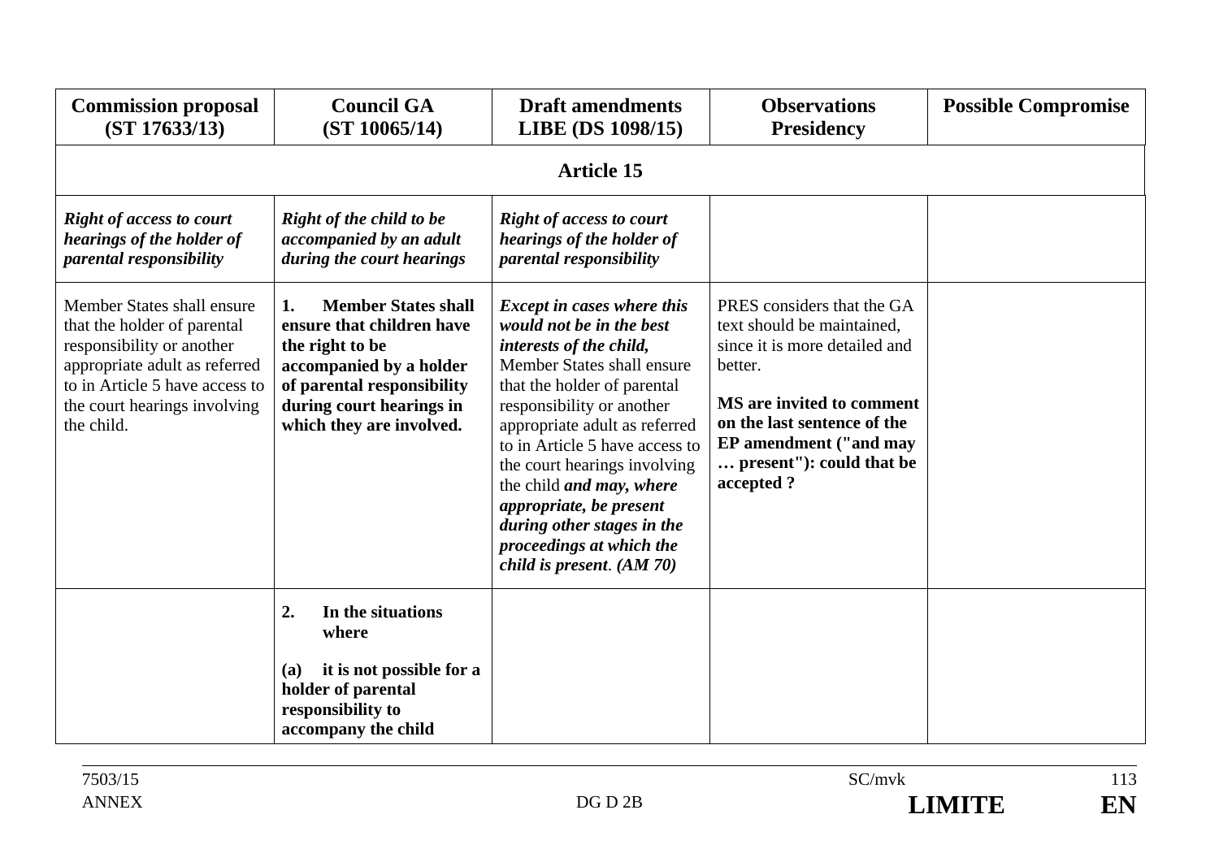| **Commission proposal (ST 17633/13)** | **Council GA (ST 10065/14)** | **Draft amendments LIBE (DS 1098/15)** | **Observations Presidency** | **Possible Compromise** |
|---|---|---|---|---|
| **Article 15** | | | | |
| ***Right of access to court hearings of the holder of parental responsibility*** | ***Right of the child to be accompanied by an adult during the court hearings*** | ***Right of access to court hearings of the holder of parental responsibility*** | | |
| Member States shall ensure that the holder of parental responsibility or another appropriate adult as referred to in Article 5 have access to the court hearings involving the child. | **1. Member States shall ensure that children have the right to be accompanied by a holder of parental responsibility during court hearings in which they are involved.** | ***Except in cases where this would not be in the best interests of the child,*** Member States shall ensure that the holder of parental responsibility or another appropriate adult as referred to in Article 5 have access to the court hearings involving the child ***and may, where appropriate, be present during other stages in the proceedings at which the child is present. (AM 70)*** | PRES considers that the GA text should be maintained, since it is more detailed and better.<br><br>**MS are invited to comment on the last sentence of the EP amendment ("and may … present"): could that be accepted ?** | |
| | **2. In the situations where**<br><br>**(a) it is not possible for a holder of parental responsibility to accompany the child** | | | |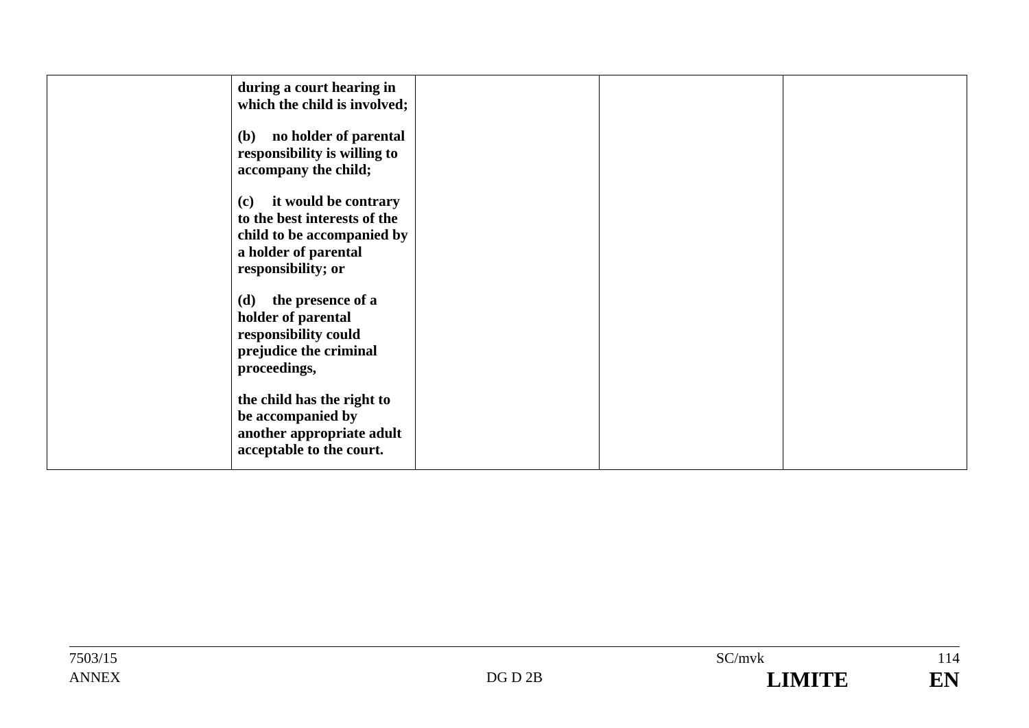| | | | | |
|---|---|---|---|---|
| | **during a court hearing in which the child is involved;**<br><br>**(b) no holder of parental responsibility is willing to accompany the child;**<br><br>**(c) it would be contrary to the best interests of the child to be accompanied by a holder of parental responsibility; or**<br><br>**(d) the presence of a holder of parental responsibility could prejudice the criminal proceedings,**<br><br>**the child has the right to be accompanied by another appropriate adult acceptable to the court.** | | | |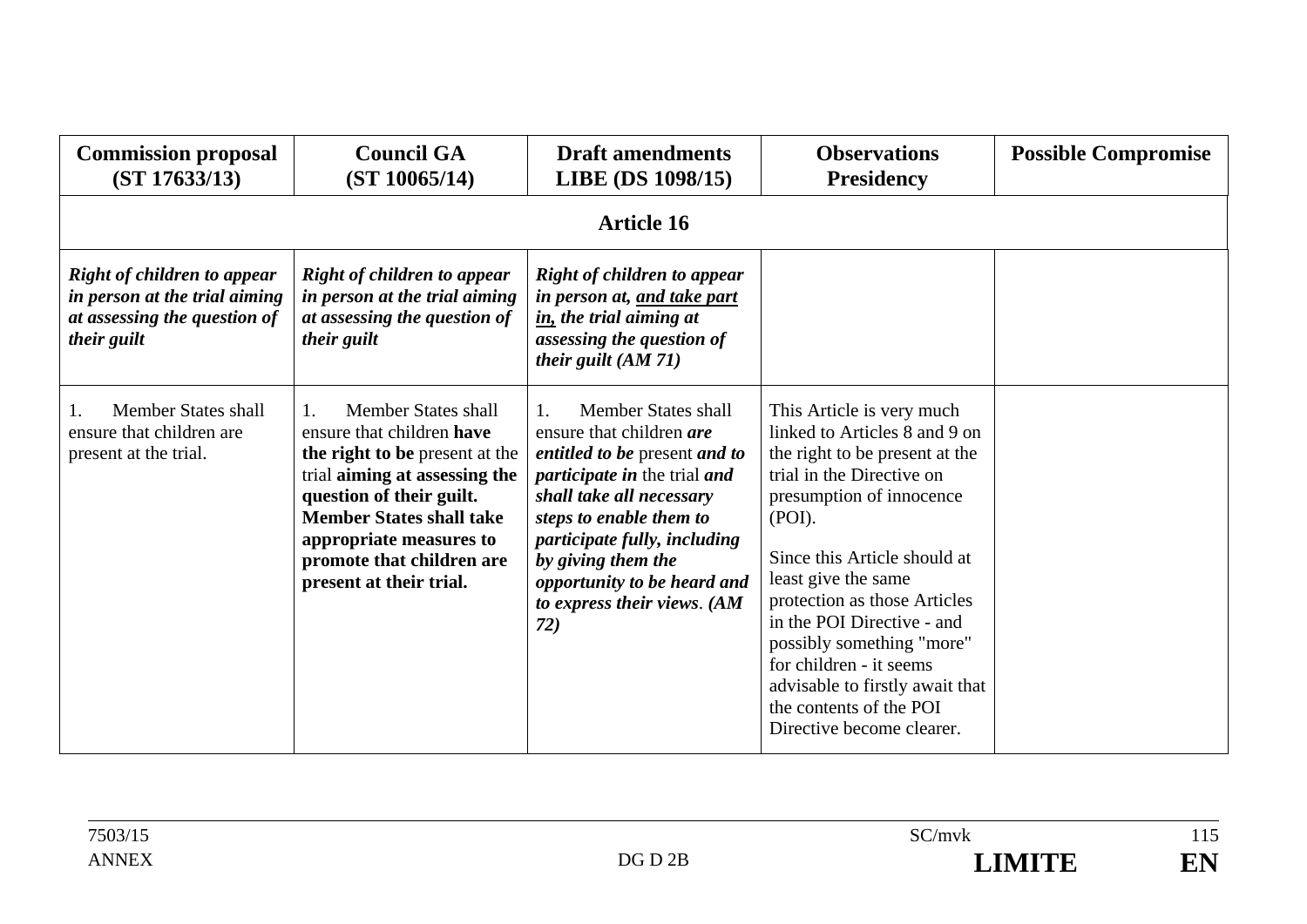| **Commission proposal (ST 17633/13)** | **Council GA (ST 10065/14)** | **Draft amendments LIBE (DS 1098/15)** | **Observations Presidency** | **Possible Compromise** |
|---|---|---|---|---|
| | | **Article 16** | | |
| ***Right of children to appear in person at the trial aiming at assessing the question of their guilt*** | ***Right of children to appear in person at the trial aiming at assessing the question of their guilt*** | ***Right of children to appear in person at, and take part in, the trial aiming at assessing the question of their guilt (AM 71)*** | | |
| 1. Member States shall ensure that children are present at the trial. | 1. Member States shall ensure that children **have the right to be** present at the trial **aiming at assessing the question of their guilt. Member States shall take appropriate measures to promote that children are present at their trial.** | 1. Member States shall ensure that children ***are entitled to be*** present ***and to participate in*** the trial ***and shall take all necessary steps to enable them to participate fully, including by giving them the opportunity to be heard and to express their views**. (AM 72)* | This Article is very much linked to Articles 8 and 9 on the right to be present at the trial in the Directive on presumption of innocence (POI).<br><br>Since this Article should at least give the same protection as those Articles in the POI Directive - and possibly something "more" for children - it seems advisable to firstly await that the contents of the POI Directive become clearer. | |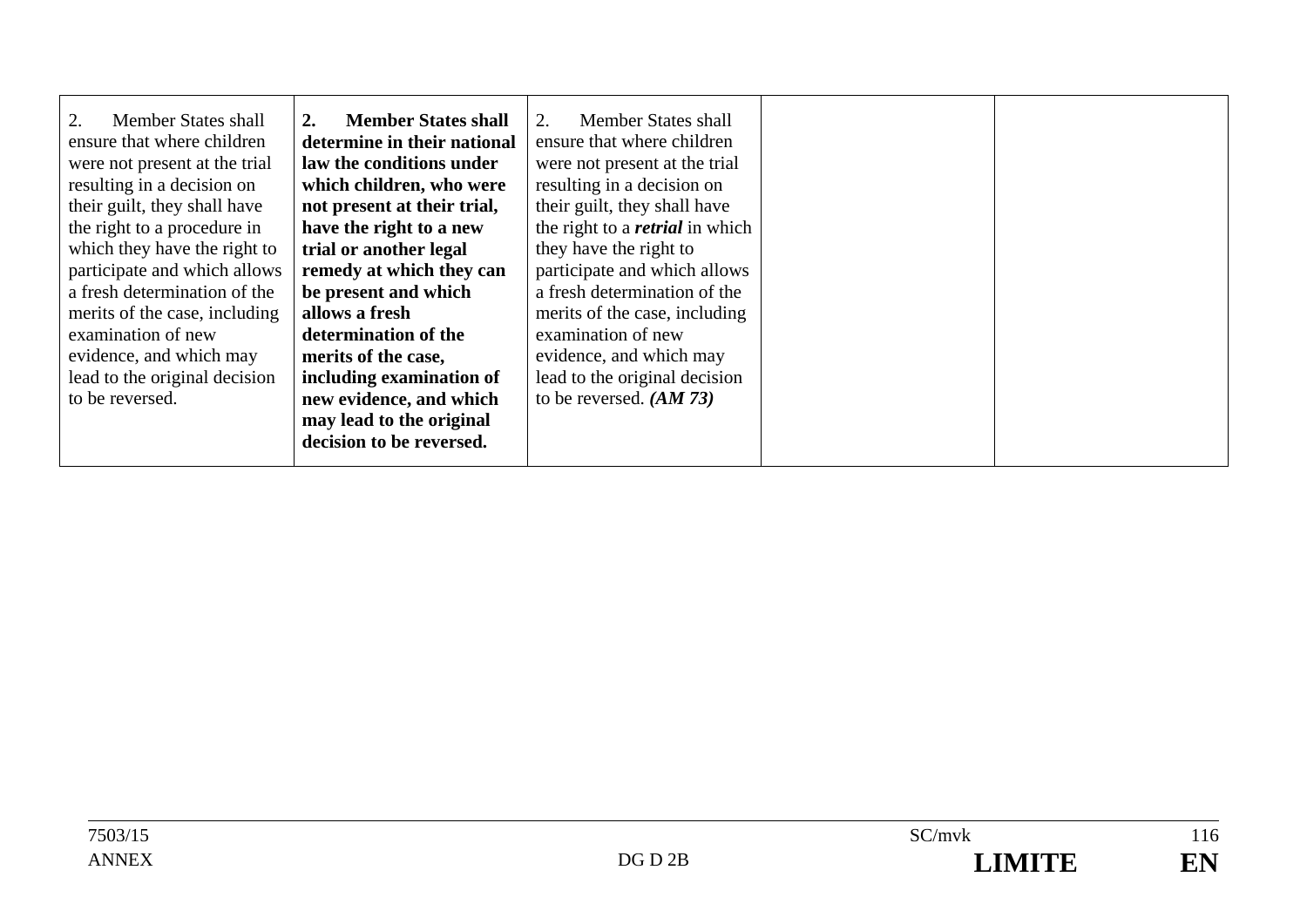| | | | | |
|---|---|---|---|---|
| 2. Member States shall ensure that where children were not present at the trial resulting in a decision on their guilt, they shall have the right to a procedure in which they have the right to participate and which allows a fresh determination of the merits of the case, including examination of new evidence, and which may lead to the original decision to be reversed. | **2. Member States shall determine in their national law the conditions under which children, who were not present at their trial, have the right to a new trial or another legal remedy at which they can be present and which allows a fresh determination of the merits of the case, including examination of new evidence, and which may lead to the original decision to be reversed.** | 2. Member States shall ensure that where children were not present at the trial resulting in a decision on their guilt, they shall have the right to a ***retrial*** in which they have the right to participate and which allows a fresh determination of the merits of the case, including examination of new evidence, and which may lead to the original decision to be reversed. ***(AM 73)*** | | |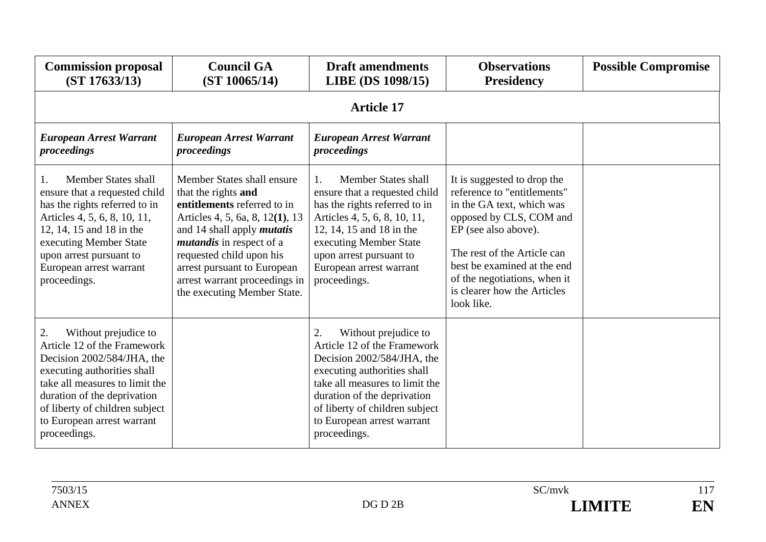| Commission proposal (ST 17633/13) | Council GA (ST 10065/14) | Draft amendments LIBE (DS 1098/15) | Observations Presidency | Possible Compromise |
|---|---|---|---|---|
| **Article 17** | | | | |
| ***European Arrest Warrant proceedings*** | ***European Arrest Warrant proceedings*** | ***European Arrest Warrant proceedings*** | | |
| 1. Member States shall ensure that a requested child has the rights referred to in Articles 4, 5, 6, 8, 10, 11, 12, 14, 15 and 18 in the executing Member State upon arrest pursuant to European arrest warrant proceedings. | Member States shall ensure that the rights **and entitlements** referred to in Articles 4, 5, 6a, 8, 12**(1)**, 13 and 14 shall apply ***mutatis mutandis*** in respect of a requested child upon his arrest pursuant to European arrest warrant proceedings in the executing Member State. | 1. Member States shall ensure that a requested child has the rights referred to in Articles 4, 5, 6, 8, 10, 11, 12, 14, 15 and 18 in the executing Member State upon arrest pursuant to European arrest warrant proceedings. | It is suggested to drop the reference to "entitlements" in the GA text, which was opposed by CLS, COM and EP (see also above).<br><br>The rest of the Article can best be examined at the end of the negotiations, when it is clearer how the Articles look like. | |
| 2. Without prejudice to Article 12 of the Framework Decision 2002/584/JHA, the executing authorities shall take all measures to limit the duration of the deprivation of liberty of children subject to European arrest warrant proceedings. | | 2. Without prejudice to Article 12 of the Framework Decision 2002/584/JHA, the executing authorities shall take all measures to limit the duration of the deprivation of liberty of children subject to European arrest warrant proceedings. | | |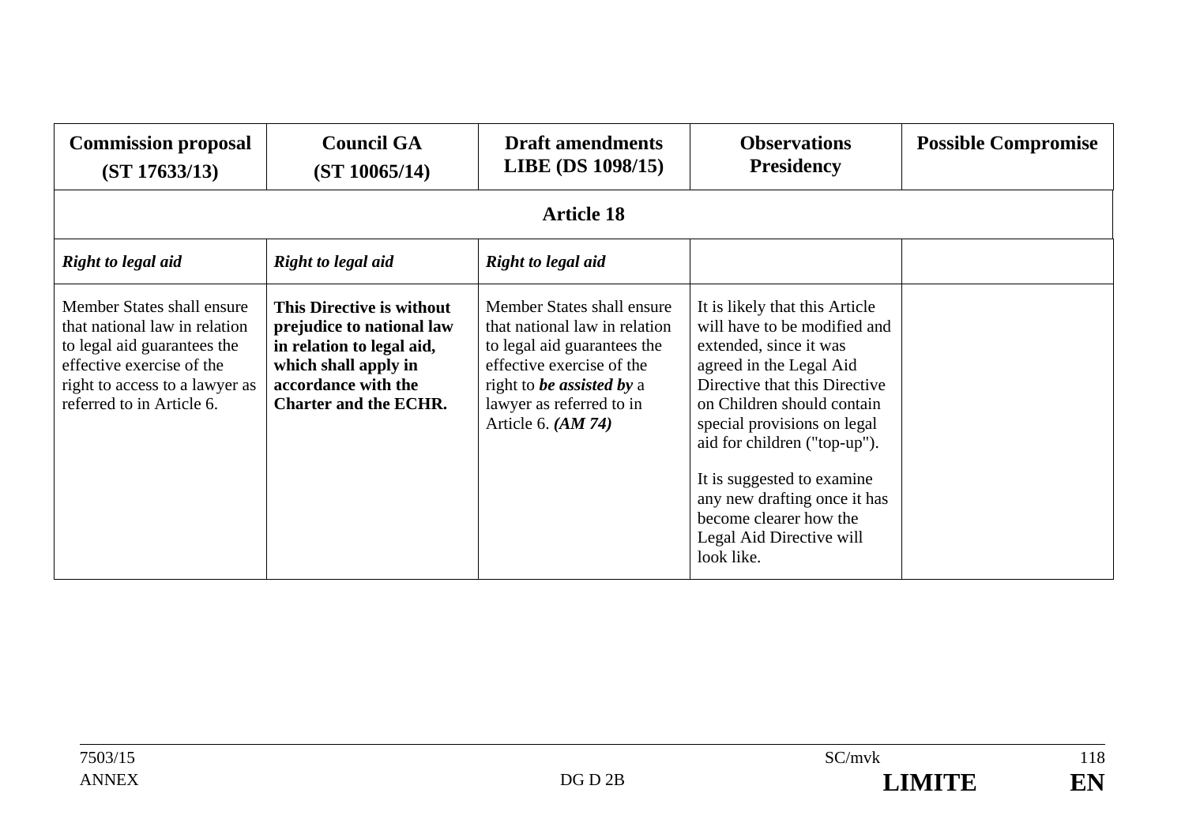| **Commission proposal (ST 17633/13)** | **Council GA (ST 10065/14)** | **Draft amendments LIBE (DS 1098/15)** | **Observations Presidency** | **Possible Compromise** |
|---|---|---|---|---|
| **Article 18** | | | | |
| ***Right to legal aid*** | ***Right to legal aid*** | ***Right to legal aid*** | | |
| Member States shall ensure that national law in relation to legal aid guarantees the effective exercise of the right to access to a lawyer as referred to in Article 6. | **This Directive is without prejudice to national law in relation to legal aid, which shall apply in accordance with the Charter and the ECHR.** | Member States shall ensure that national law in relation to legal aid guarantees the effective exercise of the right to ***be assisted by*** a lawyer as referred to in Article 6. ***(AM 74)*** | It is likely that this Article will have to be modified and extended, since it was agreed in the Legal Aid Directive that this Directive on Children should contain special provisions on legal aid for children ("top-up").<br><br>It is suggested to examine any new drafting once it has become clearer how the Legal Aid Directive will look like. | |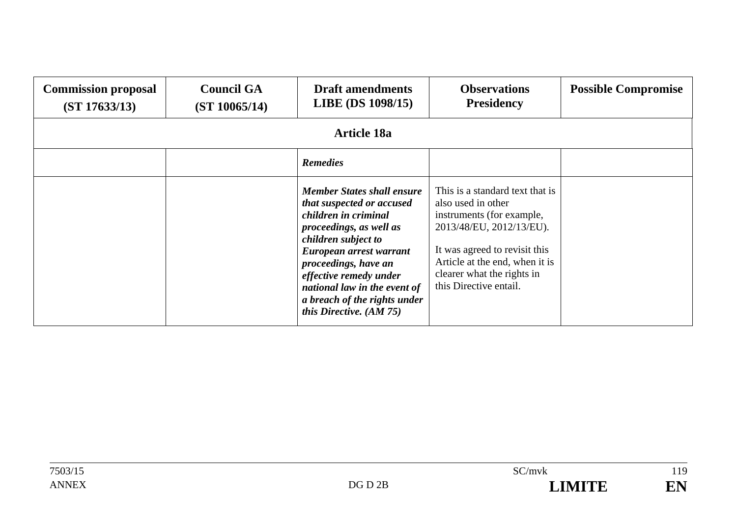| **Commission proposal (ST 17633/13)** | **Council GA (ST 10065/14)** | **Draft amendments LIBE (DS 1098/15)** | **Observations Presidency** | **Possible Compromise** |
|---|---|---|---|---|
| | | **Article 18a** | | |
| | | ***Remedies*** | | |
| | | ***Member States shall ensure that suspected or accused children in criminal proceedings, as well as children subject to European arrest warrant proceedings, have an effective remedy under national law in the event of a breach of the rights under this Directive. (AM 75)*** | This is a standard text that is also used in other instruments (for example, 2013/48/EU, 2012/13/EU).<br><br>It was agreed to revisit this Article at the end, when it is clearer what the rights in this Directive entail. | |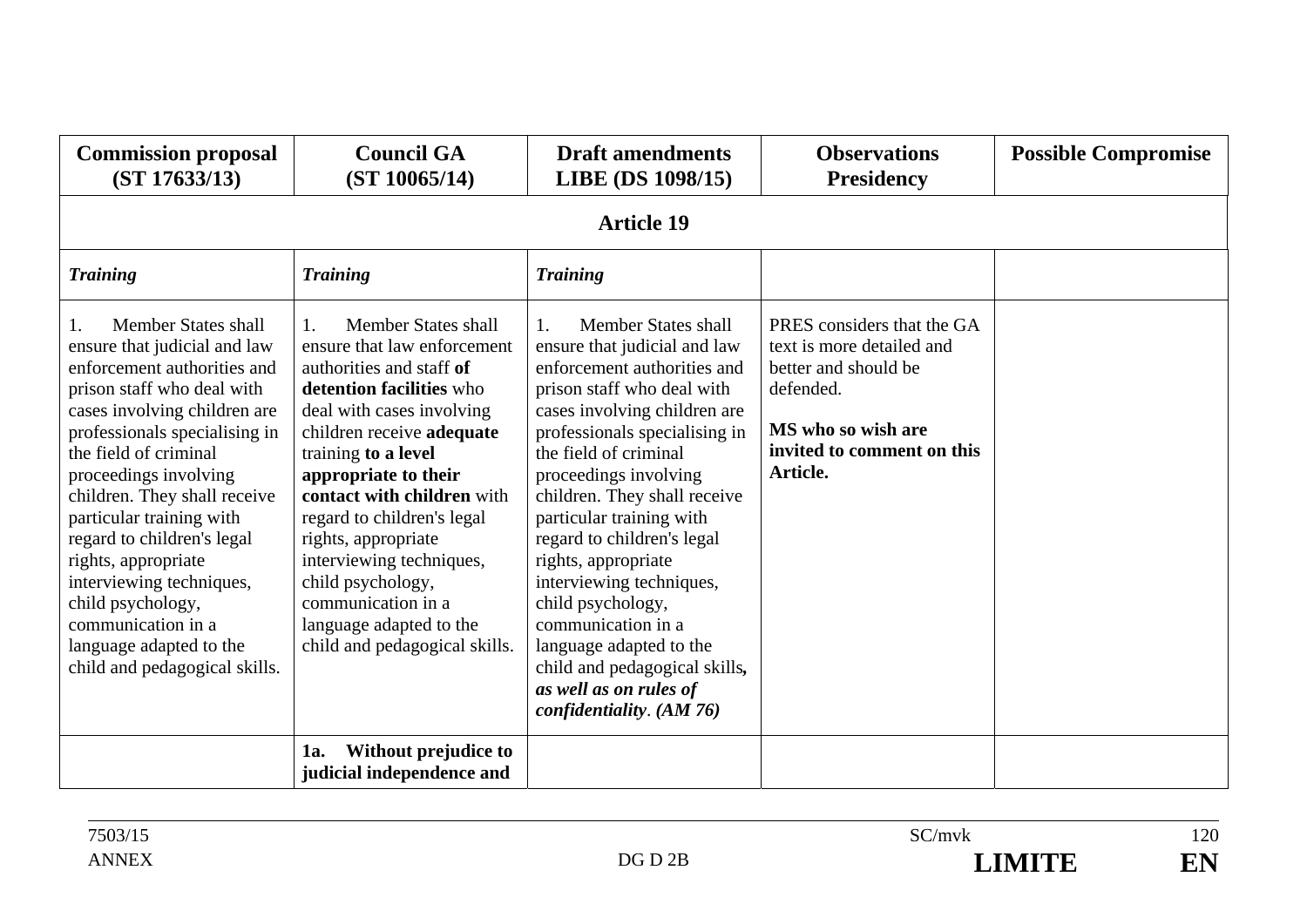| **Commission proposal (ST 17633/13)** | **Council GA (ST 10065/14)** | **Draft amendments LIBE (DS 1098/15)** | **Observations Presidency** | **Possible Compromise** |
|---|---|---|---|---|
| | | **Article 19** | | |
| ***Training*** | ***Training*** | ***Training*** | | |
| 1. Member States shall ensure that judicial and law enforcement authorities and prison staff who deal with cases involving children are professionals specialising in the field of criminal proceedings involving children. They shall receive particular training with regard to children's legal rights, appropriate interviewing techniques, child psychology, communication in a language adapted to the child and pedagogical skills. | 1. Member States shall ensure that law enforcement authorities and staff **of detention facilities** who deal with cases involving children receive **adequate** training **to a level appropriate to their contact with children** with regard to children's legal rights, appropriate interviewing techniques, child psychology, communication in a language adapted to the child and pedagogical skills. | 1. Member States shall ensure that judicial and law enforcement authorities and prison staff who deal with cases involving children are professionals specialising in the field of criminal proceedings involving children. They shall receive particular training with regard to children's legal rights, appropriate interviewing techniques, child psychology, communication in a language adapted to the child and pedagogical skills***, as well as on rules of confidentiality***. ***(AM 76)*** | PRES considers that the GA text is more detailed and better and should be defended.<br><br>**MS who so wish are invited to comment on this Article.** | |
| | **1a. Without prejudice to judicial independence and** | | | |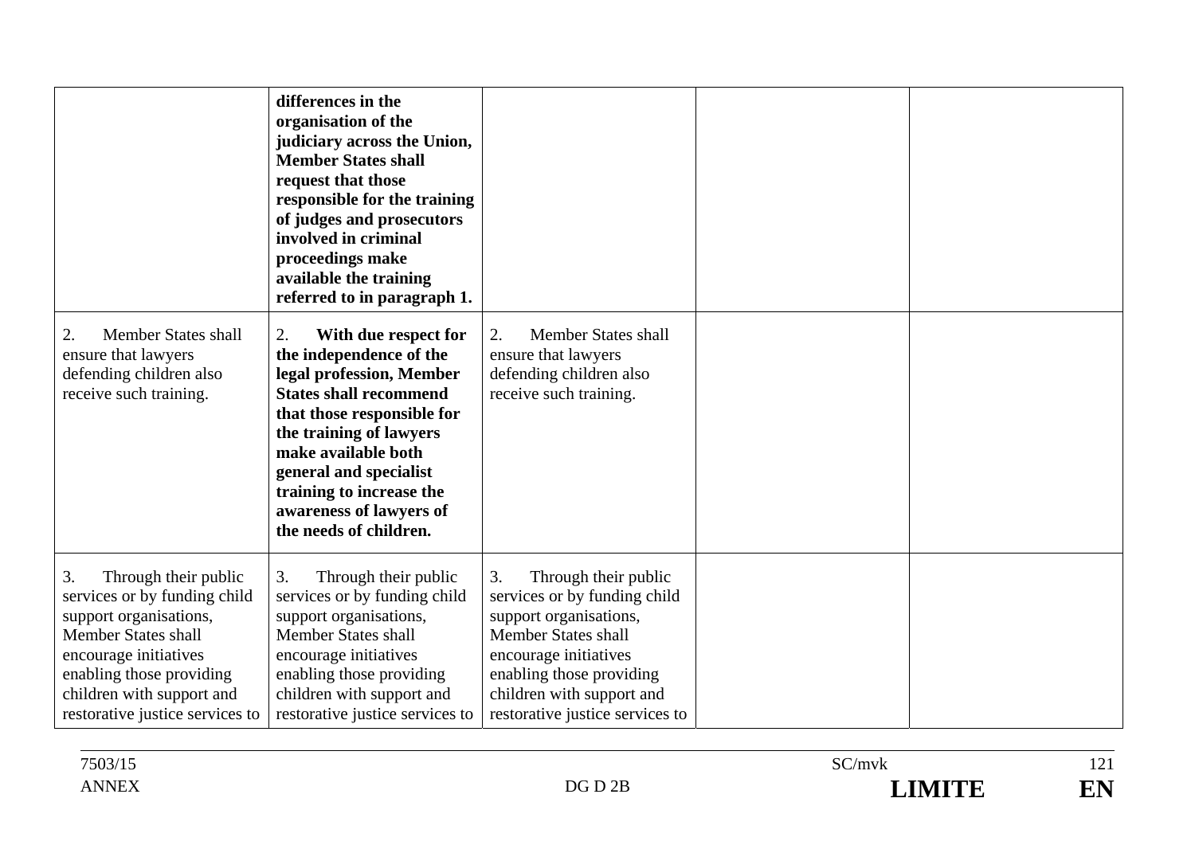| | | | | |
|---|---|---|---|---|
| | **differences in the organisation of the judiciary across the Union, Member States shall request that those responsible for the training of judges and prosecutors involved in criminal proceedings make available the training referred to in paragraph 1.** | | | |
| 2. Member States shall ensure that lawyers defending children also receive such training. | 2. **With due respect for the independence of the legal profession, Member States shall recommend that those responsible for the training of lawyers make available both general and specialist training to increase the awareness of lawyers of the needs of children.** | 2. Member States shall ensure that lawyers defending children also receive such training. | | |
| 3. Through their public services or by funding child support organisations, Member States shall encourage initiatives enabling those providing children with support and restorative justice services to | 3. Through their public services or by funding child support organisations, Member States shall encourage initiatives enabling those providing children with support and restorative justice services to | 3. Through their public services or by funding child support organisations, Member States shall encourage initiatives enabling those providing children with support and restorative justice services to | | |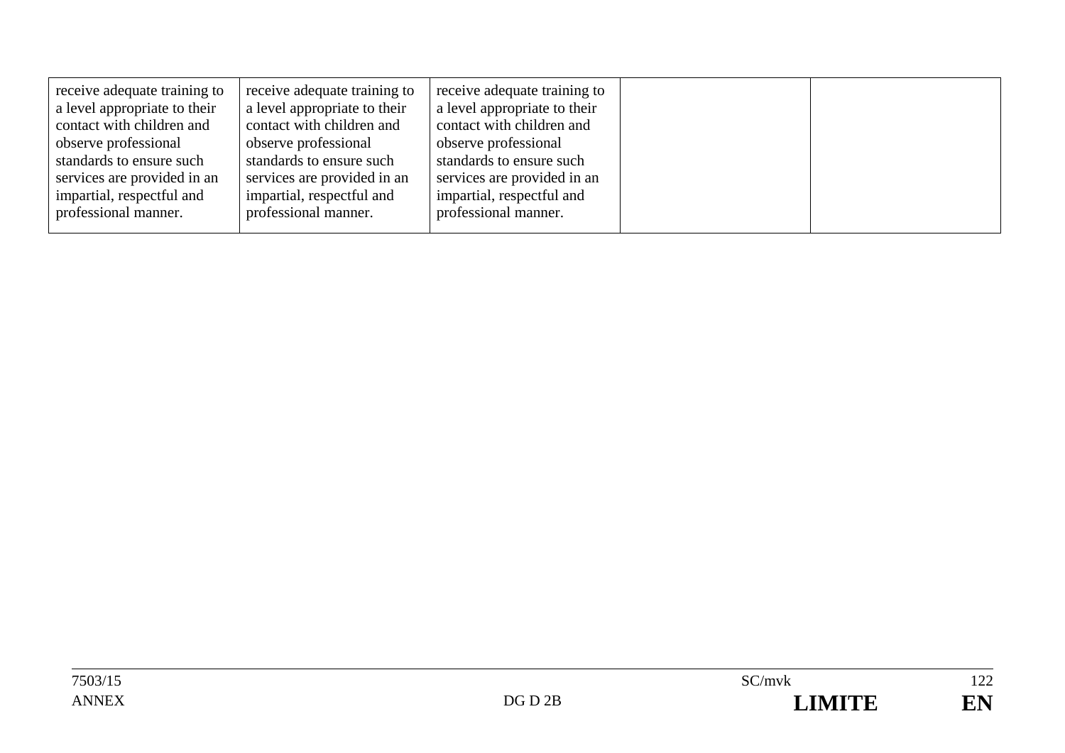| | | | | |
|---|---|---|---|---|
| receive adequate training to a level appropriate to their contact with children and observe professional standards to ensure such services are provided in an impartial, respectful and professional manner. | receive adequate training to a level appropriate to their contact with children and observe professional standards to ensure such services are provided in an impartial, respectful and professional manner. | receive adequate training to a level appropriate to their contact with children and observe professional standards to ensure such services are provided in an impartial, respectful and professional manner. | | |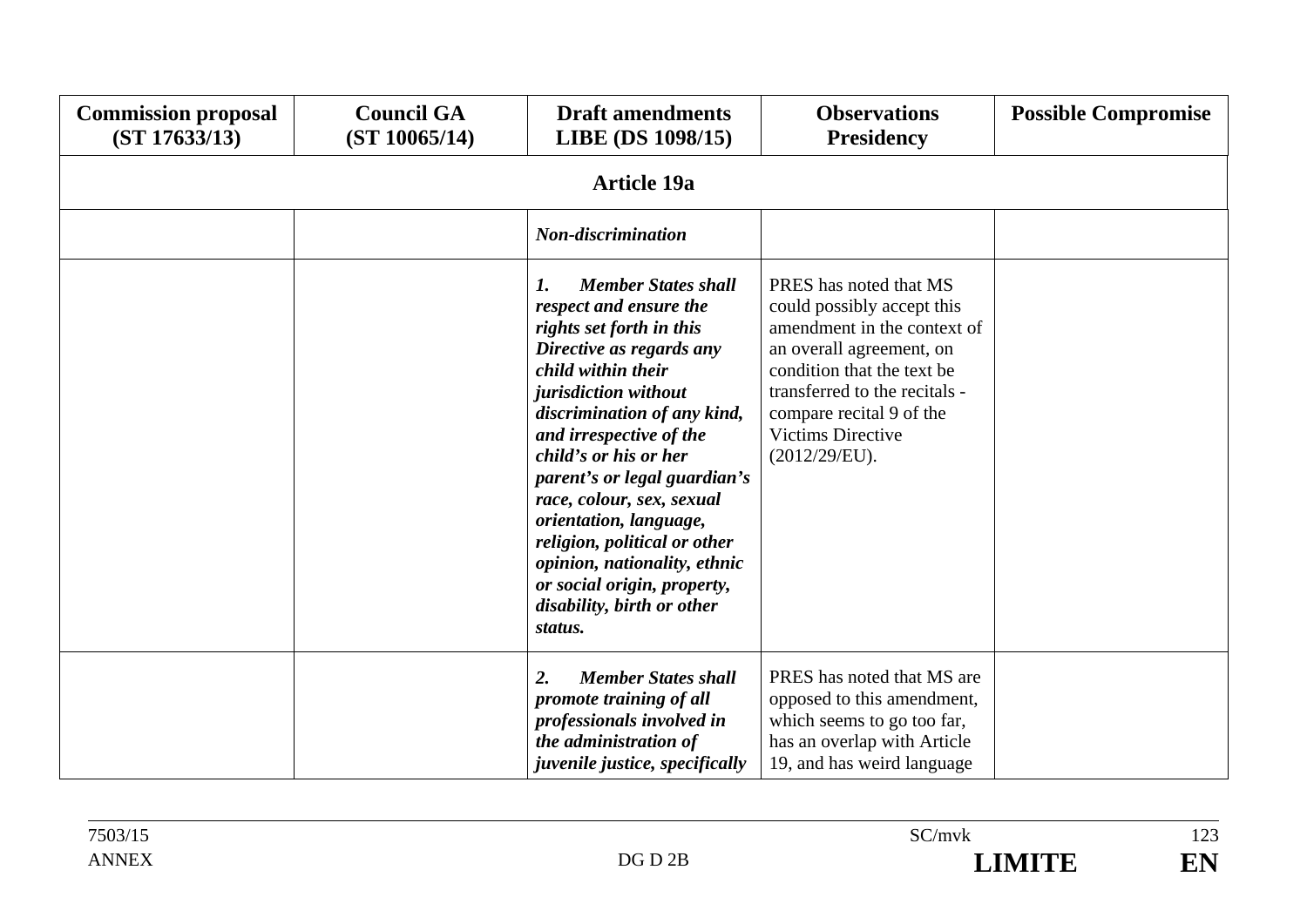| Commission proposal (ST 17633/13) | Council GA (ST 10065/14) | Draft amendments LIBE (DS 1098/15) | Observations Presidency | Possible Compromise |
|---|---|---|---|---|
| **Article 19a** | | | | |
| | | ***Non-discrimination*** | | |
| | | ***1. Member States shall respect and ensure the rights set forth in this Directive as regards any child within their jurisdiction without discrimination of any kind, and irrespective of the child's or his or her parent's or legal guardian's race, colour, sex, sexual orientation, language, religion, political or other opinion, nationality, ethnic or social origin, property, disability, birth or other status.*** | PRES has noted that MS could possibly accept this amendment in the context of an overall agreement, on condition that the text be transferred to the recitals - compare recital 9 of the Victims Directive (2012/29/EU). | |
| | | ***2. Member States shall promote training of all professionals involved in the administration of juvenile justice, specifically*** | PRES has noted that MS are opposed to this amendment, which seems to go too far, has an overlap with Article 19, and has weird language | |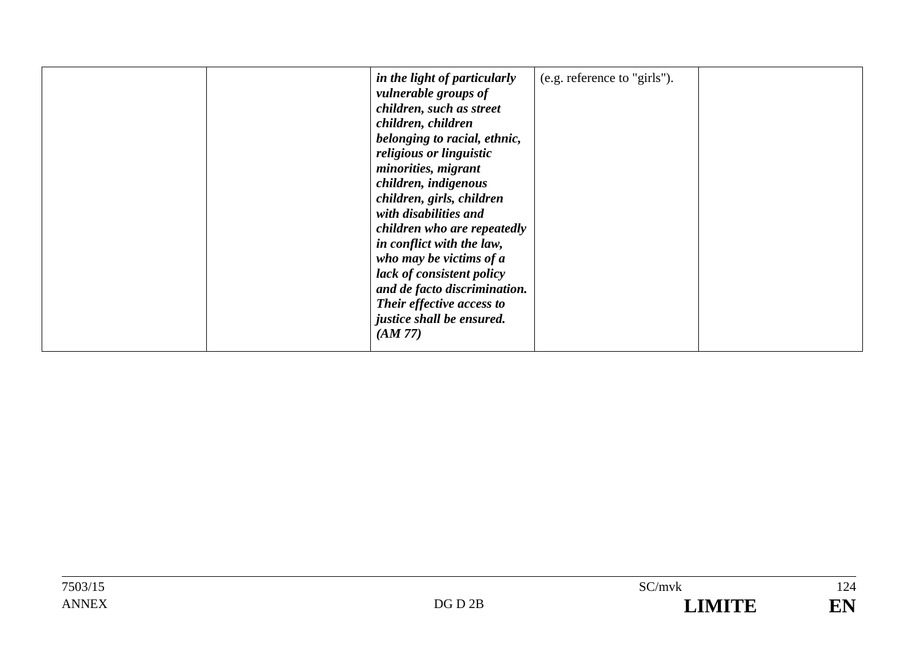|  |  | ***in the light of particularly vulnerable groups of children, such as street children, children belonging to racial, ethnic, religious or linguistic minorities, migrant children, indigenous children, girls, children with disabilities and children who are repeatedly in conflict with the law, who may be victims of a lack of consistent policy and de facto discrimination. Their effective access to justice shall be ensured. (AM 77)*** | (e.g. reference to "girls"). |  |
|---|---|---|---|---|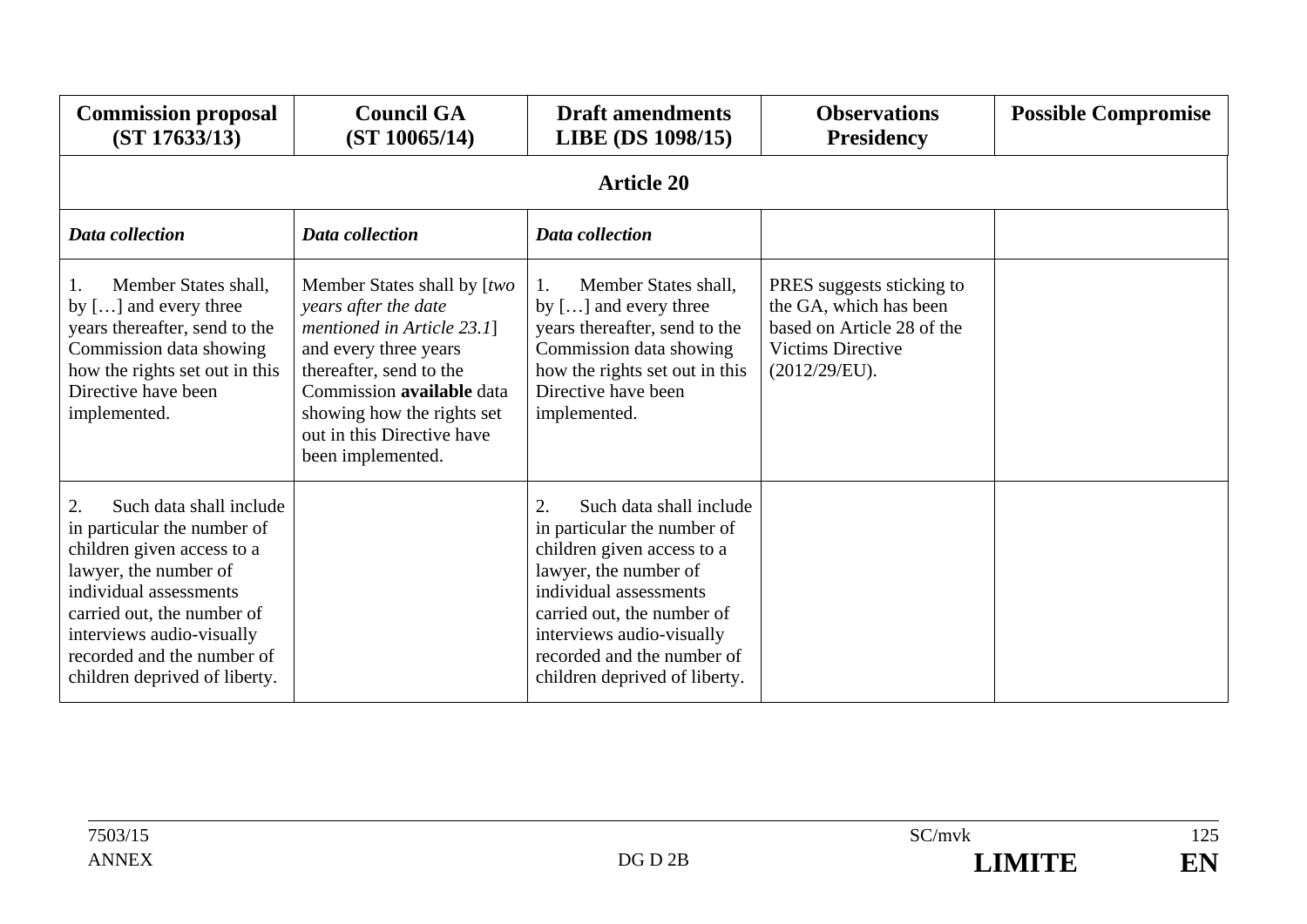| **Commission proposal (ST 17633/13)** | **Council GA (ST 10065/14)** | **Draft amendments LIBE (DS 1098/15)** | **Observations Presidency** | **Possible Compromise** |
|---|---|---|---|---|
| | | **Article 20** | | |
| ***Data collection*** | ***Data collection*** | ***Data collection*** | | |
| 1. Member States shall, by […] and every three years thereafter, send to the Commission data showing how the rights set out in this Directive have been implemented. | Member States shall by [*two years after the date mentioned in Article 23.1*] and every three years thereafter, send to the Commission **available** data showing how the rights set out in this Directive have been implemented. | 1. Member States shall, by […] and every three years thereafter, send to the Commission data showing how the rights set out in this Directive have been implemented. | PRES suggests sticking to the GA, which has been based on Article 28 of the Victims Directive (2012/29/EU). | |
| 2. Such data shall include in particular the number of children given access to a lawyer, the number of individual assessments carried out, the number of interviews audio-visually recorded and the number of children deprived of liberty. | | 2. Such data shall include in particular the number of children given access to a lawyer, the number of individual assessments carried out, the number of interviews audio-visually recorded and the number of children deprived of liberty. | | |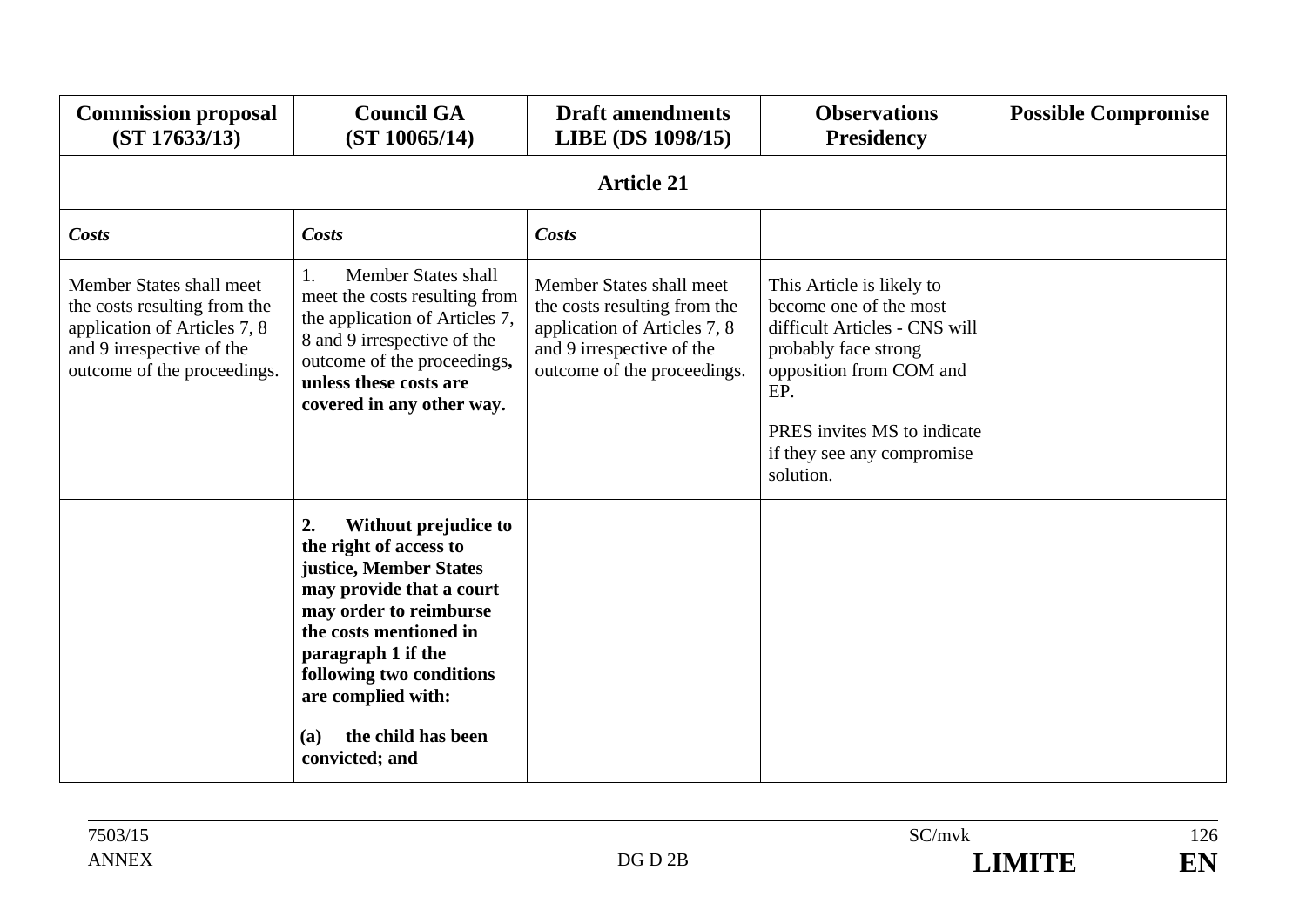| **Commission proposal (ST 17633/13)** | **Council GA (ST 10065/14)** | **Draft amendments LIBE (DS 1098/15)** | **Observations Presidency** | **Possible Compromise** |
|---|---|---|---|---|
| | | **Article 21** | | |
| ***Costs*** | ***Costs*** | ***Costs*** | | |
| Member States shall meet the costs resulting from the application of Articles 7, 8 and 9 irrespective of the outcome of the proceedings. | 1. Member States shall meet the costs resulting from the application of Articles 7, 8 and 9 irrespective of the outcome of the proceedings**, unless these costs are covered in any other way.** | Member States shall meet the costs resulting from the application of Articles 7, 8 and 9 irrespective of the outcome of the proceedings. | This Article is likely to become one of the most difficult Articles - CNS will probably face strong opposition from COM and EP.<br><br>PRES invites MS to indicate if they see any compromise solution. | |
| | **2. Without prejudice to the right of access to justice, Member States may provide that a court may order to reimburse the costs mentioned in paragraph 1 if the following two conditions are complied with:**<br><br>**(a) the child has been convicted; and** | | | |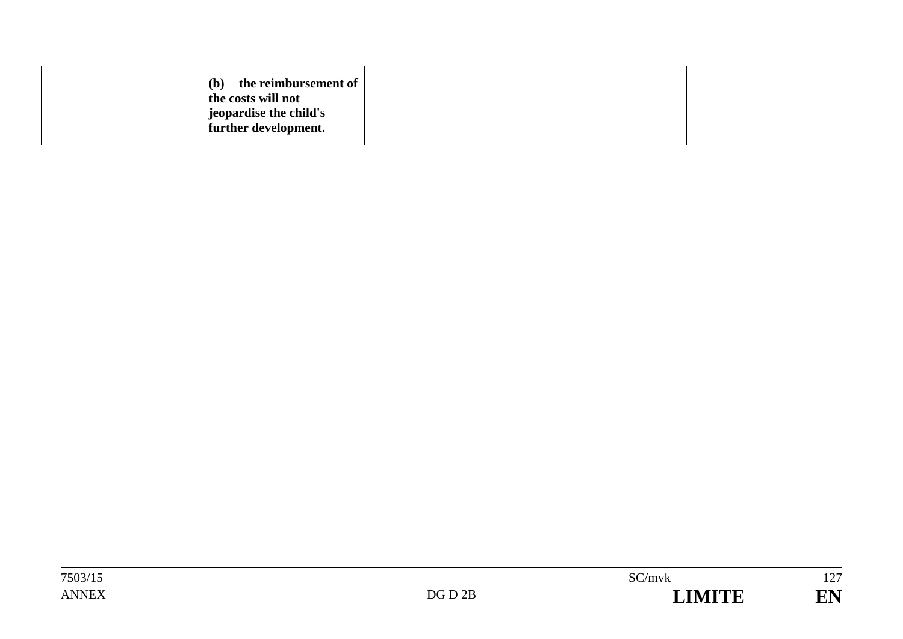|  |  |  |  |  |
|---|---|---|---|---|
|  | **(b) the reimbursement of the costs will not jeopardise the child's further development.** |  |  |  |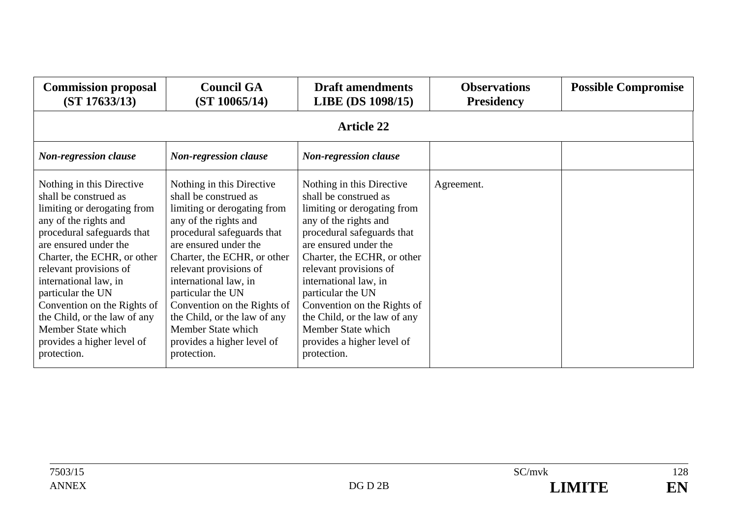| **Commission proposal (ST 17633/13)** | **Council GA (ST 10065/14)** | **Draft amendments LIBE (DS 1098/15)** | **Observations Presidency** | **Possible Compromise** |
|---|---|---|---|---|
| **Article 22** | | | | |
| ***Non-regression clause*** | ***Non-regression clause*** | ***Non-regression clause*** | | |
| Nothing in this Directive shall be construed as limiting or derogating from any of the rights and procedural safeguards that are ensured under the Charter, the ECHR, or other relevant provisions of international law, in particular the UN Convention on the Rights of the Child, or the law of any Member State which provides a higher level of protection. | Nothing in this Directive shall be construed as limiting or derogating from any of the rights and procedural safeguards that are ensured under the Charter, the ECHR, or other relevant provisions of international law, in particular the UN Convention on the Rights of the Child, or the law of any Member State which provides a higher level of protection. | Nothing in this Directive shall be construed as limiting or derogating from any of the rights and procedural safeguards that are ensured under the Charter, the ECHR, or other relevant provisions of international law, in particular the UN Convention on the Rights of the Child, or the law of any Member State which provides a higher level of protection. | Agreement. | |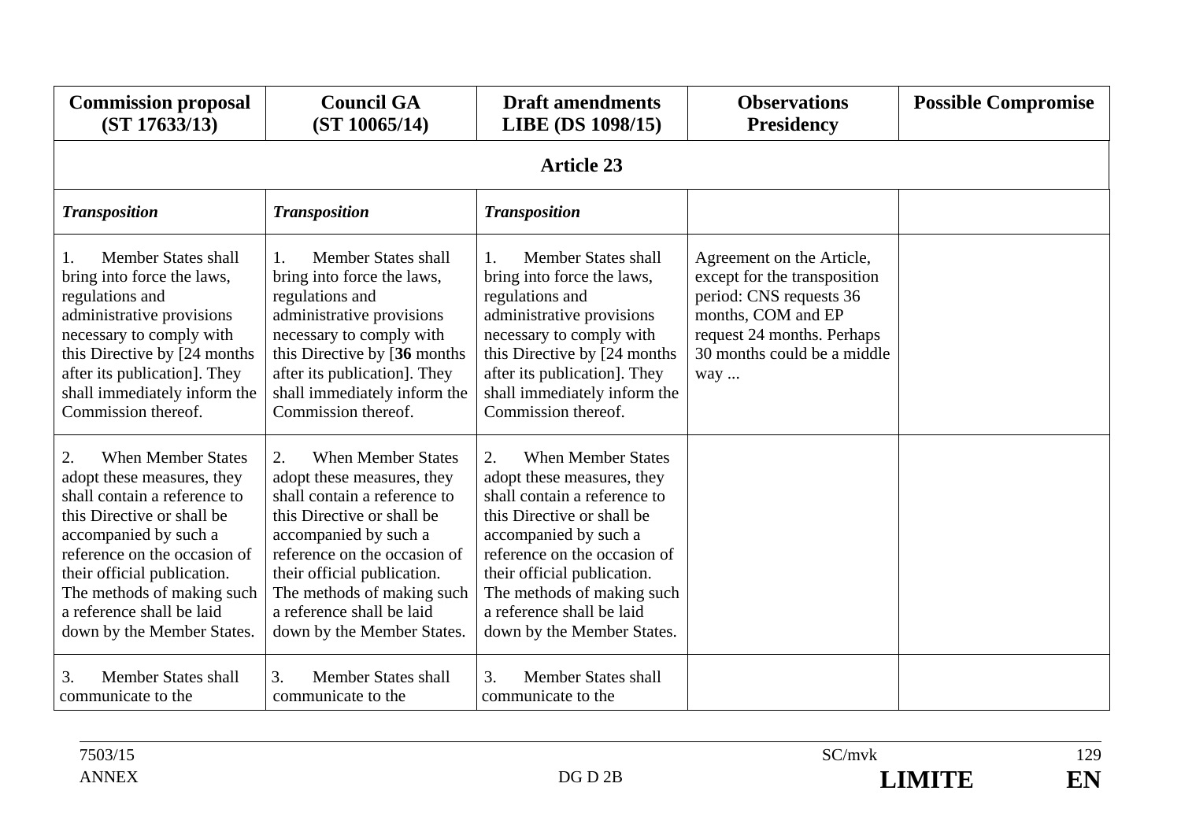| Commission proposal (ST 17633/13) | Council GA (ST 10065/14) | Draft amendments LIBE (DS 1098/15) | Observations Presidency | Possible Compromise |
|---|---|---|---|---|
| **Article 23** | | | | |
| ***Transposition*** | ***Transposition*** | ***Transposition*** | | |
| 1. Member States shall bring into force the laws, regulations and administrative provisions necessary to comply with this Directive by [24 months after its publication]. They shall immediately inform the Commission thereof. | 1. Member States shall bring into force the laws, regulations and administrative provisions necessary to comply with this Directive by [**36** months after its publication]. They shall immediately inform the Commission thereof. | 1. Member States shall bring into force the laws, regulations and administrative provisions necessary to comply with this Directive by [24 months after its publication]. They shall immediately inform the Commission thereof. | Agreement on the Article, except for the transposition period: CNS requests 36 months, COM and EP request 24 months. Perhaps 30 months could be a middle way ... | |
| 2. When Member States adopt these measures, they shall contain a reference to this Directive or shall be accompanied by such a reference on the occasion of their official publication. The methods of making such a reference shall be laid down by the Member States. | 2. When Member States adopt these measures, they shall contain a reference to this Directive or shall be accompanied by such a reference on the occasion of their official publication. The methods of making such a reference shall be laid down by the Member States. | 2. When Member States adopt these measures, they shall contain a reference to this Directive or shall be accompanied by such a reference on the occasion of their official publication. The methods of making such a reference shall be laid down by the Member States. | | |
| 3. Member States shall communicate to the | 3. Member States shall communicate to the | 3. Member States shall communicate to the | | |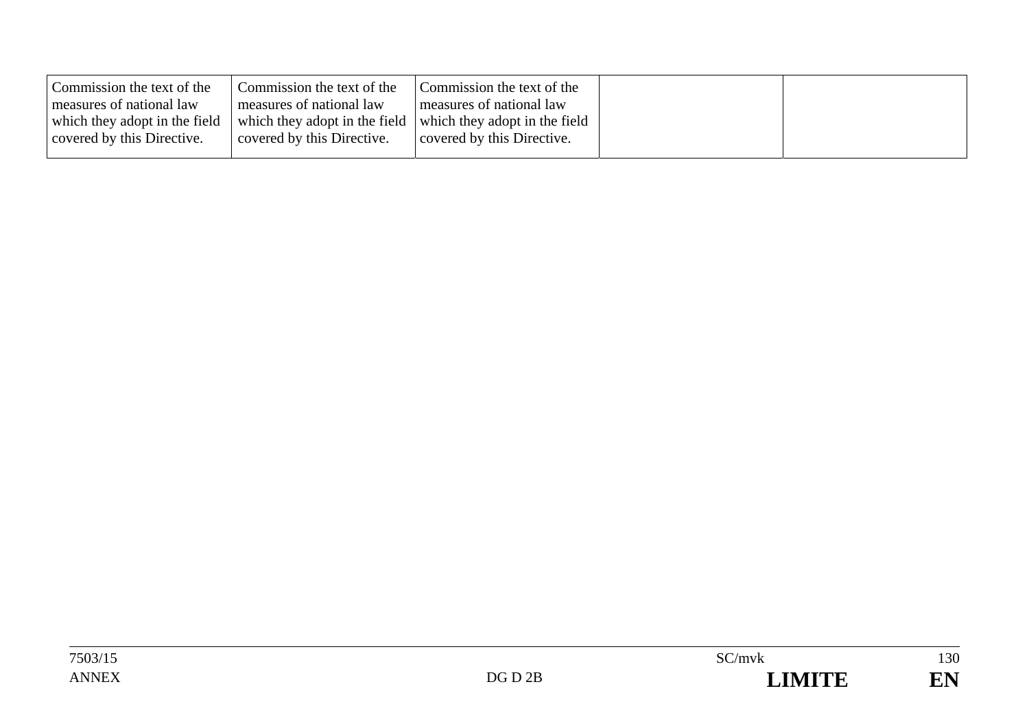| | | | | |
|---|---|---|---|---|
| Commission the text of the measures of national law which they adopt in the field covered by this Directive. | Commission the text of the measures of national law which they adopt in the field covered by this Directive. | Commission the text of the measures of national law which they adopt in the field covered by this Directive. | | |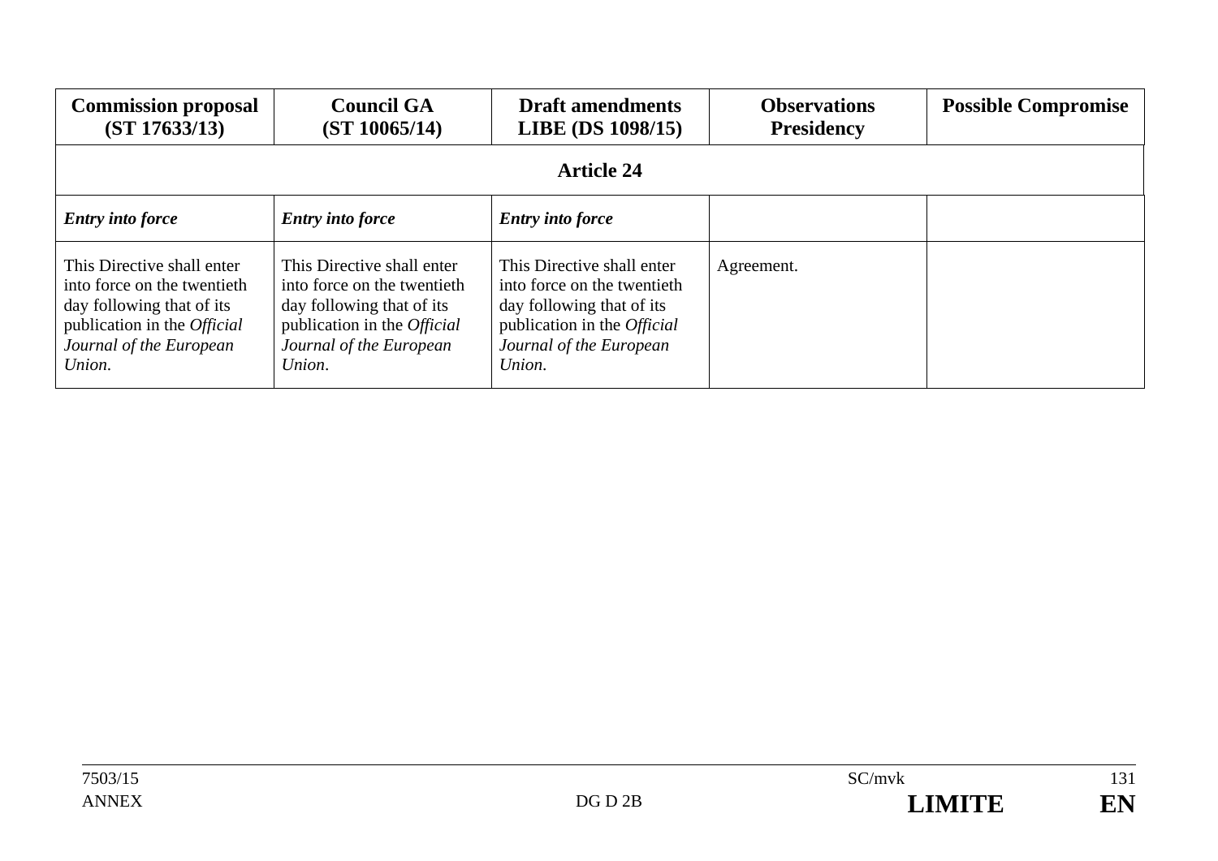| **Commission proposal (ST 17633/13)** | **Council GA (ST 10065/14)** | **Draft amendments LIBE (DS 1098/15)** | **Observations Presidency** | **Possible Compromise** |
|---|---|---|---|---|
| **Article 24** | | | | |
| ***Entry into force*** | ***Entry into force*** | ***Entry into force*** | | |
| This Directive shall enter into force on the twentieth day following that of its publication in the *Official Journal of the European Union*. | This Directive shall enter into force on the twentieth day following that of its publication in the *Official Journal of the European Union*. | This Directive shall enter into force on the twentieth day following that of its publication in the *Official Journal of the European Union*. | Agreement. | |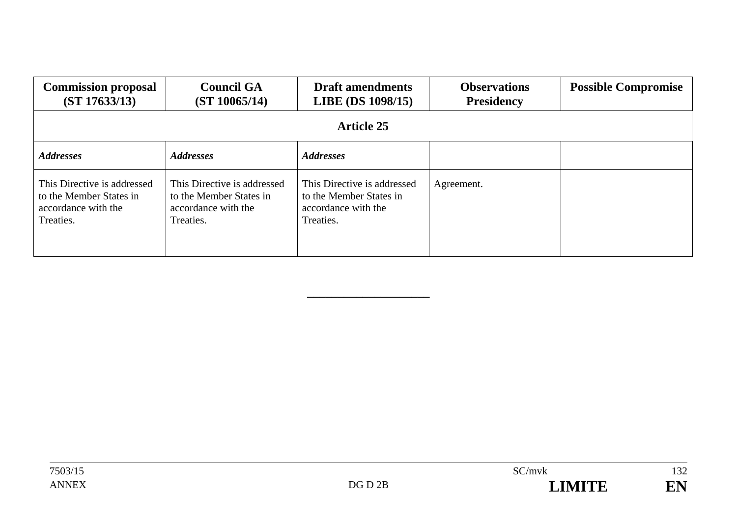| **Commission proposal (ST 17633/13)** | **Council GA (ST 10065/14)** | **Draft amendments LIBE (DS 1098/15)** | **Observations Presidency** | **Possible Compromise** |
|---|---|---|---|---|
| **Article 25** | | | | |
| ***Addresses*** | ***Addresses*** | ***Addresses*** | | |
| This Directive is addressed to the Member States in accordance with the Treaties. | This Directive is addressed to the Member States in accordance with the Treaties. | This Directive is addressed to the Member States in accordance with the Treaties. | Agreement. | |

---